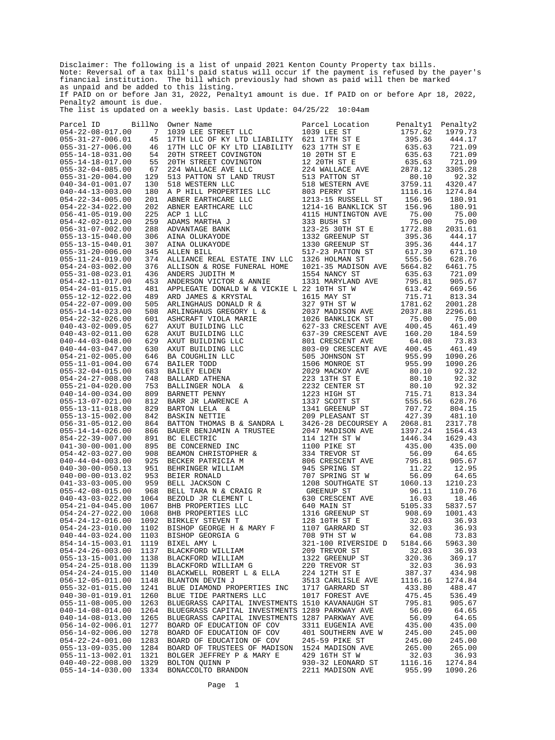Disclaimer: The following is a list of unpaid 2021 Kenton County Property tax bills.
Note: Reversal of a tax bill's paid status will occur if the payment is refused by the payer's financial institution. The bill which previously had shown as paid will then be marked as unpaid and be added to this listing.
If PAID on or before Jan 31, 2022, Penalty1 amount is due. If PAID on or before Apr 18, 2022, Penalty2 amount is due.
The list is updated on a weekly basis. Last Update: 04/25/22 10:04am

| Parcel ID | BillNo | Owner Name | Parcel Location | Penalty1 | Penalty2 |
|---|---|---|---|---|---|
| 054-22-08-017.00 | 7 | 1039 LEE STREET LLC | 1039 LEE ST | 1757.62 | 1979.73 |
| 055-31-27-006.01 | 45 | 17TH LLC OF KY LTD LIABILITY | 621 17TH ST E | 395.36 | 444.17 |
| 055-31-27-006.00 | 46 | 17TH LLC OF KY LTD LIABILITY | 623 17TH ST E | 635.63 | 721.09 |
| 055-14-18-031.00 | 54 | 20TH STREET COVINGTON | 10 20TH ST E | 635.63 | 721.09 |
| 055-14-18-017.00 | 55 | 20TH STREET COVINGTON | 12 20TH ST E | 635.63 | 721.09 |
| 055-32-04-085.00 | 67 | 224 WALLACE AVE LLC | 224 WALLACE AVE | 2878.12 | 3305.28 |
| 055-31-20-004.00 | 129 | 513 PATTON ST LAND TRUST | 513 PATTON ST | 80.10 | 92.32 |
| 040-34-01-001.07 | 130 | 518 WESTERN LLC | 518 WESTERN AVE | 3759.11 | 4320.47 |
| 040-44-13-003.00 | 180 | A P HILL PROPERTIES LLC | 803 PERRY ST | 1116.16 | 1274.84 |
| 054-22-34-005.00 | 201 | ABNER EARTHCARE LLC | 1213-15 RUSSELL ST | 156.96 | 180.91 |
| 054-22-34-022.00 | 202 | ABNER EARTHCARE LLC | 1214-16 BANKLICK ST | 156.96 | 180.91 |
| 056-41-05-019.00 | 225 | ACP 1 LLC | 4115 HUNTINGTON AVE | 75.00 | 75.00 |
| 054-42-02-012.00 | 259 | ADAMS MARTHA J | 333 BUSH ST | 75.00 | 75.00 |
| 056-31-07-002.00 | 288 | ADVANTAGE BANK | 123-25 30TH ST E | 1772.88 | 2031.61 |
| 055-13-15-040.00 | 306 | AINA OLUKAYODE | 1332 GREENUP ST | 395.36 | 444.17 |
| 055-13-15-040.01 | 307 | AINA OLUKAYODE | 1330 GREENUP ST | 395.36 | 444.17 |
| 055-31-20-006.00 | 345 | ALLEN BILL | 517-23 PATTON ST | 617.39 | 671.10 |
| 055-11-24-019.00 | 374 | ALLIANCE REAL ESTATE INV LLC | 1326 HOLMAN ST | 555.56 | 628.76 |
| 054-24-03-002.00 | 376 | ALLISON & ROSE FUNERAL HOME | 1021-35 MADISON AVE | 5664.82 | 6461.75 |
| 055-31-08-023.01 | 436 | ANDERS JUDITH M | 1554 NANCY ST | 635.63 | 721.09 |
| 054-42-11-017.00 | 453 | ANDERSON VICTOR & ANNIE | 1331 MARYLAND AVE | 795.81 | 905.67 |
| 054-24-01-015.01 | 481 | APPLEGATE DONALD W & VICKIE L | 22 10TH ST W | 613.42 | 669.56 |
| 055-12-12-022.00 | 489 | ARD JAMES & KRYSTAL | 1615 MAY ST | 715.71 | 813.34 |
| 054-22-07-009.00 | 505 | ARLINGHAUS DONALD R & | 327 9TH ST W | 1781.62 | 2001.28 |
| 055-14-14-023.00 | 508 | ARLINGHAUS GREGORY L & | 2037 MADISON AVE | 2037.88 | 2296.61 |
| 054-22-32-026.00 | 601 | ASHCRAFT VIOLA MARIE | 1026 BANKLICK ST | 75.00 | 75.00 |
| 040-43-02-009.05 | 627 | AXUT BUILDING LLC | 627-33 CRESCENT AVE | 400.45 | 461.49 |
| 040-43-02-011.00 | 628 | AXUT BUILDING LLC | 637-39 CRESCENT AVE | 160.20 | 184.59 |
| 040-44-03-048.00 | 629 | AXUT BUILDING LLC | 801 CRESCENT AVE | 64.08 | 73.83 |
| 040-44-03-047.00 | 630 | AXUT BUILDING LLC | 803-09 CRESCENT AVE | 400.45 | 461.49 |
| 054-21-02-005.00 | 646 | BA COUGHLIN LLC | 505 JOHNSON ST | 955.99 | 1090.26 |
| 055-11-01-004.00 | 674 | BAILER TODD | 1506 MONROE ST | 955.99 | 1090.26 |
| 055-32-04-015.00 | 683 | BAILEY ELDEN | 2029 MACKOY AVE | 80.10 | 92.32 |
| 054-24-27-008.00 | 748 | BALLARD ATHENA | 223 13TH ST E | 80.10 | 92.32 |
| 055-21-04-020.00 | 753 | BALLINGER NOLA & | 2232 CENTER ST | 80.10 | 92.32 |
| 040-14-00-034.00 | 809 | BARNETT PENNY | 1223 HIGH ST | 715.71 | 813.34 |
| 055-13-07-021.00 | 812 | BARR JR LAWRENCE A | 1337 SCOTT ST | 555.56 | 628.76 |
| 055-13-11-018.00 | 829 | BARTON LELA & | 1341 GREENUP ST | 707.72 | 804.15 |
| 055-13-15-002.00 | 842 | BASKIN NETTIE | 209 PLEASANT ST | 427.39 | 481.10 |
| 056-31-05-012.00 | 864 | BATTON THOMAS B & SANDRA L | 3426-28 DECOURSEY A | 2068.81 | 2317.78 |
| 055-14-14-026.00 | 866 | BAUER BENJAMIN A TRUSTEE | 2047 MADISON AVE | 1397.24 | 1564.43 |
| 854-22-39-007.00 | 891 | BC ELECTRIC | 114 12TH ST W | 1446.34 | 1629.43 |
| 041-30-00-001.00 | 895 | BE CONCERNED INC | 1100 PIKE ST | 435.00 | 435.00 |
| 054-42-03-027.00 | 908 | BEAMON CHRISTOPHER & | 334 TREVOR ST | 56.09 | 64.65 |
| 040-44-04-003.00 | 925 | BECKER PATRICIA M | 806 CRESCENT AVE | 795.81 | 905.67 |
| 040-30-00-050.13 | 951 | BEHRINGER WILLIAM | 945 SPRING ST | 11.22 | 12.95 |
| 040-00-00-013.02 | 953 | BEIER RONALD | 707 SPRING ST W | 56.09 | 64.65 |
| 041-33-03-005.00 | 959 | BELL JACKSON C | 1208 SOUTHGATE ST | 1060.13 | 1210.23 |
| 055-42-08-015.00 | 968 | BELL TARA N & CRAIG R | GREENUP ST | 96.11 | 110.76 |
| 040-43-03-022.00 | 1064 | BEZOLD JR CLEMENT L | 630 CRESCENT AVE | 16.03 | 18.46 |
| 054-21-04-045.00 | 1067 | BHB PROPERTIES LLC | 640 MAIN ST | 5105.33 | 5837.57 |
| 054-24-27-022.00 | 1068 | BHB PROPERTIES LLC | 1316 GREENUP ST | 908.69 | 1001.43 |
| 054-24-12-016.00 | 1092 | BIRKLEY STEVEN T | 128 10TH ST E | 32.03 | 36.93 |
| 054-24-23-010.00 | 1102 | BISHOP GEORGE H & MARY F | 1107 GARRARD ST | 32.03 | 36.93 |
| 040-44-03-024.00 | 1103 | BISHOP GEORGIA G | 708 9TH ST W | 64.08 | 73.83 |
| 854-14-15-003.01 | 1119 | BIXEL AMY L | 321-100 RIVERSIDE D | 5184.66 | 5963.30 |
| 054-24-26-003.00 | 1137 | BLACKFORD WILLIAM | 209 TREVOR ST | 32.03 | 36.93 |
| 055-13-15-001.00 | 1138 | BLACKFORD WILLIAM | 1322 GREENUP ST | 320.36 | 369.17 |
| 054-24-25-018.00 | 1139 | BLACKFORD WILLIAM G | 220 TREVOR ST | 32.03 | 36.93 |
| 054-24-24-015.00 | 1140 | BLACKWELL ROBERT L & ELLA | 224 12TH ST E | 387.37 | 434.98 |
| 056-12-05-011.00 | 1148 | BLANTON DEVIN J | 3513 CARLISLE AVE | 1116.16 | 1274.84 |
| 055-32-01-015.00 | 1241 | BLUE DIAMOND PROPERTIES INC | 1717 GARRARD ST | 433.80 | 488.47 |
| 040-30-01-019.01 | 1260 | BLUE TIDE PARTNERS LLC | 1017 FOREST AVE | 475.45 | 536.49 |
| 055-11-08-005.00 | 1263 | BLUEGRASS CAPITAL INVESTMENTS | 1510 KAVANAUGH ST | 795.81 | 905.67 |
| 040-14-08-014.00 | 1264 | BLUEGRASS CAPITAL INVESTMENTS | 1289 PARKWAY AVE | 56.09 | 64.65 |
| 040-14-08-013.00 | 1265 | BLUEGRASS CAPITAL INVESTMENTS | 1287 PARKWAY AVE | 56.09 | 64.65 |
| 056-14-02-006.01 | 1277 | BOARD OF EDUCATION OF COV | 3311 EUGENIA AVE | 435.00 | 435.00 |
| 056-14-02-006.00 | 1278 | BOARD OF EDUCATION OF COV | 401 SOUTHERN AVE W | 245.00 | 245.00 |
| 054-22-24-001.00 | 1283 | BOARD OF EDUCATION OF COV | 245-59 PIKE ST | 245.00 | 245.00 |
| 055-13-09-035.00 | 1284 | BOARD OF TRUSTEES OF MADISON | 1524 MADISON AVE | 265.00 | 265.00 |
| 055-11-13-002.01 | 1321 | BOLGER JEFFREY P & MARY E | 429 16TH ST W | 32.03 | 36.93 |
| 040-40-22-008.00 | 1329 | BOLTON QUINN P | 930-32 LEONARD ST | 1116.16 | 1274.84 |
| 055-14-14-030.00 | 1334 | BONACCOLTO BRANDON | 2211 MADISON AVE | 955.99 | 1090.26 |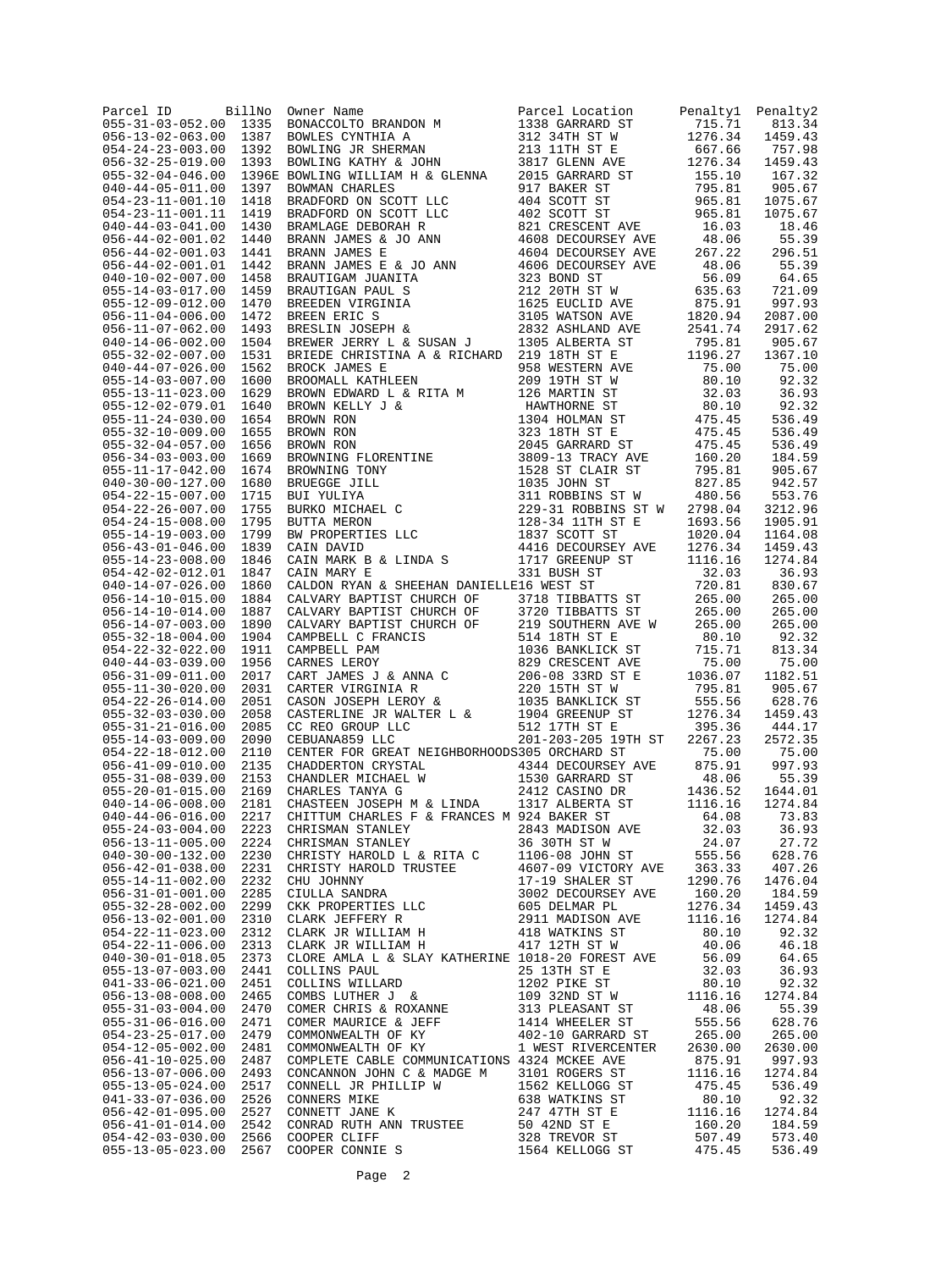| Parcel ID | BillNo | Owner Name | Parcel Location | Penalty1 | Penalty2 |
|---|---|---|---|---|---|
| 055-31-03-052.00 | 1335 | BONACCOLTO BRANDON M | 1338 GARRARD ST | 715.71 | 813.34 |
| 056-13-02-063.00 | 1387 | BOWLES CYNTHIA A | 312 34TH ST W | 1276.34 | 1459.43 |
| 054-24-23-003.00 | 1392 | BOWLING JR SHERMAN | 213 11TH ST E | 667.66 | 757.98 |
| 056-32-25-019.00 | 1393 | BOWLING KATHY & JOHN | 3817 GLENN AVE | 1276.34 | 1459.43 |
| 055-32-04-046.00 | 1396E | BOWLING WILLIAM H & GLENNA | 2015 GARRARD ST | 155.10 | 167.32 |
| 040-44-05-011.00 | 1397 | BOWMAN CHARLES | 917 BAKER ST | 795.81 | 905.67 |
| 054-23-11-001.10 | 1418 | BRADFORD ON SCOTT LLC | 404 SCOTT ST | 965.81 | 1075.67 |
| 054-23-11-001.11 | 1419 | BRADFORD ON SCOTT LLC | 402 SCOTT ST | 965.81 | 1075.67 |
| 040-44-03-041.00 | 1430 | BRAMLAGE DEBORAH R | 821 CRESCENT AVE | 16.03 | 18.46 |
| 056-44-02-001.02 | 1440 | BRANN JAMES & JO ANN | 4608 DECOURSEY AVE | 48.06 | 55.39 |
| 056-44-02-001.03 | 1441 | BRANN JAMES E | 4604 DECOURSEY AVE | 267.22 | 296.51 |
| 056-44-02-001.01 | 1442 | BRANN JAMES E & JO ANN | 4606 DECOURSEY AVE | 48.06 | 55.39 |
| 040-10-02-007.00 | 1458 | BRAUTIGAM JUANITA | 323 BOND ST | 56.09 | 64.65 |
| 055-14-03-017.00 | 1459 | BRAUTIGAN PAUL S | 212 20TH ST W | 635.63 | 721.09 |
| 055-12-09-012.00 | 1470 | BREEDEN VIRGINIA | 1625 EUCLID AVE | 875.91 | 997.93 |
| 056-11-04-006.00 | 1472 | BREEN ERIC S | 3105 WATSON AVE | 1820.94 | 2087.00 |
| 056-11-07-062.00 | 1493 | BRESLIN JOSEPH & | 2832 ASHLAND AVE | 2541.74 | 2917.62 |
| 040-14-06-002.00 | 1504 | BREWER JERRY L & SUSAN J | 1305 ALBERTA ST | 795.81 | 905.67 |
| 055-32-02-007.00 | 1531 | BRIEDE CHRISTINA A & RICHARD | 219 18TH ST E | 1196.27 | 1367.10 |
| 040-44-07-026.00 | 1562 | BROCK JAMES E | 958 WESTERN AVE | 75.00 | 75.00 |
| 055-14-03-007.00 | 1600 | BROOMALL KATHLEEN | 209 19TH ST W | 80.10 | 92.32 |
| 055-13-11-023.00 | 1629 | BROWN EDWARD L & RITA M | 126 MARTIN ST | 32.03 | 36.93 |
| 055-12-02-079.01 | 1640 | BROWN KELLY J & | HAWTHORNE ST | 80.10 | 92.32 |
| 055-11-24-030.00 | 1654 | BROWN RON | 1304 HOLMAN ST | 475.45 | 536.49 |
| 055-32-10-009.00 | 1655 | BROWN RON | 323 18TH ST E | 475.45 | 536.49 |
| 055-32-04-057.00 | 1656 | BROWN RON | 2045 GARRARD ST | 475.45 | 536.49 |
| 056-34-03-003.00 | 1669 | BROWNING FLORENTINE | 3809-13 TRACY AVE | 160.20 | 184.59 |
| 055-11-17-042.00 | 1674 | BROWNING TONY | 1528 ST CLAIR ST | 795.81 | 905.67 |
| 040-30-00-127.00 | 1680 | BRUEGGE JILL | 1035 JOHN ST | 827.85 | 942.57 |
| 054-22-15-007.00 | 1715 | BUI YULIYA | 311 ROBBINS ST W | 480.56 | 553.76 |
| 054-22-26-007.00 | 1755 | BURKO MICHAEL C | 229-31 ROBBINS ST W | 2798.04 | 3212.96 |
| 054-24-15-008.00 | 1795 | BUTTA MERON | 128-34 11TH ST E | 1693.56 | 1905.91 |
| 055-14-19-003.00 | 1799 | BW PROPERTIES LLC | 1837 SCOTT ST | 1020.04 | 1164.08 |
| 056-43-01-046.00 | 1839 | CAIN DAVID | 4416 DECOURSEY AVE | 1276.34 | 1459.43 |
| 055-14-23-008.00 | 1846 | CAIN MARK B & LINDA S | 1717 GREENUP ST | 1116.16 | 1274.84 |
| 054-42-02-012.01 | 1847 | CAIN MARY E | 331 BUSH ST | 32.03 | 36.93 |
| 040-14-07-026.00 | 1860 | CALDON RYAN & SHEEHAN DANIELLE | 16 WEST ST | 720.81 | 830.67 |
| 056-14-10-015.00 | 1884 | CALVARY BAPTIST CHURCH OF | 3718 TIBBATTS ST | 265.00 | 265.00 |
| 056-14-10-014.00 | 1887 | CALVARY BAPTIST CHURCH OF | 3720 TIBBATTS ST | 265.00 | 265.00 |
| 056-14-07-003.00 | 1890 | CALVARY BAPTIST CHURCH OF | 219 SOUTHERN AVE W | 265.00 | 265.00 |
| 055-32-18-004.00 | 1904 | CAMPBELL C FRANCIS | 514 18TH ST E | 80.10 | 92.32 |
| 054-22-32-022.00 | 1911 | CAMPBELL PAM | 1036 BANKLICK ST | 715.71 | 813.34 |
| 040-44-03-039.00 | 1956 | CARNES LEROY | 829 CRESCENT AVE | 75.00 | 75.00 |
| 056-31-09-011.00 | 2017 | CART JAMES J & ANNA C | 206-08 33RD ST E | 1036.07 | 1182.51 |
| 055-11-30-020.00 | 2031 | CARTER VIRGINIA R | 220 15TH ST W | 795.81 | 905.67 |
| 054-22-26-014.00 | 2051 | CASON JOSEPH LEROY & | 1035 BANKLICK ST | 555.56 | 628.76 |
| 055-32-03-030.00 | 2058 | CASTERLINE JR WALTER L & | 1904 GREENUP ST | 1276.34 | 1459.43 |
| 055-31-21-016.00 | 2085 | CC REO GROUP LLC | 512 17TH ST E | 395.36 | 444.17 |
| 055-14-03-009.00 | 2090 | CEBUANA859 LLC | 201-203-205 19TH ST | 2267.23 | 2572.35 |
| 054-22-18-012.00 | 2110 | CENTER FOR GREAT NEIGHBORHOODS | 305 ORCHARD ST | 75.00 | 75.00 |
| 056-41-09-010.00 | 2135 | CHADDERTON CRYSTAL | 4344 DECOURSEY AVE | 875.91 | 997.93 |
| 055-31-08-039.00 | 2153 | CHANDLER MICHAEL W | 1530 GARRARD ST | 48.06 | 55.39 |
| 055-20-01-015.00 | 2169 | CHARLES TANYA G | 2412 CASINO DR | 1436.52 | 1644.01 |
| 040-14-06-008.00 | 2181 | CHASTEEN JOSEPH M & LINDA | 1317 ALBERTA ST | 1116.16 | 1274.84 |
| 040-44-06-016.00 | 2217 | CHITTUM CHARLES F & FRANCES M | 924 BAKER ST | 64.08 | 73.83 |
| 055-24-03-004.00 | 2223 | CHRISMAN STANLEY | 2843 MADISON AVE | 32.03 | 36.93 |
| 056-13-11-005.00 | 2224 | CHRISMAN STANLEY | 36 30TH ST W | 24.07 | 27.72 |
| 040-30-00-132.00 | 2230 | CHRISTY HAROLD L & RITA C | 1106-08 JOHN ST | 555.56 | 628.76 |
| 056-42-01-038.00 | 2231 | CHRISTY HAROLD TRUSTEE | 4607-09 VICTORY AVE | 363.33 | 407.26 |
| 055-14-11-002.00 | 2232 | CHU JOHNNY | 17-19 SHALER ST | 1290.76 | 1476.04 |
| 056-31-01-001.00 | 2285 | CIULLA SANDRA | 3002 DECOURSEY AVE | 160.20 | 184.59 |
| 055-32-28-002.00 | 2299 | CKK PROPERTIES LLC | 605 DELMAR PL | 1276.34 | 1459.43 |
| 056-13-02-001.00 | 2310 | CLARK JEFFERY R | 2911 MADISON AVE | 1116.16 | 1274.84 |
| 054-22-11-023.00 | 2312 | CLARK JR WILLIAM H | 418 WATKINS ST | 80.10 | 92.32 |
| 054-22-11-006.00 | 2313 | CLARK JR WILLIAM H | 417 12TH ST W | 40.06 | 46.18 |
| 040-30-01-018.05 | 2373 | CLORE AMLA L & SLAY KATHERINE | 1018-20 FOREST AVE | 56.09 | 64.65 |
| 055-13-07-003.00 | 2441 | COLLINS PAUL | 25 13TH ST E | 32.03 | 36.93 |
| 041-33-06-021.00 | 2451 | COLLINS WILLARD | 1202 PIKE ST | 80.10 | 92.32 |
| 056-13-08-008.00 | 2465 | COMBS LUTHER J & | 109 32ND ST W | 1116.16 | 1274.84 |
| 055-31-03-004.00 | 2470 | COMER CHRIS & ROXANNE | 313 PLEASANT ST | 48.06 | 55.39 |
| 055-31-06-016.00 | 2471 | COMER MAURICE & JEFF | 1414 WHEELER ST | 555.56 | 628.76 |
| 054-23-25-017.00 | 2479 | COMMONWEALTH OF KY | 402-10 GARRARD ST | 265.00 | 265.00 |
| 054-12-05-002.00 | 2481 | COMMONWEALTH OF KY | 1 WEST RIVERCENTER | 2630.00 | 2630.00 |
| 056-41-10-025.00 | 2487 | COMPLETE CABLE COMMUNICATIONS | 4324 MCKEE AVE | 875.91 | 997.93 |
| 056-13-07-006.00 | 2493 | CONCANNON JOHN C & MADGE M | 3101 ROGERS ST | 1116.16 | 1274.84 |
| 055-13-05-024.00 | 2517 | CONNELL JR PHILLIP W | 1562 KELLOGG ST | 475.45 | 536.49 |
| 041-33-07-036.00 | 2526 | CONNERS MIKE | 638 WATKINS ST | 80.10 | 92.32 |
| 056-42-01-095.00 | 2527 | CONNETT JANE K | 247 47TH ST E | 1116.16 | 1274.84 |
| 056-41-01-014.00 | 2542 | CONRAD RUTH ANN TRUSTEE | 50 42ND ST E | 160.20 | 184.59 |
| 054-42-03-030.00 | 2566 | COOPER CLIFF | 328 TREVOR ST | 507.49 | 573.40 |
| 055-13-05-023.00 | 2567 | COOPER CONNIE S | 1564 KELLOGG ST | 475.45 | 536.49 |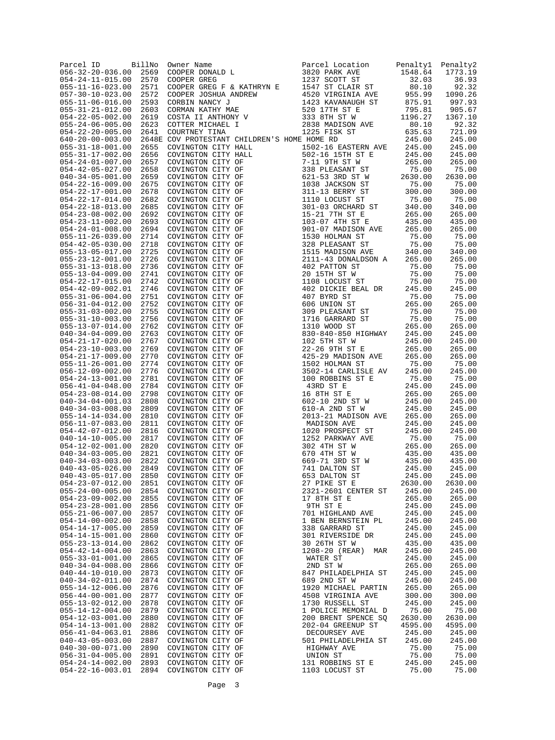| Parcel ID | BillNo | Owner Name | Parcel Location | Penalty1 | Penalty2 |
|---|---|---|---|---|---|
| 056-32-20-036.00 | 2569 | COOPER DONALD L | 3820 PARK AVE | 1548.64 | 1773.19 |
| 054-24-11-015.00 | 2570 | COOPER GREG | 1237 SCOTT ST | 32.03 | 36.93 |
| 055-11-16-023.00 | 2571 | COOPER GREG F & KATHRYN E | 1547 ST CLAIR ST | 80.10 | 92.32 |
| 057-30-10-023.00 | 2572 | COOPER JOSHUA ANDREW | 4520 VIRGINIA AVE | 955.99 | 1090.26 |
| 055-11-06-016.00 | 2593 | CORBIN NANCY J | 1423 KAVANAUGH ST | 875.91 | 997.93 |
| 055-31-21-012.00 | 2603 | CORMAN KATHY MAE | 520 17TH ST E | 795.81 | 905.67 |
| 054-22-05-002.00 | 2619 | COSTA II ANTHONY V | 333 8TH ST W | 1196.27 | 1367.10 |
| 055-24-06-005.00 | 2623 | COTTER MICHAEL I | 2838 MADISON AVE | 80.10 | 92.32 |
| 054-22-20-005.00 | 2641 | COURTNEY TINA | 1225 FISK ST | 635.63 | 721.09 |
| 640-20-00-003.00 | 2648E | COV PROTESTANT CHILDREN'S HOME | HOME RD | 245.00 | 245.00 |
| 055-31-18-001.00 | 2655 | COVINGTON CITY HALL | 1502-16 EASTERN AVE | 245.00 | 245.00 |
| 055-31-17-002.00 | 2656 | COVINGTON CITY HALL | 502-16 15TH ST E | 245.00 | 245.00 |
| 054-24-01-007.00 | 2657 | COVINGTON CITY OF | 7-11 9TH ST W | 265.00 | 265.00 |
| 054-42-05-027.00 | 2658 | COVINGTON CITY OF | 338 PLEASANT ST | 75.00 | 75.00 |
| 040-34-05-001.00 | 2659 | COVINGTON CITY OF | 621-53 3RD ST W | 2630.00 | 2630.00 |
| 054-22-16-009.00 | 2675 | COVINGTON CITY OF | 1038 JACKSON ST | 75.00 | 75.00 |
| 054-22-17-001.00 | 2678 | COVINGTON CITY OF | 311-13 BERRY ST | 300.00 | 300.00 |
| 054-22-17-014.00 | 2682 | COVINGTON CITY OF | 1110 LOCUST ST | 75.00 | 75.00 |
| 054-22-18-013.00 | 2685 | COVINGTON CITY OF | 301-03 ORCHARD ST | 340.00 | 340.00 |
| 054-23-08-002.00 | 2692 | COVINGTON CITY OF | 15-21 7TH ST E | 265.00 | 265.00 |
| 054-23-11-002.00 | 2693 | COVINGTON CITY OF | 103-07 4TH ST E | 435.00 | 435.00 |
| 054-24-01-008.00 | 2694 | COVINGTON CITY OF | 901-07 MADISON AVE | 265.00 | 265.00 |
| 055-11-26-039.00 | 2714 | COVINGTON CITY OF | 1530 HOLMAN ST | 75.00 | 75.00 |
| 054-42-05-030.00 | 2718 | COVINGTON CITY OF | 328 PLEASANT ST | 75.00 | 75.00 |
| 055-13-05-017.00 | 2725 | COVINGTON CITY OF | 1515 MADISON AVE | 340.00 | 340.00 |
| 055-23-12-001.00 | 2726 | COVINGTON CITY OF | 2111-43 DONALDSON A | 265.00 | 265.00 |
| 055-31-13-018.00 | 2736 | COVINGTON CITY OF | 402 PATTON ST | 75.00 | 75.00 |
| 055-13-04-009.00 | 2741 | COVINGTON CITY OF | 20 15TH ST W | 75.00 | 75.00 |
| 054-22-17-015.00 | 2742 | COVINGTON CITY OF | 1108 LOCUST ST | 75.00 | 75.00 |
| 054-42-09-002.01 | 2746 | COVINGTON CITY OF | 402 DICKIE BEAL DR | 245.00 | 245.00 |
| 055-31-06-004.00 | 2751 | COVINGTON CITY OF | 407 BYRD ST | 75.00 | 75.00 |
| 056-31-04-012.00 | 2752 | COVINGTON CITY OF | 606 UNION ST | 265.00 | 265.00 |
| 055-31-03-002.00 | 2755 | COVINGTON CITY OF | 309 PLEASANT ST | 75.00 | 75.00 |
| 055-31-10-003.00 | 2756 | COVINGTON CITY OF | 1716 GARRARD ST | 75.00 | 75.00 |
| 055-13-07-014.00 | 2762 | COVINGTON CITY OF | 1310 WOOD ST | 265.00 | 265.00 |
| 040-34-04-009.00 | 2763 | COVINGTON CITY OF | 830-840-850 HIGHWAY | 245.00 | 245.00 |
| 054-21-17-020.00 | 2767 | COVINGTON CITY OF | 102 5TH ST W | 245.00 | 245.00 |
| 054-23-10-003.00 | 2769 | COVINGTON CITY OF | 22-26 9TH ST E | 265.00 | 265.00 |
| 054-21-17-009.00 | 2770 | COVINGTON CITY OF | 425-29 MADISON AVE | 265.00 | 265.00 |
| 055-11-26-001.00 | 2774 | COVINGTON CITY OF | 1502 HOLMAN ST | 75.00 | 75.00 |
| 056-12-09-002.00 | 2776 | COVINGTON CITY OF | 3502-14 CARLISLE AV | 245.00 | 245.00 |
| 054-24-13-001.00 | 2781 | COVINGTON CITY OF | 100 ROBBINS ST E | 75.00 | 75.00 |
| 056-41-04-048.00 | 2784 | COVINGTON CITY OF | 43RD ST E | 245.00 | 245.00 |
| 054-23-08-014.00 | 2798 | COVINGTON CITY OF | 16 8TH ST E | 265.00 | 265.00 |
| 040-34-04-001.03 | 2808 | COVINGTON CITY OF | 602-10 2ND ST W | 245.00 | 245.00 |
| 040-34-03-008.00 | 2809 | COVINGTON CITY OF | 610-A 2ND ST W | 245.00 | 245.00 |
| 055-14-14-034.00 | 2810 | COVINGTON CITY OF | 2013-21 MADISON AVE | 265.00 | 265.00 |
| 056-11-07-083.00 | 2811 | COVINGTON CITY OF | MADISON AVE | 245.00 | 245.00 |
| 054-42-07-012.00 | 2816 | COVINGTON CITY OF | 1020 PROSPECT ST | 245.00 | 245.00 |
| 040-14-10-005.00 | 2817 | COVINGTON CITY OF | 1252 PARKWAY AVE | 75.00 | 75.00 |
| 054-12-02-001.00 | 2820 | COVINGTON CITY OF | 302 4TH ST W | 265.00 | 265.00 |
| 040-34-03-005.00 | 2821 | COVINGTON CITY OF | 670 4TH ST W | 435.00 | 435.00 |
| 040-34-03-003.00 | 2822 | COVINGTON CITY OF | 669-71 3RD ST W | 435.00 | 435.00 |
| 040-43-05-026.00 | 2849 | COVINGTON CITY OF | 741 DALTON ST | 245.00 | 245.00 |
| 040-43-05-017.00 | 2850 | COVINGTON CITY OF | 653 DALTON ST | 245.00 | 245.00 |
| 054-23-07-012.00 | 2851 | COVINGTON CITY OF | 27 PIKE ST E | 2630.00 | 2630.00 |
| 055-24-00-005.00 | 2854 | COVINGTON CITY OF | 2321-2601 CENTER ST | 245.00 | 245.00 |
| 054-23-09-002.00 | 2855 | COVINGTON CITY OF | 17 8TH ST E | 265.00 | 265.00 |
| 054-23-28-001.00 | 2856 | COVINGTON CITY OF | 9TH ST E | 245.00 | 245.00 |
| 055-21-06-007.00 | 2857 | COVINGTON CITY OF | 701 HIGHLAND AVE | 245.00 | 245.00 |
| 054-14-00-002.00 | 2858 | COVINGTON CITY OF | 1 BEN BERNSTEIN PL | 245.00 | 245.00 |
| 054-14-17-005.00 | 2859 | COVINGTON CITY OF | 338 GARRARD ST | 245.00 | 245.00 |
| 054-14-15-001.00 | 2860 | COVINGTON CITY OF | 301 RIVERSIDE DR | 245.00 | 245.00 |
| 055-23-13-014.00 | 2862 | COVINGTON CITY OF | 30 26TH ST W | 435.00 | 435.00 |
| 054-42-14-004.00 | 2863 | COVINGTON CITY OF | 1208-20 (REAR) MAR | 245.00 | 245.00 |
| 055-33-01-001.00 | 2865 | COVINGTON CITY OF | WATER ST | 245.00 | 245.00 |
| 040-34-04-008.00 | 2866 | COVINGTON CITY OF | 2ND ST W | 265.00 | 265.00 |
| 040-44-10-010.00 | 2873 | COVINGTON CITY OF | 847 PHILADELPHIA ST | 245.00 | 245.00 |
| 040-34-02-011.00 | 2874 | COVINGTON CITY OF | 689 2ND ST W | 245.00 | 245.00 |
| 055-14-12-006.00 | 2876 | COVINGTON CITY OF | 1920 MICHAEL PARTIN | 265.00 | 265.00 |
| 056-44-00-001.00 | 2877 | COVINGTON CITY OF | 4508 VIRGINIA AVE | 300.00 | 300.00 |
| 055-13-02-012.00 | 2878 | COVINGTON CITY OF | 1730 RUSSELL ST | 245.00 | 245.00 |
| 055-14-12-004.00 | 2879 | COVINGTON CITY OF | 1 POLICE MEMORIAL D | 75.00 | 75.00 |
| 054-12-03-001.00 | 2880 | COVINGTON CITY OF | 200 BRENT SPENCE SQ | 2630.00 | 2630.00 |
| 054-14-13-001.00 | 2882 | COVINGTON CITY OF | 202-04 GREENUP ST | 4595.00 | 4595.00 |
| 056-41-04-063.01 | 2886 | COVINGTON CITY OF | DECOURSEY AVE | 245.00 | 245.00 |
| 040-43-05-003.00 | 2887 | COVINGTON CITY OF | 501 PHILADELPHIA ST | 245.00 | 245.00 |
| 040-30-00-071.00 | 2890 | COVINGTON CITY OF | HIGHWAY AVE | 75.00 | 75.00 |
| 056-31-04-005.00 | 2891 | COVINGTON CITY OF | UNION ST | 75.00 | 75.00 |
| 054-24-14-002.00 | 2893 | COVINGTON CITY OF | 131 ROBBINS ST E | 245.00 | 245.00 |
| 054-22-16-003.01 | 2894 | COVINGTON CITY OF | 1103 LOCUST ST | 75.00 | 75.00 |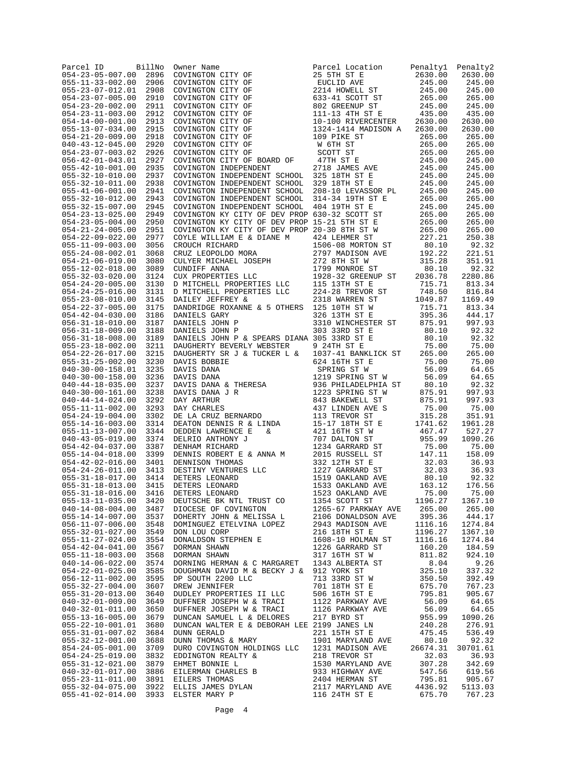| Parcel ID | BillNo | Owner Name | Parcel Location | Penalty1 | Penalty2 |
|---|---|---|---|---|---|
| 054-23-05-007.00 | 2896 | COVINGTON CITY OF | 25 5TH ST E | 2630.00 | 2630.00 |
| 055-11-33-002.00 | 2906 | COVINGTON CITY OF | EUCLID AVE | 245.00 | 245.00 |
| 055-23-07-012.01 | 2908 | COVINGTON CITY OF | 2214 HOWELL ST | 245.00 | 245.00 |
| 054-23-07-005.00 | 2910 | COVINGTON CITY OF | 633-41 SCOTT ST | 265.00 | 265.00 |
| 054-23-20-002.00 | 2911 | COVINGTON CITY OF | 802 GREENUP ST | 245.00 | 245.00 |
| 054-23-11-003.00 | 2912 | COVINGTON CITY OF | 111-13 4TH ST E | 435.00 | 435.00 |
| 054-14-00-001.00 | 2913 | COVINGTON CITY OF | 10-100 RIVERCENTER | 2630.00 | 2630.00 |
| 055-13-07-034.00 | 2915 | COVINGTON CITY OF | 1324-1414 MADISON A | 2630.00 | 2630.00 |
| 054-21-20-009.00 | 2918 | COVINGTON CITY OF | 109 PIKE ST | 265.00 | 265.00 |
| 040-43-12-045.00 | 2920 | COVINGTON CITY OF | W 6TH ST | 265.00 | 265.00 |
| 054-23-07-003.02 | 2926 | COVINGTON CITY OF | SCOTT ST | 265.00 | 265.00 |
| 056-42-01-043.01 | 2927 | COVINGTON CITY OF BOARD OF | 47TH ST E | 245.00 | 245.00 |
| 055-42-10-001.00 | 2935 | COVINGTON INDEPENDENT | 2718 JAMES AVE | 245.00 | 245.00 |
| 055-32-10-010.00 | 2937 | COVINGTON INDEPENDENT SCHOOL | 325 18TH ST E | 245.00 | 245.00 |
| 055-32-10-011.00 | 2938 | COVINGTON INDEPENDENT SCHOOL | 329 18TH ST E | 245.00 | 245.00 |
| 055-41-06-001.00 | 2941 | COVINGTON INDEPENDENT SCHOOL | 208-10 LEVASSOR PL | 245.00 | 245.00 |
| 055-32-10-012.00 | 2943 | COVINGTON INDEPENDENT SCHOOL | 314-34 19TH ST E | 265.00 | 265.00 |
| 055-32-15-007.00 | 2945 | COVINGTON INDEPENDENT SCHOOL | 404 19TH ST E | 245.00 | 245.00 |
| 054-23-13-025.00 | 2949 | COVINGTON KY CITY OF DEV PROP | 630-32 SCOTT ST | 265.00 | 265.00 |
| 054-23-05-004.00 | 2950 | COVINGTON KY CITY OF DEV PROP | 15-21 5TH ST E | 265.00 | 265.00 |
| 054-21-24-005.00 | 2951 | COVINGTON KY CITY OF DEV PROP | 20-30 8TH ST W | 265.00 | 265.00 |
| 054-22-09-022.00 | 2977 | COYLE WILLIAM E & DIANE M | 424 LEHMER ST | 227.21 | 250.38 |
| 055-11-09-003.00 | 3056 | CROUCH RICHARD | 1506-08 MORTON ST | 80.10 | 92.32 |
| 055-24-08-002.01 | 3068 | CRUZ LEOPOLDO MORA | 2797 MADISON AVE | 192.22 | 221.51 |
| 054-21-06-019.00 | 3080 | CULYER MICHAEL JOSEPH | 272 8TH ST W | 315.28 | 351.91 |
| 055-12-02-018.00 | 3089 | CUNDIFF ANNA | 1799 MONROE ST | 80.10 | 92.32 |
| 055-32-03-020.00 | 3124 | CUX PROPERTIES LLC | 1928-32 GREENUP ST | 2036.78 | 2280.86 |
| 054-24-20-005.00 | 3130 | D MITCHELL PROPERTIES LLC | 115 13TH ST E | 715.71 | 813.34 |
| 054-24-25-016.00 | 3131 | D MITCHELL PROPERTIES LLC | 224-28 TREVOR ST | 748.50 | 816.84 |
| 055-23-08-010.00 | 3145 | DAILEY JEFFREY & | 2318 WARREN ST | 1049.87 | 1169.49 |
| 054-22-37-005.00 | 3175 | DANDRIDGE ROXANNE & 5 OTHERS | 125 10TH ST W | 715.71 | 813.34 |
| 054-42-04-030.00 | 3186 | DANIELS GARY | 326 13TH ST E | 395.36 | 444.17 |
| 056-31-18-010.00 | 3187 | DANIELS JOHN P | 3310 WINCHESTER ST | 875.91 | 997.93 |
| 056-31-18-009.00 | 3188 | DANIELS JOHN P | 303 33RD ST E | 80.10 | 92.32 |
| 056-31-18-008.00 | 3189 | DANIELS JOHN P & SPEARS DIANA | 305 33RD ST E | 80.10 | 92.32 |
| 055-23-18-002.00 | 3211 | DAUGHERTY BEVERLY WEBSTER | 9 24TH ST E | 75.00 | 75.00 |
| 054-22-26-017.00 | 3215 | DAUGHERTY SR J & TUCKER L & | 1037-41 BANKLICK ST | 265.00 | 265.00 |
| 055-31-25-002.00 | 3230 | DAVIS BOBBIE | 624 16TH ST E | 75.00 | 75.00 |
| 040-30-00-158.01 | 3235 | DAVIS DANA | SPRING ST W | 56.09 | 64.65 |
| 040-30-00-158.00 | 3236 | DAVIS DANA | 1219 SPRING ST W | 56.09 | 64.65 |
| 040-44-18-035.00 | 3237 | DAVIS DANA & THERESA | 936 PHILADELPHIA ST | 80.10 | 92.32 |
| 040-30-00-161.00 | 3238 | DAVIS DANA J R | 1223 SPRING ST W | 875.91 | 997.93 |
| 040-44-14-024.00 | 3292 | DAY ARTHUR | 843 BAKEWELL ST | 875.91 | 997.93 |
| 055-11-11-002.00 | 3293 | DAY CHARLES | 437 LINDEN AVE S | 75.00 | 75.00 |
| 054-24-19-004.00 | 3302 | DE LA CRUZ BERNARDO | 113 TREVOR ST | 315.28 | 351.91 |
| 055-14-16-003.00 | 3314 | DEATON DENNIS R & LINDA | 15-17 18TH ST E | 1741.62 | 1961.28 |
| 055-11-13-007.00 | 3344 | DEDDEN LAWRENCE E & | 421 16TH ST W | 467.47 | 527.27 |
| 040-43-05-019.00 | 3374 | DELRIO ANTHONY J | 707 DALTON ST | 955.99 | 1090.26 |
| 054-42-04-037.00 | 3387 | DENHAM RICHARD | 1234 GARRARD ST | 75.00 | 75.00 |
| 055-14-04-018.00 | 3399 | DENNIS ROBERT E & ANNA M | 2015 RUSSELL ST | 147.11 | 158.09 |
| 054-42-02-016.00 | 3401 | DENNISON THOMAS | 332 12TH ST E | 32.03 | 36.93 |
| 054-24-26-011.00 | 3413 | DESTINY VENTURES LLC | 1227 GARRARD ST | 32.03 | 36.93 |
| 055-31-18-017.00 | 3414 | DETERS LEONARD | 1519 OAKLAND AVE | 80.10 | 92.32 |
| 055-31-18-013.00 | 3415 | DETERS LEONARD | 1533 OAKLAND AVE | 163.12 | 176.56 |
| 055-31-18-016.00 | 3416 | DETERS LEONARD | 1523 OAKLAND AVE | 75.00 | 75.00 |
| 055-13-11-035.00 | 3420 | DEUTSCHE BK NTL TRUST CO | 1354 SCOTT ST | 1196.27 | 1367.10 |
| 040-14-08-004.00 | 3487 | DIOCESE OF COVINGTON | 1265-67 PARKWAY AVE | 265.00 | 265.00 |
| 055-14-14-007.00 | 3537 | DOHERTY JOHN & MELISSA L | 2106 DONALDSON AVE | 395.36 | 444.17 |
| 056-11-07-006.00 | 3548 | DOMINGUEZ ETELVINA LOPEZ | 2943 MADISON AVE | 1116.16 | 1274.84 |
| 055-32-01-027.00 | 3549 | DON LOU CORP | 216 18TH ST E | 1196.27 | 1367.10 |
| 055-11-27-024.00 | 3554 | DONALDSON STEPHEN E | 1608-10 HOLMAN ST | 1116.16 | 1274.84 |
| 054-42-04-041.00 | 3567 | DORMAN SHAWN | 1226 GARRARD ST | 160.20 | 184.59 |
| 055-11-18-003.00 | 3568 | DORMAN SHAWN | 317 16TH ST W | 811.82 | 924.10 |
| 040-14-06-022.00 | 3574 | DORNING HERMAN & C MARGARET | 1343 ALBERTA ST | 8.04 | 9.26 |
| 054-22-01-025.00 | 3585 | DOUGHMAN DAVID M & BECKY J & | 912 YORK ST | 325.10 | 337.32 |
| 056-12-11-002.00 | 3595 | DP SOUTH 2200 LLC | 713 33RD ST W | 350.50 | 392.49 |
| 055-32-27-004.00 | 3607 | DREW JENNIFER | 701 18TH ST E | 675.70 | 767.23 |
| 055-31-20-013.00 | 3640 | DUDLEY PROPERTIES II LLC | 506 16TH ST E | 795.81 | 905.67 |
| 040-32-01-009.00 | 3649 | DUFFNER JOSEPH W & TRACI | 1122 PARKWAY AVE | 56.09 | 64.65 |
| 040-32-01-011.00 | 3650 | DUFFNER JOSEPH W & TRACI | 1126 PARKWAY AVE | 56.09 | 64.65 |
| 055-13-16-005.00 | 3679 | DUNCAN SAMUEL L & DELORES | 217 BYRD ST | 955.99 | 1090.26 |
| 055-22-10-001.01 | 3680 | DUNCAN WALTER E & DEBORAH LEE | 2199 JANES LN | 240.28 | 276.91 |
| 055-31-01-007.02 | 3684 | DUNN GERALD | 221 15TH ST E | 475.45 | 536.49 |
| 055-32-12-001.00 | 3688 | DUNN THOMAS & MARY | 1901 MARYLAND AVE | 80.10 | 92.32 |
| 854-24-05-001.00 | 3709 | DURO COVINGTON HOLDINGS LLC | 1231 MADISON AVE | 26674.31 | 30701.61 |
| 054-24-25-019.00 | 3832 | EDDINGTON REALTY & | 218 TREVOR ST | 32.03 | 36.93 |
| 055-31-12-021.00 | 3879 | EHMET BONNIE L | 1530 MARYLAND AVE | 307.28 | 342.69 |
| 040-32-01-017.00 | 3886 | EILERMAN CHARLES B | 933 HIGHWAY AVE | 547.56 | 619.56 |
| 055-23-11-011.00 | 3891 | EILERS THOMAS | 2404 HERMAN ST | 795.81 | 905.67 |
| 055-32-04-075.00 | 3922 | ELLIS JAMES DYLAN | 2117 MARYLAND AVE | 4436.92 | 5113.03 |
| 055-41-02-014.00 | 3933 | ELSTER MARY P | 116 24TH ST E | 675.70 | 767.23 |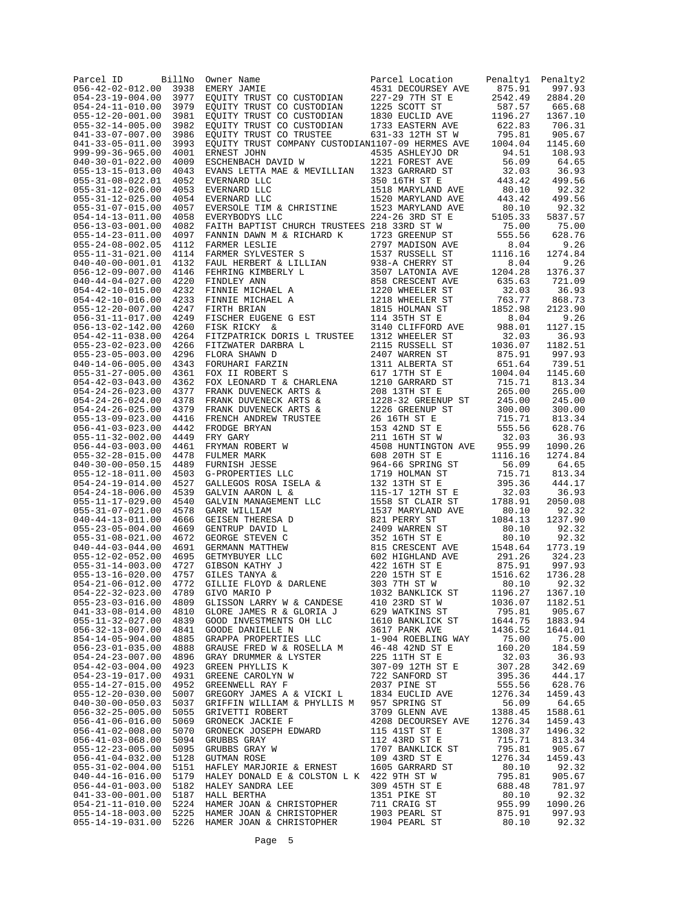| Parcel ID | BillNo | Owner Name | Parcel Location | Penalty1 | Penalty2 |
| --- | --- | --- | --- | --- | --- |
| 056-42-02-012.00 | 3938 | EMERY JAMIE | 4531 DECOURSEY AVE | 875.91 | 997.93 |
| 054-23-19-004.00 | 3977 | EQUITY TRUST CO CUSTODIAN | 227-29 7TH ST E | 2542.49 | 2884.20 |
| 054-24-11-010.00 | 3979 | EQUITY TRUST CO CUSTODIAN | 1225 SCOTT ST | 587.57 | 665.68 |
| 055-12-20-001.00 | 3981 | EQUITY TRUST CO CUSTODIAN | 1830 EUCLID AVE | 1196.27 | 1367.10 |
| 055-32-14-005.00 | 3982 | EQUITY TRUST CO CUSTODIAN | 1733 EASTERN AVE | 622.83 | 706.31 |
| 041-33-07-007.00 | 3986 | EQUITY TRUST CO TRUSTEE | 631-33 12TH ST W | 795.81 | 905.67 |
| 041-33-05-011.00 | 3993 | EQUITY TRUST COMPANY CUSTODIAN | 1107-09 HERMES AVE | 1004.04 | 1145.60 |
| 999-99-36-965.00 | 4001 | ERNEST JOHN | 4535 ASHLEYJO DR | 94.51 | 108.93 |
| 040-30-01-022.00 | 4009 | ESCHENBACH DAVID W | 1221 FOREST AVE | 56.09 | 64.65 |
| 055-13-15-013.00 | 4043 | EVANS LETTA MAE & MEVILLIAN | 1323 GARRARD ST | 32.03 | 36.93 |
| 055-31-08-022.01 | 4052 | EVERNARD LLC | 350 16TH ST E | 443.42 | 499.56 |
| 055-31-12-026.00 | 4053 | EVERNARD LLC | 1518 MARYLAND AVE | 80.10 | 92.32 |
| 055-31-12-025.00 | 4054 | EVERNARD LLC | 1520 MARYLAND AVE | 443.42 | 499.56 |
| 055-31-07-015.00 | 4057 | EVERSOLE TIM & CHRISTINE | 1523 MARYLAND AVE | 80.10 | 92.32 |
| 054-14-13-011.00 | 4058 | EVERYBODYS LLC | 224-26 3RD ST E | 5105.33 | 5837.57 |
| 056-13-03-001.00 | 4082 | FAITH BAPTIST CHURCH TRUSTEES | 218 33RD ST W | 75.00 | 75.00 |
| 055-14-23-011.00 | 4097 | FANNIN DAWN M & RICHARD K | 1723 GREENUP ST | 555.56 | 628.76 |
| 055-24-08-002.05 | 4112 | FARMER LESLIE | 2797 MADISON AVE | 8.04 | 9.26 |
| 055-11-31-021.00 | 4114 | FARMER SYLVESTER S | 1537 RUSSELL ST | 1116.16 | 1274.84 |
| 040-40-00-001.01 | 4132 | FAUL HERBERT & LILLIAN | 938-A CHERRY ST | 8.04 | 9.26 |
| 056-12-09-007.00 | 4146 | FEHRING KIMBERLY L | 3507 LATONIA AVE | 1204.28 | 1376.37 |
| 040-44-04-027.00 | 4220 | FINDLEY ANN | 858 CRESCENT AVE | 635.63 | 721.09 |
| 054-42-10-015.00 | 4232 | FINNIE MICHAEL A | 1220 WHEELER ST | 32.03 | 36.93 |
| 054-42-10-016.00 | 4233 | FINNIE MICHAEL A | 1218 WHEELER ST | 763.77 | 868.73 |
| 055-12-20-007.00 | 4247 | FIRTH BRIAN | 1815 HOLMAN ST | 1852.98 | 2123.90 |
| 056-31-11-017.00 | 4249 | FISCHER EUGENE G EST | 114 35TH ST E | 8.04 | 9.26 |
| 056-13-02-142.00 | 4260 | FISK RICKY & | 3140 CLIFFORD AVE | 988.01 | 1127.15 |
| 054-42-11-038.00 | 4264 | FITZPATRICK DORIS L TRUSTEE | 1312 WHEELER ST | 32.03 | 36.93 |
| 055-23-02-023.00 | 4266 | FITZWATER DARBRA L | 2115 RUSSELL ST | 1036.07 | 1182.51 |
| 055-23-05-003.00 | 4296 | FLORA SHAWN D | 2407 WARREN ST | 875.91 | 997.93 |
| 040-14-06-005.00 | 4343 | FORUHARI FARZIN | 1311 ALBERTA ST | 651.64 | 739.51 |
| 055-31-27-005.00 | 4361 | FOX II ROBERT S | 617 17TH ST E | 1004.04 | 1145.60 |
| 054-42-03-043.00 | 4362 | FOX LEONARD T & CHARLENA | 1210 GARRARD ST | 715.71 | 813.34 |
| 054-24-26-023.00 | 4377 | FRANK DUVENECK ARTS & | 208 13TH ST E | 265.00 | 265.00 |
| 054-24-26-024.00 | 4378 | FRANK DUVENECK ARTS & | 1228-32 GREENUP ST | 245.00 | 245.00 |
| 054-24-26-025.00 | 4379 | FRANK DUVENECK ARTS & | 1226 GREENUP ST | 300.00 | 300.00 |
| 055-13-09-023.00 | 4416 | FRENCH ANDREW TRUSTEE | 26 16TH ST E | 715.71 | 813.34 |
| 056-41-03-023.00 | 4442 | FRODGE BRYAN | 153 42ND ST E | 555.56 | 628.76 |
| 055-11-32-002.00 | 4449 | FRY GARY | 211 16TH ST W | 32.03 | 36.93 |
| 056-44-03-003.00 | 4461 | FRYMAN ROBERT W | 4508 HUNTINGTON AVE | 955.99 | 1090.26 |
| 055-32-28-015.00 | 4478 | FULMER MARK | 608 20TH ST E | 1116.16 | 1274.84 |
| 040-30-00-050.15 | 4489 | FURNISH JESSE | 964-66 SPRING ST | 56.09 | 64.65 |
| 055-12-18-011.00 | 4503 | G-PROPERTIES LLC | 1719 HOLMAN ST | 715.71 | 813.34 |
| 054-24-19-014.00 | 4527 | GALLEGOS ROSA ISELA & | 132 13TH ST E | 395.36 | 444.17 |
| 054-24-18-006.00 | 4539 | GALVIN AARON L & | 115-17 12TH ST E | 32.03 | 36.93 |
| 055-11-17-029.00 | 4540 | GALVIN MANAGEMENT LLC | 1558 ST CLAIR ST | 1788.91 | 2050.08 |
| 055-31-07-021.00 | 4578 | GARR WILLIAM | 1537 MARYLAND AVE | 80.10 | 92.32 |
| 040-44-13-011.00 | 4666 | GEISEN THERESA D | 821 PERRY ST | 1084.13 | 1237.90 |
| 055-23-05-004.00 | 4669 | GENTRUP DAVID L | 2409 WARREN ST | 80.10 | 92.32 |
| 055-31-08-021.00 | 4672 | GEORGE STEVEN C | 352 16TH ST E | 80.10 | 92.32 |
| 040-44-03-044.00 | 4691 | GERMANN MATTHEW | 815 CRESCENT AVE | 1548.64 | 1773.19 |
| 055-12-02-052.00 | 4695 | GETMYBUYER LLC | 602 HIGHLAND AVE | 291.26 | 324.23 |
| 055-31-14-003.00 | 4727 | GIBSON KATHY J | 422 16TH ST E | 875.91 | 997.93 |
| 055-13-16-020.00 | 4757 | GILES TANYA & | 220 15TH ST E | 1516.62 | 1736.28 |
| 054-21-06-012.00 | 4772 | GILLIE FLOYD & DARLENE | 303 7TH ST W | 80.10 | 92.32 |
| 054-22-32-023.00 | 4789 | GIVO MARIO P | 1032 BANKLICK ST | 1196.27 | 1367.10 |
| 055-23-03-016.00 | 4809 | GLISSON LARRY W & CANDESE | 410 23RD ST W | 1036.07 | 1182.51 |
| 041-33-08-014.00 | 4810 | GLORE JAMES R & GLORIA J | 629 WATKINS ST | 795.81 | 905.67 |
| 055-11-32-027.00 | 4839 | GOOD INVESTMENTS OH LLC | 1610 BANKLICK ST | 1644.75 | 1883.94 |
| 056-32-13-007.00 | 4841 | GOODE DANIELLE N | 3617 PARK AVE | 1436.52 | 1644.01 |
| 854-14-05-904.00 | 4885 | GRAPPA PROPERTIES LLC | 1-904 ROEBLING WAY | 75.00 | 75.00 |
| 056-23-01-035.00 | 4888 | GRAUSE FRED W & ROSELLA M | 46-48 42ND ST E | 160.20 | 184.59 |
| 054-24-23-007.00 | 4896 | GRAY DRUMMER & LYSTER | 225 11TH ST E | 32.03 | 36.93 |
| 054-42-03-004.00 | 4923 | GREEN PHYLLIS K | 307-09 12TH ST E | 307.28 | 342.69 |
| 054-23-19-017.00 | 4931 | GREENE CAROLYN W | 722 SANFORD ST | 395.36 | 444.17 |
| 055-14-27-015.00 | 4952 | GREENWELL RAY F | 2037 PINE ST | 555.56 | 628.76 |
| 055-12-20-030.00 | 5007 | GREGORY JAMES A & VICKI L | 1834 EUCLID AVE | 1276.34 | 1459.43 |
| 040-30-00-050.03 | 5037 | GRIFFIN WILLIAM & PHYLLIS M | 957 SPRING ST | 56.09 | 64.65 |
| 056-32-25-005.00 | 5055 | GRIVETTI ROBERT | 3709 GLENN AVE | 1388.45 | 1588.61 |
| 056-41-06-016.00 | 5069 | GRONECK JACKIE F | 4208 DECOURSEY AVE | 1276.34 | 1459.43 |
| 056-41-02-008.00 | 5070 | GRONECK JOSEPH EDWARD | 115 41ST ST E | 1308.37 | 1496.32 |
| 056-41-03-068.00 | 5094 | GRUBBS GRAY | 112 43RD ST E | 715.71 | 813.34 |
| 055-12-23-005.00 | 5095 | GRUBBS GRAY W | 1707 BANKLICK ST | 795.81 | 905.67 |
| 056-41-04-032.00 | 5128 | GUTMAN ROSE | 109 43RD ST E | 1276.34 | 1459.43 |
| 055-31-02-004.00 | 5151 | HAFLEY MARJORIE & ERNEST | 1605 GARRARD ST | 80.10 | 92.32 |
| 040-44-16-016.00 | 5179 | HALEY DONALD E & COLSTON L K | 422 9TH ST W | 795.81 | 905.67 |
| 056-44-01-003.00 | 5182 | HALEY SANDRA LEE | 309 45TH ST E | 688.48 | 781.97 |
| 041-33-00-001.00 | 5187 | HALL BERTHA | 1351 PIKE ST | 80.10 | 92.32 |
| 054-21-11-010.00 | 5224 | HAMER JOAN & CHRISTOPHER | 711 CRAIG ST | 955.99 | 1090.26 |
| 055-14-18-003.00 | 5225 | HAMER JOAN & CHRISTOPHER | 1903 PEARL ST | 875.91 | 997.93 |
| 055-14-19-031.00 | 5226 | HAMER JOAN & CHRISTOPHER | 1904 PEARL ST | 80.10 | 92.32 |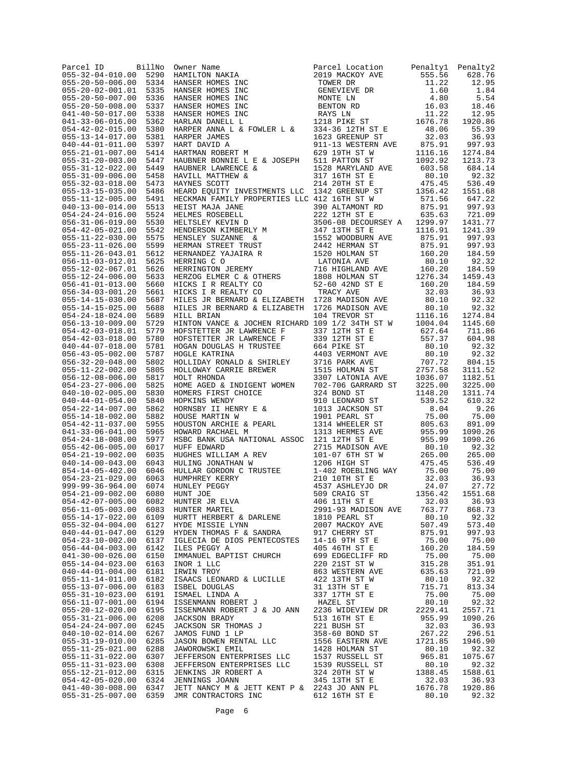| Parcel ID | BillNo | Owner Name | Parcel Location | Penalty1 | Penalty2 |
|---|---|---|---|---|---|
| 055-32-04-010.00 | 5290 | HAMILTON NAKIA | 2019 MACKOY AVE | 555.56 | 628.76 |
| 055-20-50-006.00 | 5334 | HANSER HOMES INC | TOWER DR | 11.22 | 12.95 |
| 055-20-02-001.01 | 5335 | HANSER HOMES INC | GENEVIEVE DR | 1.60 | 1.84 |
| 055-20-50-007.00 | 5336 | HANSER HOMES INC | MONTE LN | 4.80 | 5.54 |
| 055-20-50-008.00 | 5337 | HANSER HOMES INC | BENTON RD | 16.03 | 18.46 |
| 041-40-50-017.00 | 5338 | HANSER HOMES INC | RAYS LN | 11.22 | 12.95 |
| 041-33-06-016.00 | 5362 | HARLAN DANELL L | 1218 PIKE ST | 1676.78 | 1920.86 |
| 054-42-02-015.00 | 5380 | HARPER ANNA L & FOWLER L & | 334-36 12TH ST E | 48.06 | 55.39 |
| 055-13-14-017.00 | 5381 | HARPER JAMES | 1623 GREENUP ST | 32.03 | 36.93 |
| 040-44-01-011.00 | 5397 | HART DAVID A | 911-13 WESTERN AVE | 875.91 | 997.93 |
| 055-21-01-007.00 | 5414 | HARTMAN ROBERT M | 629 19TH ST W | 1116.16 | 1274.84 |
| 055-31-20-003.00 | 5447 | HAUBNER BONNIE L E & JOSEPH | 511 PATTON ST | 1092.92 | 1213.73 |
| 055-31-12-022.00 | 5449 | HAUBNER LAWRENCE & | 1528 MARYLAND AVE | 603.58 | 684.14 |
| 055-31-09-006.00 | 5458 | HAVILL MATTHEW & | 317 16TH ST E | 80.10 | 92.32 |
| 055-32-03-018.00 | 5473 | HAYNES SCOTT | 214 20TH ST E | 475.45 | 536.49 |
| 055-13-15-035.00 | 5486 | HEARD EQUITY INVESTMENTS LLC | 1342 GREENUP ST | 1356.42 | 1551.68 |
| 055-11-12-005.00 | 5491 | HECKMAN FAMILY PROPERTIES LLC | 412 16TH ST W | 571.56 | 647.22 |
| 040-13-00-014.00 | 5513 | HEIST MAJA JANE | 390 ALTAMONT RD | 875.91 | 997.93 |
| 054-24-24-016.00 | 5524 | HELMES ROSEBELL | 222 12TH ST E | 635.63 | 721.09 |
| 056-31-06-019.00 | 5530 | HELTSLEY KEVIN D | 3506-08 DECOURSEY A | 1299.97 | 1431.77 |
| 054-42-05-021.00 | 5542 | HENDERSON KIMBERLY M | 347 13TH ST E | 1116.91 | 1241.39 |
| 055-11-22-030.00 | 5575 | HENSLEY SUZANNE & | 1552 WOODBURN AVE | 875.91 | 997.93 |
| 055-23-11-026.00 | 5599 | HERMAN STREET TRUST | 2442 HERMAN ST | 875.91 | 997.93 |
| 055-11-26-043.01 | 5612 | HERNANDEZ YAJAIRA R | 1520 HOLMAN ST | 160.20 | 184.59 |
| 056-11-03-012.01 | 5625 | HERRING C O | LATONIA AVE | 80.10 | 92.32 |
| 055-12-02-067.01 | 5626 | HERRINGTON JEREMY | 716 HIGHLAND AVE | 160.20 | 184.59 |
| 055-12-24-006.00 | 5633 | HERZOG ELMER C & OTHERS | 1808 HOLMAN ST | 1276.34 | 1459.43 |
| 056-41-01-013.00 | 5660 | HICKS I R REALTY CO | 52-60 42ND ST E | 160.20 | 184.59 |
| 056-34-03-001.20 | 5661 | HICKS I R REALTY CO | TRACY AVE | 32.03 | 36.93 |
| 055-14-15-030.00 | 5687 | HILES JR BERNARD & ELIZABETH | 1728 MADISON AVE | 80.10 | 92.32 |
| 055-14-15-025.00 | 5688 | HILES JR BERNARD & ELIZABETH | 1726 MADISON AVE | 80.10 | 92.32 |
| 054-24-18-024.00 | 5689 | HILL BRIAN | 104 TREVOR ST | 1116.16 | 1274.84 |
| 056-13-10-009.00 | 5729 | HINTON VANCE & JOCHEN RICHARD | 109 1/2 34TH ST W | 1004.04 | 1145.60 |
| 054-42-03-018.01 | 5779 | HOFSTETTER JR LAWRENCE F | 337 12TH ST E | 627.64 | 711.86 |
| 054-42-03-018.00 | 5780 | HOFSTETTER JR LAWRENCE F | 339 12TH ST E | 557.37 | 604.98 |
| 040-44-07-018.00 | 5781 | HOGAN DOUGLAS H TRUSTEE | 664 PIKE ST | 80.10 | 92.32 |
| 056-43-05-002.00 | 5787 | HOGLE KATRINA | 4403 VERMONT AVE | 80.10 | 92.32 |
| 056-32-20-048.00 | 5802 | HOLLIDAY RONALD & SHIRLEY | 3716 PARK AVE | 707.72 | 804.15 |
| 055-11-22-002.00 | 5805 | HOLLOWAY CARRIE BREWER | 1515 HOLMAN ST | 2757.58 | 3111.52 |
| 056-12-08-006.00 | 5817 | HOLT RHONDA | 3307 LATONIA AVE | 1036.07 | 1182.51 |
| 054-23-27-006.00 | 5825 | HOME AGED & INDIGENT WOMEN | 702-706 GARRARD ST | 3225.00 | 3225.00 |
| 040-10-02-005.00 | 5830 | HOMERS FIRST CHOICE | 324 BOND ST | 1148.20 | 1311.74 |
| 040-44-01-054.00 | 5840 | HOPKINS WENDY | 910 LEONARD ST | 539.52 | 610.32 |
| 054-22-14-007.00 | 5862 | HORNSBY II HENRY E & | 1013 JACKSON ST | 8.04 | 9.26 |
| 055-14-18-002.00 | 5882 | HOUSE MARTIN W | 1901 PEARL ST | 75.00 | 75.00 |
| 054-42-11-037.00 | 5955 | HOUSTON ARCHIE & PEARL | 1314 WHEELER ST | 805.63 | 891.09 |
| 041-33-06-041.00 | 5965 | HOWARD RACHAEL M | 1313 HERMES AVE | 955.99 | 1090.26 |
| 054-24-18-008.00 | 5977 | HSBC BANK USA NATIONAL ASSOC | 121 12TH ST E | 955.99 | 1090.26 |
| 055-42-06-005.00 | 6017 | HUFF EDWARD | 2715 MADISON AVE | 80.10 | 92.32 |
| 054-21-19-002.00 | 6035 | HUGHES WILLIAM A REV | 101-07 6TH ST W | 265.00 | 265.00 |
| 040-14-00-043.00 | 6043 | HULING JONATHAN W | 1206 HIGH ST | 475.45 | 536.49 |
| 854-14-05-402.00 | 6046 | HULLAR GORDON C TRUSTEE | 1-402 ROEBLING WAY | 75.00 | 75.00 |
| 054-23-21-029.00 | 6063 | HUMPHREY KERRY | 210 10TH ST E | 32.03 | 36.93 |
| 999-99-36-964.00 | 6074 | HUNLEY PEGGY | 4537 ASHLEYJO DR | 24.07 | 27.72 |
| 054-21-09-002.00 | 6080 | HUNT JOE | 509 CRAIG ST | 1356.42 | 1551.68 |
| 054-42-07-005.00 | 6082 | HUNTER JR ELVA | 406 11TH ST E | 32.03 | 36.93 |
| 056-11-05-003.00 | 6083 | HUNTER MARTEL | 2991-93 MADISON AVE | 763.77 | 868.73 |
| 055-14-17-022.00 | 6109 | HURTT HERBERT & DARLENE | 1810 PEARL ST | 80.10 | 92.32 |
| 055-32-04-004.00 | 6127 | HYDE MISSIE LYNN | 2007 MACKOY AVE | 507.49 | 573.40 |
| 040-44-01-047.00 | 6129 | HYDEN THOMAS F & SANDRA | 917 CHERRY ST | 875.91 | 997.93 |
| 054-23-10-002.00 | 6137 | IGLECIA DE DIOS PENTECOSTES | 14-16 9TH ST E | 75.00 | 75.00 |
| 056-44-04-003.00 | 6142 | ILES PEGGY A | 405 46TH ST E | 160.20 | 184.59 |
| 041-30-00-026.00 | 6150 | IMMANUEL BAPTIST CHURCH | 699 EDGECLIFF RD | 75.00 | 75.00 |
| 055-14-04-023.00 | 6163 | INOR 1 LLC | 220 21ST ST W | 315.28 | 351.91 |
| 040-44-01-004.00 | 6181 | IRWIN TROY | 863 WESTERN AVE | 635.63 | 721.09 |
| 055-11-14-011.00 | 6182 | ISAACS LEONARD & LUCILLE | 422 13TH ST W | 80.10 | 92.32 |
| 055-13-07-006.00 | 6183 | ISBEL DOUGLAS | 31 13TH ST E | 715.71 | 813.34 |
| 055-31-10-023.00 | 6191 | ISMAEL LINDA A | 337 17TH ST E | 75.00 | 75.00 |
| 056-11-07-001.00 | 6194 | ISSENMANN ROBERT J | HAZEL ST | 80.10 | 92.32 |
| 055-20-12-020.00 | 6195 | ISSENMANN ROBERT J & JO ANN | 2236 WIDEVIEW DR | 2229.41 | 2557.71 |
| 055-31-21-006.00 | 6208 | JACKSON BRADY | 513 16TH ST E | 955.99 | 1090.26 |
| 054-24-24-007.00 | 6245 | JACKSON SR THOMAS J | 221 BUSH ST | 32.03 | 36.93 |
| 040-10-02-014.00 | 6267 | JAMOS FUND 1 LP | 358-60 BOND ST | 267.22 | 296.51 |
| 055-31-19-010.00 | 6285 | JASON BOWEN RENTAL LLC | 1556 EASTERN AVE | 1721.85 | 1946.90 |
| 055-11-25-021.00 | 6288 | JAWOROWSKI EMIL | 1428 HOLMAN ST | 80.10 | 92.32 |
| 055-11-31-022.00 | 6307 | JEFFERSON ENTERPRISES LLC | 1537 RUSSELL ST | 965.81 | 1075.67 |
| 055-11-31-023.00 | 6308 | JEFFERSON ENTERPRISES LLC | 1539 RUSSELL ST | 80.10 | 92.32 |
| 055-12-21-012.00 | 6315 | JENKINS JR ROBERT A | 324 20TH ST W | 1388.45 | 1588.61 |
| 054-42-05-020.00 | 6324 | JENNINGS JOANN | 345 13TH ST E | 32.03 | 36.93 |
| 041-40-30-008.00 | 6347 | JETT NANCY M & JETT KENT P & | 2243 JO ANN PL | 1676.78 | 1920.86 |
| 055-31-25-007.00 | 6359 | JMR CONTRACTORS INC | 612 16TH ST E | 80.10 | 92.32 |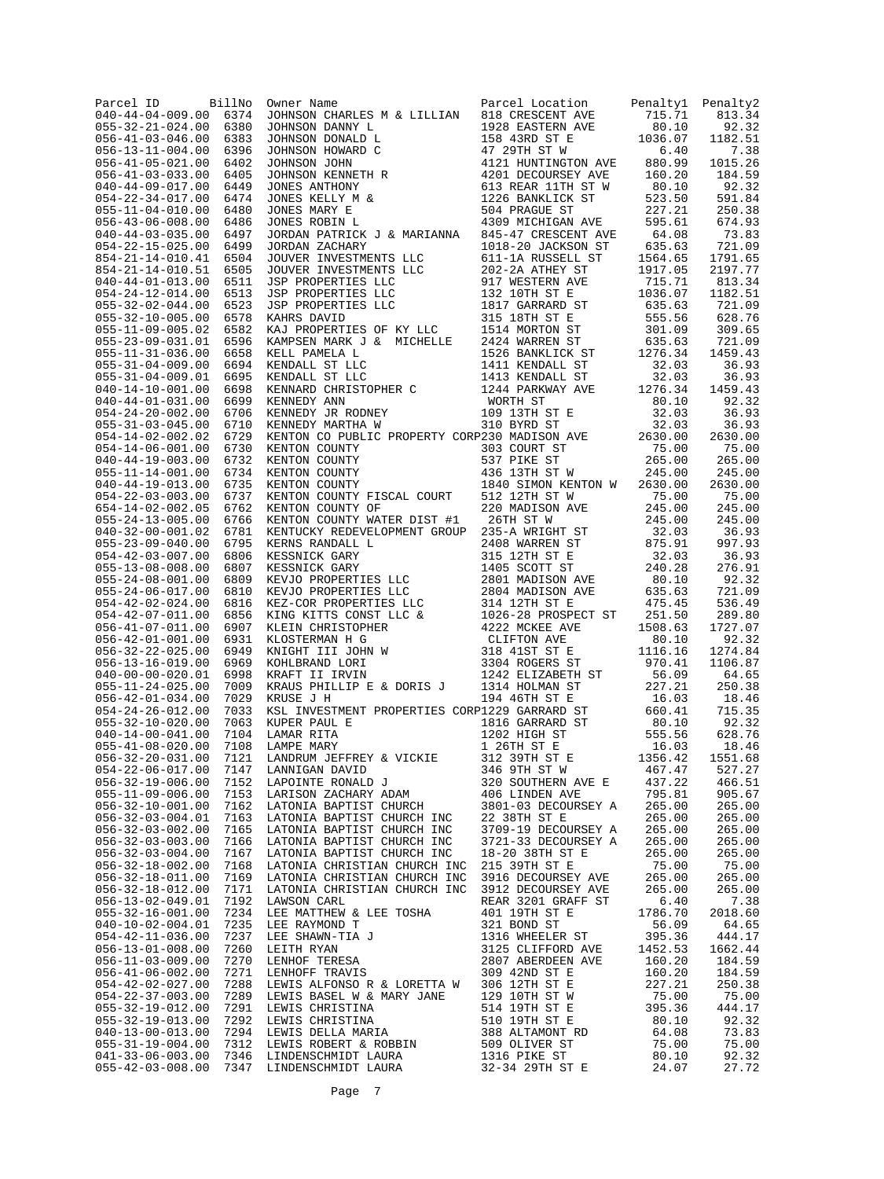| Parcel ID | BillNo | Owner Name | Parcel Location | Penalty1 | Penalty2 |
|---|---|---|---|---|---|
| 040-44-04-009.00 | 6374 | JOHNSON CHARLES M & LILLIAN | 818 CRESCENT AVE | 715.71 | 813.34 |
| 055-32-21-024.00 | 6380 | JOHNSON DANNY L | 1928 EASTERN AVE | 80.10 | 92.32 |
| 056-41-03-046.00 | 6383 | JOHNSON DONALD L | 158 43RD ST E | 1036.07 | 1182.51 |
| 056-13-11-004.00 | 6396 | JOHNSON HOWARD C | 47 29TH ST W | 6.40 | 7.38 |
| 056-41-05-021.00 | 6402 | JOHNSON JOHN | 4121 HUNTINGTON AVE | 880.99 | 1015.26 |
| 056-41-03-033.00 | 6405 | JOHNSON KENNETH R | 4201 DECOURSEY AVE | 160.20 | 184.59 |
| 040-44-09-017.00 | 6449 | JONES ANTHONY | 613 REAR 11TH ST W | 80.10 | 92.32 |
| 054-22-34-017.00 | 6474 | JONES KELLY M & | 1226 BANKLICK ST | 523.50 | 591.84 |
| 055-11-04-010.00 | 6480 | JONES MARY E | 504 PRAGUE ST | 227.21 | 250.38 |
| 056-43-06-008.00 | 6486 | JONES ROBIN L | 4309 MICHIGAN AVE | 595.61 | 674.93 |
| 040-44-03-035.00 | 6497 | JORDAN PATRICK J & MARIANNA | 845-47 CRESCENT AVE | 64.08 | 73.83 |
| 054-22-15-025.00 | 6499 | JORDAN ZACHARY | 1018-20 JACKSON ST | 635.63 | 721.09 |
| 854-21-14-010.41 | 6504 | JOUVER INVESTMENTS LLC | 611-1A RUSSELL ST | 1564.65 | 1791.65 |
| 854-21-14-010.51 | 6505 | JOUVER INVESTMENTS LLC | 202-2A ATHEY ST | 1917.05 | 2197.77 |
| 040-44-01-013.00 | 6511 | JSP PROPERTIES LLC | 917 WESTERN AVE | 715.71 | 813.34 |
| 054-24-12-014.00 | 6513 | JSP PROPERTIES LLC | 132 10TH ST E | 1036.07 | 1182.51 |
| 055-32-02-044.00 | 6523 | JSP PROPERTIES LLC | 1817 GARRARD ST | 635.63 | 721.09 |
| 055-32-10-005.00 | 6578 | KAHRS DAVID | 315 18TH ST E | 555.56 | 628.76 |
| 055-11-09-005.02 | 6582 | KAJ PROPERTIES OF KY LLC | 1514 MORTON ST | 301.09 | 309.65 |
| 055-23-09-031.01 | 6596 | KAMPSEN MARK J & MICHELLE | 2424 WARREN ST | 635.63 | 721.09 |
| 055-11-31-036.00 | 6658 | KELL PAMELA L | 1526 BANKLICK ST | 1276.34 | 1459.43 |
| 055-31-04-009.00 | 6694 | KENDALL ST LLC | 1411 KENDALL ST | 32.03 | 36.93 |
| 055-31-04-009.01 | 6695 | KENDALL ST LLC | 1413 KENDALL ST | 32.03 | 36.93 |
| 040-14-10-001.00 | 6698 | KENNARD CHRISTOPHER C | 1244 PARKWAY AVE | 1276.34 | 1459.43 |
| 040-44-01-031.00 | 6699 | KENNEDY ANN | WORTH ST | 80.10 | 92.32 |
| 054-24-20-002.00 | 6706 | KENNEDY JR RODNEY | 109 13TH ST E | 32.03 | 36.93 |
| 055-31-03-045.00 | 6710 | KENNEDY MARTHA W | 310 BYRD ST | 32.03 | 36.93 |
| 054-14-02-002.02 | 6729 | KENTON CO PUBLIC PROPERTY CORP | 230 MADISON AVE | 2630.00 | 2630.00 |
| 054-14-06-001.00 | 6730 | KENTON COUNTY | 303 COURT ST | 75.00 | 75.00 |
| 040-44-19-003.00 | 6732 | KENTON COUNTY | 537 PIKE ST | 265.00 | 265.00 |
| 055-11-14-001.00 | 6734 | KENTON COUNTY | 436 13TH ST W | 245.00 | 245.00 |
| 040-44-19-013.00 | 6735 | KENTON COUNTY | 1840 SIMON KENTON W | 2630.00 | 2630.00 |
| 054-22-03-003.00 | 6737 | KENTON COUNTY FISCAL COURT | 512 12TH ST W | 75.00 | 75.00 |
| 654-14-02-002.05 | 6762 | KENTON COUNTY OF | 220 MADISON AVE | 245.00 | 245.00 |
| 055-24-13-005.00 | 6766 | KENTON COUNTY WATER DIST #1 | 26TH ST W | 245.00 | 245.00 |
| 040-32-00-001.02 | 6781 | KENTUCKY REDEVELOPMENT GROUP | 235-A WRIGHT ST | 32.03 | 36.93 |
| 055-23-09-040.00 | 6795 | KERNS RANDALL L | 2408 WARREN ST | 875.91 | 997.93 |
| 054-42-03-007.00 | 6806 | KESSNICK GARY | 315 12TH ST E | 32.03 | 36.93 |
| 055-13-08-008.00 | 6807 | KESSNICK GARY | 1405 SCOTT ST | 240.28 | 276.91 |
| 055-24-08-001.00 | 6809 | KEVJO PROPERTIES LLC | 2801 MADISON AVE | 80.10 | 92.32 |
| 055-24-06-017.00 | 6810 | KEVJO PROPERTIES LLC | 2804 MADISON AVE | 635.63 | 721.09 |
| 054-42-02-024.00 | 6816 | KEZ-COR PROPERTIES LLC | 314 12TH ST E | 475.45 | 536.49 |
| 054-42-07-011.00 | 6856 | KING KITTS CONST LLC & | 1026-28 PROSPECT ST | 251.50 | 289.80 |
| 056-41-07-011.00 | 6907 | KLEIN CHRISTOPHER | 4222 MCKEE AVE | 1508.63 | 1727.07 |
| 056-42-01-001.00 | 6931 | KLOSTERMAN H G | CLIFTON AVE | 80.10 | 92.32 |
| 056-32-22-025.00 | 6949 | KNIGHT III JOHN W | 318 41ST ST E | 1116.16 | 1274.84 |
| 056-13-16-019.00 | 6969 | KOHLBRAND LORI | 3304 ROGERS ST | 970.41 | 1106.87 |
| 040-00-00-020.01 | 6998 | KRAFT II IRVIN | 1242 ELIZABETH ST | 56.09 | 64.65 |
| 055-11-24-025.00 | 7009 | KRAUS PHILLIP E & DORIS J | 1314 HOLMAN ST | 227.21 | 250.38 |
| 056-42-01-034.00 | 7029 | KRUSE J H | 194 46TH ST E | 16.03 | 18.46 |
| 054-24-26-012.00 | 7033 | KSL INVESTMENT PROPERTIES CORP | 1229 GARRARD ST | 660.41 | 715.35 |
| 055-32-10-020.00 | 7063 | KUPER PAUL E | 1816 GARRARD ST | 80.10 | 92.32 |
| 040-14-00-041.00 | 7104 | LAMAR RITA | 1202 HIGH ST | 555.56 | 628.76 |
| 055-41-08-020.00 | 7108 | LAMPE MARY | 1 26TH ST E | 16.03 | 18.46 |
| 056-32-20-031.00 | 7121 | LANDRUM JEFFREY & VICKIE | 312 39TH ST E | 1356.42 | 1551.68 |
| 054-22-06-017.00 | 7147 | LANNIGAN DAVID | 346 9TH ST W | 467.47 | 527.27 |
| 056-32-19-006.00 | 7152 | LAPOINTE RONALD J | 320 SOUTHERN AVE E | 437.22 | 466.51 |
| 055-11-09-006.00 | 7153 | LARISON ZACHARY ADAM | 406 LINDEN AVE | 795.81 | 905.67 |
| 056-32-10-001.00 | 7162 | LATONIA BAPTIST CHURCH | 3801-03 DECOURSEY A | 265.00 | 265.00 |
| 056-32-03-004.01 | 7163 | LATONIA BAPTIST CHURCH INC | 22 38TH ST E | 265.00 | 265.00 |
| 056-32-03-002.00 | 7165 | LATONIA BAPTIST CHURCH INC | 3709-19 DECOURSEY A | 265.00 | 265.00 |
| 056-32-03-003.00 | 7166 | LATONIA BAPTIST CHURCH INC | 3721-33 DECOURSEY A | 265.00 | 265.00 |
| 056-32-03-004.00 | 7167 | LATONIA BAPTIST CHURCH INC | 18-20 38TH ST E | 265.00 | 265.00 |
| 056-32-18-002.00 | 7168 | LATONIA CHRISTIAN CHURCH INC | 215 39TH ST E | 75.00 | 75.00 |
| 056-32-18-011.00 | 7169 | LATONIA CHRISTIAN CHURCH INC | 3916 DECOURSEY AVE | 265.00 | 265.00 |
| 056-32-18-012.00 | 7171 | LATONIA CHRISTIAN CHURCH INC | 3912 DECOURSEY AVE | 265.00 | 265.00 |
| 056-13-02-049.01 | 7192 | LAWSON CARL | REAR 3201 GRAFF ST | 6.40 | 7.38 |
| 055-32-16-001.00 | 7234 | LEE MATTHEW & LEE TOSHA | 401 19TH ST E | 1786.70 | 2018.60 |
| 040-10-02-004.01 | 7235 | LEE RAYMOND T | 321 BOND ST | 56.09 | 64.65 |
| 054-42-11-036.00 | 7237 | LEE SHAWN-TIA J | 1316 WHEELER ST | 395.36 | 444.17 |
| 056-13-01-008.00 | 7260 | LEITH RYAN | 3125 CLIFFORD AVE | 1452.53 | 1662.44 |
| 056-11-03-009.00 | 7270 | LENHOF TERESA | 2807 ABERDEEN AVE | 160.20 | 184.59 |
| 056-41-06-002.00 | 7271 | LENHOFF TRAVIS | 309 42ND ST E | 160.20 | 184.59 |
| 054-42-02-027.00 | 7288 | LEWIS ALFONSO R & LORETTA W | 306 12TH ST E | 227.21 | 250.38 |
| 054-22-37-003.00 | 7289 | LEWIS BASEL W & MARY JANE | 129 10TH ST W | 75.00 | 75.00 |
| 055-32-19-012.00 | 7291 | LEWIS CHRISTINA | 514 19TH ST E | 395.36 | 444.17 |
| 055-32-19-013.00 | 7292 | LEWIS CHRISTINA | 510 19TH ST E | 80.10 | 92.32 |
| 040-13-00-013.00 | 7294 | LEWIS DELLA MARIA | 388 ALTAMONT RD | 64.08 | 73.83 |
| 055-31-19-004.00 | 7312 | LEWIS ROBERT & ROBBIN | 509 OLIVER ST | 75.00 | 75.00 |
| 041-33-06-003.00 | 7346 | LINDENSCHMIDT LAURA | 1316 PIKE ST | 80.10 | 92.32 |
| 055-42-03-008.00 | 7347 | LINDENSCHMIDT LAURA | 32-34 29TH ST E | 24.07 | 27.72 |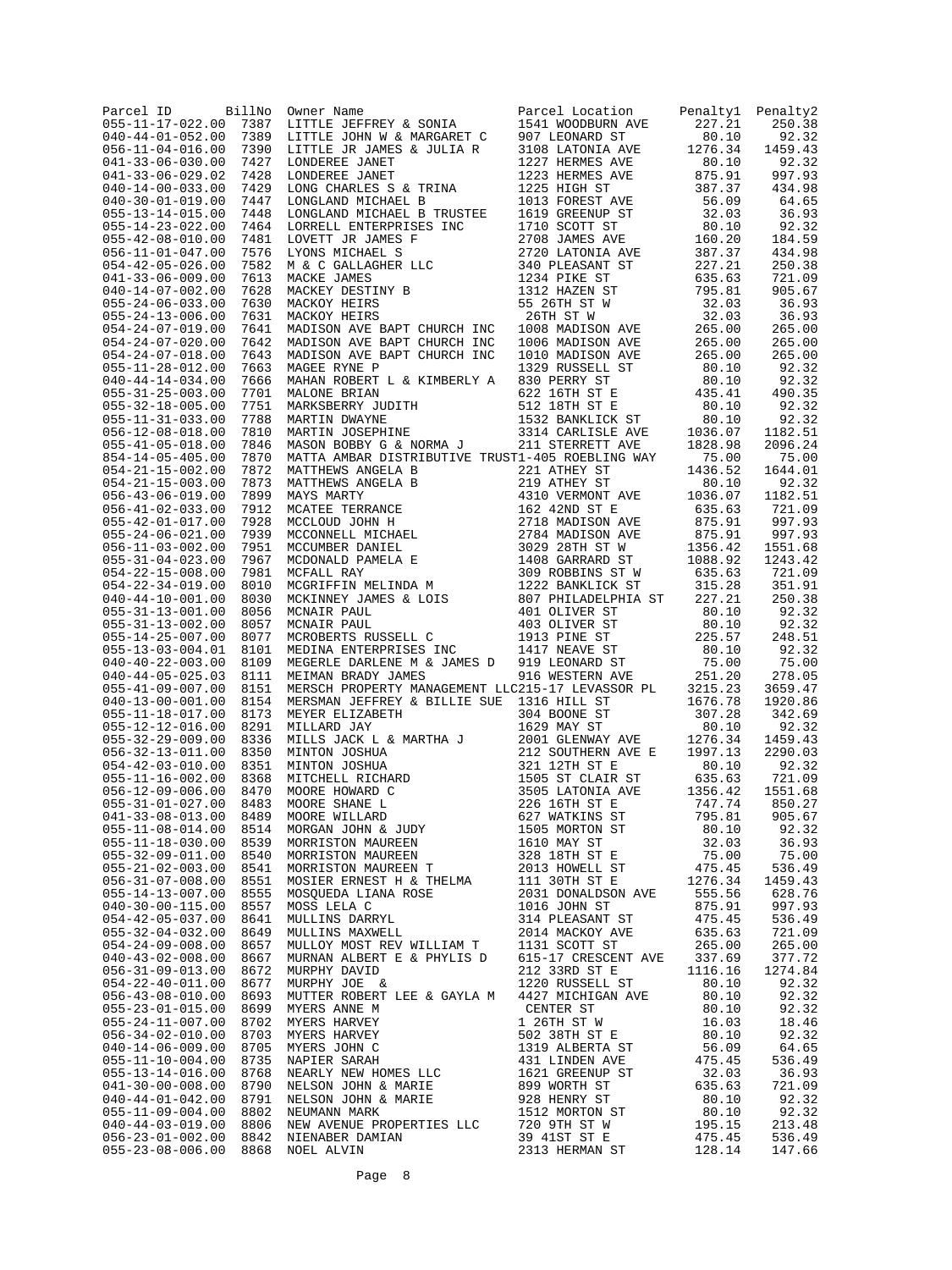| Parcel ID | BillNo | Owner Name | Parcel Location | Penalty1 | Penalty2 |
|---|---|---|---|---|---|
| 055-11-17-022.00 | 7387 | LITTLE JEFFREY & SONIA | 1541 WOODBURN AVE | 227.21 | 250.38 |
| 040-44-01-052.00 | 7389 | LITTLE JOHN W & MARGARET C | 907 LEONARD ST | 80.10 | 92.32 |
| 056-11-04-016.00 | 7390 | LITTLE JR JAMES & JULIA R | 3108 LATONIA AVE | 1276.34 | 1459.43 |
| 041-33-06-030.00 | 7427 | LONDEREE JANET | 1227 HERMES AVE | 80.10 | 92.32 |
| 041-33-06-029.02 | 7428 | LONDEREE JANET | 1223 HERMES AVE | 875.91 | 997.93 |
| 040-14-00-033.00 | 7429 | LONG CHARLES S & TRINA | 1225 HIGH ST | 387.37 | 434.98 |
| 040-30-01-019.00 | 7447 | LONGLAND MICHAEL B | 1013 FOREST AVE | 56.09 | 64.65 |
| 055-13-14-015.00 | 7448 | LONGLAND MICHAEL B TRUSTEE | 1619 GREENUP ST | 32.03 | 36.93 |
| 055-14-23-022.00 | 7464 | LORRELL ENTERPRISES INC | 1710 SCOTT ST | 80.10 | 92.32 |
| 055-42-08-010.00 | 7481 | LOVETT JR JAMES F | 2708 JAMES AVE | 160.20 | 184.59 |
| 056-11-01-047.00 | 7576 | LYONS MICHAEL S | 2720 LATONIA AVE | 387.37 | 434.98 |
| 054-42-05-026.00 | 7582 | M & C GALLAGHER LLC | 340 PLEASANT ST | 227.21 | 250.38 |
| 041-33-06-009.00 | 7613 | MACKE JAMES | 1234 PIKE ST | 635.63 | 721.09 |
| 040-14-07-002.00 | 7628 | MACKEY DESTINY B | 1312 HAZEN ST | 795.81 | 905.67 |
| 055-24-06-033.00 | 7630 | MACKOY HEIRS | 55 26TH ST W | 32.03 | 36.93 |
| 055-24-13-006.00 | 7631 | MACKOY HEIRS | 26TH ST W | 32.03 | 36.93 |
| 054-24-07-019.00 | 7641 | MADISON AVE BAPT CHURCH INC | 1008 MADISON AVE | 265.00 | 265.00 |
| 054-24-07-020.00 | 7642 | MADISON AVE BAPT CHURCH INC | 1006 MADISON AVE | 265.00 | 265.00 |
| 054-24-07-018.00 | 7643 | MADISON AVE BAPT CHURCH INC | 1010 MADISON AVE | 265.00 | 265.00 |
| 055-11-28-012.00 | 7663 | MAGEE RYNE P | 1329 RUSSELL ST | 80.10 | 92.32 |
| 040-44-14-034.00 | 7666 | MAHAN ROBERT L & KIMBERLY A | 830 PERRY ST | 80.10 | 92.32 |
| 055-31-25-003.00 | 7701 | MALONE BRIAN | 622 16TH ST E | 435.41 | 490.35 |
| 055-32-18-005.00 | 7751 | MARKSBERRY JUDITH | 512 18TH ST E | 80.10 | 92.32 |
| 055-11-31-033.00 | 7788 | MARTIN DWAYNE | 1532 BANKLICK ST | 80.10 | 92.32 |
| 056-12-08-018.00 | 7810 | MARTIN JOSEPHINE | 3314 CARLISLE AVE | 1036.07 | 1182.51 |
| 055-41-05-018.00 | 7846 | MASON BOBBY G & NORMA J | 211 STERRETT AVE | 1828.98 | 2096.24 |
| 854-14-05-405.00 | 7870 | MATTA AMBAR DISTRIBUTIVE TRUST | 1-405 ROEBLING WAY | 75.00 | 75.00 |
| 054-21-15-002.00 | 7872 | MATTHEWS ANGELA B | 221 ATHEY ST | 1436.52 | 1644.01 |
| 054-21-15-003.00 | 7873 | MATTHEWS ANGELA B | 219 ATHEY ST | 80.10 | 92.32 |
| 056-43-06-019.00 | 7899 | MAYS MARTY | 4310 VERMONT AVE | 1036.07 | 1182.51 |
| 056-41-02-033.00 | 7912 | MCATEE TERRANCE | 162 42ND ST E | 635.63 | 721.09 |
| 055-42-01-017.00 | 7928 | MCCLOUD JOHN H | 2718 MADISON AVE | 875.91 | 997.93 |
| 055-24-06-021.00 | 7939 | MCCONNELL MICHAEL | 2784 MADISON AVE | 875.91 | 997.93 |
| 056-11-03-002.00 | 7951 | MCCUMBER DANIEL | 3029 28TH ST W | 1356.42 | 1551.68 |
| 055-31-04-023.00 | 7967 | MCDONALD PAMELA E | 1408 GARRARD ST | 1088.92 | 1243.42 |
| 054-22-15-008.00 | 7981 | MCFALL RAY | 309 ROBBINS ST W | 635.63 | 721.09 |
| 054-22-34-019.00 | 8010 | MCGRIFFIN MELINDA M | 1222 BANKLICK ST | 315.28 | 351.91 |
| 040-44-10-001.00 | 8030 | MCKINNEY JAMES & LOIS | 807 PHILADELPHIA ST | 227.21 | 250.38 |
| 055-31-13-001.00 | 8056 | MCNAIR PAUL | 401 OLIVER ST | 80.10 | 92.32 |
| 055-31-13-002.00 | 8057 | MCNAIR PAUL | 403 OLIVER ST | 80.10 | 92.32 |
| 055-14-25-007.00 | 8077 | MCROBERTS RUSSELL C | 1913 PINE ST | 225.57 | 248.51 |
| 055-13-03-004.01 | 8101 | MEDINA ENTERPRISES INC | 1417 NEAVE ST | 80.10 | 92.32 |
| 040-40-22-003.00 | 8109 | MEGERLE DARLENE M & JAMES D | 919 LEONARD ST | 75.00 | 75.00 |
| 040-44-05-025.03 | 8111 | MEIMAN BRADY JAMES | 916 WESTERN AVE | 251.20 | 278.05 |
| 055-41-09-007.00 | 8151 | MERSCH PROPERTY MANAGEMENT LLC | 215-17 LEVASSOR PL | 3215.23 | 3659.47 |
| 040-13-00-001.00 | 8154 | MERSMAN JEFFREY & BILLIE SUE | 1316 HILL ST | 1676.78 | 1920.86 |
| 055-11-18-017.00 | 8173 | MEYER ELIZABETH | 304 BOONE ST | 307.28 | 342.69 |
| 055-12-12-016.00 | 8291 | MILLARD JAY | 1629 MAY ST | 80.10 | 92.32 |
| 055-32-29-009.00 | 8336 | MILLS JACK L & MARTHA J | 2001 GLENWAY AVE | 1276.34 | 1459.43 |
| 056-32-13-011.00 | 8350 | MINTON JOSHUA | 212 SOUTHERN AVE E | 1997.13 | 2290.03 |
| 054-42-03-010.00 | 8351 | MINTON JOSHUA | 321 12TH ST E | 80.10 | 92.32 |
| 055-11-16-002.00 | 8368 | MITCHELL RICHARD | 1505 ST CLAIR ST | 635.63 | 721.09 |
| 056-12-09-006.00 | 8470 | MOORE HOWARD C | 3505 LATONIA AVE | 1356.42 | 1551.68 |
| 055-31-01-027.00 | 8483 | MOORE SHANE L | 226 16TH ST E | 747.74 | 850.27 |
| 041-33-08-013.00 | 8489 | MOORE WILLARD | 627 WATKINS ST | 795.81 | 905.67 |
| 055-11-08-014.00 | 8514 | MORGAN JOHN & JUDY | 1505 MORTON ST | 80.10 | 92.32 |
| 055-11-18-030.00 | 8539 | MORRISTON MAUREEN | 1610 MAY ST | 32.03 | 36.93 |
| 055-32-09-011.00 | 8540 | MORRISTON MAUREEN | 328 18TH ST E | 75.00 | 75.00 |
| 055-21-02-003.00 | 8541 | MORRISTON MAUREEN T | 2013 HOWELL ST | 475.45 | 536.49 |
| 056-31-07-008.00 | 8551 | MOSIER ERNEST H & THELMA | 111 30TH ST E | 1276.34 | 1459.43 |
| 055-14-13-007.00 | 8555 | MOSQUEDA LIANA ROSE | 2031 DONALDSON AVE | 555.56 | 628.76 |
| 040-30-00-115.00 | 8557 | MOSS LELA C | 1016 JOHN ST | 875.91 | 997.93 |
| 054-42-05-037.00 | 8641 | MULLINS DARRYL | 314 PLEASANT ST | 475.45 | 536.49 |
| 055-32-04-032.00 | 8649 | MULLINS MAXWELL | 2014 MACKOY AVE | 635.63 | 721.09 |
| 054-24-09-008.00 | 8657 | MULLOY MOST REV WILLIAM T | 1131 SCOTT ST | 265.00 | 265.00 |
| 040-43-02-008.00 | 8667 | MURNAN ALBERT E & PHYLIS D | 615-17 CRESCENT AVE | 337.69 | 377.72 |
| 056-31-09-013.00 | 8672 | MURPHY DAVID | 212 33RD ST E | 1116.16 | 1274.84 |
| 054-22-40-011.00 | 8677 | MURPHY JOE & | 1220 RUSSELL ST | 80.10 | 92.32 |
| 056-43-08-010.00 | 8693 | MUTTER ROBERT LEE & GAYLA M | 4427 MICHIGAN AVE | 80.10 | 92.32 |
| 055-23-01-015.00 | 8699 | MYERS ANNE M | CENTER ST | 80.10 | 92.32 |
| 055-24-11-007.00 | 8702 | MYERS HARVEY | 1 26TH ST W | 16.03 | 18.46 |
| 056-34-02-010.00 | 8703 | MYERS HARVEY | 502 38TH ST E | 80.10 | 92.32 |
| 040-14-06-009.00 | 8705 | MYERS JOHN C | 1319 ALBERTA ST | 56.09 | 64.65 |
| 055-11-10-004.00 | 8735 | NAPIER SARAH | 431 LINDEN AVE | 475.45 | 536.49 |
| 055-13-14-016.00 | 8768 | NEARLY NEW HOMES LLC | 1621 GREENUP ST | 32.03 | 36.93 |
| 041-30-00-008.00 | 8790 | NELSON JOHN & MARIE | 899 WORTH ST | 635.63 | 721.09 |
| 040-44-01-042.00 | 8791 | NELSON JOHN & MARIE | 928 HENRY ST | 80.10 | 92.32 |
| 055-11-09-004.00 | 8802 | NEUMANN MARK | 1512 MORTON ST | 80.10 | 92.32 |
| 040-44-03-019.00 | 8806 | NEW AVENUE PROPERTIES LLC | 720 9TH ST W | 195.15 | 213.48 |
| 056-23-01-002.00 | 8842 | NIENABER DAMIAN | 39 41ST ST E | 475.45 | 536.49 |
| 055-23-08-006.00 | 8868 | NOEL ALVIN | 2313 HERMAN ST | 128.14 | 147.66 |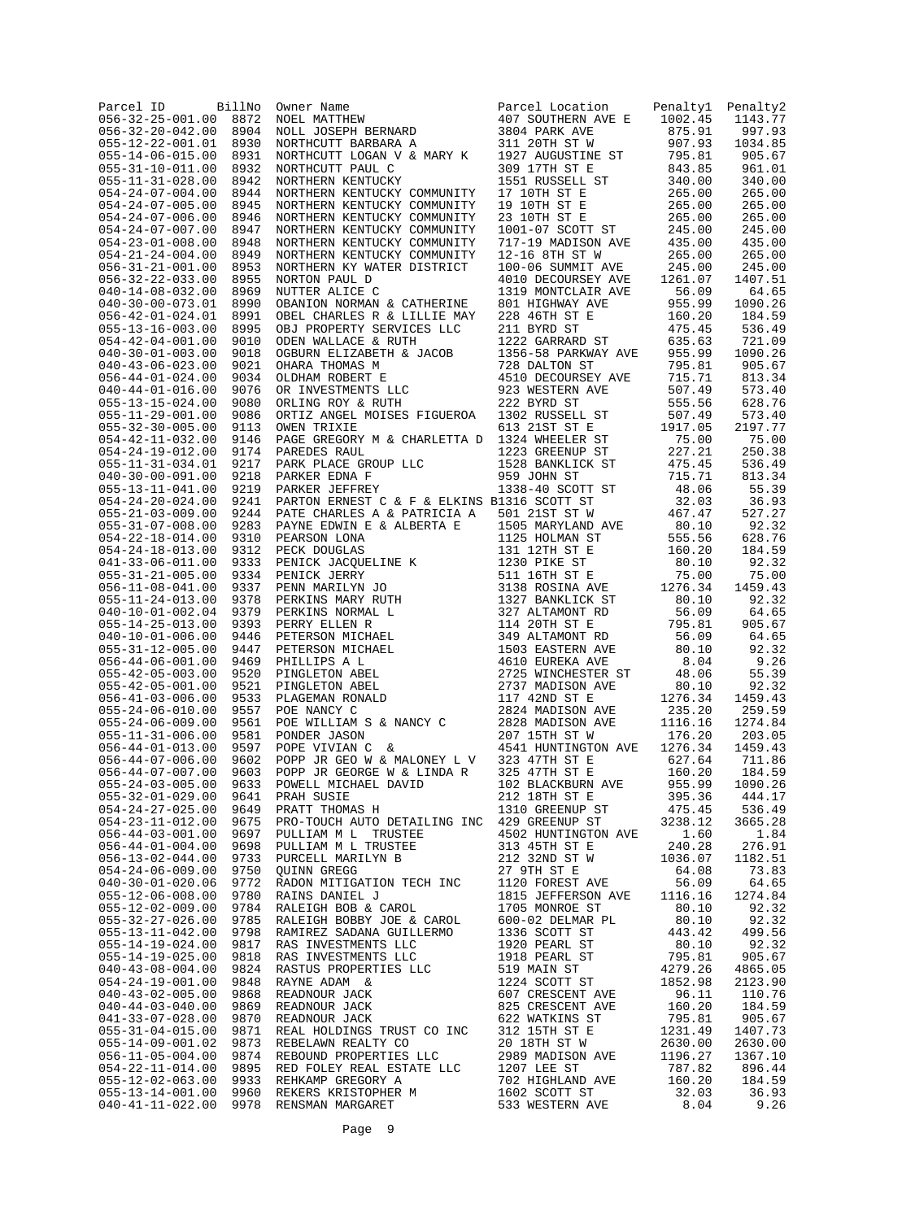| Parcel ID | BillNo | Owner Name | Parcel Location | Penalty1 | Penalty2 |
|---|---|---|---|---|---|
| 056-32-25-001.00 | 8872 | NOEL MATTHEW | 407 SOUTHERN AVE E | 1002.45 | 1143.77 |
| 056-32-20-042.00 | 8904 | NOLL JOSEPH BERNARD | 3804 PARK AVE | 875.91 | 997.93 |
| 055-12-22-001.01 | 8930 | NORTHCUTT BARBARA A | 311 20TH ST W | 907.93 | 1034.85 |
| 055-14-06-015.00 | 8931 | NORTHCUTT LOGAN V & MARY K | 1927 AUGUSTINE ST | 795.81 | 905.67 |
| 055-31-10-011.00 | 8932 | NORTHCUTT PAUL C | 309 17TH ST E | 843.85 | 961.01 |
| 055-11-31-028.00 | 8942 | NORTHERN KENTUCKY | 1551 RUSSELL ST | 340.00 | 340.00 |
| 054-24-07-004.00 | 8944 | NORTHERN KENTUCKY COMMUNITY | 17 10TH ST E | 265.00 | 265.00 |
| 054-24-07-005.00 | 8945 | NORTHERN KENTUCKY COMMUNITY | 19 10TH ST E | 265.00 | 265.00 |
| 054-24-07-006.00 | 8946 | NORTHERN KENTUCKY COMMUNITY | 23 10TH ST E | 265.00 | 265.00 |
| 054-24-07-007.00 | 8947 | NORTHERN KENTUCKY COMMUNITY | 1001-07 SCOTT ST | 245.00 | 245.00 |
| 054-23-01-008.00 | 8948 | NORTHERN KENTUCKY COMMUNITY | 717-19 MADISON AVE | 435.00 | 435.00 |
| 054-21-24-004.00 | 8949 | NORTHERN KENTUCKY COMMUNITY | 12-16 8TH ST W | 265.00 | 265.00 |
| 056-31-21-001.00 | 8953 | NORTHERN KY WATER DISTRICT | 100-06 SUMMIT AVE | 245.00 | 245.00 |
| 056-32-22-033.00 | 8955 | NORTON PAUL D | 4010 DECOURSEY AVE | 1261.07 | 1407.51 |
| 040-14-08-032.00 | 8969 | NUTTER ALICE C | 1319 MONTCLAIR AVE | 56.09 | 64.65 |
| 040-30-00-073.01 | 8990 | OBANION NORMAN & CATHERINE | 801 HIGHWAY AVE | 955.99 | 1090.26 |
| 056-42-01-024.01 | 8991 | OBEL CHARLES R & LILLIE MAY | 228 46TH ST E | 160.20 | 184.59 |
| 055-13-16-003.00 | 8995 | OBJ PROPERTY SERVICES LLC | 211 BYRD ST | 475.45 | 536.49 |
| 054-42-04-001.00 | 9010 | ODEN WALLACE & RUTH | 1222 GARRARD ST | 635.63 | 721.09 |
| 040-30-01-003.00 | 9018 | OGBURN ELIZABETH & JACOB | 1356-58 PARKWAY AVE | 955.99 | 1090.26 |
| 040-43-06-023.00 | 9021 | OHARA THOMAS M | 728 DALTON ST | 795.81 | 905.67 |
| 056-44-01-024.00 | 9034 | OLDHAM ROBERT E | 4510 DECOURSEY AVE | 715.71 | 813.34 |
| 040-44-01-016.00 | 9076 | OR INVESTMENTS LLC | 923 WESTERN AVE | 507.49 | 573.40 |
| 055-13-15-024.00 | 9080 | ORLING ROY & RUTH | 222 BYRD ST | 555.56 | 628.76 |
| 055-11-29-001.00 | 9086 | ORTIZ ANGEL MOISES FIGUEROA | 1302 RUSSELL ST | 507.49 | 573.40 |
| 055-32-30-005.00 | 9113 | OWEN TRIXIE | 613 21ST ST E | 1917.05 | 2197.77 |
| 054-42-11-032.00 | 9146 | PAGE GREGORY M & CHARLETTA D | 1324 WHEELER ST | 75.00 | 75.00 |
| 054-24-19-012.00 | 9174 | PAREDES RAUL | 1223 GREENUP ST | 227.21 | 250.38 |
| 055-11-31-034.01 | 9217 | PARK PLACE GROUP LLC | 1528 BANKLICK ST | 475.45 | 536.49 |
| 040-30-00-091.00 | 9218 | PARKER EDNA F | 959 JOHN ST | 715.71 | 813.34 |
| 055-13-11-041.00 | 9219 | PARKER JEFFREY | 1338-40 SCOTT ST | 48.06 | 55.39 |
| 054-24-20-024.00 | 9241 | PARTON ERNEST C & F & ELKINS B | 1316 SCOTT ST | 32.03 | 36.93 |
| 055-21-03-009.00 | 9244 | PATE CHARLES A & PATRICIA A | 501 21ST ST W | 467.47 | 527.27 |
| 055-31-07-008.00 | 9283 | PAYNE EDWIN E & ALBERTA E | 1505 MARYLAND AVE | 80.10 | 92.32 |
| 054-22-18-014.00 | 9310 | PEARSON LONA | 1125 HOLMAN ST | 555.56 | 628.76 |
| 054-24-18-013.00 | 9312 | PECK DOUGLAS | 131 12TH ST E | 160.20 | 184.59 |
| 041-33-06-011.00 | 9333 | PENICK JACQUELINE K | 1230 PIKE ST | 80.10 | 92.32 |
| 055-31-21-005.00 | 9334 | PENICK JERRY | 511 16TH ST E | 75.00 | 75.00 |
| 056-11-08-041.00 | 9337 | PENN MARILYN JO | 3138 ROSINA AVE | 1276.34 | 1459.43 |
| 055-11-24-013.00 | 9378 | PERKINS MARY RUTH | 1327 BANKLICK ST | 80.10 | 92.32 |
| 040-10-01-002.04 | 9379 | PERKINS NORMAL L | 327 ALTAMONT RD | 56.09 | 64.65 |
| 055-14-25-013.00 | 9393 | PERRY ELLEN R | 114 20TH ST E | 795.81 | 905.67 |
| 040-10-01-006.00 | 9446 | PETERSON MICHAEL | 349 ALTAMONT RD | 56.09 | 64.65 |
| 055-31-12-005.00 | 9447 | PETERSON MICHAEL | 1503 EASTERN AVE | 80.10 | 92.32 |
| 056-44-06-001.00 | 9469 | PHILLIPS A L | 4610 EUREKA AVE | 8.04 | 9.26 |
| 055-42-05-003.00 | 9520 | PINGLETON ABEL | 2725 WINCHESTER ST | 48.06 | 55.39 |
| 055-42-05-001.00 | 9521 | PINGLETON ABEL | 2737 MADISON AVE | 80.10 | 92.32 |
| 056-41-03-006.00 | 9533 | PLAGEMAN RONALD | 117 42ND ST E | 1276.34 | 1459.43 |
| 055-24-06-010.00 | 9557 | POE NANCY C | 2824 MADISON AVE | 235.20 | 259.59 |
| 055-24-06-009.00 | 9561 | POE WILLIAM S & NANCY C | 2828 MADISON AVE | 1116.16 | 1274.84 |
| 055-11-31-006.00 | 9581 | PONDER JASON | 207 15TH ST W | 176.20 | 203.05 |
| 056-44-01-013.00 | 9597 | POPE VIVIAN C & | 4541 HUNTINGTON AVE | 1276.34 | 1459.43 |
| 056-44-07-006.00 | 9602 | POPP JR GEO W & MALONEY L V | 323 47TH ST E | 627.64 | 711.86 |
| 056-44-07-007.00 | 9603 | POPP JR GEORGE W & LINDA R | 325 47TH ST E | 160.20 | 184.59 |
| 055-24-03-005.00 | 9633 | POWELL MICHAEL DAVID | 102 BLACKBURN AVE | 955.99 | 1090.26 |
| 055-32-01-029.00 | 9641 | PRAH SUSIE | 212 18TH ST E | 395.36 | 444.17 |
| 054-24-27-025.00 | 9649 | PRATT THOMAS H | 1310 GREENUP ST | 475.45 | 536.49 |
| 054-23-11-012.00 | 9675 | PRO-TOUCH AUTO DETAILING INC | 429 GREENUP ST | 3238.12 | 3665.28 |
| 056-44-03-001.00 | 9697 | PULLIAM M L TRUSTEE | 4502 HUNTINGTON AVE | 1.60 | 1.84 |
| 056-44-01-004.00 | 9698 | PULLIAM M L TRUSTEE | 313 45TH ST E | 240.28 | 276.91 |
| 056-13-02-044.00 | 9733 | PURCELL MARILYN B | 212 32ND ST W | 1036.07 | 1182.51 |
| 054-24-06-009.00 | 9750 | QUINN GREGG | 27 9TH ST E | 64.08 | 73.83 |
| 040-30-01-020.06 | 9772 | RADON MITIGATION TECH INC | 1120 FOREST AVE | 56.09 | 64.65 |
| 055-12-06-008.00 | 9780 | RAINS DANIEL J | 1815 JEFFERSON AVE | 1116.16 | 1274.84 |
| 055-12-02-009.00 | 9784 | RALEIGH BOB & CAROL | 1705 MONROE ST | 80.10 | 92.32 |
| 055-32-27-026.00 | 9785 | RALEIGH BOBBY JOE & CAROL | 600-02 DELMAR PL | 80.10 | 92.32 |
| 055-13-11-042.00 | 9798 | RAMIREZ SADANA GUILLERMO | 1336 SCOTT ST | 443.42 | 499.56 |
| 055-14-19-024.00 | 9817 | RAS INVESTMENTS LLC | 1920 PEARL ST | 80.10 | 92.32 |
| 055-14-19-025.00 | 9818 | RAS INVESTMENTS LLC | 1918 PEARL ST | 795.81 | 905.67 |
| 040-43-08-004.00 | 9824 | RASTUS PROPERTIES LLC | 519 MAIN ST | 4279.26 | 4865.05 |
| 054-24-19-001.00 | 9848 | RAYNE ADAM & | 1224 SCOTT ST | 1852.98 | 2123.90 |
| 040-43-02-005.00 | 9868 | READNOUR JACK | 607 CRESCENT AVE | 96.11 | 110.76 |
| 040-44-03-040.00 | 9869 | READNOUR JACK | 825 CRESCENT AVE | 160.20 | 184.59 |
| 041-33-07-028.00 | 9870 | READNOUR JACK | 622 WATKINS ST | 795.81 | 905.67 |
| 055-31-04-015.00 | 9871 | REAL HOLDINGS TRUST CO INC | 312 15TH ST E | 1231.49 | 1407.73 |
| 055-14-09-001.02 | 9873 | REBELAWN REALTY CO | 20 18TH ST W | 2630.00 | 2630.00 |
| 056-11-05-004.00 | 9874 | REBOUND PROPERTIES LLC | 2989 MADISON AVE | 1196.27 | 1367.10 |
| 054-22-11-014.00 | 9895 | RED FOLEY REAL ESTATE LLC | 1207 LEE ST | 787.82 | 896.44 |
| 055-12-02-063.00 | 9933 | REHKAMP GREGORY A | 702 HIGHLAND AVE | 160.20 | 184.59 |
| 055-13-14-001.00 | 9960 | REKERS KRISTOPHER M | 1602 SCOTT ST | 32.03 | 36.93 |
| 040-41-11-022.00 | 9978 | RENSMAN MARGARET | 533 WESTERN AVE | 8.04 | 9.26 |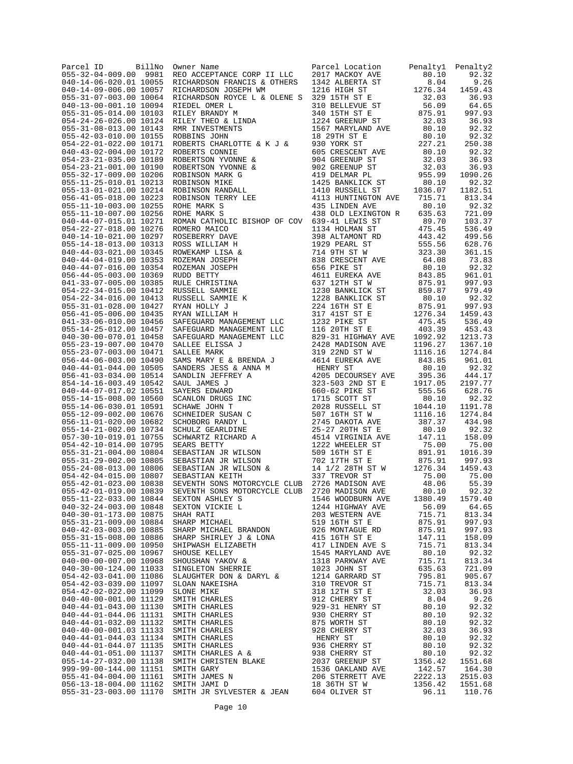| Parcel ID | BillNo | Owner Name | Parcel Location | Penalty1 | Penalty2 |
|---|---|---|---|---|---|
| 055-32-04-009.00 | 9981 | REO ACCEPTANCE CORP II LLC | 2017 MACKOY AVE | 80.10 | 92.32 |
| 040-14-06-020.01 | 10055 | RICHARDSON FRANCIS & OTHERS | 1342 ALBERTA ST | 8.04 | 9.26 |
| 040-14-09-006.00 | 10057 | RICHARDSON JOSEPH WM | 1216 HIGH ST | 1276.34 | 1459.43 |
| 055-31-07-003.00 | 10064 | RICHARDSON ROYCE L & OLENE S | 329 15TH ST E | 32.03 | 36.93 |
| 040-13-00-001.10 | 10094 | RIEDEL OMER L | 310 BELLEVUE ST | 56.09 | 64.65 |
| 055-31-05-014.00 | 10103 | RILEY BRANDY M | 340 15TH ST E | 875.91 | 997.93 |
| 054-24-26-026.00 | 10124 | RILEY THEO & LINDA | 1224 GREENUP ST | 32.03 | 36.93 |
| 055-31-08-013.00 | 10143 | RMR INVESTMENTS | 1567 MARYLAND AVE | 80.10 | 92.32 |
| 055-42-03-010.00 | 10155 | ROBBINS JOHN | 18 29TH ST E | 80.10 | 92.32 |
| 054-22-01-022.00 | 10171 | ROBERTS CHARLOTTE & K J & | 930 YORK ST | 227.21 | 250.38 |
| 040-43-02-004.00 | 10172 | ROBERTS CONNIE | 605 CRESCENT AVE | 80.10 | 92.32 |
| 054-23-21-035.00 | 10189 | ROBERTSON YVONNE & | 904 GREENUP ST | 32.03 | 36.93 |
| 054-23-21-001.00 | 10190 | ROBERTSON YVONNE & | 902 GREENUP ST | 32.03 | 36.93 |
| 055-32-17-009.00 | 10206 | ROBINSON MARK G | 419 DELMAR PL | 955.99 | 1090.26 |
| 055-11-25-010.01 | 10213 | ROBINSON MIKE | 1425 BANKLICK ST | 80.10 | 92.32 |
| 055-13-01-021.00 | 10214 | ROBINSON RANDALL | 1410 RUSSELL ST | 1036.07 | 1182.51 |
| 056-41-05-018.00 | 10223 | ROBINSON TERRY LEE | 4113 HUNTINGTON AVE | 715.71 | 813.34 |
| 055-11-10-003.00 | 10255 | ROHE MARK S | 435 LINDEN AVE | 80.10 | 92.32 |
| 055-11-10-007.00 | 10256 | ROHE MARK S | 438 OLD LEXINGTON R | 635.63 | 721.09 |
| 040-44-07-015.01 | 10271 | ROMAN CATHOLIC BISHOP OF COV | 639-41 LEWIS ST | 89.70 | 103.37 |
| 054-22-27-018.00 | 10276 | ROMERO MAICO | 1134 HOLMAN ST | 475.45 | 536.49 |
| 040-14-10-021.00 | 10297 | ROSEBERRY DAVE | 398 ALTAMONT RD | 443.42 | 499.56 |
| 055-14-18-013.00 | 10313 | ROSS WILLIAM H | 1929 PEARL ST | 555.56 | 628.76 |
| 040-44-03-021.00 | 10345 | ROWEKAMP LISA & | 714 9TH ST W | 323.30 | 361.15 |
| 040-44-04-019.00 | 10353 | ROZEMAN JOSEPH | 838 CRESCENT AVE | 64.08 | 73.83 |
| 040-44-07-016.00 | 10354 | ROZEMAN JOSEPH | 656 PIKE ST | 80.10 | 92.32 |
| 056-44-05-003.00 | 10369 | RUDD BETTY | 4611 EUREKA AVE | 843.85 | 961.01 |
| 041-33-07-005.00 | 10385 | RULE CHRISTINA | 637 12TH ST W | 875.91 | 997.93 |
| 054-22-34-015.00 | 10412 | RUSSELL SAMMIE | 1230 BANKLICK ST | 859.87 | 979.49 |
| 054-22-34-016.00 | 10413 | RUSSELL SAMMIE K | 1228 BANKLICK ST | 80.10 | 92.32 |
| 055-31-01-028.00 | 10427 | RYAN HOLLY J | 224 16TH ST E | 875.91 | 997.93 |
| 056-41-05-006.00 | 10435 | RYAN WILLIAM H | 317 41ST ST E | 1276.34 | 1459.43 |
| 041-33-06-010.00 | 10456 | SAFEGUARD MANAGEMENT LLC | 1232 PIKE ST | 475.45 | 536.49 |
| 055-14-25-012.00 | 10457 | SAFEGUARD MANAGEMENT LLC | 116 20TH ST E | 403.39 | 453.43 |
| 040-30-00-070.01 | 10458 | SAFEGUARD MANAGEMENT LLC | 829-31 HIGHWAY AVE | 1092.92 | 1213.73 |
| 055-23-19-007.00 | 10470 | SALLEE ELISSA J | 2428 MADISON AVE | 1196.27 | 1367.10 |
| 055-23-07-003.00 | 10471 | SALLEE MARK | 319 22ND ST W | 1116.16 | 1274.84 |
| 056-44-06-003.00 | 10490 | SAMS MARY E & BRENDA J | 4614 EUREKA AVE | 843.85 | 961.01 |
| 040-44-01-044.00 | 10505 | SANDERS JESS & ANNA M | HENRY ST | 80.10 | 92.32 |
| 056-41-03-034.00 | 10514 | SANDLIN JEFFREY A | 4205 DECOURSEY AVE | 395.36 | 444.17 |
| 854-14-16-003.49 | 10542 | SAUL JAMES J | 323-503 2ND ST E | 1917.05 | 2197.77 |
| 040-44-07-017.02 | 10551 | SAYERS EDWARD | 660-62 PIKE ST | 555.56 | 628.76 |
| 055-14-15-008.00 | 10560 | SCANLON DRUGS INC | 1715 SCOTT ST | 80.10 | 92.32 |
| 055-14-06-030.01 | 10591 | SCHAWE JOHN T | 2028 RUSSELL ST | 1044.10 | 1191.78 |
| 055-12-09-002.00 | 10676 | SCHNEIDER SUSAN C | 507 16TH ST W | 1116.16 | 1274.84 |
| 056-11-01-020.00 | 10682 | SCHOBORG RANDY L | 2745 DAKOTA AVE | 387.37 | 434.98 |
| 055-14-21-002.00 | 10734 | SCHULZ GEARLDINE | 25-27 20TH ST E | 80.10 | 92.32 |
| 057-30-10-019.01 | 10755 | SCHWARTZ RICHARD A | 4514 VIRGINIA AVE | 147.11 | 158.09 |
| 054-42-10-014.00 | 10795 | SEARS BETTY | 1222 WHEELER ST | 75.00 | 75.00 |
| 055-31-21-004.00 | 10804 | SEBASTIAN JR WILSON | 509 16TH ST E | 891.91 | 1016.39 |
| 055-31-29-002.00 | 10805 | SEBASTIAN JR WILSON | 702 17TH ST E | 875.91 | 997.93 |
| 055-24-08-013.00 | 10806 | SEBASTIAN JR WILSON & | 14 1/2 28TH ST W | 1276.34 | 1459.43 |
| 054-42-04-015.00 | 10807 | SEBASTIAN KEITH | 337 TREVOR ST | 75.00 | 75.00 |
| 055-42-01-023.00 | 10838 | SEVENTH SONS MOTORCYCLE CLUB | 2726 MADISON AVE | 48.06 | 55.39 |
| 055-42-01-019.00 | 10839 | SEVENTH SONS MOTORCYCLE CLUB | 2720 MADISON AVE | 80.10 | 92.32 |
| 055-11-22-033.00 | 10844 | SEXTON ASHLEY S | 1546 WOODBURN AVE | 1380.49 | 1579.40 |
| 040-32-24-003.00 | 10848 | SEXTON VICKIE L | 1244 HIGHWAY AVE | 56.09 | 64.65 |
| 040-30-01-173.00 | 10875 | SHAH RATI | 203 WESTERN AVE | 715.71 | 813.34 |
| 055-31-21-009.00 | 10884 | SHARP MICHAEL | 519 16TH ST E | 875.91 | 997.93 |
| 040-42-03-003.00 | 10885 | SHARP MICHAEL BRANDON | 926 MONTAGUE RD | 875.91 | 997.93 |
| 055-31-15-008.00 | 10886 | SHARP SHIRLEY J & LONA | 415 16TH ST E | 147.11 | 158.09 |
| 055-11-11-009.00 | 10950 | SHIPWASH ELIZABETH | 417 LINDEN AVE S | 715.71 | 813.34 |
| 055-31-07-025.00 | 10967 | SHOUSE KELLEY | 1545 MARYLAND AVE | 80.10 | 92.32 |
| 040-00-00-007.00 | 10968 | SHOUSHAN YAKOV & | 1318 PARKWAY AVE | 715.71 | 813.34 |
| 040-30-00-124.00 | 11033 | SINGLETON SHERRIE | 1023 JOHN ST | 635.63 | 721.09 |
| 054-42-03-041.00 | 11086 | SLAUGHTER DON & DARYL & | 1214 GARRARD ST | 795.81 | 905.67 |
| 054-42-03-039.00 | 11097 | SLOAN NAKEISHA | 310 TREVOR ST | 715.71 | 813.34 |
| 054-42-02-022.00 | 11099 | SLONE MIKE | 318 12TH ST E | 32.03 | 36.93 |
| 040-40-00-001.00 | 11129 | SMITH CHARLES | 912 CHERRY ST | 8.04 | 9.26 |
| 040-44-01-043.00 | 11130 | SMITH CHARLES | 929-31 HENRY ST | 80.10 | 92.32 |
| 040-44-01-044.06 | 11131 | SMITH CHARLES | 930 CHERRY ST | 80.10 | 92.32 |
| 040-44-01-032.00 | 11132 | SMITH CHARLES | 875 WORTH ST | 80.10 | 92.32 |
| 040-40-00-001.03 | 11133 | SMITH CHARLES | 928 CHERRY ST | 32.03 | 36.93 |
| 040-44-01-044.03 | 11134 | SMITH CHARLES | HENRY ST | 80.10 | 92.32 |
| 040-44-01-044.07 | 11135 | SMITH CHARLES | 936 CHERRY ST | 80.10 | 92.32 |
| 040-44-01-051.00 | 11137 | SMITH CHARLES A & | 938 CHERRY ST | 80.10 | 92.32 |
| 055-14-27-032.00 | 11138 | SMITH CHRISTEN BLAKE | 2037 GREENUP ST | 1356.42 | 1551.68 |
| 999-99-00-144.00 | 11151 | SMITH GARY | 1536 OAKLAND AVE | 142.57 | 164.30 |
| 055-41-04-004.00 | 11161 | SMITH JAMES N | 206 STERRETT AVE | 2222.13 | 2515.03 |
| 056-13-18-004.00 | 11162 | SMITH JAMI D | 18 36TH ST W | 1356.42 | 1551.68 |
| 055-31-23-003.00 | 11170 | SMITH JR SYLVESTER & JEAN | 604 OLIVER ST | 96.11 | 110.76 |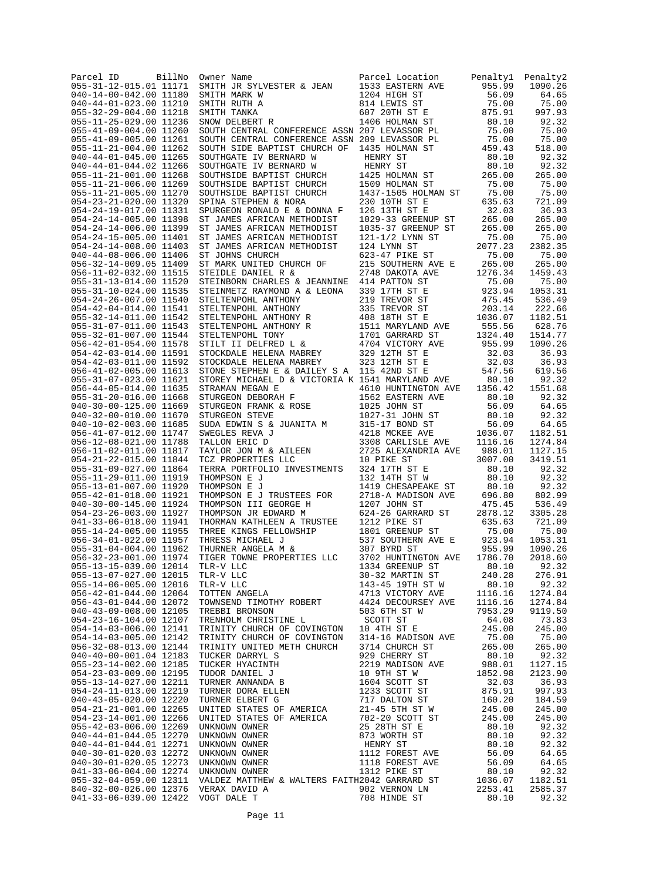| Parcel ID | BillNo | Owner Name | Parcel Location | Penalty1 | Penalty2 |
|---|---|---|---|---|---|
| 055-31-12-015.01 | 11171 | SMITH JR SYLVESTER & JEAN | 1533 EASTERN AVE | 955.99 | 1090.26 |
| 040-14-00-042.00 | 11180 | SMITH MARK W | 1204 HIGH ST | 56.09 | 64.65 |
| 040-44-01-023.00 | 11210 | SMITH RUTH A | 814 LEWIS ST | 75.00 | 75.00 |
| 055-32-29-004.00 | 11218 | SMITH TANKA | 607 20TH ST E | 875.91 | 997.93 |
| 055-11-25-029.00 | 11236 | SNOW DELBERT R | 1406 HOLMAN ST | 80.10 | 92.32 |
| 055-41-09-004.00 | 11260 | SOUTH CENTRAL CONFERENCE ASSN | 207 LEVASSOR PL | 75.00 | 75.00 |
| 055-41-09-005.00 | 11261 | SOUTH CENTRAL CONFERENCE ASSN | 209 LEVASSOR PL | 75.00 | 75.00 |
| 055-11-21-004.00 | 11262 | SOUTH SIDE BAPTIST CHURCH OF | 1435 HOLMAN ST | 459.43 | 518.00 |
| 040-44-01-045.00 | 11265 | SOUTHGATE IV BERNARD W | HENRY ST | 80.10 | 92.32 |
| 040-44-01-044.02 | 11266 | SOUTHGATE IV BERNARD W | HENRY ST | 80.10 | 92.32 |
| 055-11-21-001.00 | 11268 | SOUTHSIDE BAPTIST CHURCH | 1425 HOLMAN ST | 265.00 | 265.00 |
| 055-11-21-006.00 | 11269 | SOUTHSIDE BAPTIST CHURCH | 1509 HOLMAN ST | 75.00 | 75.00 |
| 055-11-21-005.00 | 11270 | SOUTHSIDE BAPTIST CHURCH | 1437-1505 HOLMAN ST | 75.00 | 75.00 |
| 054-23-21-020.00 | 11320 | SPINA STEPHEN & NORA | 230 10TH ST E | 635.63 | 721.09 |
| 054-24-19-017.00 | 11331 | SPURGEON RONALD E & DONNA F | 126 13TH ST E | 32.03 | 36.93 |
| 054-24-14-005.00 | 11398 | ST JAMES AFRICAN METHODIST | 1029-33 GREENUP ST | 265.00 | 265.00 |
| 054-24-14-006.00 | 11399 | ST JAMES AFRICAN METHODIST | 1035-37 GREENUP ST | 265.00 | 265.00 |
| 054-24-15-005.00 | 11401 | ST JAMES AFRICAN METHODIST | 121-1/2 LYNN ST | 75.00 | 75.00 |
| 054-24-14-008.00 | 11403 | ST JAMES AFRICAN METHODIST | 124 LYNN ST | 2077.23 | 2382.35 |
| 040-44-08-006.00 | 11406 | ST JOHNS CHURCH | 623-47 PIKE ST | 75.00 | 75.00 |
| 056-32-14-009.05 | 11409 | ST MARK UNITED CHURCH OF | 215 SOUTHERN AVE E | 265.00 | 265.00 |
| 056-11-02-032.00 | 11515 | STEIDLE DANIEL R & | 2748 DAKOTA AVE | 1276.34 | 1459.43 |
| 055-31-13-014.00 | 11520 | STEINBORN CHARLES & JEANNINE | 414 PATTON ST | 75.00 | 75.00 |
| 055-31-10-024.00 | 11535 | STEINMETZ RAYMOND A & LEONA | 339 17TH ST E | 923.94 | 1053.31 |
| 054-24-26-007.00 | 11540 | STELTENPOHL ANTHONY | 219 TREVOR ST | 475.45 | 536.49 |
| 054-42-04-014.00 | 11541 | STELTENPOHL ANTHONY | 335 TREVOR ST | 203.14 | 222.66 |
| 055-32-14-011.00 | 11542 | STELTENPOHL ANTHONY R | 408 18TH ST E | 1036.07 | 1182.51 |
| 055-31-07-011.00 | 11543 | STELTENPOHL ANTHONY R | 1511 MARYLAND AVE | 555.56 | 628.76 |
| 055-32-01-007.00 | 11544 | STELTENPOHL TONY | 1701 GARRARD ST | 1324.40 | 1514.77 |
| 056-42-01-054.00 | 11578 | STILT II DELFRED L & | 4704 VICTORY AVE | 955.99 | 1090.26 |
| 054-42-03-014.00 | 11591 | STOCKDALE HELENA MABREY | 329 12TH ST E | 32.03 | 36.93 |
| 054-42-03-011.00 | 11592 | STOCKDALE HELENA MABREY | 323 12TH ST E | 32.03 | 36.93 |
| 056-41-02-005.00 | 11613 | STONE STEPHEN E & DAILEY S A | 115 42ND ST E | 547.56 | 619.56 |
| 055-31-07-023.00 | 11621 | STOREY MICHAEL D & VICTORIA K | 1541 MARYLAND AVE | 80.10 | 92.32 |
| 056-44-05-014.00 | 11635 | STRAMAN MEGAN E | 4610 HUNTINGTON AVE | 1356.42 | 1551.68 |
| 055-31-20-016.00 | 11668 | STURGEON DEBORAH F | 1562 EASTERN AVE | 80.10 | 92.32 |
| 040-30-00-125.00 | 11669 | STURGEON FRANK & ROSE | 1025 JOHN ST | 56.09 | 64.65 |
| 040-32-00-010.00 | 11670 | STURGEON STEVE | 1027-31 JOHN ST | 80.10 | 92.32 |
| 040-10-02-003.00 | 11685 | SUDA EDWIN S & JUANITA M | 315-17 BOND ST | 56.09 | 64.65 |
| 056-41-07-012.00 | 11747 | SWEGLES REVA J | 4218 MCKEE AVE | 1036.07 | 1182.51 |
| 056-12-08-021.00 | 11788 | TALLON ERIC D | 3308 CARLISLE AVE | 1116.16 | 1274.84 |
| 056-11-02-011.00 | 11817 | TAYLOR JON M & AILEEN | 2725 ALEXANDRIA AVE | 988.01 | 1127.15 |
| 054-21-22-015.00 | 11844 | TCZ PROPERTIES LLC | 10 PIKE ST | 3007.00 | 3419.51 |
| 055-31-09-027.00 | 11864 | TERRA PORTFOLIO INVESTMENTS | 324 17TH ST E | 80.10 | 92.32 |
| 055-11-29-011.00 | 11919 | THOMPSON E J | 132 14TH ST W | 80.10 | 92.32 |
| 055-13-01-007.00 | 11920 | THOMPSON E J | 1419 CHESAPEAKE ST | 80.10 | 92.32 |
| 055-42-01-018.00 | 11921 | THOMPSON E J TRUSTEES FOR | 2718-A MADISON AVE | 696.80 | 802.99 |
| 040-30-00-145.00 | 11924 | THOMPSON III GEORGE H | 1207 JOHN ST | 475.45 | 536.49 |
| 054-23-26-003.00 | 11927 | THOMPSON JR EDWARD M | 624-26 GARRARD ST | 2878.12 | 3305.28 |
| 041-33-06-018.00 | 11941 | THORMAN KATHLEEN A TRUSTEE | 1212 PIKE ST | 635.63 | 721.09 |
| 055-14-24-005.00 | 11955 | THREE KINGS FELLOWSHIP | 1801 GREENUP ST | 75.00 | 75.00 |
| 056-34-01-022.00 | 11957 | THRESS MICHAEL J | 537 SOUTHERN AVE E | 923.94 | 1053.31 |
| 055-31-04-004.00 | 11962 | THURNER ANGELA M & | 307 BYRD ST | 955.99 | 1090.26 |
| 056-32-23-001.00 | 11974 | TIGER TOWNE PROPERTIES LLC | 3702 HUNTINGTON AVE | 1786.70 | 2018.60 |
| 055-13-15-039.00 | 12014 | TLR-V LLC | 1334 GREENUP ST | 80.10 | 92.32 |
| 055-13-07-027.00 | 12015 | TLR-V LLC | 30-32 MARTIN ST | 240.28 | 276.91 |
| 055-14-06-005.00 | 12016 | TLR-V LLC | 143-45 19TH ST W | 80.10 | 92.32 |
| 056-42-01-044.00 | 12064 | TOTTEN ANGELA | 4713 VICTORY AVE | 1116.16 | 1274.84 |
| 056-43-01-044.00 | 12072 | TOWNSEND TIMOTHY ROBERT | 4424 DECOURSEY AVE | 1116.16 | 1274.84 |
| 040-43-09-008.00 | 12105 | TREBBI BRONSON | 503 6TH ST W | 7953.29 | 9119.50 |
| 054-23-16-104.00 | 12107 | TRENHOLM CHRISTINE L | SCOTT ST | 64.08 | 73.83 |
| 054-14-03-006.00 | 12141 | TRINITY CHURCH OF COVINGTON | 10 4TH ST E | 245.00 | 245.00 |
| 054-14-03-005.00 | 12142 | TRINITY CHURCH OF COVINGTON | 314-16 MADISON AVE | 75.00 | 75.00 |
| 056-32-08-013.00 | 12144 | TRINITY UNITED METH CHURCH | 3714 CHURCH ST | 265.00 | 265.00 |
| 040-40-00-001.04 | 12183 | TUCKER DARRYL S | 929 CHERRY ST | 80.10 | 92.32 |
| 055-23-14-002.00 | 12185 | TUCKER HYACINTH | 2219 MADISON AVE | 988.01 | 1127.15 |
| 054-23-03-009.00 | 12195 | TUDOR DANIEL J | 10 9TH ST W | 1852.98 | 2123.90 |
| 055-13-14-027.00 | 12211 | TURNER ANNANDA B | 1604 SCOTT ST | 32.03 | 36.93 |
| 054-24-11-013.00 | 12219 | TURNER DORA ELLEN | 1233 SCOTT ST | 875.91 | 997.93 |
| 040-43-05-020.00 | 12220 | TURNER ELBERT G | 717 DALTON ST | 160.20 | 184.59 |
| 054-21-21-001.00 | 12265 | UNITED STATES OF AMERICA | 21-45 5TH ST W | 245.00 | 245.00 |
| 054-23-14-001.00 | 12266 | UNITED STATES OF AMERICA | 702-20 SCOTT ST | 245.00 | 245.00 |
| 055-42-03-006.00 | 12269 | UNKNOWN OWNER | 25 28TH ST E | 80.10 | 92.32 |
| 040-44-01-044.05 | 12270 | UNKNOWN OWNER | 873 WORTH ST | 80.10 | 92.32 |
| 040-44-01-044.01 | 12271 | UNKNOWN OWNER | HENRY ST | 80.10 | 92.32 |
| 040-30-01-020.03 | 12272 | UNKNOWN OWNER | 1112 FOREST AVE | 56.09 | 64.65 |
| 040-30-01-020.05 | 12273 | UNKNOWN OWNER | 1118 FOREST AVE | 56.09 | 64.65 |
| 041-33-06-004.00 | 12274 | UNKNOWN OWNER | 1312 PIKE ST | 80.10 | 92.32 |
| 055-32-04-059.00 | 12311 | VALDEZ MATTHEW & WALTERS FAITH | 2042 GARRARD ST | 1036.07 | 1182.51 |
| 840-32-00-026.00 | 12376 | VERAX DAVID A | 902 VERNON LN | 2253.41 | 2585.37 |
| 041-33-06-039.00 | 12422 | VOGT DALE T | 708 HINDE ST | 80.10 | 92.32 |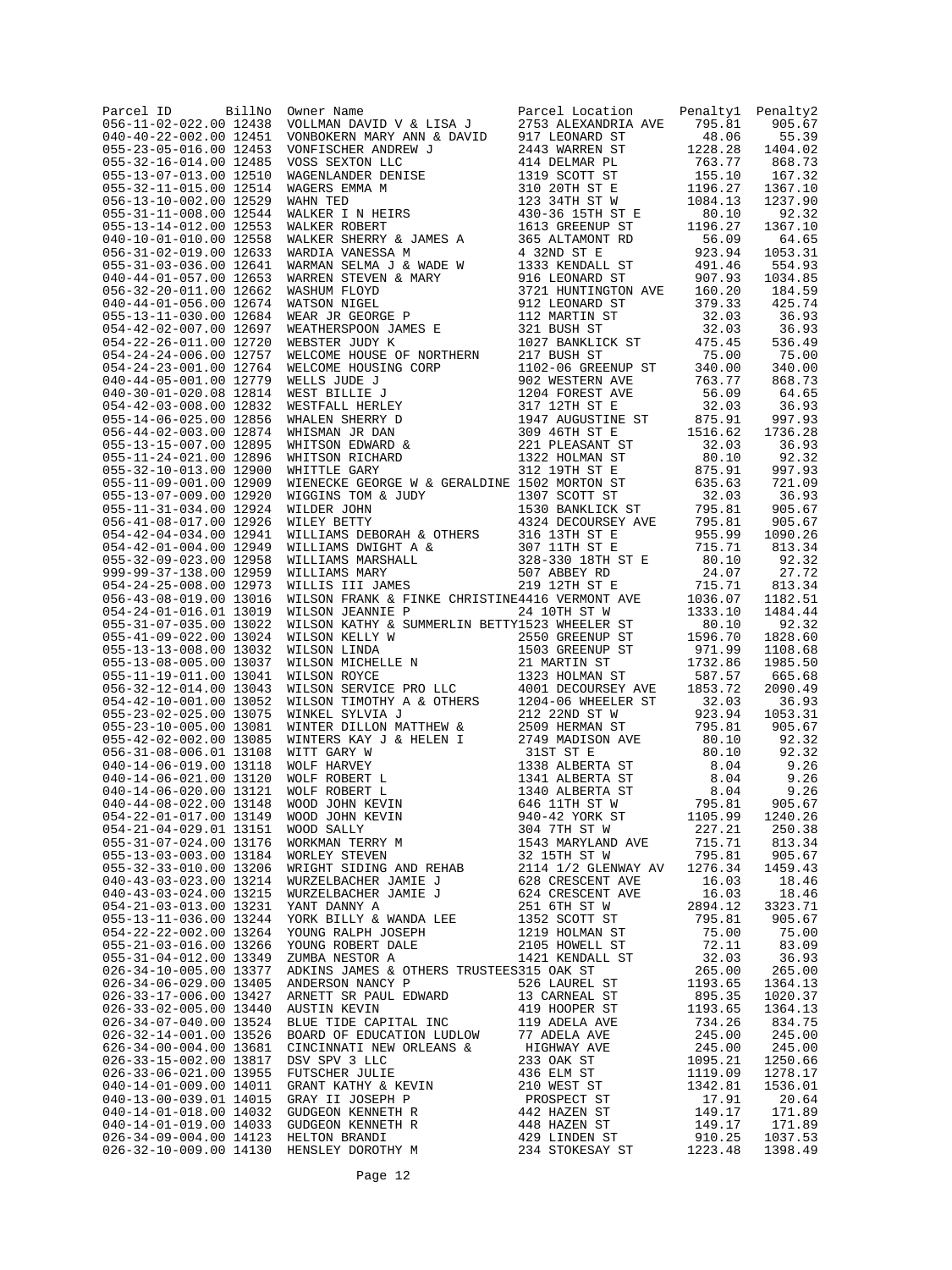| Parcel ID | BillNo | Owner Name | Parcel Location | Penalty1 | Penalty2 |
|---|---|---|---|---|---|
| 056-11-02-022.00 | 12438 | VOLLMAN DAVID V & LISA J | 2753 ALEXANDRIA AVE | 795.81 | 905.67 |
| 040-40-22-002.00 | 12451 | VONBOKERN MARY ANN & DAVID | 917 LEONARD ST | 48.06 | 55.39 |
| 055-23-05-016.00 | 12453 | VONFISCHER ANDREW J | 2443 WARREN ST | 1228.28 | 1404.02 |
| 055-32-16-014.00 | 12485 | VOSS SEXTON LLC | 414 DELMAR PL | 763.77 | 868.73 |
| 055-13-07-013.00 | 12510 | WAGENLANDER DENISE | 1319 SCOTT ST | 155.10 | 167.32 |
| 055-32-11-015.00 | 12514 | WAGERS EMMA M | 310 20TH ST E | 1196.27 | 1367.10 |
| 056-13-10-002.00 | 12529 | WAHN TED | 123 34TH ST W | 1084.13 | 1237.90 |
| 055-31-11-008.00 | 12544 | WALKER I N HEIRS | 430-36 15TH ST E | 80.10 | 92.32 |
| 055-13-14-012.00 | 12553 | WALKER ROBERT | 1613 GREENUP ST | 1196.27 | 1367.10 |
| 040-10-01-010.00 | 12558 | WALKER SHERRY & JAMES A | 365 ALTAMONT RD | 56.09 | 64.65 |
| 056-31-02-019.00 | 12633 | WARDIA VANESSA M | 4 32ND ST E | 923.94 | 1053.31 |
| 055-31-03-036.00 | 12641 | WARMAN SELMA J & WADE W | 1333 KENDALL ST | 491.46 | 554.93 |
| 040-44-01-057.00 | 12653 | WARREN STEVEN & MARY | 916 LEONARD ST | 907.93 | 1034.85 |
| 056-32-20-011.00 | 12662 | WASHUM FLOYD | 3721 HUNTINGTON AVE | 160.20 | 184.59 |
| 040-44-01-056.00 | 12674 | WATSON NIGEL | 912 LEONARD ST | 379.33 | 425.74 |
| 055-13-11-030.00 | 12684 | WEAR JR GEORGE P | 112 MARTIN ST | 32.03 | 36.93 |
| 054-42-02-007.00 | 12697 | WEATHERSPOON JAMES E | 321 BUSH ST | 32.03 | 36.93 |
| 054-22-26-011.00 | 12720 | WEBSTER JUDY K | 1027 BANKLICK ST | 475.45 | 536.49 |
| 054-24-24-006.00 | 12757 | WELCOME HOUSE OF NORTHERN | 217 BUSH ST | 75.00 | 75.00 |
| 054-24-23-001.00 | 12764 | WELCOME HOUSING CORP | 1102-06 GREENUP ST | 340.00 | 340.00 |
| 040-44-05-001.00 | 12779 | WELLS JUDE J | 902 WESTERN AVE | 763.77 | 868.73 |
| 040-30-01-020.08 | 12814 | WEST BILLIE J | 1204 FOREST AVE | 56.09 | 64.65 |
| 054-42-03-008.00 | 12832 | WESTFALL HERLEY | 317 12TH ST E | 32.03 | 36.93 |
| 055-14-06-025.00 | 12856 | WHALEN SHERRY D | 1947 AUGUSTINE ST | 875.91 | 997.93 |
| 056-44-02-003.00 | 12874 | WHISMAN JR DAN | 309 46TH ST E | 1516.62 | 1736.28 |
| 055-13-15-007.00 | 12895 | WHITSON EDWARD & | 221 PLEASANT ST | 32.03 | 36.93 |
| 055-11-24-021.00 | 12896 | WHITSON RICHARD | 1322 HOLMAN ST | 80.10 | 92.32 |
| 055-32-10-013.00 | 12900 | WHITTLE GARY | 312 19TH ST E | 875.91 | 997.93 |
| 055-11-09-001.00 | 12909 | WIENECKE GEORGE W & GERALDINE | 1502 MORTON ST | 635.63 | 721.09 |
| 055-13-07-009.00 | 12920 | WIGGINS TOM & JUDY | 1307 SCOTT ST | 32.03 | 36.93 |
| 055-11-31-034.00 | 12924 | WILDER JOHN | 1530 BANKLICK ST | 795.81 | 905.67 |
| 056-41-08-017.00 | 12926 | WILEY BETTY | 4324 DECOURSEY AVE | 795.81 | 905.67 |
| 054-42-04-034.00 | 12941 | WILLIAMS DEBORAH & OTHERS | 316 13TH ST E | 955.99 | 1090.26 |
| 054-42-01-004.00 | 12949 | WILLIAMS DWIGHT A & | 307 11TH ST E | 715.71 | 813.34 |
| 055-32-09-023.00 | 12958 | WILLIAMS MARSHALL | 328-330 18TH ST E | 80.10 | 92.32 |
| 999-99-37-138.00 | 12959 | WILLIAMS MARY | 507 ABBEY RD | 24.07 | 27.72 |
| 054-24-25-008.00 | 12973 | WILLIS III JAMES | 219 12TH ST E | 715.71 | 813.34 |
| 056-43-08-019.00 | 13016 | WILSON FRANK & FINKE CHRISTINE | 4416 VERMONT AVE | 1036.07 | 1182.51 |
| 054-24-01-016.01 | 13019 | WILSON JEANNIE P | 24 10TH ST W | 1333.10 | 1484.44 |
| 055-31-07-035.00 | 13022 | WILSON KATHY & SUMMERLIN BETTY | 1523 WHEELER ST | 80.10 | 92.32 |
| 055-41-09-022.00 | 13024 | WILSON KELLY W | 2550 GREENUP ST | 1596.70 | 1828.60 |
| 055-13-13-008.00 | 13032 | WILSON LINDA | 1503 GREENUP ST | 971.99 | 1108.68 |
| 055-13-08-005.00 | 13037 | WILSON MICHELLE N | 21 MARTIN ST | 1732.86 | 1985.50 |
| 055-11-19-011.00 | 13041 | WILSON ROYCE | 1323 HOLMAN ST | 587.57 | 665.68 |
| 056-32-12-014.00 | 13043 | WILSON SERVICE PRO LLC | 4001 DECOURSEY AVE | 1853.72 | 2090.49 |
| 054-42-10-001.00 | 13052 | WILSON TIMOTHY A & OTHERS | 1204-06 WHEELER ST | 32.03 | 36.93 |
| 055-23-02-025.00 | 13075 | WINKEL SYLVIA J | 212 22ND ST W | 923.94 | 1053.31 |
| 055-23-10-005.00 | 13081 | WINTER DILLON MATTHEW & | 2509 HERMAN ST | 795.81 | 905.67 |
| 055-42-02-002.00 | 13085 | WINTERS KAY J & HELEN I | 2749 MADISON AVE | 80.10 | 92.32 |
| 056-31-08-006.01 | 13108 | WITT GARY W | 31ST ST E | 80.10 | 92.32 |
| 040-14-06-019.00 | 13118 | WOLF HARVEY | 1338 ALBERTA ST | 8.04 | 9.26 |
| 040-14-06-021.00 | 13120 | WOLF ROBERT L | 1341 ALBERTA ST | 8.04 | 9.26 |
| 040-14-06-020.00 | 13121 | WOLF ROBERT L | 1340 ALBERTA ST | 8.04 | 9.26 |
| 040-44-08-022.00 | 13148 | WOOD JOHN KEVIN | 646 11TH ST W | 795.81 | 905.67 |
| 054-22-01-017.00 | 13149 | WOOD JOHN KEVIN | 940-42 YORK ST | 1105.99 | 1240.26 |
| 054-21-04-029.01 | 13151 | WOOD SALLY | 304 7TH ST W | 227.21 | 250.38 |
| 055-31-07-024.00 | 13176 | WORKMAN TERRY M | 1543 MARYLAND AVE | 715.71 | 813.34 |
| 055-13-03-003.00 | 13184 | WORLEY STEVEN | 32 15TH ST W | 795.81 | 905.67 |
| 055-32-33-010.00 | 13206 | WRIGHT SIDING AND REHAB | 2114 1/2 GLENWAY AV | 1276.34 | 1459.43 |
| 040-43-03-023.00 | 13214 | WURZELBACHER JAMIE J | 628 CRESCENT AVE | 16.03 | 18.46 |
| 040-43-03-024.00 | 13215 | WURZELBACHER JAMIE J | 624 CRESCENT AVE | 16.03 | 18.46 |
| 054-21-03-013.00 | 13231 | YANT DANNY A | 251 6TH ST W | 2894.12 | 3323.71 |
| 055-13-11-036.00 | 13244 | YORK BILLY & WANDA LEE | 1352 SCOTT ST | 795.81 | 905.67 |
| 054-22-22-002.00 | 13264 | YOUNG RALPH JOSEPH | 1219 HOLMAN ST | 75.00 | 75.00 |
| 055-21-03-016.00 | 13266 | YOUNG ROBERT DALE | 2105 HOWELL ST | 72.11 | 83.09 |
| 055-31-04-012.00 | 13349 | ZUMBA NESTOR A | 1421 KENDALL ST | 32.03 | 36.93 |
| 026-34-10-005.00 | 13377 | ADKINS JAMES & OTHERS TRUSTEES | 315 OAK ST | 265.00 | 265.00 |
| 026-34-06-029.00 | 13405 | ANDERSON NANCY P | 526 LAUREL ST | 1193.65 | 1364.13 |
| 026-33-17-006.00 | 13427 | ARNETT SR PAUL EDWARD | 13 CARNEAL ST | 895.35 | 1020.37 |
| 026-33-02-005.00 | 13440 | AUSTIN KEVIN | 419 HOOPER ST | 1193.65 | 1364.13 |
| 026-34-07-040.00 | 13524 | BLUE TIDE CAPITAL INC | 119 ADELA AVE | 734.26 | 834.75 |
| 026-32-14-001.00 | 13526 | BOARD OF EDUCATION LUDLOW | 77 ADELA AVE | 245.00 | 245.00 |
| 626-34-00-004.00 | 13681 | CINCINNATI NEW ORLEANS & | HIGHWAY AVE | 245.00 | 245.00 |
| 026-33-15-002.00 | 13817 | DSV SPV 3 LLC | 233 OAK ST | 1095.21 | 1250.66 |
| 026-33-06-021.00 | 13955 | FUTSCHER JULIE | 436 ELM ST | 1119.09 | 1278.17 |
| 040-14-01-009.00 | 14011 | GRANT KATHY & KEVIN | 210 WEST ST | 1342.81 | 1536.01 |
| 040-13-00-039.01 | 14015 | GRAY II JOSEPH P | PROSPECT ST | 17.91 | 20.64 |
| 040-14-01-018.00 | 14032 | GUDGEON KENNETH R | 442 HAZEN ST | 149.17 | 171.89 |
| 040-14-01-019.00 | 14033 | GUDGEON KENNETH R | 448 HAZEN ST | 149.17 | 171.89 |
| 026-34-09-004.00 | 14123 | HELTON BRANDI | 429 LINDEN ST | 910.25 | 1037.53 |
| 026-32-10-009.00 | 14130 | HENSLEY DOROTHY M | 234 STOKESAY ST | 1223.48 | 1398.49 |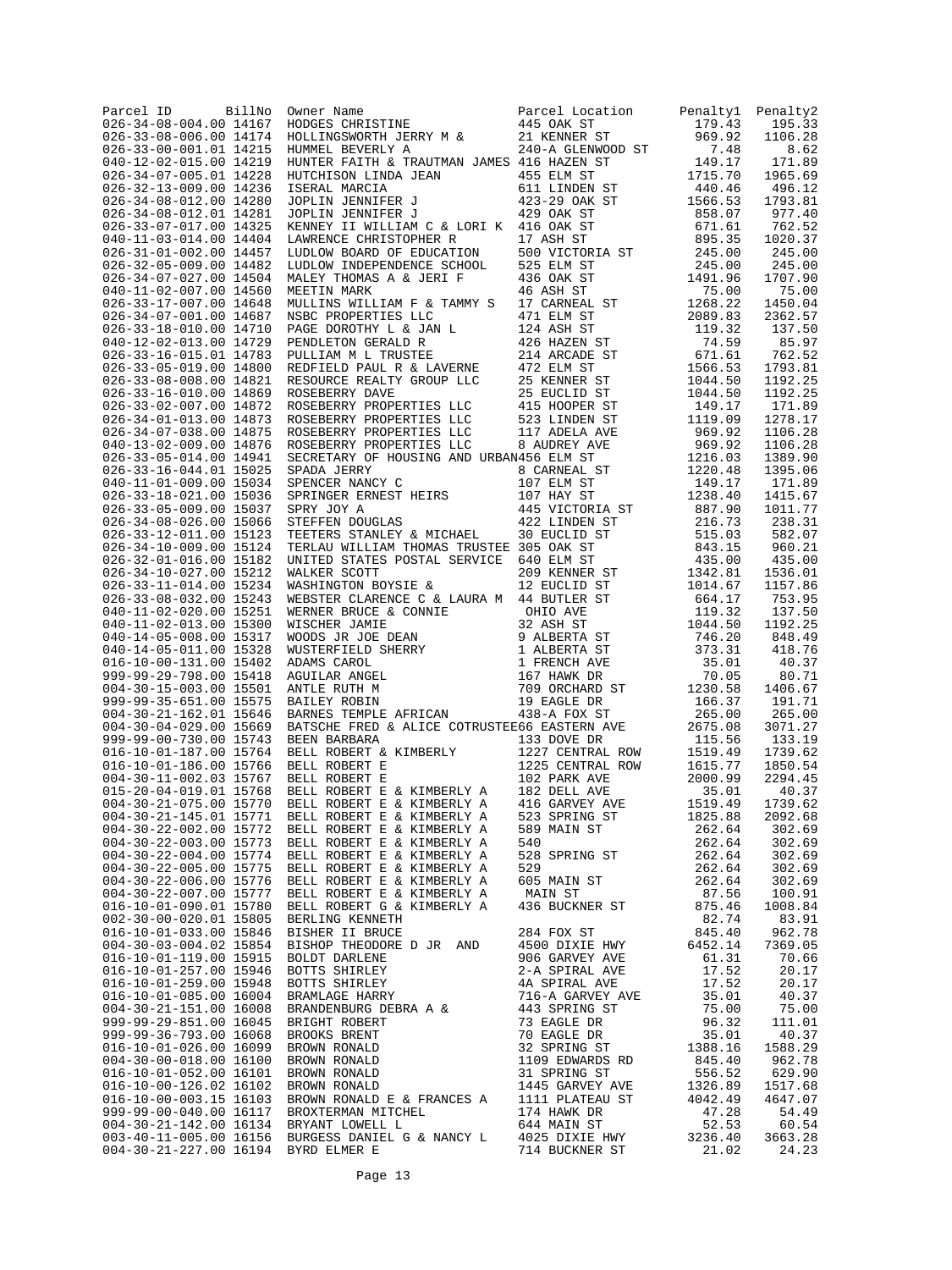| Parcel ID | BillNo | Owner Name | Parcel Location | Penalty1 | Penalty2 |
|---|---|---|---|---|---|
| 026-34-08-004.00 | 14167 | HODGES CHRISTINE | 445 OAK ST | 179.43 | 195.33 |
| 026-33-08-006.00 | 14174 | HOLLINGSWORTH JERRY M & | 21 KENNER ST | 969.92 | 1106.28 |
| 026-33-00-001.01 | 14215 | HUMMEL BEVERLY A | 240-A GLENWOOD ST | 7.48 | 8.62 |
| 040-12-02-015.00 | 14219 | HUNTER FAITH & TRAUTMAN JAMES | 416 HAZEN ST | 149.17 | 171.89 |
| 026-34-07-005.01 | 14228 | HUTCHISON LINDA JEAN | 455 ELM ST | 1715.70 | 1965.69 |
| 026-32-13-009.00 | 14236 | ISERAL MARCIA | 611 LINDEN ST | 440.46 | 496.12 |
| 026-34-08-012.00 | 14280 | JOPLIN JENNIFER J | 423-29 OAK ST | 1566.53 | 1793.81 |
| 026-34-08-012.01 | 14281 | JOPLIN JENNIFER J | 429 OAK ST | 858.07 | 977.40 |
| 026-33-07-017.00 | 14325 | KENNEY II WILLIAM C & LORI K | 416 OAK ST | 671.61 | 762.52 |
| 040-11-03-014.00 | 14404 | LAWRENCE CHRISTOPHER R | 17 ASH ST | 895.35 | 1020.37 |
| 026-31-01-002.00 | 14457 | LUDLOW BOARD OF EDUCATION | 500 VICTORIA ST | 245.00 | 245.00 |
| 026-32-05-009.00 | 14482 | LUDLOW INDEPENDENCE SCHOOL | 525 ELM ST | 245.00 | 245.00 |
| 026-34-07-027.00 | 14504 | MALEY THOMAS A & JERI F | 436 OAK ST | 1491.96 | 1707.90 |
| 040-11-02-007.00 | 14560 | MEETIN MARK | 46 ASH ST | 75.00 | 75.00 |
| 026-33-17-007.00 | 14648 | MULLINS WILLIAM F & TAMMY S | 17 CARNEAL ST | 1268.22 | 1450.04 |
| 026-34-07-001.00 | 14687 | NSBC PROPERTIES LLC | 471 ELM ST | 2089.83 | 2362.57 |
| 026-33-18-010.00 | 14710 | PAGE DOROTHY L & JAN L | 124 ASH ST | 119.32 | 137.50 |
| 040-12-02-013.00 | 14729 | PENDLETON GERALD R | 426 HAZEN ST | 74.59 | 85.97 |
| 026-33-16-015.01 | 14783 | PULLIAM M L TRUSTEE | 214 ARCADE ST | 671.61 | 762.52 |
| 026-33-05-019.00 | 14800 | REDFIELD PAUL R & LAVERNE | 472 ELM ST | 1566.53 | 1793.81 |
| 026-33-08-008.00 | 14821 | RESOURCE REALTY GROUP LLC | 25 KENNER ST | 1044.50 | 1192.25 |
| 026-33-16-010.00 | 14869 | ROSEBERRY DAVE | 25 EUCLID ST | 1044.50 | 1192.25 |
| 026-33-02-007.00 | 14872 | ROSEBERRY PROPERTIES LLC | 415 HOOPER ST | 149.17 | 171.89 |
| 026-34-01-013.00 | 14873 | ROSEBERRY PROPERTIES LLC | 523 LINDEN ST | 1119.09 | 1278.17 |
| 026-34-07-038.00 | 14875 | ROSEBERRY PROPERTIES LLC | 117 ADELA AVE | 969.92 | 1106.28 |
| 040-13-02-009.00 | 14876 | ROSEBERRY PROPERTIES LLC | 8 AUDREY AVE | 969.92 | 1106.28 |
| 026-33-05-014.00 | 14941 | SECRETARY OF HOUSING AND URBAN | 456 ELM ST | 1216.03 | 1389.90 |
| 026-33-16-044.01 | 15025 | SPADA JERRY | 8 CARNEAL ST | 1220.48 | 1395.06 |
| 040-11-01-009.00 | 15034 | SPENCER NANCY C | 107 ELM ST | 149.17 | 171.89 |
| 026-33-18-021.00 | 15036 | SPRINGER ERNEST HEIRS | 107 HAY ST | 1238.40 | 1415.67 |
| 026-33-05-009.00 | 15037 | SPRY JOY A | 445 VICTORIA ST | 887.90 | 1011.77 |
| 026-34-08-026.00 | 15066 | STEFFEN DOUGLAS | 422 LINDEN ST | 216.73 | 238.31 |
| 026-33-12-011.00 | 15123 | TEETERS STANLEY & MICHAEL | 30 EUCLID ST | 515.03 | 582.07 |
| 026-34-10-009.00 | 15124 | TERLAU WILLIAM THOMAS TRUSTEE | 305 OAK ST | 843.15 | 960.21 |
| 026-32-01-016.00 | 15182 | UNITED STATES POSTAL SERVICE | 640 ELM ST | 435.00 | 435.00 |
| 026-34-10-027.00 | 15212 | WALKER SCOTT | 209 KENNER ST | 1342.81 | 1536.01 |
| 026-33-11-014.00 | 15234 | WASHINGTON BOYSIE & | 12 EUCLID ST | 1014.67 | 1157.86 |
| 026-33-08-032.00 | 15243 | WEBSTER CLARENCE C & LAURA M | 44 BUTLER ST | 664.17 | 753.95 |
| 040-11-02-020.00 | 15251 | WERNER BRUCE & CONNIE | OHIO AVE | 119.32 | 137.50 |
| 040-11-02-013.00 | 15300 | WISCHER JAMIE | 32 ASH ST | 1044.50 | 1192.25 |
| 040-14-05-008.00 | 15317 | WOODS JR JOE DEAN | 9 ALBERTA ST | 746.20 | 848.49 |
| 040-14-05-011.00 | 15328 | WUSTERFIELD SHERRY | 1 ALBERTA ST | 373.31 | 418.76 |
| 016-10-00-131.00 | 15402 | ADAMS CAROL | 1 FRENCH AVE | 35.01 | 40.37 |
| 999-99-29-798.00 | 15418 | AGUILAR ANGEL | 167 HAWK DR | 70.05 | 80.71 |
| 004-30-15-003.00 | 15501 | ANTLE RUTH M | 709 ORCHARD ST | 1230.58 | 1406.67 |
| 999-99-35-651.00 | 15575 | BAILEY ROBIN | 19 EAGLE DR | 166.37 | 191.71 |
| 004-30-21-162.01 | 15646 | BARNES TEMPLE AFRICAN | 438-A FOX ST | 265.00 | 265.00 |
| 004-30-04-029.00 | 15669 | BATSCHE FRED & ALICE COTRUSTEE | 66 EASTERN AVE | 2675.08 | 3071.27 |
| 999-99-00-730.00 | 15743 | BEEN BARBARA | 133 DOVE DR | 115.56 | 133.19 |
| 016-10-01-187.00 | 15764 | BELL ROBERT & KIMBERLY | 1227 CENTRAL ROW | 1519.49 | 1739.62 |
| 016-10-01-186.00 | 15766 | BELL ROBERT E | 1225 CENTRAL ROW | 1615.77 | 1850.54 |
| 004-30-11-002.03 | 15767 | BELL ROBERT E | 102 PARK AVE | 2000.99 | 2294.45 |
| 015-20-04-019.01 | 15768 | BELL ROBERT E & KIMBERLY A | 182 DELL AVE | 35.01 | 40.37 |
| 004-30-21-075.00 | 15770 | BELL ROBERT E & KIMBERLY A | 416 GARVEY AVE | 1519.49 | 1739.62 |
| 004-30-21-145.01 | 15771 | BELL ROBERT E & KIMBERLY A | 523 SPRING ST | 1825.88 | 2092.68 |
| 004-30-22-002.00 | 15772 | BELL ROBERT E & KIMBERLY A | 589 MAIN ST | 262.64 | 302.69 |
| 004-30-22-003.00 | 15773 | BELL ROBERT E & KIMBERLY A | 540 | 262.64 | 302.69 |
| 004-30-22-004.00 | 15774 | BELL ROBERT E & KIMBERLY A | 528 SPRING ST | 262.64 | 302.69 |
| 004-30-22-005.00 | 15775 | BELL ROBERT E & KIMBERLY A | 529 | 262.64 | 302.69 |
| 004-30-22-006.00 | 15776 | BELL ROBERT E & KIMBERLY A | 605 MAIN ST | 262.64 | 302.69 |
| 004-30-22-007.00 | 15777 | BELL ROBERT E & KIMBERLY A | MAIN ST | 87.56 | 100.91 |
| 016-10-01-090.01 | 15780 | BELL ROBERT G & KIMBERLY A | 436 BUCKNER ST | 875.46 | 1008.84 |
| 002-30-00-020.01 | 15805 | BERLING KENNETH | | 82.74 | 83.91 |
| 016-10-01-033.00 | 15846 | BISHER II BRUCE | 284 FOX ST | 845.40 | 962.78 |
| 004-30-03-004.02 | 15854 | BISHOP THEODORE D JR AND | 4500 DIXIE HWY | 6452.14 | 7369.05 |
| 016-10-01-119.00 | 15915 | BOLDT DARLENE | 906 GARVEY AVE | 61.31 | 70.66 |
| 016-10-01-257.00 | 15946 | BOTTS SHIRLEY | 2-A SPIRAL AVE | 17.52 | 20.17 |
| 016-10-01-259.00 | 15948 | BOTTS SHIRLEY | 4A SPIRAL AVE | 17.52 | 20.17 |
| 016-10-01-085.00 | 16004 | BRAMLAGE HARRY | 716-A GARVEY AVE | 35.01 | 40.37 |
| 004-30-21-151.00 | 16008 | BRANDENBURG DEBRA A & | 443 SPRING ST | 75.00 | 75.00 |
| 999-99-29-851.00 | 16045 | BRIGHT ROBERT | 73 EAGLE DR | 96.32 | 111.01 |
| 999-99-36-793.00 | 16068 | BROOKS BRENT | 70 EAGLE DR | 35.01 | 40.37 |
| 016-10-01-026.00 | 16099 | BROWN RONALD | 32 SPRING ST | 1388.16 | 1588.29 |
| 004-30-00-018.00 | 16100 | BROWN RONALD | 1109 EDWARDS RD | 845.40 | 962.78 |
| 016-10-01-052.00 | 16101 | BROWN RONALD | 31 SPRING ST | 556.52 | 629.90 |
| 016-10-00-126.02 | 16102 | BROWN RONALD | 1445 GARVEY AVE | 1326.89 | 1517.68 |
| 016-10-00-003.15 | 16103 | BROWN RONALD E & FRANCES A | 1111 PLATEAU ST | 4042.49 | 4647.07 |
| 999-99-00-040.00 | 16117 | BROXTERMAN MITCHEL | 174 HAWK DR | 47.28 | 54.49 |
| 004-30-21-142.00 | 16134 | BRYANT LOWELL L | 644 MAIN ST | 52.53 | 60.54 |
| 003-40-11-005.00 | 16156 | BURGESS DANIEL G & NANCY L | 4025 DIXIE HWY | 3236.40 | 3663.28 |
| 004-30-21-227.00 | 16194 | BYRD ELMER E | 714 BUCKNER ST | 21.02 | 24.23 |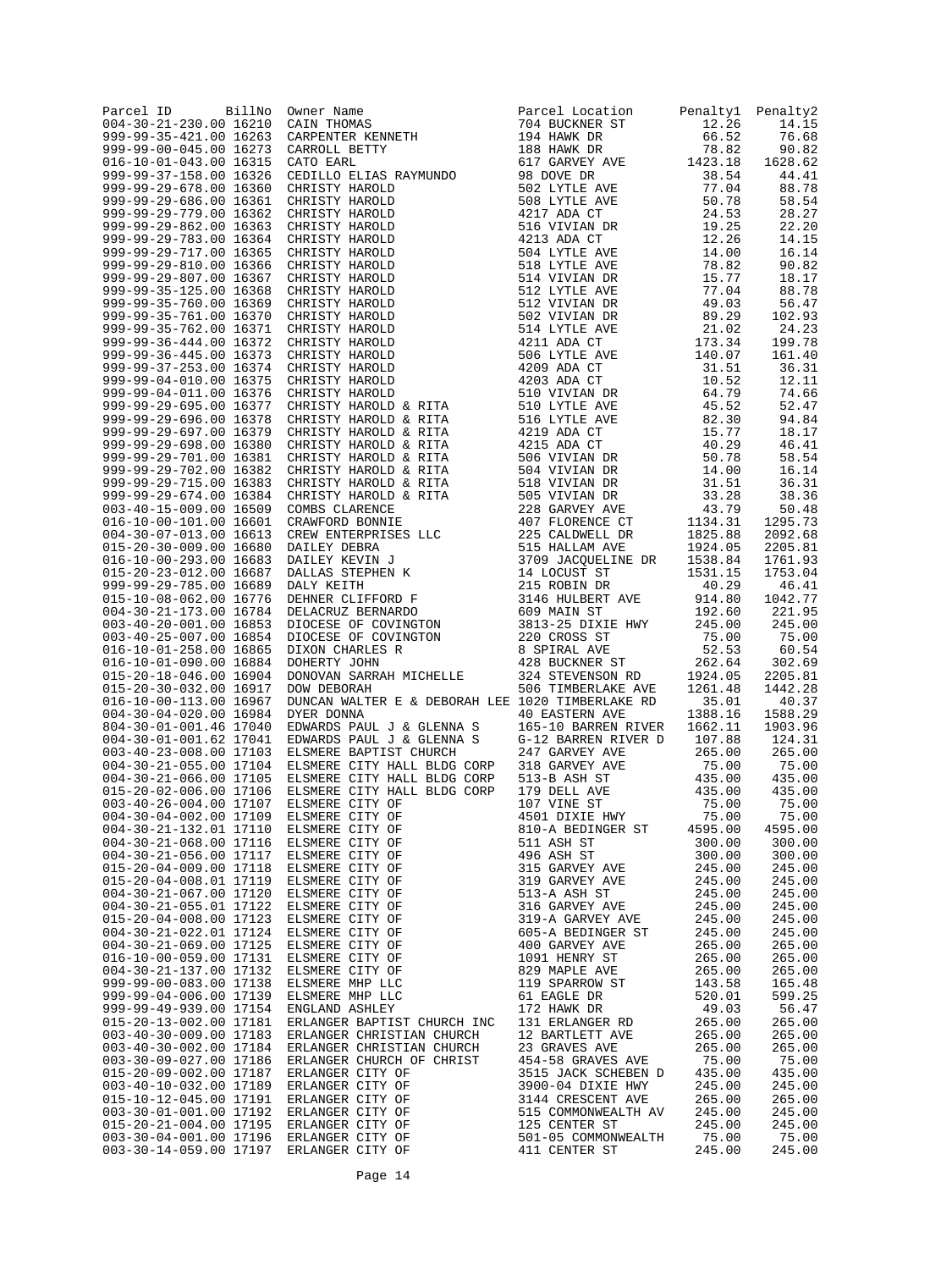| Parcel ID | BillNo | Owner Name | Parcel Location | Penalty1 | Penalty2 |
|---|---|---|---|---|---|
| 004-30-21-230.00 | 16210 | CAIN THOMAS | 704 BUCKNER ST | 12.26 | 14.15 |
| 999-99-35-421.00 | 16263 | CARPENTER KENNETH | 194 HAWK DR | 66.52 | 76.68 |
| 999-99-00-045.00 | 16273 | CARROLL BETTY | 188 HAWK DR | 78.82 | 90.82 |
| 016-10-01-043.00 | 16315 | CATO EARL | 617 GARVEY AVE | 1423.18 | 1628.62 |
| 999-99-37-158.00 | 16326 | CEDILLO ELIAS RAYMUNDO | 98 DOVE DR | 38.54 | 44.41 |
| 999-99-29-678.00 | 16360 | CHRISTY HAROLD | 502 LYTLE AVE | 77.04 | 88.78 |
| 999-99-29-686.00 | 16361 | CHRISTY HAROLD | 508 LYTLE AVE | 50.78 | 58.54 |
| 999-99-29-779.00 | 16362 | CHRISTY HAROLD | 4217 ADA CT | 24.53 | 28.27 |
| 999-99-29-862.00 | 16363 | CHRISTY HAROLD | 516 VIVIAN DR | 19.25 | 22.20 |
| 999-99-29-783.00 | 16364 | CHRISTY HAROLD | 4213 ADA CT | 12.26 | 14.15 |
| 999-99-29-717.00 | 16365 | CHRISTY HAROLD | 504 LYTLE AVE | 14.00 | 16.14 |
| 999-99-29-810.00 | 16366 | CHRISTY HAROLD | 518 LYTLE AVE | 78.82 | 90.82 |
| 999-99-29-807.00 | 16367 | CHRISTY HAROLD | 514 VIVIAN DR | 15.77 | 18.17 |
| 999-99-35-125.00 | 16368 | CHRISTY HAROLD | 512 LYTLE AVE | 77.04 | 88.78 |
| 999-99-35-760.00 | 16369 | CHRISTY HAROLD | 512 VIVIAN DR | 49.03 | 56.47 |
| 999-99-35-761.00 | 16370 | CHRISTY HAROLD | 502 VIVIAN DR | 89.29 | 102.93 |
| 999-99-35-762.00 | 16371 | CHRISTY HAROLD | 514 LYTLE AVE | 21.02 | 24.23 |
| 999-99-36-444.00 | 16372 | CHRISTY HAROLD | 4211 ADA CT | 173.34 | 199.78 |
| 999-99-36-445.00 | 16373 | CHRISTY HAROLD | 506 LYTLE AVE | 140.07 | 161.40 |
| 999-99-37-253.00 | 16374 | CHRISTY HAROLD | 4209 ADA CT | 31.51 | 36.31 |
| 999-99-04-010.00 | 16375 | CHRISTY HAROLD | 4203 ADA CT | 10.52 | 12.11 |
| 999-99-04-011.00 | 16376 | CHRISTY HAROLD | 510 VIVIAN DR | 64.79 | 74.66 |
| 999-99-29-695.00 | 16377 | CHRISTY HAROLD & RITA | 510 LYTLE AVE | 45.52 | 52.47 |
| 999-99-29-696.00 | 16378 | CHRISTY HAROLD & RITA | 516 LYTLE AVE | 82.30 | 94.84 |
| 999-99-29-697.00 | 16379 | CHRISTY HAROLD & RITA | 4219 ADA CT | 15.77 | 18.17 |
| 999-99-29-698.00 | 16380 | CHRISTY HAROLD & RITA | 4215 ADA CT | 40.29 | 46.41 |
| 999-99-29-701.00 | 16381 | CHRISTY HAROLD & RITA | 506 VIVIAN DR | 50.78 | 58.54 |
| 999-99-29-702.00 | 16382 | CHRISTY HAROLD & RITA | 504 VIVIAN DR | 14.00 | 16.14 |
| 999-99-29-715.00 | 16383 | CHRISTY HAROLD & RITA | 518 VIVIAN DR | 31.51 | 36.31 |
| 999-99-29-674.00 | 16384 | CHRISTY HAROLD & RITA | 505 VIVIAN DR | 33.28 | 38.36 |
| 003-40-15-009.00 | 16509 | COMBS CLARENCE | 228 GARVEY AVE | 43.79 | 50.48 |
| 016-10-00-101.00 | 16601 | CRAWFORD BONNIE | 407 FLORENCE CT | 1134.31 | 1295.73 |
| 004-30-07-013.00 | 16613 | CREW ENTERPRISES LLC | 225 CALDWELL DR | 1825.88 | 2092.68 |
| 015-20-30-009.00 | 16680 | DAILEY DEBRA | 515 HALLAM AVE | 1924.05 | 2205.81 |
| 016-10-00-293.00 | 16683 | DAILEY KEVIN J | 3709 JACQUELINE DR | 1538.84 | 1761.93 |
| 015-20-23-012.00 | 16687 | DALLAS STEPHEN K | 14 LOCUST ST | 1531.15 | 1753.04 |
| 999-99-29-785.00 | 16689 | DALY KEITH | 215 ROBIN DR | 40.29 | 46.41 |
| 015-10-08-062.00 | 16776 | DEHNER CLIFFORD F | 3146 HULBERT AVE | 914.80 | 1042.77 |
| 004-30-21-173.00 | 16784 | DELACRUZ BERNARDO | 609 MAIN ST | 192.60 | 221.95 |
| 003-40-20-001.00 | 16853 | DIOCESE OF COVINGTON | 3813-25 DIXIE HWY | 245.00 | 245.00 |
| 003-40-25-007.00 | 16854 | DIOCESE OF COVINGTON | 220 CROSS ST | 75.00 | 75.00 |
| 016-10-01-258.00 | 16865 | DIXON CHARLES R | 8 SPIRAL AVE | 52.53 | 60.54 |
| 016-10-01-090.00 | 16884 | DOHERTY JOHN | 428 BUCKNER ST | 262.64 | 302.69 |
| 015-20-18-046.00 | 16904 | DONOVAN SARRAH MICHELLE | 324 STEVENSON RD | 1924.05 | 2205.81 |
| 015-20-30-032.00 | 16917 | DOW DEBORAH | 506 TIMBERLAKE AVE | 1261.48 | 1442.28 |
| 016-10-00-113.00 | 16967 | DUNCAN WALTER E & DEBORAH LEE | 1020 TIMBERLAKE RD | 35.01 | 40.37 |
| 004-30-04-020.00 | 16984 | DYER DONNA | 40 EASTERN AVE | 1388.16 | 1588.29 |
| 804-30-01-001.46 | 17040 | EDWARDS PAUL J & GLENNA S | 165-10 BARREN RIVER | 1662.11 | 1903.96 |
| 004-30-01-001.62 | 17041 | EDWARDS PAUL J & GLENNA S | G-12 BARREN RIVER D | 107.88 | 124.31 |
| 003-40-23-008.00 | 17103 | ELSMERE BAPTIST CHURCH | 247 GARVEY AVE | 265.00 | 265.00 |
| 004-30-21-055.00 | 17104 | ELSMERE CITY HALL BLDG CORP | 318 GARVEY AVE | 75.00 | 75.00 |
| 004-30-21-066.00 | 17105 | ELSMERE CITY HALL BLDG CORP | 513-B ASH ST | 435.00 | 435.00 |
| 015-20-02-006.00 | 17106 | ELSMERE CITY HALL BLDG CORP | 179 DELL AVE | 435.00 | 435.00 |
| 003-40-26-004.00 | 17107 | ELSMERE CITY OF | 107 VINE ST | 75.00 | 75.00 |
| 004-30-04-002.00 | 17109 | ELSMERE CITY OF | 4501 DIXIE HWY | 75.00 | 75.00 |
| 004-30-21-132.01 | 17110 | ELSMERE CITY OF | 810-A BEDINGER ST | 4595.00 | 4595.00 |
| 004-30-21-068.00 | 17116 | ELSMERE CITY OF | 511 ASH ST | 300.00 | 300.00 |
| 004-30-21-056.00 | 17117 | ELSMERE CITY OF | 496 ASH ST | 300.00 | 300.00 |
| 015-20-04-009.00 | 17118 | ELSMERE CITY OF | 315 GARVEY AVE | 245.00 | 245.00 |
| 015-20-04-008.01 | 17119 | ELSMERE CITY OF | 319 GARVEY AVE | 245.00 | 245.00 |
| 004-30-21-067.00 | 17120 | ELSMERE CITY OF | 513-A ASH ST | 245.00 | 245.00 |
| 004-30-21-055.01 | 17122 | ELSMERE CITY OF | 316 GARVEY AVE | 245.00 | 245.00 |
| 015-20-04-008.00 | 17123 | ELSMERE CITY OF | 319-A GARVEY AVE | 245.00 | 245.00 |
| 004-30-21-022.01 | 17124 | ELSMERE CITY OF | 605-A BEDINGER ST | 245.00 | 245.00 |
| 004-30-21-069.00 | 17125 | ELSMERE CITY OF | 400 GARVEY AVE | 265.00 | 265.00 |
| 016-10-00-059.00 | 17131 | ELSMERE CITY OF | 1091 HENRY ST | 265.00 | 265.00 |
| 004-30-21-137.00 | 17132 | ELSMERE CITY OF | 829 MAPLE AVE | 265.00 | 265.00 |
| 999-99-00-083.00 | 17138 | ELSMERE MHP LLC | 119 SPARROW ST | 143.58 | 165.48 |
| 999-99-04-006.00 | 17139 | ELSMERE MHP LLC | 61 EAGLE DR | 520.01 | 599.25 |
| 999-99-49-939.00 | 17154 | ENGLAND ASHLEY | 172 HAWK DR | 49.03 | 56.47 |
| 015-20-13-002.00 | 17181 | ERLANGER BAPTIST CHURCH INC | 131 ERLANGER RD | 265.00 | 265.00 |
| 003-40-30-009.00 | 17183 | ERLANGER CHRISTIAN CHURCH | 12 BARTLETT AVE | 265.00 | 265.00 |
| 003-40-30-002.00 | 17184 | ERLANGER CHRISTIAN CHURCH | 23 GRAVES AVE | 265.00 | 265.00 |
| 003-30-09-027.00 | 17186 | ERLANGER CHURCH OF CHRIST | 454-58 GRAVES AVE | 75.00 | 75.00 |
| 015-20-09-002.00 | 17187 | ERLANGER CITY OF | 3515 JACK SCHEBEN D | 435.00 | 435.00 |
| 003-40-10-032.00 | 17189 | ERLANGER CITY OF | 3900-04 DIXIE HWY | 245.00 | 245.00 |
| 015-10-12-045.00 | 17191 | ERLANGER CITY OF | 3144 CRESCENT AVE | 265.00 | 265.00 |
| 003-30-01-001.00 | 17192 | ERLANGER CITY OF | 515 COMMONWEALTH AV | 245.00 | 245.00 |
| 015-20-21-004.00 | 17195 | ERLANGER CITY OF | 125 CENTER ST | 245.00 | 245.00 |
| 003-30-04-001.00 | 17196 | ERLANGER CITY OF | 501-05 COMMONWEALTH | 75.00 | 75.00 |
| 003-30-14-059.00 | 17197 | ERLANGER CITY OF | 411 CENTER ST | 245.00 | 245.00 |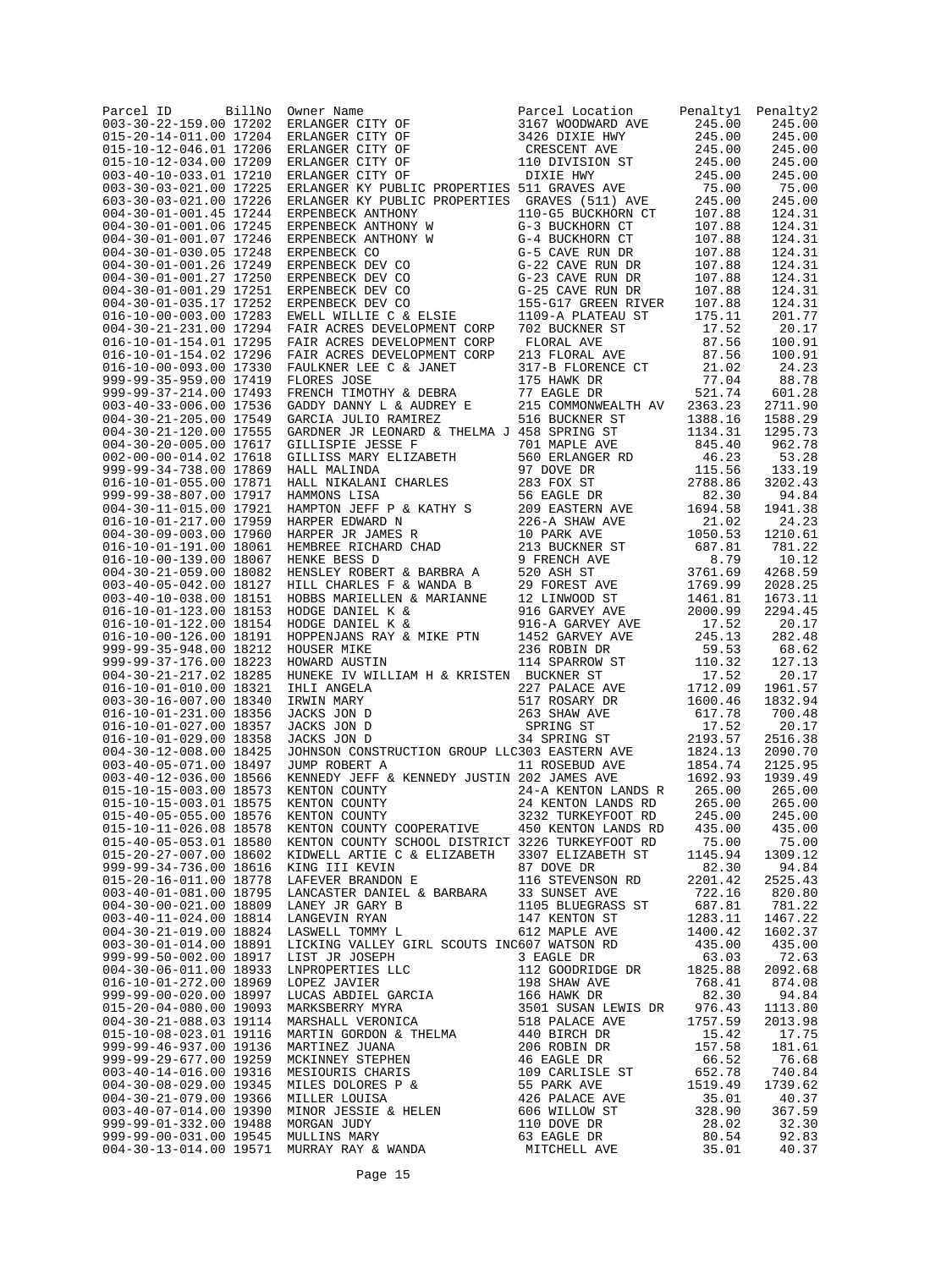| Parcel ID | BillNo | Owner Name | Parcel Location | Penalty1 | Penalty2 |
|---|---|---|---|---|---|
| 003-30-22-159.00 | 17202 | ERLANGER CITY OF | 3167 WOODWARD AVE | 245.00 | 245.00 |
| 015-20-14-011.00 | 17204 | ERLANGER CITY OF | 3426 DIXIE HWY | 245.00 | 245.00 |
| 015-10-12-046.01 | 17206 | ERLANGER CITY OF | CRESCENT AVE | 245.00 | 245.00 |
| 015-10-12-034.00 | 17209 | ERLANGER CITY OF | 110 DIVISION ST | 245.00 | 245.00 |
| 003-40-10-033.01 | 17210 | ERLANGER CITY OF | DIXIE HWY | 245.00 | 245.00 |
| 003-30-03-021.00 | 17225 | ERLANGER KY PUBLIC PROPERTIES | 511 GRAVES AVE | 75.00 | 75.00 |
| 603-30-03-021.00 | 17226 | ERLANGER KY PUBLIC PROPERTIES | GRAVES (511) AVE | 245.00 | 245.00 |
| 004-30-01-001.45 | 17244 | ERPENBECK ANTHONY | 110-G5 BUCKHORN CT | 107.88 | 124.31 |
| 004-30-01-001.06 | 17245 | ERPENBECK ANTHONY W | G-3 BUCKHORN CT | 107.88 | 124.31 |
| 004-30-01-001.07 | 17246 | ERPENBECK ANTHONY W | G-4 BUCKHORN CT | 107.88 | 124.31 |
| 004-30-01-030.05 | 17248 | ERPENBECK CO | G-5 CAVE RUN DR | 107.88 | 124.31 |
| 004-30-01-001.26 | 17249 | ERPENBECK DEV CO | G-22 CAVE RUN DR | 107.88 | 124.31 |
| 004-30-01-001.27 | 17250 | ERPENBECK DEV CO | G-23 CAVE RUN DR | 107.88 | 124.31 |
| 004-30-01-001.29 | 17251 | ERPENBECK DEV CO | G-25 CAVE RUN DR | 107.88 | 124.31 |
| 004-30-01-035.17 | 17252 | ERPENBECK DEV CO | 155-G17 GREEN RIVER | 107.88 | 124.31 |
| 016-10-00-003.00 | 17283 | EWELL WILLIE C & ELSIE | 1109-A PLATEAU ST | 175.11 | 201.77 |
| 004-30-21-231.00 | 17294 | FAIR ACRES DEVELOPMENT CORP | 702 BUCKNER ST | 17.52 | 20.17 |
| 016-10-01-154.01 | 17295 | FAIR ACRES DEVELOPMENT CORP | FLORAL AVE | 87.56 | 100.91 |
| 016-10-01-154.02 | 17296 | FAIR ACRES DEVELOPMENT CORP | 213 FLORAL AVE | 87.56 | 100.91 |
| 016-10-00-093.00 | 17330 | FAULKNER LEE C & JANET | 317-B FLORENCE CT | 21.02 | 24.23 |
| 999-99-35-959.00 | 17419 | FLORES JOSE | 175 HAWK DR | 77.04 | 88.78 |
| 999-99-37-214.00 | 17493 | FRENCH TIMOTHY & DEBRA | 77 EAGLE DR | 521.74 | 601.28 |
| 003-40-33-006.00 | 17536 | GADDY DANNY L & AUDREY E | 215 COMMONWEALTH AV | 2363.23 | 2711.90 |
| 004-30-21-205.00 | 17549 | GARCIA JULIO RAMIREZ | 516 BUCKNER ST | 1388.16 | 1588.29 |
| 004-30-21-120.00 | 17555 | GARDNER JR LEONARD & THELMA J | 458 SPRING ST | 1134.31 | 1295.73 |
| 004-30-20-005.00 | 17617 | GILLISPIE JESSE F | 701 MAPLE AVE | 845.40 | 962.78 |
| 002-00-00-014.02 | 17618 | GILLISS MARY ELIZABETH | 560 ERLANGER RD | 46.23 | 53.28 |
| 999-99-34-738.00 | 17869 | HALL MALINDA | 97 DOVE DR | 115.56 | 133.19 |
| 016-10-01-055.00 | 17871 | HALL NIKALANI CHARLES | 283 FOX ST | 2788.86 | 3202.43 |
| 999-99-38-807.00 | 17917 | HAMMONS LISA | 56 EAGLE DR | 82.30 | 94.84 |
| 004-30-11-015.00 | 17921 | HAMPTON JEFF P & KATHY S | 209 EASTERN AVE | 1694.58 | 1941.38 |
| 016-10-01-217.00 | 17959 | HARPER EDWARD N | 226-A SHAW AVE | 21.02 | 24.23 |
| 004-30-09-003.00 | 17960 | HARPER JR JAMES R | 10 PARK AVE | 1050.53 | 1210.61 |
| 016-10-01-191.00 | 18061 | HEMBREE RICHARD CHAD | 213 BUCKNER ST | 687.81 | 781.22 |
| 016-10-00-139.00 | 18067 | HENKE BESS D | 9 FRENCH AVE | 8.79 | 10.12 |
| 004-30-21-059.00 | 18082 | HENSLEY ROBERT & BARBRA A | 520 ASH ST | 3761.69 | 4268.59 |
| 003-40-05-042.00 | 18127 | HILL CHARLES F & WANDA B | 29 FOREST AVE | 1769.99 | 2028.25 |
| 003-40-10-038.00 | 18151 | HOBBS MARIELLEN & MARIANNE | 12 LINWOOD ST | 1461.81 | 1673.11 |
| 016-10-01-123.00 | 18153 | HODGE DANIEL K & | 916 GARVEY AVE | 2000.99 | 2294.45 |
| 016-10-01-122.00 | 18154 | HODGE DANIEL K & | 916-A GARVEY AVE | 17.52 | 20.17 |
| 016-10-00-126.00 | 18191 | HOPPENJANS RAY & MIKE PTN | 1452 GARVEY AVE | 245.13 | 282.48 |
| 999-99-35-948.00 | 18212 | HOUSER MIKE | 236 ROBIN DR | 59.53 | 68.62 |
| 999-99-37-176.00 | 18223 | HOWARD AUSTIN | 114 SPARROW ST | 110.32 | 127.13 |
| 004-30-21-217.02 | 18285 | HUNEKE IV WILLIAM H & KRISTEN | BUCKNER ST | 17.52 | 20.17 |
| 016-10-01-010.00 | 18321 | IHLI ANGELA | 227 PALACE AVE | 1712.09 | 1961.57 |
| 003-30-16-007.00 | 18340 | IRWIN MARY | 517 ROSARY DR | 1600.46 | 1832.94 |
| 016-10-01-231.00 | 18356 | JACKS JON D | 263 SHAW AVE | 617.78 | 700.48 |
| 016-10-01-027.00 | 18357 | JACKS JON D | SPRING ST | 17.52 | 20.17 |
| 016-10-01-029.00 | 18358 | JACKS JON D | 34 SPRING ST | 2193.57 | 2516.38 |
| 004-30-12-008.00 | 18425 | JOHNSON CONSTRUCTION GROUP LLC | 303 EASTERN AVE | 1824.13 | 2090.70 |
| 003-40-05-071.00 | 18497 | JUMP ROBERT A | 11 ROSEBUD AVE | 1854.74 | 2125.95 |
| 003-40-12-036.00 | 18566 | KENNEDY JEFF & KENNEDY JUSTIN | 202 JAMES AVE | 1692.93 | 1939.49 |
| 015-10-15-003.00 | 18573 | KENTON COUNTY | 24-A KENTON LANDS R | 265.00 | 265.00 |
| 015-10-15-003.01 | 18575 | KENTON COUNTY | 24 KENTON LANDS RD | 265.00 | 265.00 |
| 015-40-05-055.00 | 18576 | KENTON COUNTY | 3232 TURKEYFOOT RD | 245.00 | 245.00 |
| 015-10-11-026.08 | 18578 | KENTON COUNTY COOPERATIVE | 450 KENTON LANDS RD | 435.00 | 435.00 |
| 015-40-05-053.01 | 18580 | KENTON COUNTY SCHOOL DISTRICT | 3226 TURKEYFOOT RD | 75.00 | 75.00 |
| 015-20-27-007.00 | 18602 | KIDWELL ARTIE C & ELIZABETH | 3307 ELIZABETH ST | 1145.94 | 1309.12 |
| 999-99-34-736.00 | 18616 | KING III KEVIN | 87 DOVE DR | 82.30 | 94.84 |
| 015-20-16-011.00 | 18778 | LAFEVER BRANDON E | 116 STEVENSON RD | 2201.42 | 2525.43 |
| 003-40-01-081.00 | 18795 | LANCASTER DANIEL & BARBARA | 33 SUNSET AVE | 722.16 | 820.80 |
| 004-30-00-021.00 | 18809 | LANEY JR GARY B | 1105 BLUEGRASS ST | 687.81 | 781.22 |
| 003-40-11-024.00 | 18814 | LANGEVIN RYAN | 147 KENTON ST | 1283.11 | 1467.22 |
| 004-30-21-019.00 | 18824 | LASWELL TOMMY L | 612 MAPLE AVE | 1400.42 | 1602.37 |
| 003-30-01-014.00 | 18891 | LICKING VALLEY GIRL SCOUTS INC | 607 WATSON RD | 435.00 | 435.00 |
| 999-99-50-002.00 | 18917 | LIST JR JOSEPH | 3 EAGLE DR | 63.03 | 72.63 |
| 004-30-06-011.00 | 18933 | LNPROPERTIES LLC | 112 GOODRIDGE DR | 1825.88 | 2092.68 |
| 016-10-01-272.00 | 18969 | LOPEZ JAVIER | 198 SHAW AVE | 768.41 | 874.08 |
| 999-99-00-020.00 | 18997 | LUCAS ABDIEL GARCIA | 166 HAWK DR | 82.30 | 94.84 |
| 015-20-04-080.00 | 19093 | MARKSBERRY MYRA | 3501 SUSAN LEWIS DR | 976.43 | 1113.80 |
| 004-30-21-088.03 | 19114 | MARSHALL VERONICA | 518 PALACE AVE | 1757.59 | 2013.98 |
| 015-10-08-023.01 | 19116 | MARTIN GORDON & THELMA | 440 BIRCH DR | 15.42 | 17.75 |
| 999-99-46-937.00 | 19136 | MARTINEZ JUANA | 206 ROBIN DR | 157.58 | 181.61 |
| 999-99-29-677.00 | 19259 | MCKINNEY STEPHEN | 46 EAGLE DR | 66.52 | 76.68 |
| 003-40-14-016.00 | 19316 | MESIOURIS CHARIS | 109 CARLISLE ST | 652.78 | 740.84 |
| 004-30-08-029.00 | 19345 | MILES DOLORES P & | 55 PARK AVE | 1519.49 | 1739.62 |
| 004-30-21-079.00 | 19366 | MILLER LOUISA | 426 PALACE AVE | 35.01 | 40.37 |
| 003-40-07-014.00 | 19390 | MINOR JESSIE & HELEN | 606 WILLOW ST | 328.90 | 367.59 |
| 999-99-01-332.00 | 19488 | MORGAN JUDY | 110 DOVE DR | 28.02 | 32.30 |
| 999-99-00-031.00 | 19545 | MULLINS MARY | 63 EAGLE DR | 80.54 | 92.83 |
| 004-30-13-014.00 | 19571 | MURRAY RAY & WANDA | MITCHELL AVE | 35.01 | 40.37 |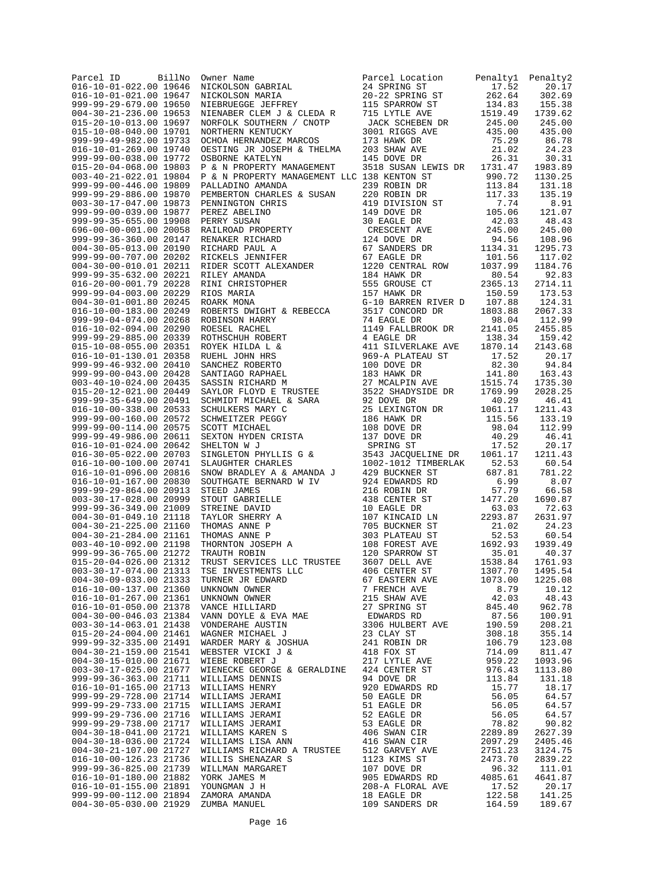| Parcel ID | BillNo | Owner Name | Parcel Location | Penalty1 | Penalty2 |
|---|---|---|---|---|---|
| 016-10-01-022.00 | 19646 | NICKOLSON GABRIAL | 24 SPRING ST | 17.52 | 20.17 |
| 016-10-01-021.00 | 19647 | NICKOLSON MARIA | 20-22 SPRING ST | 262.64 | 302.69 |
| 999-99-29-679.00 | 19650 | NIEBRUEGGE JEFFREY | 115 SPARROW ST | 134.83 | 155.38 |
| 004-30-21-236.00 | 19653 | NIENABER CLEM J & CLEDA R | 715 LYTLE AVE | 1519.49 | 1739.62 |
| 015-20-10-013.00 | 19697 | NORFOLK SOUTHERN / CNOTP | JACK SCHEBEN DR | 245.00 | 245.00 |
| 015-10-08-040.00 | 19701 | NORTHERN KENTUCKY | 3001 RIGGS AVE | 435.00 | 435.00 |
| 999-99-49-982.00 | 19733 | OCHOA HERNANDEZ MARCOS | 173 HAWK DR | 75.29 | 86.78 |
| 016-10-01-269.00 | 19740 | OESTING JR JOSEPH & THELMA | 203 SHAW AVE | 21.02 | 24.23 |
| 999-99-00-038.00 | 19772 | OSBORNE KATELYN | 145 DOVE DR | 26.31 | 30.31 |
| 015-20-04-068.00 | 19803 | P & N PROPERTY MANAGEMENT | 3518 SUSAN LEWIS DR | 1731.47 | 1983.89 |
| 003-40-21-022.01 | 19804 | P & N PROPERTY MANAGEMENT LLC | 138 KENTON ST | 990.72 | 1130.25 |
| 999-99-00-446.00 | 19809 | PALLADINO AMANDA | 239 ROBIN DR | 113.84 | 131.18 |
| 999-99-29-886.00 | 19870 | PEMBERTON CHARLES & SUSAN | 220 ROBIN DR | 117.33 | 135.19 |
| 003-30-17-047.00 | 19873 | PENNINGTON CHRIS | 419 DIVISION ST | 7.74 | 8.91 |
| 999-99-00-039.00 | 19877 | PEREZ ABELINO | 149 DOVE DR | 105.06 | 121.07 |
| 999-99-35-655.00 | 19908 | PERRY SUSAN | 30 EAGLE DR | 42.03 | 48.43 |
| 696-00-00-001.00 | 20058 | RAILROAD PROPERTY | CRESCENT AVE | 245.00 | 245.00 |
| 999-99-36-360.00 | 20147 | RENAKER RICHARD | 124 DOVE DR | 94.56 | 108.96 |
| 004-30-05-013.00 | 20190 | RICHARD PAUL A | 67 SANDERS DR | 1134.31 | 1295.73 |
| 999-99-00-707.00 | 20202 | RICKELS JENNIFER | 67 EAGLE DR | 101.56 | 117.02 |
| 004-30-00-010.01 | 20211 | RIDER SCOTT ALEXANDER | 1220 CENTRAL ROW | 1037.99 | 1184.76 |
| 999-99-35-632.00 | 20221 | RILEY AMANDA | 184 HAWK DR | 80.54 | 92.83 |
| 016-20-00-001.79 | 20228 | RINI CHRISTOPHER | 555 GROUSE CT | 2365.13 | 2714.11 |
| 999-99-04-003.00 | 20229 | RIOS MARIA | 157 HAWK DR | 150.59 | 173.53 |
| 004-30-01-001.80 | 20245 | ROARK MONA | G-10 BARREN RIVER D | 107.88 | 124.31 |
| 016-10-00-183.00 | 20249 | ROBERTS DWIGHT & REBECCA | 3517 CONCORD DR | 1803.88 | 2067.33 |
| 999-99-04-074.00 | 20268 | ROBINSON HARRY | 74 EAGLE DR | 98.04 | 112.99 |
| 016-10-02-094.00 | 20290 | ROESEL RACHEL | 1149 FALLBROOK DR | 2141.05 | 2455.85 |
| 999-99-29-885.00 | 20339 | ROTHSCHUH ROBERT | 4 EAGLE DR | 138.34 | 159.42 |
| 015-10-08-055.00 | 20351 | ROYEK HILDA L & | 411 SILVERLAKE AVE | 1870.14 | 2143.68 |
| 016-10-01-130.01 | 20358 | RUEHL JOHN HRS | 969-A PLATEAU ST | 17.52 | 20.17 |
| 999-99-46-932.00 | 20410 | SANCHEZ ROBERTO | 100 DOVE DR | 82.30 | 94.84 |
| 999-99-00-043.00 | 20428 | SANTIAGO RAPHAEL | 183 HAWK DR | 141.80 | 163.43 |
| 003-40-10-024.00 | 20435 | SASSIN RICHARD M | 27 MCALPIN AVE | 1515.74 | 1735.30 |
| 015-20-12-021.00 | 20449 | SAYLOR FLOYD E TRUSTEE | 3522 SHADYSIDE DR | 1769.99 | 2028.25 |
| 999-99-35-649.00 | 20491 | SCHMIDT MICHAEL & SARA | 92 DOVE DR | 40.29 | 46.41 |
| 016-10-00-338.00 | 20533 | SCHULKERS MARY C | 25 LEXINGTON DR | 1061.17 | 1211.43 |
| 999-99-00-160.00 | 20572 | SCHWEITZER PEGGY | 186 HAWK DR | 115.56 | 133.19 |
| 999-99-00-114.00 | 20575 | SCOTT MICHAEL | 108 DOVE DR | 98.04 | 112.99 |
| 999-99-49-986.00 | 20611 | SEXTON HYDEN CRISTA | 137 DOVE DR | 40.29 | 46.41 |
| 016-10-01-024.00 | 20642 | SHELTON W J | SPRING ST | 17.52 | 20.17 |
| 016-30-05-022.00 | 20703 | SINGLETON PHYLLIS G & | 3543 JACQUELINE DR | 1061.17 | 1211.43 |
| 016-10-00-100.00 | 20741 | SLAUGHTER CHARLES | 1002-1012 TIMBERLAK | 52.53 | 60.54 |
| 016-10-01-096.00 | 20816 | SNOW BRADLEY A & AMANDA J | 429 BUCKNER ST | 687.81 | 781.22 |
| 016-10-01-167.00 | 20830 | SOUTHGATE BERNARD W IV | 924 EDWARDS RD | 6.99 | 8.07 |
| 999-99-29-864.00 | 20913 | STEED JAMES | 216 ROBIN DR | 57.79 | 66.58 |
| 003-30-17-028.00 | 20999 | STOUT GABRIELLE | 438 CENTER ST | 1477.20 | 1690.87 |
| 999-99-36-349.00 | 21009 | STREINE DAVID | 10 EAGLE DR | 63.03 | 72.63 |
| 004-30-01-049.10 | 21118 | TAYLOR SHERRY A | 107 KINCAID LN | 2293.87 | 2631.97 |
| 004-30-21-225.00 | 21160 | THOMAS ANNE P | 705 BUCKNER ST | 21.02 | 24.23 |
| 004-30-21-284.00 | 21161 | THOMAS ANNE P | 303 PLATEAU ST | 52.53 | 60.54 |
| 003-40-10-092.00 | 21198 | THORNTON JOSEPH A | 108 FOREST AVE | 1692.93 | 1939.49 |
| 999-99-36-765.00 | 21272 | TRAUTH ROBIN | 120 SPARROW ST | 35.01 | 40.37 |
| 015-20-04-026.00 | 21312 | TRUST SERVICES LLC TRUSTEE | 3607 DELL AVE | 1538.84 | 1761.93 |
| 003-30-17-074.00 | 21313 | TSE INVESTMENTS LLC | 406 CENTER ST | 1307.70 | 1495.54 |
| 004-30-09-033.00 | 21333 | TURNER JR EDWARD | 67 EASTERN AVE | 1073.00 | 1225.08 |
| 016-10-00-137.00 | 21360 | UNKNOWN OWNER | 7 FRENCH AVE | 8.79 | 10.12 |
| 016-10-01-267.00 | 21361 | UNKNOWN OWNER | 215 SHAW AVE | 42.03 | 48.43 |
| 016-10-01-050.00 | 21378 | VANCE HILLIARD | 27 SPRING ST | 845.40 | 962.78 |
| 004-30-00-046.03 | 21384 | VANN DOYLE & EVA MAE | EDWARDS RD | 87.56 | 100.91 |
| 003-30-14-063.01 | 21438 | VONDERAHE AUSTIN | 3306 HULBERT AVE | 190.59 | 208.21 |
| 015-20-24-004.00 | 21461 | WAGNER MICHAEL J | 23 CLAY ST | 308.18 | 355.14 |
| 999-99-32-335.00 | 21491 | WARDER MARY & JOSHUA | 241 ROBIN DR | 106.79 | 123.08 |
| 004-30-21-159.00 | 21541 | WEBSTER VICKI J & | 418 FOX ST | 714.09 | 811.47 |
| 004-30-15-010.00 | 21671 | WIEBE ROBERT J | 217 LYTLE AVE | 959.22 | 1093.96 |
| 003-30-17-025.00 | 21677 | WIENECKE GEORGE & GERALDINE | 424 CENTER ST | 976.43 | 1113.80 |
| 999-99-36-363.00 | 21711 | WILLIAMS DENNIS | 94 DOVE DR | 113.84 | 131.18 |
| 016-10-01-165.00 | 21713 | WILLIAMS HENRY | 920 EDWARDS RD | 15.77 | 18.17 |
| 999-99-29-728.00 | 21714 | WILLIAMS JERAMI | 50 EAGLE DR | 56.05 | 64.57 |
| 999-99-29-733.00 | 21715 | WILLIAMS JERAMI | 51 EAGLE DR | 56.05 | 64.57 |
| 999-99-29-736.00 | 21716 | WILLIAMS JERAMI | 52 EAGLE DR | 56.05 | 64.57 |
| 999-99-29-738.00 | 21717 | WILLIAMS JERAMI | 53 EAGLE DR | 78.82 | 90.82 |
| 004-30-18-041.00 | 21721 | WILLIAMS KAREN S | 406 SWAN CIR | 2289.89 | 2627.39 |
| 004-30-18-036.00 | 21724 | WILLIAMS LISA ANN | 416 SWAN CIR | 2097.29 | 2405.46 |
| 004-30-21-107.00 | 21727 | WILLIAMS RICHARD A TRUSTEE | 512 GARVEY AVE | 2751.23 | 3124.75 |
| 016-10-00-126.23 | 21736 | WILLIS SHENAZAR S | 1123 KIMS ST | 2473.70 | 2839.22 |
| 999-99-36-825.00 | 21739 | WILLMAN MARGARET | 107 DOVE DR | 96.32 | 111.01 |
| 016-10-01-180.00 | 21882 | YORK JAMES M | 905 EDWARDS RD | 4085.61 | 4641.87 |
| 016-10-01-155.00 | 21891 | YOUNGMAN J H | 208-A FLORAL AVE | 17.52 | 20.17 |
| 999-99-00-112.00 | 21894 | ZAMORA AMANDA | 18 EAGLE DR | 122.58 | 141.25 |
| 004-30-05-030.00 | 21929 | ZUMBA MANUEL | 109 SANDERS DR | 164.59 | 189.67 |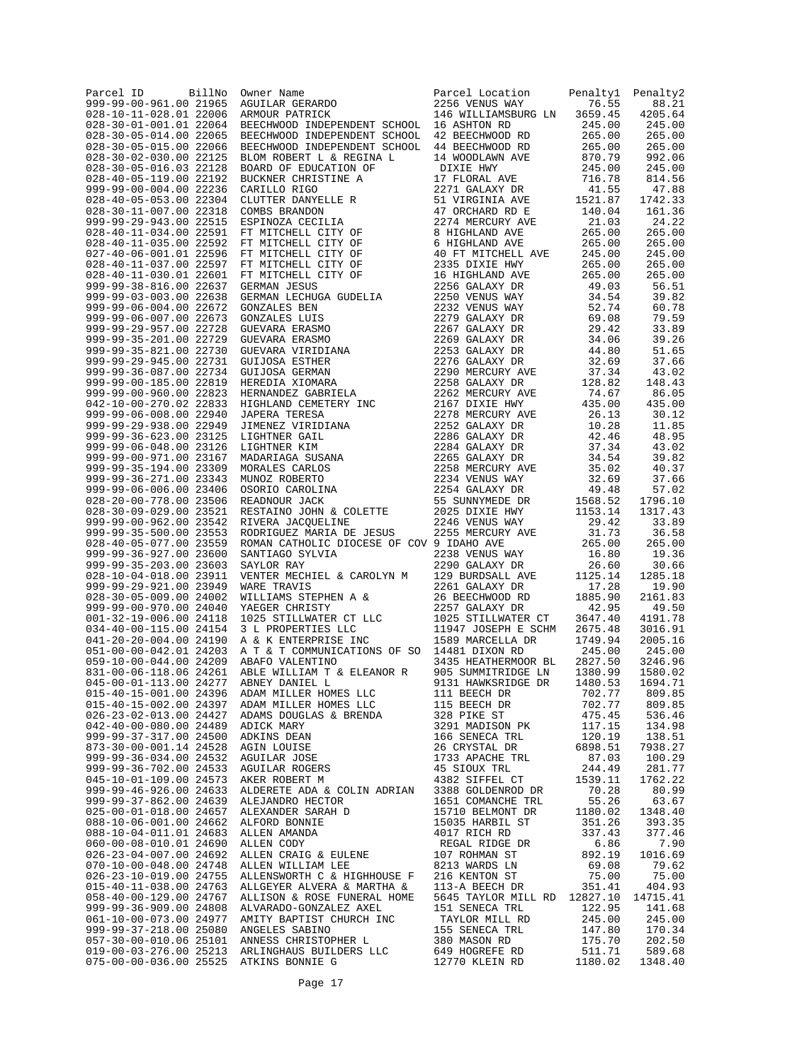| Parcel ID | BillNo | Owner Name | Parcel Location | Penalty1 | Penalty2 |
|---|---|---|---|---|---|
| 999-99-00-961.00 | 21965 | AGUILAR GERARDO | 2256 VENUS WAY | 76.55 | 88.21 |
| 028-10-11-028.01 | 22006 | ARMOUR PATRICK | 146 WILLIAMSBURG LN | 3659.45 | 4205.64 |
| 028-30-01-001.01 | 22064 | BEECHWOOD INDEPENDENT SCHOOL | 16 ASHTON RD | 245.00 | 245.00 |
| 028-30-05-014.00 | 22065 | BEECHWOOD INDEPENDENT SCHOOL | 42 BEECHWOOD RD | 265.00 | 265.00 |
| 028-30-05-015.00 | 22066 | BEECHWOOD INDEPENDENT SCHOOL | 44 BEECHWOOD RD | 265.00 | 265.00 |
| 028-30-02-030.00 | 22125 | BLOM ROBERT L & REGINA L | 14 WOODLAWN AVE | 870.79 | 992.06 |
| 028-30-05-016.03 | 22128 | BOARD OF EDUCATION OF | DIXIE HWY | 245.00 | 245.00 |
| 028-40-05-119.00 | 22192 | BUCKNER CHRISTINE A | 17 FLORAL AVE | 716.78 | 814.56 |
| 999-99-00-004.00 | 22236 | CARILLO RIGO | 2271 GALAXY DR | 41.55 | 47.88 |
| 028-40-05-053.00 | 22304 | CLUTTER DANYELLE R | 51 VIRGINIA AVE | 1521.87 | 1742.33 |
| 028-30-11-007.00 | 22318 | COMBS BRANDON | 47 ORCHARD RD E | 140.04 | 161.36 |
| 999-99-29-943.00 | 22515 | ESPINOZA CECILIA | 2274 MERCURY AVE | 21.03 | 24.22 |
| 028-40-11-034.00 | 22591 | FT MITCHELL CITY OF | 8 HIGHLAND AVE | 265.00 | 265.00 |
| 028-40-11-035.00 | 22592 | FT MITCHELL CITY OF | 6 HIGHLAND AVE | 265.00 | 265.00 |
| 027-40-06-001.01 | 22596 | FT MITCHELL CITY OF | 40 FT MITCHELL AVE | 245.00 | 245.00 |
| 028-40-11-037.00 | 22597 | FT MITCHELL CITY OF | 2335 DIXIE HWY | 265.00 | 265.00 |
| 028-40-11-030.01 | 22601 | FT MITCHELL CITY OF | 16 HIGHLAND AVE | 265.00 | 265.00 |
| 999-99-38-816.00 | 22637 | GERMAN JESUS | 2256 GALAXY DR | 49.03 | 56.51 |
| 999-99-03-003.00 | 22638 | GERMAN LECHUGA GUDELIA | 2250 VENUS WAY | 34.54 | 39.82 |
| 999-99-06-004.00 | 22672 | GONZALES BEN | 2232 VENUS WAY | 52.74 | 60.78 |
| 999-99-06-007.00 | 22673 | GONZALES LUIS | 2279 GALAXY DR | 69.08 | 79.59 |
| 999-99-29-957.00 | 22728 | GUEVARA ERASMO | 2267 GALAXY DR | 29.42 | 33.89 |
| 999-99-35-201.00 | 22729 | GUEVARA ERASMO | 2269 GALAXY DR | 34.06 | 39.26 |
| 999-99-35-821.00 | 22730 | GUEVARA VIRIDIANA | 2253 GALAXY DR | 44.80 | 51.65 |
| 999-99-29-945.00 | 22731 | GUIJOSA ESTHER | 2276 GALAXY DR | 32.69 | 37.66 |
| 999-99-36-087.00 | 22734 | GUIJOSA GERMAN | 2290 MERCURY AVE | 37.34 | 43.02 |
| 999-99-00-185.00 | 22819 | HEREDIA XIOMARA | 2258 GALAXY DR | 128.82 | 148.43 |
| 999-99-00-960.00 | 22823 | HERNANDEZ GABRIELA | 2262 MERCURY AVE | 74.67 | 86.05 |
| 042-10-00-270.02 | 22833 | HIGHLAND CEMETERY INC | 2167 DIXIE HWY | 435.00 | 435.00 |
| 999-99-06-008.00 | 22940 | JAPERA TERESA | 2278 MERCURY AVE | 26.13 | 30.12 |
| 999-99-29-938.00 | 22949 | JIMENEZ VIRIDIANA | 2252 GALAXY DR | 10.28 | 11.85 |
| 999-99-36-623.00 | 23125 | LIGHTNER GAIL | 2286 GALAXY DR | 42.46 | 48.95 |
| 999-99-06-048.00 | 23126 | LIGHTNER KIM | 2284 GALAXY DR | 37.34 | 43.02 |
| 999-99-00-971.00 | 23167 | MADARIAGA SUSANA | 2265 GALAXY DR | 34.54 | 39.82 |
| 999-99-35-194.00 | 23309 | MORALES CARLOS | 2258 MERCURY AVE | 35.02 | 40.37 |
| 999-99-36-271.00 | 23343 | MUNOZ ROBERTO | 2234 VENUS WAY | 32.69 | 37.66 |
| 999-99-06-006.00 | 23406 | OSORIO CAROLINA | 2254 GALAXY DR | 49.48 | 57.02 |
| 028-20-00-778.00 | 23506 | READNOUR JACK | 55 SUNNYMEDE DR | 1568.52 | 1796.10 |
| 028-30-09-029.00 | 23521 | RESTAINO JOHN & COLETTE | 2025 DIXIE HWY | 1153.14 | 1317.43 |
| 999-99-00-962.00 | 23542 | RIVERA JACQUELINE | 2246 VENUS WAY | 29.42 | 33.89 |
| 999-99-35-500.00 | 23553 | RODRIGUEZ MARIA DE JESUS | 2255 MERCURY AVE | 31.73 | 36.58 |
| 028-40-05-077.00 | 23559 | ROMAN CATHOLIC DIOCESE OF COV | 9 IDAHO AVE | 265.00 | 265.00 |
| 999-99-36-927.00 | 23600 | SANTIAGO SYLVIA | 2238 VENUS WAY | 16.80 | 19.36 |
| 999-99-35-203.00 | 23603 | SAYLOR RAY | 2290 GALAXY DR | 26.60 | 30.66 |
| 028-10-04-018.00 | 23911 | VENTER MECHIEL & CAROLYN M | 129 BURDSALL AVE | 1125.14 | 1285.18 |
| 999-99-29-921.00 | 23949 | WARE TRAVIS | 2261 GALAXY DR | 17.28 | 19.90 |
| 028-30-05-009.00 | 24002 | WILLIAMS STEPHEN A & | 26 BEECHWOOD RD | 1885.90 | 2161.83 |
| 999-99-00-970.00 | 24040 | YAEGER CHRISTY | 2257 GALAXY DR | 42.95 | 49.50 |
| 001-32-19-006.00 | 24118 | 1025 STILLWATER CT LLC | 1025 STILLWATER CT | 3647.40 | 4191.78 |
| 034-40-00-115.00 | 24154 | 3 L PROPERTIES LLC | 11947 JOSEPH E SCHM | 2675.48 | 3016.91 |
| 041-20-20-004.00 | 24190 | A & K ENTERPRISE INC | 1589 MARCELLA DR | 1749.94 | 2005.16 |
| 051-00-00-042.01 | 24203 | A T & T COMMUNICATIONS OF SO | 14481 DIXON RD | 245.00 | 245.00 |
| 059-10-00-044.00 | 24209 | ABAFO VALENTINO | 3435 HEATHERMOOR BL | 2827.50 | 3246.96 |
| 831-00-06-118.06 | 24261 | ABLE WILLIAM T & ELEANOR R | 905 SUMMITRIDGE LN | 1380.99 | 1580.02 |
| 045-00-01-113.00 | 24277 | ABNEY DANIEL L | 9131 HAWKSRIDGE DR | 1480.53 | 1694.71 |
| 015-40-15-001.00 | 24396 | ADAM MILLER HOMES LLC | 111 BEECH DR | 702.77 | 809.85 |
| 015-40-15-002.00 | 24397 | ADAM MILLER HOMES LLC | 115 BEECH DR | 702.77 | 809.85 |
| 026-23-02-013.00 | 24427 | ADAMS DOUGLAS & BRENDA | 328 PIKE ST | 475.45 | 536.46 |
| 042-40-00-080.00 | 24489 | ADICK MARY | 3291 MADISON PK | 117.15 | 134.98 |
| 999-99-37-317.00 | 24500 | ADKINS DEAN | 166 SENECA TRL | 120.19 | 138.51 |
| 873-30-00-001.14 | 24528 | AGIN LOUISE | 26 CRYSTAL DR | 6898.51 | 7938.27 |
| 999-99-36-034.00 | 24532 | AGUILAR JOSE | 1733 APACHE TRL | 87.03 | 100.29 |
| 999-99-36-702.00 | 24533 | AGUILAR ROGERS | 45 SIOUX TRL | 244.49 | 281.77 |
| 045-10-01-109.00 | 24573 | AKER ROBERT M | 4382 SIFFEL CT | 1539.11 | 1762.22 |
| 999-99-46-926.00 | 24633 | ALDERETE ADA & COLIN ADRIAN | 3388 GOLDENROD DR | 70.28 | 80.99 |
| 999-99-37-862.00 | 24639 | ALEJANDRO HECTOR | 1651 COMANCHE TRL | 55.26 | 63.67 |
| 025-00-01-018.00 | 24657 | ALEXANDER SARAH D | 15710 BELMONT DR | 1180.02 | 1348.40 |
| 088-10-06-001.00 | 24662 | ALFORD BONNIE | 15035 HARBIL ST | 351.26 | 393.35 |
| 088-10-04-011.01 | 24683 | ALLEN AMANDA | 4017 RICH RD | 337.43 | 377.46 |
| 060-00-08-010.01 | 24690 | ALLEN CODY | REGAL RIDGE DR | 6.86 | 7.90 |
| 026-23-04-007.00 | 24692 | ALLEN CRAIG & EULENE | 107 ROHMAN ST | 892.19 | 1016.69 |
| 070-10-00-048.00 | 24748 | ALLEN WILLIAM LEE | 8213 WARDS LN | 69.08 | 79.62 |
| 026-23-10-019.00 | 24755 | ALLENSWORTH C & HIGHHOUSE F | 216 KENTON ST | 75.00 | 75.00 |
| 015-40-11-038.00 | 24763 | ALLGEYER ALVERA & MARTHA & | 113-A BEECH DR | 351.41 | 404.93 |
| 058-40-00-129.00 | 24767 | ALLISON & ROSE FUNERAL HOME | 5645 TAYLOR MILL RD | 12827.10 | 14715.41 |
| 999-99-36-909.00 | 24808 | ALVARADO-GONZALEZ AXEL | 151 SENECA TRL | 122.95 | 141.68 |
| 061-10-00-073.00 | 24977 | AMITY BAPTIST CHURCH INC | TAYLOR MILL RD | 245.00 | 245.00 |
| 999-99-37-218.00 | 25080 | ANGELES SABINO | 155 SENECA TRL | 147.80 | 170.34 |
| 057-30-00-010.06 | 25101 | ANNESS CHRISTOPHER L | 380 MASON RD | 175.70 | 202.50 |
| 019-00-03-276.00 | 25213 | ARLINGHAUS BUILDERS LLC | 649 HOGREFE RD | 511.71 | 589.68 |
| 075-00-00-036.00 | 25525 | ATKINS BONNIE G | 12770 KLEIN RD | 1180.02 | 1348.40 |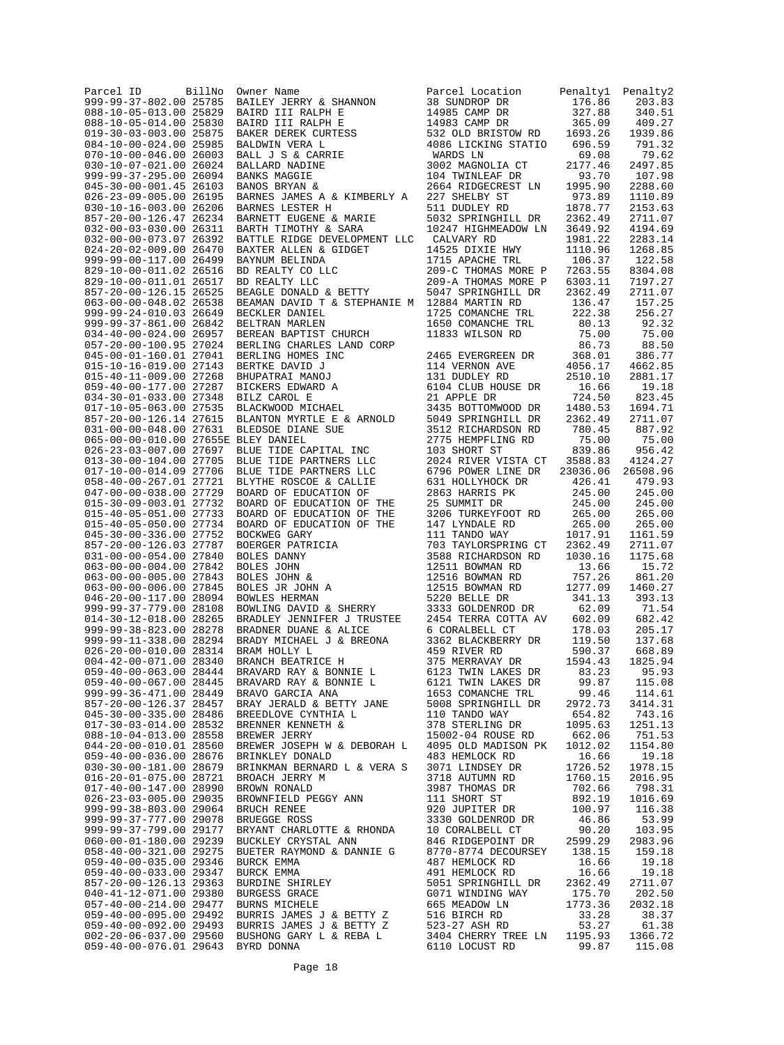| Parcel ID | BillNo | Owner Name | Parcel Location | Penalty1 | Penalty2 |
|---|---|---|---|---|---|
| 999-99-37-802.00 | 25785 | BAILEY JERRY & SHANNON | 38 SUNDROP DR | 176.86 | 203.83 |
| 088-10-05-013.00 | 25829 | BAIRD III RALPH E | 14985 CAMP DR | 327.88 | 340.51 |
| 088-10-05-014.00 | 25830 | BAIRD III RALPH E | 14983 CAMP DR | 365.09 | 409.27 |
| 019-30-03-003.00 | 25875 | BAKER DEREK CURTESS | 532 OLD BRISTOW RD | 1693.26 | 1939.86 |
| 084-10-00-024.00 | 25985 | BALDWIN VERA L | 4086 LICKING STATIO | 696.59 | 791.32 |
| 070-10-00-046.00 | 26003 | BALL J S & CARRIE | WARDS LN | 69.08 | 79.62 |
| 030-10-07-021.00 | 26024 | BALLARD NADINE | 3002 MAGNOLIA CT | 2177.46 | 2497.85 |
| 999-99-37-295.00 | 26094 | BANKS MAGGIE | 104 TWINLEAF DR | 93.70 | 107.98 |
| 045-30-00-001.45 | 26103 | BANOS BRYAN & | 2664 RIDGECREST LN | 1995.90 | 2288.60 |
| 026-23-09-005.00 | 26195 | BARNES JAMES A & KIMBERLY A | 227 SHELBY ST | 973.89 | 1110.89 |
| 030-10-16-003.00 | 26206 | BARNES LESTER H | 511 DUDLEY RD | 1878.77 | 2153.63 |
| 857-20-00-126.47 | 26234 | BARNETT EUGENE & MARIE | 5032 SPRINGHILL DR | 2362.49 | 2711.07 |
| 032-00-03-030.00 | 26311 | BARTH TIMOTHY & SARA | 10247 HIGHMEADOW LN | 3649.92 | 4194.69 |
| 032-00-00-073.07 | 26392 | BATTLE RIDGE DEVELOPMENT LLC | CALVARY RD | 1981.22 | 2283.14 |
| 024-20-02-009.00 | 26470 | BAXTER ALLEN & GIDGET | 14525 DIXIE HWY | 1110.96 | 1268.85 |
| 999-99-00-117.00 | 26499 | BAYNUM BELINDA | 1715 APACHE TRL | 106.37 | 122.58 |
| 829-10-00-011.02 | 26516 | BD REALTY CO LLC | 209-C THOMAS MORE P | 7263.55 | 8304.08 |
| 829-10-00-011.01 | 26517 | BD REALTY LLC | 209-A THOMAS MORE P | 6303.11 | 7197.27 |
| 857-20-00-126.15 | 26525 | BEAGLE DONALD & BETTY | 5047 SPRINGHILL DR | 2362.49 | 2711.07 |
| 063-00-00-048.02 | 26538 | BEAMAN DAVID T & STEPHANIE M | 12884 MARTIN RD | 136.47 | 157.25 |
| 999-99-24-010.03 | 26649 | BECKLER DANIEL | 1725 COMANCHE TRL | 222.38 | 256.27 |
| 999-99-37-861.00 | 26842 | BELTRAN MARLEN | 1650 COMANCHE TRL | 80.13 | 92.32 |
| 034-40-00-024.00 | 26957 | BEREAN BAPTIST CHURCH | 11833 WILSON RD | 75.00 | 75.00 |
| 057-20-00-100.95 | 27024 | BERLING CHARLES LAND CORP | | 86.73 | 88.50 |
| 045-00-01-160.01 | 27041 | BERLING HOMES INC | 2465 EVERGREEN DR | 368.01 | 386.77 |
| 015-10-16-019.00 | 27143 | BERTKE DAVID J | 114 VERNON AVE | 4056.17 | 4662.85 |
| 015-40-11-009.00 | 27268 | BHUPATRAI MANOJ | 131 DUDLEY RD | 2510.10 | 2881.17 |
| 059-40-00-177.00 | 27287 | BICKERS EDWARD A | 6104 CLUB HOUSE DR | 16.66 | 19.18 |
| 034-30-01-033.00 | 27348 | BILZ CAROL E | 21 APPLE DR | 724.50 | 823.45 |
| 017-10-05-063.00 | 27535 | BLACKWOOD MICHAEL | 3435 BOTTOMWOOD DR | 1480.53 | 1694.71 |
| 857-20-00-126.14 | 27615 | BLANTON MYRTLE E & ARNOLD | 5049 SPRINGHILL DR | 2362.49 | 2711.07 |
| 031-00-00-048.00 | 27631 | BLEDSOE DIANE SUE | 3512 RICHARDSON RD | 780.45 | 887.92 |
| 065-00-00-010.00 | 27655E | BLEY DANIEL | 2775 HEMPFLING RD | 75.00 | 75.00 |
| 026-23-03-007.00 | 27697 | BLUE TIDE CAPITAL INC | 103 SHORT ST | 839.86 | 956.42 |
| 013-30-00-104.00 | 27705 | BLUE TIDE PARTNERS LLC | 2024 RIVER VISTA CT | 3588.83 | 4124.27 |
| 017-10-00-014.09 | 27706 | BLUE TIDE PARTNERS LLC | 6796 POWER LINE DR | 23036.06 | 26508.96 |
| 058-40-00-267.01 | 27721 | BLYTHE ROSCOE & CALLIE | 631 HOLLYHOCK DR | 426.41 | 479.93 |
| 047-00-00-038.00 | 27729 | BOARD OF EDUCATION OF | 2863 HARRIS PK | 245.00 | 245.00 |
| 015-30-09-003.01 | 27732 | BOARD OF EDUCATION OF THE | 25 SUMMIT DR | 245.00 | 245.00 |
| 015-40-05-051.00 | 27733 | BOARD OF EDUCATION OF THE | 3206 TURKEYFOOT RD | 265.00 | 265.00 |
| 015-40-05-050.00 | 27734 | BOARD OF EDUCATION OF THE | 147 LYNDALE RD | 265.00 | 265.00 |
| 045-30-00-336.00 | 27752 | BOCKWEG GARY | 111 TANDO WAY | 1017.91 | 1161.59 |
| 857-20-00-126.03 | 27787 | BOERGER PATRICIA | 703 TAYLORSPRING CT | 2362.49 | 2711.07 |
| 031-00-00-054.00 | 27840 | BOLES DANNY | 3588 RICHARDSON RD | 1030.16 | 1175.68 |
| 063-00-00-004.00 | 27842 | BOLES JOHN | 12511 BOWMAN RD | 13.66 | 15.72 |
| 063-00-00-005.00 | 27843 | BOLES JOHN & | 12516 BOWMAN RD | 757.26 | 861.20 |
| 063-00-00-006.00 | 27845 | BOLES JR JOHN A | 12515 BOWMAN RD | 1277.09 | 1460.27 |
| 046-20-00-117.00 | 28094 | BOWLES HERMAN | 5220 BELLE DR | 341.13 | 393.13 |
| 999-99-37-779.00 | 28108 | BOWLING DAVID & SHERRY | 3333 GOLDENROD DR | 62.09 | 71.54 |
| 014-30-12-018.00 | 28265 | BRADLEY JENNIFER J TRUSTEE | 2454 TERRA COTTA AV | 602.09 | 682.42 |
| 999-99-38-823.00 | 28278 | BRADNER DUANE & ALICE | 6 CORALBELL CT | 178.03 | 205.17 |
| 999-99-11-338.00 | 28294 | BRADY MICHAEL J & BREONA | 3362 BLACKBERRY DR | 119.50 | 137.68 |
| 026-20-00-010.00 | 28314 | BRAM HOLLY L | 459 RIVER RD | 590.37 | 668.89 |
| 004-42-00-071.00 | 28340 | BRANCH BEATRICE H | 375 MERRAVAY DR | 1594.43 | 1825.94 |
| 059-40-00-063.00 | 28444 | BRAVARD RAY & BONNIE L | 6123 TWIN LAKES DR | 83.23 | 95.93 |
| 059-40-00-067.00 | 28445 | BRAVARD RAY & BONNIE L | 6121 TWIN LAKES DR | 99.87 | 115.08 |
| 999-99-36-471.00 | 28449 | BRAVO GARCIA ANA | 1653 COMANCHE TRL | 99.46 | 114.61 |
| 857-20-00-126.37 | 28457 | BRAY JERALD & BETTY JANE | 5008 SPRINGHILL DR | 2972.73 | 3414.31 |
| 045-30-00-335.00 | 28486 | BREEDLOVE CYNTHIA L | 110 TANDO WAY | 654.82 | 743.16 |
| 017-30-03-014.00 | 28532 | BRENNER KENNETH & | 378 STERLING DR | 1095.63 | 1251.13 |
| 088-10-04-013.00 | 28558 | BREWER JERRY | 15002-04 ROUSE RD | 662.06 | 751.53 |
| 044-20-00-010.01 | 28560 | BREWER JOSEPH W & DEBORAH L | 4095 OLD MADISON PK | 1012.02 | 1154.80 |
| 059-40-00-036.00 | 28676 | BRINKLEY DONALD | 483 HEMLOCK RD | 16.66 | 19.18 |
| 030-30-00-181.00 | 28679 | BRINKMAN BERNARD L & VERA S | 3071 LINDSEY DR | 1726.52 | 1978.15 |
| 016-20-01-075.00 | 28721 | BROACH JERRY M | 3718 AUTUMN RD | 1760.15 | 2016.95 |
| 017-40-00-147.00 | 28990 | BROWN RONALD | 3987 THOMAS DR | 702.66 | 798.31 |
| 026-23-03-005.00 | 29035 | BROWNFIELD PEGGY ANN | 111 SHORT ST | 892.19 | 1016.69 |
| 999-99-38-803.00 | 29064 | BRUCH RENEE | 920 JUPITER DR | 100.97 | 116.38 |
| 999-99-37-777.00 | 29078 | BRUEGGE ROSS | 3330 GOLDENROD DR | 46.86 | 53.99 |
| 999-99-37-799.00 | 29177 | BRYANT CHARLOTTE & RHONDA | 10 CORALBELL CT | 90.20 | 103.95 |
| 060-00-01-180.00 | 29239 | BUCKLEY CRYSTAL ANN | 846 RIDGEPOINT DR | 2599.29 | 2983.96 |
| 058-40-00-321.00 | 29275 | BUETER RAYMOND & DANNIE G | 8770-8774 DECOURSEY | 138.15 | 159.18 |
| 059-40-00-035.00 | 29346 | BURCK EMMA | 487 HEMLOCK RD | 16.66 | 19.18 |
| 059-40-00-033.00 | 29347 | BURCK EMMA | 491 HEMLOCK RD | 16.66 | 19.18 |
| 857-20-00-126.13 | 29363 | BURDINE SHIRLEY | 5051 SPRINGHILL DR | 2362.49 | 2711.07 |
| 040-41-12-071.00 | 29380 | BURGESS GRACE | G071 WINDING WAY | 175.70 | 202.50 |
| 057-40-00-214.00 | 29477 | BURNS MICHELE | 665 MEADOW LN | 1773.36 | 2032.18 |
| 059-40-00-095.00 | 29492 | BURRIS JAMES J & BETTY Z | 516 BIRCH RD | 33.28 | 38.37 |
| 059-40-00-092.00 | 29493 | BURRIS JAMES J & BETTY Z | 523-27 ASH RD | 53.27 | 61.38 |
| 002-20-06-037.00 | 29560 | BUSHONG GARY L & REBA L | 3404 CHERRY TREE LN | 1195.93 | 1366.72 |
| 059-40-00-076.01 | 29643 | BYRD DONNA | 6110 LOCUST RD | 99.87 | 115.08 |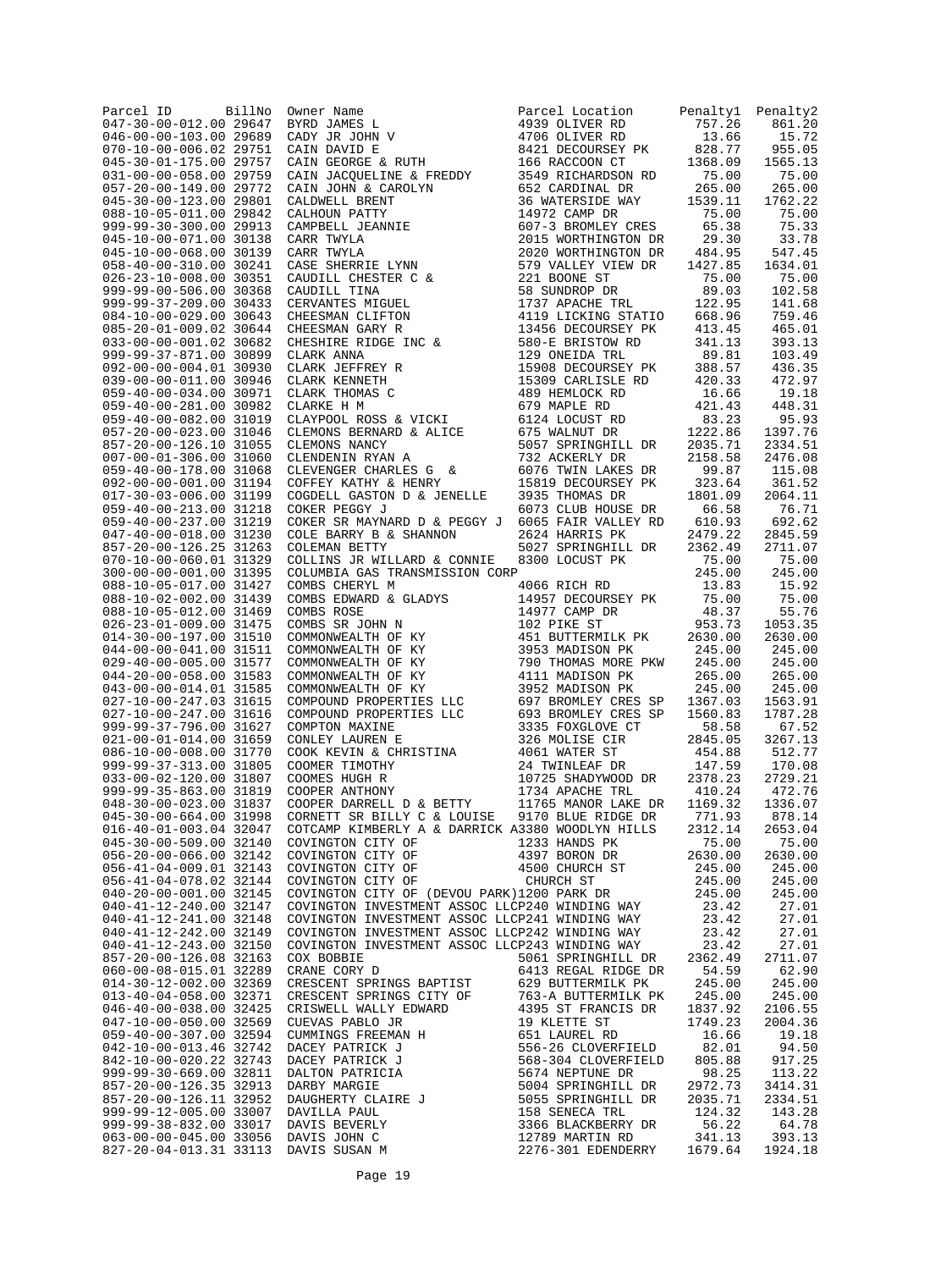| Parcel ID | BillNo | Owner Name | Parcel Location | Penalty1 | Penalty2 |
|---|---|---|---|---|---|
| 047-30-00-012.00 | 29647 | BYRD JAMES L | 4939 OLIVER RD | 757.26 | 861.20 |
| 046-00-00-103.00 | 29689 | CADY JR JOHN V | 4706 OLIVER RD | 13.66 | 15.72 |
| 070-10-00-006.02 | 29751 | CAIN DAVID E | 8421 DECOURSEY PK | 828.77 | 955.05 |
| 045-30-01-175.00 | 29757 | CAIN GEORGE & RUTH | 166 RACCOON CT | 1368.09 | 1565.13 |
| 031-00-00-058.00 | 29759 | CAIN JACQUELINE & FREDDY | 3549 RICHARDSON RD | 75.00 | 75.00 |
| 057-20-00-149.00 | 29772 | CAIN JOHN & CAROLYN | 652 CARDINAL DR | 265.00 | 265.00 |
| 045-30-00-123.00 | 29801 | CALDWELL BRENT | 36 WATERSIDE WAY | 1539.11 | 1762.22 |
| 088-10-05-011.00 | 29842 | CALHOUN PATTY | 14972 CAMP DR | 75.00 | 75.00 |
| 999-99-30-300.00 | 29913 | CAMPBELL JEANNIE | 607-3 BROMLEY CRES | 65.38 | 75.33 |
| 045-10-00-071.00 | 30138 | CARR TWYLA | 2015 WORTHINGTON DR | 29.30 | 33.78 |
| 045-10-00-068.00 | 30139 | CARR TWYLA | 2020 WORTHINGTON DR | 484.95 | 547.45 |
| 058-40-00-310.00 | 30241 | CASE SHERRIE LYNN | 579 VALLEY VIEW DR | 1427.85 | 1634.01 |
| 026-23-10-008.00 | 30351 | CAUDILL CHESTER C & | 221 BOONE ST | 75.00 | 75.00 |
| 999-99-00-506.00 | 30368 | CAUDILL TINA | 58 SUNDROP DR | 89.03 | 102.58 |
| 999-99-37-209.00 | 30433 | CERVANTES MIGUEL | 1737 APACHE TRL | 122.95 | 141.68 |
| 084-10-00-029.00 | 30643 | CHEESMAN CLIFTON | 4119 LICKING STATIO | 668.96 | 759.46 |
| 085-20-01-009.02 | 30644 | CHEESMAN GARY R | 13456 DECOURSEY PK | 413.45 | 465.01 |
| 033-00-00-001.02 | 30682 | CHESHIRE RIDGE INC & | 580-E BRISTOW RD | 341.13 | 393.13 |
| 999-99-37-871.00 | 30899 | CLARK ANNA | 129 ONEIDA TRL | 89.81 | 103.49 |
| 092-00-00-004.01 | 30930 | CLARK JEFFREY R | 15908 DECOURSEY PK | 388.57 | 436.35 |
| 039-00-00-011.00 | 30946 | CLARK KENNETH | 15309 CARLISLE RD | 420.33 | 472.97 |
| 059-40-00-034.00 | 30971 | CLARK THOMAS C | 489 HEMLOCK RD | 16.66 | 19.18 |
| 059-40-00-281.00 | 30982 | CLARKE H M | 679 MAPLE RD | 421.43 | 448.31 |
| 059-40-00-082.00 | 31019 | CLAYPOOL ROSS & VICKI | 6124 LOCUST RD | 83.23 | 95.93 |
| 057-20-00-023.00 | 31046 | CLEMONS BERNARD & ALICE | 675 WALNUT DR | 1222.86 | 1397.76 |
| 857-20-00-126.10 | 31055 | CLEMONS NANCY | 5057 SPRINGHILL DR | 2035.71 | 2334.51 |
| 007-00-01-306.00 | 31060 | CLENDENIN RYAN A | 732 ACKERLY DR | 2158.58 | 2476.08 |
| 059-40-00-178.00 | 31068 | CLEVENGER CHARLES G & | 6076 TWIN LAKES DR | 99.87 | 115.08 |
| 092-00-00-001.00 | 31194 | COFFEY KATHY & HENRY | 15819 DECOURSEY PK | 323.64 | 361.52 |
| 017-30-03-006.00 | 31199 | COGDELL GASTON D & JENELLE | 3935 THOMAS DR | 1801.09 | 2064.11 |
| 059-40-00-213.00 | 31218 | COKER PEGGY J | 6073 CLUB HOUSE DR | 66.58 | 76.71 |
| 059-40-00-237.00 | 31219 | COKER SR MAYNARD D & PEGGY J | 6065 FAIR VALLEY RD | 610.93 | 692.62 |
| 047-40-00-018.00 | 31230 | COLE BARRY B & SHANNON | 2624 HARRIS PK | 2479.22 | 2845.59 |
| 857-20-00-126.25 | 31263 | COLEMAN BETTY | 5027 SPRINGHILL DR | 2362.49 | 2711.07 |
| 070-10-00-060.01 | 31329 | COLLINS JR WILLARD & CONNIE | 8300 LOCUST PK | 75.00 | 75.00 |
| 300-00-00-001.00 | 31395 | COLUMBIA GAS TRANSMISSION CORP | | 245.00 | 245.00 |
| 088-10-05-017.00 | 31427 | COMBS CHERYL M | 4066 RICH RD | 13.83 | 15.92 |
| 088-10-02-002.00 | 31439 | COMBS EDWARD & GLADYS | 14957 DECOURSEY PK | 75.00 | 75.00 |
| 088-10-05-012.00 | 31469 | COMBS ROSE | 14977 CAMP DR | 48.37 | 55.76 |
| 026-23-01-009.00 | 31475 | COMBS SR JOHN N | 102 PIKE ST | 953.73 | 1053.35 |
| 014-30-00-197.00 | 31510 | COMMONWEALTH OF KY | 451 BUTTERMILK PK | 2630.00 | 2630.00 |
| 044-00-00-041.00 | 31511 | COMMONWEALTH OF KY | 3953 MADISON PK | 245.00 | 245.00 |
| 029-40-00-005.00 | 31577 | COMMONWEALTH OF KY | 790 THOMAS MORE PKW | 245.00 | 245.00 |
| 044-20-00-058.00 | 31583 | COMMONWEALTH OF KY | 4111 MADISON PK | 265.00 | 265.00 |
| 043-00-00-014.01 | 31585 | COMMONWEALTH OF KY | 3952 MADISON PK | 245.00 | 245.00 |
| 027-10-00-247.03 | 31615 | COMPOUND PROPERTIES LLC | 697 BROMLEY CRES SP | 1367.03 | 1563.91 |
| 027-10-00-247.00 | 31616 | COMPOUND PROPERTIES LLC | 693 BROMLEY CRES SP | 1560.83 | 1787.28 |
| 999-99-37-796.00 | 31627 | COMPTON MAXINE | 3335 FOXGLOVE CT | 58.58 | 67.52 |
| 021-00-01-014.00 | 31659 | CONLEY LAUREN E | 326 MOLISE CIR | 2845.05 | 3267.13 |
| 086-10-00-008.00 | 31770 | COOK KEVIN & CHRISTINA | 4061 WATER ST | 454.88 | 512.77 |
| 999-99-37-313.00 | 31805 | COOMER TIMOTHY | 24 TWINLEAF DR | 147.59 | 170.08 |
| 033-00-02-120.00 | 31807 | COOMES HUGH R | 10725 SHADYWOOD DR | 2378.23 | 2729.21 |
| 999-99-35-863.00 | 31819 | COOPER ANTHONY | 1734 APACHE TRL | 410.24 | 472.76 |
| 048-30-00-023.00 | 31837 | COOPER DARRELL D & BETTY | 11765 MANOR LAKE DR | 1169.32 | 1336.07 |
| 045-30-00-664.00 | 31998 | CORNETT SR BILLY C & LOUISE | 9170 BLUE RIDGE DR | 771.93 | 878.14 |
| 016-40-01-003.04 | 32047 | COTCAMP KIMBERLY A & DARRICK A | 3380 WOODLYN HILLS | 2312.14 | 2653.04 |
| 045-30-00-509.00 | 32140 | COVINGTON CITY OF | 1233 HANDS PK | 75.00 | 75.00 |
| 056-20-00-066.00 | 32142 | COVINGTON CITY OF | 4397 BORON DR | 2630.00 | 2630.00 |
| 056-41-04-009.01 | 32143 | COVINGTON CITY OF | 4500 CHURCH ST | 245.00 | 245.00 |
| 056-41-04-078.02 | 32144 | COVINGTON CITY OF | CHURCH ST | 245.00 | 245.00 |
| 040-20-00-001.00 | 32145 | COVINGTON CITY OF (DEVOU PARK) | 1200 PARK DR | 245.00 | 245.00 |
| 040-41-12-240.00 | 32147 | COVINGTON INVESTMENT ASSOC LLC | P240 WINDING WAY | 23.42 | 27.01 |
| 040-41-12-241.00 | 32148 | COVINGTON INVESTMENT ASSOC LLC | P241 WINDING WAY | 23.42 | 27.01 |
| 040-41-12-242.00 | 32149 | COVINGTON INVESTMENT ASSOC LLC | P242 WINDING WAY | 23.42 | 27.01 |
| 040-41-12-243.00 | 32150 | COVINGTON INVESTMENT ASSOC LLC | P243 WINDING WAY | 23.42 | 27.01 |
| 857-20-00-126.08 | 32163 | COX BOBBIE | 5061 SPRINGHILL DR | 2362.49 | 2711.07 |
| 060-00-08-015.01 | 32289 | CRANE CORY D | 6413 REGAL RIDGE DR | 54.59 | 62.90 |
| 014-30-12-002.00 | 32369 | CRESCENT SPRINGS BAPTIST | 629 BUTTERMILK PK | 245.00 | 245.00 |
| 013-40-04-058.00 | 32371 | CRESCENT SPRINGS CITY OF | 763-A BUTTERMILK PK | 245.00 | 245.00 |
| 046-40-00-038.00 | 32425 | CRISWELL WALLY EDWARD | 4395 ST FRANCIS DR | 1837.92 | 2106.55 |
| 047-10-00-050.00 | 32569 | CUEVAS PABLO JR | 19 KLETTE ST | 1749.23 | 2004.36 |
| 059-40-00-307.00 | 32594 | CUMMINGS FREEMAN H | 651 LAUREL RD | 16.66 | 19.18 |
| 042-10-00-013.46 | 32742 | DACEY PATRICK J | 556-26 CLOVERFIELD | 82.01 | 94.50 |
| 842-10-00-020.22 | 32743 | DACEY PATRICK J | 568-304 CLOVERFIELD | 805.88 | 917.25 |
| 999-99-30-669.00 | 32811 | DALTON PATRICIA | 5674 NEPTUNE DR | 98.25 | 113.22 |
| 857-20-00-126.35 | 32913 | DARBY MARGIE | 5004 SPRINGHILL DR | 2972.73 | 3414.31 |
| 857-20-00-126.11 | 32952 | DAUGHERTY CLAIRE J | 5055 SPRINGHILL DR | 2035.71 | 2334.51 |
| 999-99-12-005.00 | 33007 | DAVILLA PAUL | 158 SENECA TRL | 124.32 | 143.28 |
| 999-99-38-832.00 | 33017 | DAVIS BEVERLY | 3366 BLACKBERRY DR | 56.22 | 64.78 |
| 063-00-00-045.00 | 33056 | DAVIS JOHN C | 12789 MARTIN RD | 341.13 | 393.13 |
| 827-20-04-013.31 | 33113 | DAVIS SUSAN M | 2276-301 EDENDERRY | 1679.64 | 1924.18 |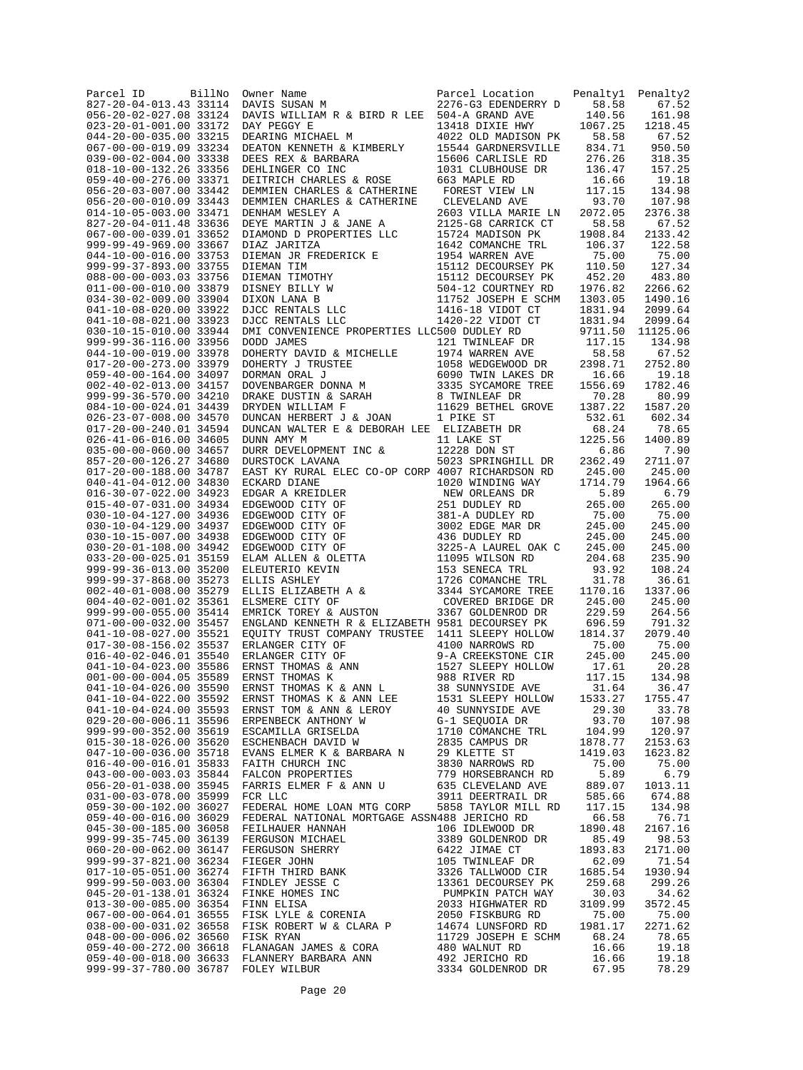| Parcel ID | BillNo | Owner Name | Parcel Location | Penalty1 | Penalty2 |
|---|---|---|---|---|---|
| 827-20-04-013.43 | 33114 | DAVIS SUSAN M | 2276-G3 EDENDERRY D | 58.58 | 67.52 |
| 056-20-02-027.08 | 33124 | DAVIS WILLIAM R & BIRD R LEE | 504-A GRAND AVE | 140.56 | 161.98 |
| 023-20-01-001.00 | 33172 | DAY PEGGY E | 13418 DIXIE HWY | 1067.25 | 1218.45 |
| 044-20-00-035.00 | 33215 | DEARING MICHAEL M | 4022 OLD MADISON PK | 58.58 | 67.52 |
| 067-00-00-019.09 | 33234 | DEATON KENNETH & KIMBERLY | 15544 GARDNERSVILLE | 834.71 | 950.50 |
| 039-00-02-004.00 | 33338 | DEES REX & BARBARA | 15606 CARLISLE RD | 276.26 | 318.35 |
| 018-10-00-132.26 | 33356 | DEHLINGER CO INC | 1031 CLUBHOUSE DR | 136.47 | 157.25 |
| 059-40-00-276.00 | 33371 | DEITRICH CHARLES & ROSE | 663 MAPLE RD | 16.66 | 19.18 |
| 056-20-03-007.00 | 33442 | DEMMIEN CHARLES & CATHERINE | FOREST VIEW LN | 117.15 | 134.98 |
| 056-20-00-010.09 | 33443 | DEMMIEN CHARLES & CATHERINE | CLEVELAND AVE | 93.70 | 107.98 |
| 014-10-05-003.00 | 33471 | DENHAM WESLEY A | 2603 VILLA MARIE LN | 2072.05 | 2376.38 |
| 827-20-04-011.48 | 33636 | DEYE MARTIN J & JANE A | 2125-G8 CARRICK CT | 58.58 | 67.52 |
| 067-00-00-039.01 | 33652 | DIAMOND D PROPERTIES LLC | 15724 MADISON PK | 1908.84 | 2133.42 |
| 999-99-49-969.00 | 33667 | DIAZ JARITZA | 1642 COMANCHE TRL | 106.37 | 122.58 |
| 044-10-00-016.00 | 33753 | DIEMAN JR FREDERICK E | 1954 WARREN AVE | 75.00 | 75.00 |
| 999-99-37-893.00 | 33755 | DIEMAN TIM | 15112 DECOURSEY PK | 110.50 | 127.34 |
| 088-00-00-003.03 | 33756 | DIEMAN TIMOTHY | 15112 DECOURSEY PK | 452.20 | 483.80 |
| 011-00-00-010.00 | 33879 | DISNEY BILLY W | 504-12 COURTNEY RD | 1976.82 | 2266.62 |
| 034-30-02-009.00 | 33904 | DIXON LANA B | 11752 JOSEPH E SCHM | 1303.05 | 1490.16 |
| 041-10-08-020.00 | 33922 | DJCC RENTALS LLC | 1416-18 VIDOT CT | 1831.94 | 2099.64 |
| 041-10-08-021.00 | 33923 | DJCC RENTALS LLC | 1420-22 VIDOT CT | 1831.94 | 2099.64 |
| 030-10-15-010.00 | 33944 | DMI CONVENIENCE PROPERTIES LLC | 500 DUDLEY RD | 9711.50 | 11125.06 |
| 999-99-36-116.00 | 33956 | DODD JAMES | 121 TWINLEAF DR | 117.15 | 134.98 |
| 044-10-00-019.00 | 33978 | DOHERTY DAVID & MICHELLE | 1974 WARREN AVE | 58.58 | 67.52 |
| 017-20-00-273.00 | 33979 | DOHERTY J TRUSTEE | 1058 WEDGEWOOD DR | 2398.71 | 2752.80 |
| 059-40-00-164.00 | 34097 | DORMAN ORAL J | 6090 TWIN LAKES DR | 16.66 | 19.18 |
| 002-40-02-013.00 | 34157 | DOVENBARGER DONNA M | 3335 SYCAMORE TREE | 1556.69 | 1782.46 |
| 999-99-36-570.00 | 34210 | DRAKE DUSTIN & SARAH | 8 TWINLEAF DR | 70.28 | 80.99 |
| 084-10-00-024.01 | 34439 | DRYDEN WILLIAM F | 11629 BETHEL GROVE | 1387.22 | 1587.20 |
| 026-23-07-008.00 | 34570 | DUNCAN HERBERT J & JOAN | 1 PIKE ST | 532.61 | 602.34 |
| 017-20-00-240.01 | 34594 | DUNCAN WALTER E & DEBORAH LEE | ELIZABETH DR | 68.24 | 78.65 |
| 026-41-06-016.00 | 34605 | DUNN AMY M | 11 LAKE ST | 1225.56 | 1400.89 |
| 035-00-00-060.00 | 34657 | DURR DEVELOPMENT INC & | 12228 DON ST | 6.86 | 7.90 |
| 857-20-00-126.27 | 34680 | DURSTOCK LAVANA | 5023 SPRINGHILL DR | 2362.49 | 2711.07 |
| 017-20-00-188.00 | 34787 | EAST KY RURAL ELEC CO-OP CORP | 4007 RICHARDSON RD | 245.00 | 245.00 |
| 040-41-04-012.00 | 34830 | ECKARD DIANE | 1020 WINDING WAY | 1714.79 | 1964.66 |
| 016-30-07-022.00 | 34923 | EDGAR A KREIDLER | NEW ORLEANS DR | 5.89 | 6.79 |
| 015-40-07-031.00 | 34934 | EDGEWOOD CITY OF | 251 DUDLEY RD | 265.00 | 265.00 |
| 030-10-04-127.00 | 34936 | EDGEWOOD CITY OF | 381-A DUDLEY RD | 75.00 | 75.00 |
| 030-10-04-129.00 | 34937 | EDGEWOOD CITY OF | 3002 EDGE MAR DR | 245.00 | 245.00 |
| 030-10-15-007.00 | 34938 | EDGEWOOD CITY OF | 436 DUDLEY RD | 245.00 | 245.00 |
| 030-20-01-108.00 | 34942 | EDGEWOOD CITY OF | 3225-A LAUREL OAK C | 245.00 | 245.00 |
| 033-20-00-025.01 | 35159 | ELAM ALLEN & OLETTA | 11095 WILSON RD | 204.68 | 235.90 |
| 999-99-36-013.00 | 35200 | ELEUTERIO KEVIN | 153 SENECA TRL | 93.92 | 108.24 |
| 999-99-37-868.00 | 35273 | ELLIS ASHLEY | 1726 COMANCHE TRL | 31.78 | 36.61 |
| 002-40-01-008.00 | 35279 | ELLIS ELIZABETH A & | 3344 SYCAMORE TREE | 1170.16 | 1337.06 |
| 004-40-02-001.02 | 35361 | ELSMERE CITY OF | COVERED BRIDGE DR | 245.00 | 245.00 |
| 999-99-00-055.00 | 35414 | EMRICK TOREY & AUSTON | 3367 GOLDENROD DR | 229.59 | 264.56 |
| 071-00-00-032.00 | 35457 | ENGLAND KENNETH R & ELIZABETH | 9581 DECOURSEY PK | 696.59 | 791.32 |
| 041-10-08-027.00 | 35521 | EQUITY TRUST COMPANY TRUSTEE | 1411 SLEEPY HOLLOW | 1814.37 | 2079.40 |
| 017-30-08-156.02 | 35537 | ERLANGER CITY OF | 4100 NARROWS RD | 75.00 | 75.00 |
| 016-40-02-046.01 | 35540 | ERLANGER CITY OF | 9-A CREEKSTONE CIR | 245.00 | 245.00 |
| 041-10-04-023.00 | 35586 | ERNST THOMAS & ANN | 1527 SLEEPY HOLLOW | 17.61 | 20.28 |
| 001-00-00-004.05 | 35589 | ERNST THOMAS K | 988 RIVER RD | 117.15 | 134.98 |
| 041-10-04-026.00 | 35590 | ERNST THOMAS K & ANN L | 38 SUNNYSIDE AVE | 31.64 | 36.47 |
| 041-10-04-022.00 | 35592 | ERNST THOMAS K & ANN LEE | 1531 SLEEPY HOLLOW | 1533.27 | 1755.47 |
| 041-10-04-024.00 | 35593 | ERNST TOM & ANN & LEROY | 40 SUNNYSIDE AVE | 29.30 | 33.78 |
| 029-20-00-006.11 | 35596 | ERPENBECK ANTHONY W | G-1 SEQUOIA DR | 93.70 | 107.98 |
| 999-99-00-352.00 | 35619 | ESCAMILLA GRISELDA | 1710 COMANCHE TRL | 104.99 | 120.97 |
| 015-30-18-026.00 | 35620 | ESCHENBACH DAVID W | 2835 CAMPUS DR | 1878.77 | 2153.63 |
| 047-10-00-036.00 | 35718 | EVANS ELMER K & BARBARA N | 29 KLETTE ST | 1419.03 | 1623.82 |
| 016-40-00-016.01 | 35833 | FAITH CHURCH INC | 3830 NARROWS RD | 75.00 | 75.00 |
| 043-00-00-003.03 | 35844 | FALCON PROPERTIES | 779 HORSEBRANCH RD | 5.89 | 6.79 |
| 056-20-01-038.00 | 35945 | FARRIS ELMER F & ANN U | 635 CLEVELAND AVE | 889.07 | 1013.11 |
| 031-00-03-078.00 | 35999 | FCR LLC | 3911 DEERTRAIL DR | 585.66 | 674.88 |
| 059-30-00-102.00 | 36027 | FEDERAL HOME LOAN MTG CORP | 5858 TAYLOR MILL RD | 117.15 | 134.98 |
| 059-40-00-016.00 | 36029 | FEDERAL NATIONAL MORTGAGE ASSN | 488 JERICHO RD | 66.58 | 76.71 |
| 045-30-00-185.00 | 36058 | FEILHAUER HANNAH | 106 IDLEWOOD DR | 1890.48 | 2167.16 |
| 999-99-35-745.00 | 36139 | FERGUSON MICHAEL | 3389 GOLDENROD DR | 85.49 | 98.53 |
| 060-20-00-062.00 | 36147 | FERGUSON SHERRY | 6422 JIMAE CT | 1893.83 | 2171.00 |
| 999-99-37-821.00 | 36234 | FIEGER JOHN | 105 TWINLEAF DR | 62.09 | 71.54 |
| 017-10-05-051.00 | 36274 | FIFTH THIRD BANK | 3326 TALLWOOD CIR | 1685.54 | 1930.94 |
| 999-99-50-003.00 | 36304 | FINDLEY JESSE C | 13361 DECOURSEY PK | 259.68 | 299.26 |
| 045-20-01-138.01 | 36324 | FINKE HOMES INC | PUMPKIN PATCH WAY | 30.03 | 34.62 |
| 013-30-00-085.00 | 36354 | FINN ELISA | 2033 HIGHWATER RD | 3109.99 | 3572.45 |
| 067-00-00-064.01 | 36555 | FISK LYLE & CORENIA | 2050 FISKBURG RD | 75.00 | 75.00 |
| 038-00-00-031.02 | 36558 | FISK ROBERT W & CLARA P | 14674 LUNSFORD RD | 1981.17 | 2271.62 |
| 048-00-00-006.02 | 36560 | FISK RYAN | 11729 JOSEPH E SCHM | 68.24 | 78.65 |
| 059-40-00-272.00 | 36618 | FLANAGAN JAMES & CORA | 480 WALNUT RD | 16.66 | 19.18 |
| 059-40-00-018.00 | 36633 | FLANNERY BARBARA ANN | 492 JERICHO RD | 16.66 | 19.18 |
| 999-99-37-780.00 | 36787 | FOLEY WILBUR | 3334 GOLDENROD DR | 67.95 | 78.29 |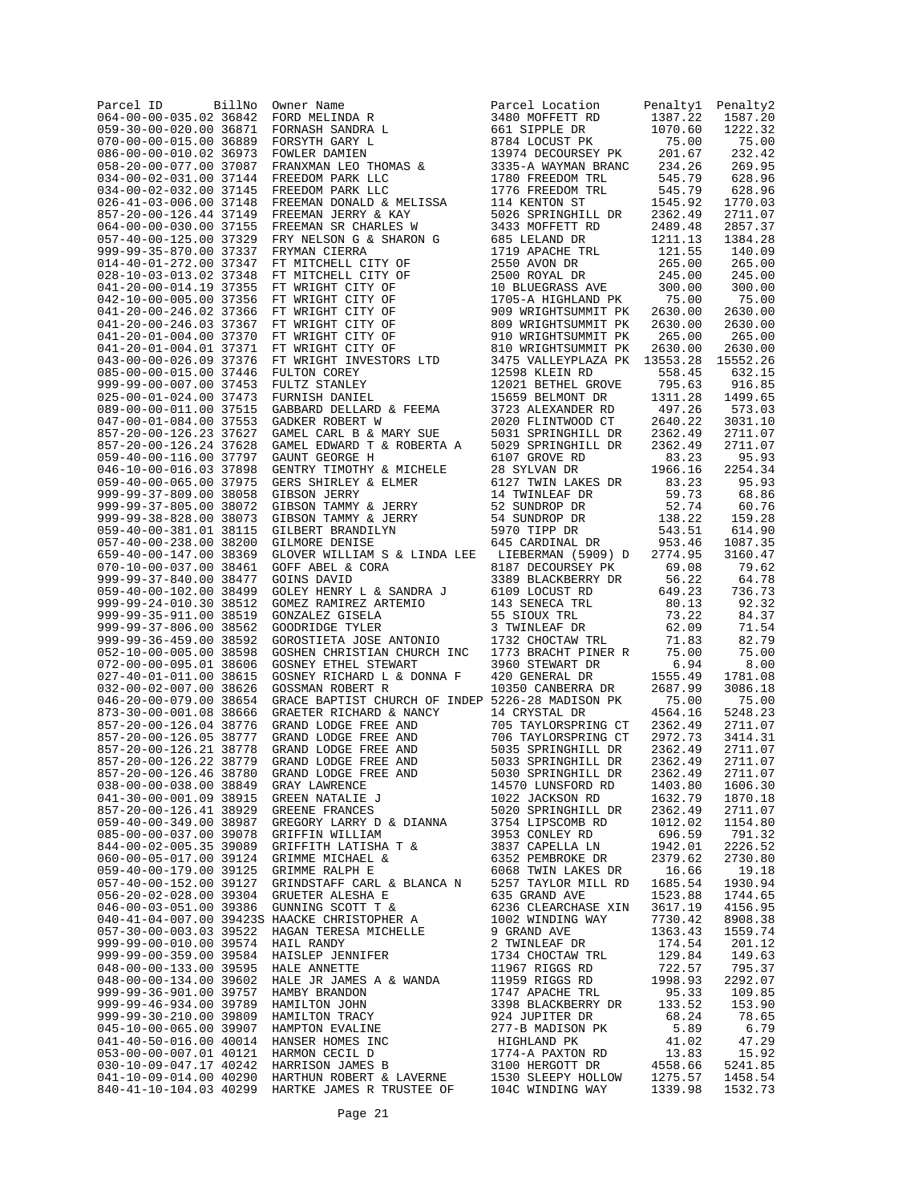| Parcel ID | BillNo | Owner Name | Parcel Location | Penalty1 | Penalty2 |
|---|---|---|---|---|---|
| 064-00-00-035.02 | 36842 | FORD MELINDA R | 3480 MOFFETT RD | 1387.22 | 1587.20 |
| 059-30-00-020.00 | 36871 | FORNASH SANDRA L | 661 SIPPLE DR | 1070.60 | 1222.32 |
| 070-00-00-015.00 | 36889 | FORSYTH GARY L | 8784 LOCUST PK | 75.00 | 75.00 |
| 086-00-00-010.02 | 36973 | FOWLER DAMIEN | 13974 DECOURSEY PK | 201.67 | 232.42 |
| 058-20-00-077.00 | 37087 | FRANXMAN LEO THOMAS & | 3335-A WAYMAN BRANC | 234.26 | 269.95 |
| 034-00-02-031.00 | 37144 | FREEDOM PARK LLC | 1780 FREEDOM TRL | 545.79 | 628.96 |
| 034-00-02-032.00 | 37145 | FREEDOM PARK LLC | 1776 FREEDOM TRL | 545.79 | 628.96 |
| 026-41-03-006.00 | 37148 | FREEMAN DONALD & MELISSA | 114 KENTON ST | 1545.92 | 1770.03 |
| 857-20-00-126.44 | 37149 | FREEMAN JERRY & KAY | 5026 SPRINGHILL DR | 2362.49 | 2711.07 |
| 064-00-00-030.00 | 37155 | FREEMAN SR CHARLES W | 3433 MOFFETT RD | 2489.48 | 2857.37 |
| 057-40-00-125.00 | 37329 | FRY NELSON G & SHARON G | 685 LELAND DR | 1211.13 | 1384.28 |
| 999-99-35-870.00 | 37337 | FRYMAN CIERRA | 1719 APACHE TRL | 121.55 | 140.09 |
| 014-40-01-272.00 | 37347 | FT MITCHELL CITY OF | 2550 AVON DR | 265.00 | 265.00 |
| 028-10-03-013.02 | 37348 | FT MITCHELL CITY OF | 2500 ROYAL DR | 245.00 | 245.00 |
| 041-20-00-014.19 | 37355 | FT WRIGHT CITY OF | 10 BLUEGRASS AVE | 300.00 | 300.00 |
| 042-10-00-005.00 | 37356 | FT WRIGHT CITY OF | 1705-A HIGHLAND PK | 75.00 | 75.00 |
| 041-20-00-246.02 | 37366 | FT WRIGHT CITY OF | 909 WRIGHTSUMMIT PK | 2630.00 | 2630.00 |
| 041-20-00-246.03 | 37367 | FT WRIGHT CITY OF | 809 WRIGHTSUMMIT PK | 2630.00 | 2630.00 |
| 041-20-01-004.00 | 37370 | FT WRIGHT CITY OF | 910 WRIGHTSUMMIT PK | 265.00 | 265.00 |
| 041-20-01-004.01 | 37371 | FT WRIGHT CITY OF | 810 WRIGHTSUMMIT PK | 2630.00 | 2630.00 |
| 043-00-00-026.09 | 37376 | FT WRIGHT INVESTORS LTD | 3475 VALLEYPLAZA PK | 13553.28 | 15552.26 |
| 085-00-00-015.00 | 37446 | FULTON COREY | 12598 KLEIN RD | 558.45 | 632.15 |
| 999-99-00-007.00 | 37453 | FULTZ STANLEY | 12021 BETHEL GROVE | 795.63 | 916.85 |
| 025-00-01-024.00 | 37473 | FURNISH DANIEL | 15659 BELMONT DR | 1311.28 | 1499.65 |
| 089-00-00-011.00 | 37515 | GABBARD DELLARD & FEEMA | 3723 ALEXANDER RD | 497.26 | 573.03 |
| 047-00-01-084.00 | 37553 | GADKER ROBERT W | 2020 FLINTWOOD CT | 2640.22 | 3031.10 |
| 857-20-00-126.23 | 37627 | GAMEL CARL B & MARY SUE | 5031 SPRINGHILL DR | 2362.49 | 2711.07 |
| 857-20-00-126.24 | 37628 | GAMEL EDWARD T & ROBERTA A | 5029 SPRINGHILL DR | 2362.49 | 2711.07 |
| 059-40-00-116.00 | 37797 | GAUNT GEORGE H | 6107 GROVE RD | 83.23 | 95.93 |
| 046-10-00-016.03 | 37898 | GENTRY TIMOTHY & MICHELE | 28 SYLVAN DR | 1966.16 | 2254.34 |
| 059-40-00-065.00 | 37975 | GERS SHIRLEY & ELMER | 6127 TWIN LAKES DR | 83.23 | 95.93 |
| 999-99-37-809.00 | 38058 | GIBSON JERRY | 14 TWINLEAF DR | 59.73 | 68.86 |
| 999-99-37-805.00 | 38072 | GIBSON TAMMY & JERRY | 52 SUNDROP DR | 52.74 | 60.76 |
| 999-99-38-828.00 | 38073 | GIBSON TAMMY & JERRY | 54 SUNDROP DR | 138.22 | 159.28 |
| 059-40-00-381.01 | 38115 | GILBERT BRANDILYN | 5970 TIPP DR | 543.51 | 614.90 |
| 057-40-00-238.00 | 38200 | GILMORE DENISE | 645 CARDINAL DR | 953.46 | 1087.35 |
| 659-40-00-147.00 | 38369 | GLOVER WILLIAM S & LINDA LEE | LIEBERMAN (5909) D | 2774.95 | 3160.47 |
| 070-10-00-037.00 | 38461 | GOFF ABEL & CORA | 8187 DECOURSEY PK | 69.08 | 79.62 |
| 999-99-37-840.00 | 38477 | GOINS DAVID | 3389 BLACKBERRY DR | 56.22 | 64.78 |
| 059-40-00-102.00 | 38499 | GOLEY HENRY L & SANDRA J | 6109 LOCUST RD | 649.23 | 736.73 |
| 999-99-24-010.30 | 38512 | GOMEZ RAMIREZ ARTEMIO | 143 SENECA TRL | 80.13 | 92.32 |
| 999-99-35-911.00 | 38519 | GONZALEZ GISELA | 55 SIOUX TRL | 73.22 | 84.37 |
| 999-99-37-806.00 | 38562 | GOODRIDGE TYLER | 3 TWINLEAF DR | 62.09 | 71.54 |
| 999-99-36-459.00 | 38592 | GOROSTIETA JOSE ANTONIO | 1732 CHOCTAW TRL | 71.83 | 82.79 |
| 052-10-00-005.00 | 38598 | GOSHEN CHRISTIAN CHURCH INC | 1773 BRACHT PINER R | 75.00 | 75.00 |
| 072-00-00-095.01 | 38606 | GOSNEY ETHEL STEWART | 3960 STEWART DR | 6.94 | 8.00 |
| 027-40-01-011.00 | 38615 | GOSNEY RICHARD L & DONNA F | 420 GENERAL DR | 1555.49 | 1781.08 |
| 032-00-02-007.00 | 38626 | GOSSMAN ROBERT R | 10350 CANBERRA DR | 2687.99 | 3086.18 |
| 046-20-00-079.00 | 38654 | GRACE BAPTIST CHURCH OF INDEP | 5226-28 MADISON PK | 75.00 | 75.00 |
| 873-30-00-001.08 | 38666 | GRAETER RICHARD & NANCY | 14 CRYSTAL DR | 4564.16 | 5248.23 |
| 857-20-00-126.04 | 38776 | GRAND LODGE FREE AND | 705 TAYLORSPRING CT | 2362.49 | 2711.07 |
| 857-20-00-126.05 | 38777 | GRAND LODGE FREE AND | 706 TAYLORSPRING CT | 2972.73 | 3414.31 |
| 857-20-00-126.21 | 38778 | GRAND LODGE FREE AND | 5035 SPRINGHILL DR | 2362.49 | 2711.07 |
| 857-20-00-126.22 | 38779 | GRAND LODGE FREE AND | 5033 SPRINGHILL DR | 2362.49 | 2711.07 |
| 857-20-00-126.46 | 38780 | GRAND LODGE FREE AND | 5030 SPRINGHILL DR | 2362.49 | 2711.07 |
| 038-00-00-038.00 | 38849 | GRAY LAWRENCE | 14570 LUNSFORD RD | 1403.80 | 1606.30 |
| 041-30-00-001.09 | 38915 | GREEN NATALIE J | 1022 JACKSON RD | 1632.79 | 1870.18 |
| 857-20-00-126.41 | 38929 | GREENE FRANCES | 5020 SPRINGHILL DR | 2362.49 | 2711.07 |
| 059-40-00-349.00 | 38987 | GREGORY LARRY D & DIANNA | 3754 LIPSCOMB RD | 1012.02 | 1154.80 |
| 085-00-00-037.00 | 39078 | GRIFFIN WILLIAM | 3953 CONLEY RD | 696.59 | 791.32 |
| 844-00-02-005.35 | 39089 | GRIFFITH LATISHA T & | 3837 CAPELLA LN | 1942.01 | 2226.52 |
| 060-00-05-017.00 | 39124 | GRIMME MICHAEL & | 6352 PEMBROKE DR | 2379.62 | 2730.80 |
| 059-40-00-179.00 | 39125 | GRIMME RALPH E | 6068 TWIN LAKES DR | 16.66 | 19.18 |
| 057-40-00-152.00 | 39127 | GRINDSTAFF CARL & BLANCA N | 5257 TAYLOR MILL RD | 1685.54 | 1930.94 |
| 056-20-02-028.00 | 39304 | GRUETER ALESHA E | 635 GRAND AVE | 1523.88 | 1744.65 |
| 046-00-03-051.00 | 39386 | GUNNING SCOTT T & | 6236 CLEARCHASE XIN | 3617.19 | 4156.95 |
| 040-41-04-007.00 | 39423S | HAACKE CHRISTOPHER A | 1002 WINDING WAY | 7730.42 | 8908.38 |
| 057-30-00-003.03 | 39522 | HAGAN TERESA MICHELLE | 9 GRAND AVE | 1363.43 | 1559.74 |
| 999-99-00-010.00 | 39574 | HAIL RANDY | 2 TWINLEAF DR | 174.54 | 201.12 |
| 999-99-00-359.00 | 39584 | HAISLEP JENNIFER | 1734 CHOCTAW TRL | 129.84 | 149.63 |
| 048-00-00-133.00 | 39595 | HALE ANNETTE | 11967 RIGGS RD | 722.57 | 795.37 |
| 048-00-00-134.00 | 39602 | HALE JR JAMES A & WANDA | 11959 RIGGS RD | 1998.93 | 2292.07 |
| 999-99-36-901.00 | 39757 | HAMBY BRANDON | 1747 APACHE TRL | 95.33 | 109.85 |
| 999-99-46-934.00 | 39789 | HAMILTON JOHN | 3398 BLACKBERRY DR | 133.52 | 153.90 |
| 999-99-30-210.00 | 39809 | HAMILTON TRACY | 924 JUPITER DR | 68.24 | 78.65 |
| 045-10-00-065.00 | 39907 | HAMPTON EVALINE | 277-B MADISON PK | 5.89 | 6.79 |
| 041-40-50-016.00 | 40014 | HANSER HOMES INC | HIGHLAND PK | 41.02 | 47.29 |
| 053-00-00-007.01 | 40121 | HARMON CECIL D | 1774-A PAXTON RD | 13.83 | 15.92 |
| 030-10-09-047.17 | 40242 | HARRISON JAMES B | 3100 HERGOTT DR | 4558.66 | 5241.85 |
| 041-10-09-014.00 | 40290 | HARTHUN ROBERT & LAVERNE | 1530 SLEEPY HOLLOW | 1275.57 | 1458.54 |
| 840-41-10-104.03 | 40299 | HARTKE JAMES R TRUSTEE OF | 104C WINDING WAY | 1339.98 | 1532.73 |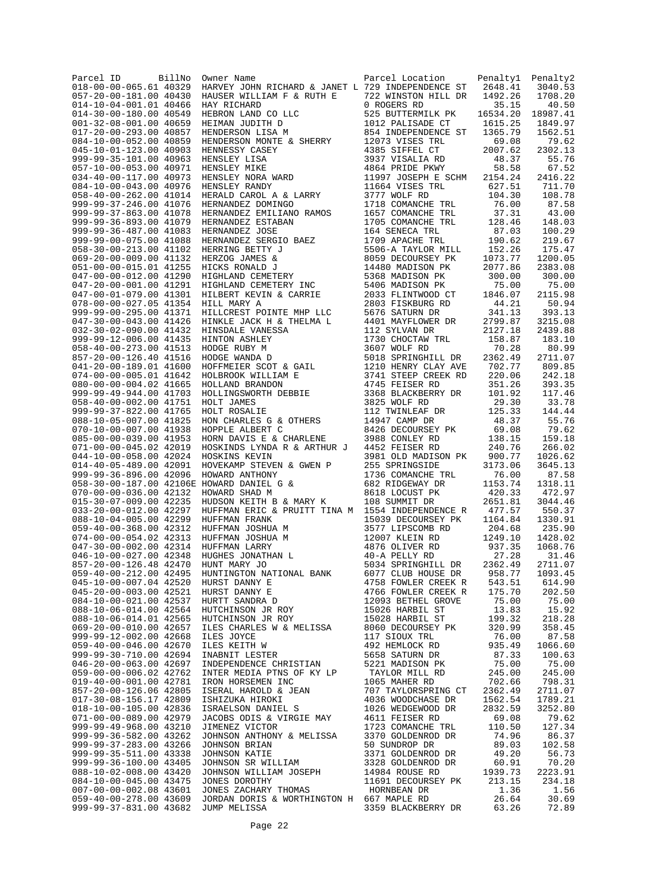| Parcel ID | BillNo | Owner Name | Parcel Location | Penalty1 | Penalty2 |
|---|---|---|---|---|---|
| 018-00-00-065.61 | 40329 | HARVEY JOHN RICHARD & JANET L | 729 INDEPENDENCE ST | 2648.41 | 3040.53 |
| 057-20-00-181.00 | 40430 | HAUSER WILLIAM F & RUTH E | 722 WINSTON HILL DR | 1492.26 | 1708.20 |
| 014-10-04-001.01 | 40466 | HAY RICHARD | 0 ROGERS RD | 35.15 | 40.50 |
| 014-30-00-180.00 | 40549 | HEBRON LAND CO LLC | 525 BUTTERMILK PK | 16534.20 | 18987.41 |
| 001-32-08-001.00 | 40659 | HEIMAN JUDITH D | 1012 PALISADE CT | 1615.25 | 1849.97 |
| 017-20-00-293.00 | 40857 | HENDERSON LISA M | 854 INDEPENDENCE ST | 1365.79 | 1562.51 |
| 084-10-00-052.00 | 40859 | HENDERSON MONTE & SHERRY | 12073 VISES TRL | 69.08 | 79.62 |
| 045-10-01-123.00 | 40903 | HENNESSY CASEY | 4385 SIFFEL CT | 2007.62 | 2302.13 |
| 999-99-35-101.00 | 40963 | HENSLEY LISA | 3937 VISALIA RD | 48.37 | 55.76 |
| 057-10-00-053.00 | 40971 | HENSLEY MIKE | 4864 PRIDE PKWY | 58.58 | 67.52 |
| 034-40-00-117.00 | 40973 | HENSLEY NORA WARD | 11997 JOSEPH E SCHM | 2154.24 | 2416.22 |
| 084-10-00-043.00 | 40976 | HENSLEY RANDY | 11664 VISES TRL | 627.51 | 711.70 |
| 058-40-00-262.00 | 41014 | HERALD CAROL A & LARRY | 3777 WOLF RD | 104.30 | 108.78 |
| 999-99-37-246.00 | 41076 | HERNANDEZ DOMINGO | 1718 COMANCHE TRL | 76.00 | 87.58 |
| 999-99-37-863.00 | 41078 | HERNANDEZ EMILIANO RAMOS | 1657 COMANCHE TRL | 37.31 | 43.00 |
| 999-99-36-893.00 | 41079 | HERNANDEZ ESTABAN | 1705 COMANCHE TRL | 128.46 | 148.03 |
| 999-99-36-487.00 | 41083 | HERNANDEZ JOSE | 164 SENECA TRL | 87.03 | 100.29 |
| 999-99-00-075.00 | 41088 | HERNANDEZ SERGIO BAEZ | 1709 APACHE TRL | 190.62 | 219.67 |
| 058-30-00-213.00 | 41102 | HERRING BETTY J | 5506-A TAYLOR MILL | 152.26 | 175.47 |
| 069-20-00-009.00 | 41132 | HERZOG JAMES & | 8059 DECOURSEY PK | 1073.77 | 1200.05 |
| 051-00-00-015.01 | 41255 | HICKS RONALD J | 14480 MADISON PK | 2077.86 | 2383.08 |
| 047-00-00-012.00 | 41290 | HIGHLAND CEMETERY | 5368 MADISON PK | 300.00 | 300.00 |
| 047-20-00-001.00 | 41291 | HIGHLAND CEMETERY INC | 5406 MADISON PK | 75.00 | 75.00 |
| 047-00-01-079.00 | 41301 | HILBERT KEVIN & CARRIE | 2033 FLINTWOOD CT | 1846.07 | 2115.98 |
| 078-00-00-027.05 | 41354 | HILL MARY A | 2803 FISKBURG RD | 44.21 | 50.94 |
| 999-99-00-295.00 | 41371 | HILLCREST POINTE MHP LLC | 5676 SATURN DR | 341.13 | 393.13 |
| 047-30-00-043.00 | 41426 | HINKLE JACK H & THELMA L | 4401 MAYFLOWER DR | 2799.87 | 3215.08 |
| 032-30-02-090.00 | 41432 | HINSDALE VANESSA | 112 SYLVAN DR | 2127.18 | 2439.88 |
| 999-99-12-006.00 | 41435 | HINTON ASHLEY | 1730 CHOCTAW TRL | 158.87 | 183.10 |
| 058-40-00-273.00 | 41513 | HODGE RUBY M | 3607 WOLF RD | 70.28 | 80.99 |
| 857-20-00-126.40 | 41516 | HODGE WANDA D | 5018 SPRINGHILL DR | 2362.49 | 2711.07 |
| 041-20-00-189.01 | 41600 | HOFFMEIER SCOT & GAIL | 1210 HENRY CLAY AVE | 702.77 | 809.85 |
| 074-00-00-005.01 | 41642 | HOLBROOK WILLIAM E | 3741 STEEP CREEK RD | 220.06 | 242.18 |
| 080-00-00-004.02 | 41665 | HOLLAND BRANDON | 4745 FEISER RD | 351.26 | 393.35 |
| 999-99-49-944.00 | 41703 | HOLLINGSWORTH DEBBIE | 3368 BLACKBERRY DR | 101.92 | 117.46 |
| 058-40-00-002.00 | 41751 | HOLT JAMES | 3825 WOLF RD | 29.30 | 33.78 |
| 999-99-37-822.00 | 41765 | HOLT ROSALIE | 112 TWINLEAF DR | 125.33 | 144.44 |
| 088-10-05-007.00 | 41825 | HON CHARLES G & OTHERS | 14947 CAMP DR | 48.37 | 55.76 |
| 070-10-00-007.00 | 41938 | HOPPLE ALBERT C | 8426 DECOURSEY PK | 69.08 | 79.62 |
| 085-00-00-039.00 | 41953 | HORN DAVIS E & CHARLENE | 3988 CONLEY RD | 138.15 | 159.18 |
| 071-00-00-045.02 | 42019 | HOSKINDS LYNDA R & ARTHUR J | 4452 FEISER RD | 240.76 | 266.02 |
| 044-10-00-058.00 | 42024 | HOSKINS KEVIN | 3981 OLD MADISON PK | 900.77 | 1026.62 |
| 014-40-05-489.00 | 42091 | HOVEKAMP STEVEN & GWEN P | 255 SPRINGSIDE | 3173.06 | 3645.13 |
| 999-99-36-896.00 | 42096 | HOWARD ANTHONY | 1736 COMANCHE TRL | 76.00 | 87.58 |
| 058-30-00-187.00 | 42106E | HOWARD DANIEL G & | 682 RIDGEWAY DR | 1153.74 | 1318.11 |
| 070-00-00-036.00 | 42132 | HOWARD SHAD M | 8618 LOCUST PK | 420.33 | 472.97 |
| 015-30-07-009.00 | 42235 | HUDSON KEITH B & MARY K | 108 SUMMIT DR | 2651.81 | 3044.46 |
| 033-20-00-012.00 | 42297 | HUFFMAN ERIC & PRUITT TINA M | 1554 INDEPENDENCE R | 477.57 | 550.37 |
| 088-10-04-005.00 | 42299 | HUFFMAN FRANK | 15039 DECOURSEY PK | 1164.84 | 1330.91 |
| 059-40-00-368.00 | 42312 | HUFFMAN JOSHUA M | 3577 LIPSCOMB RD | 204.68 | 235.90 |
| 074-00-00-054.02 | 42313 | HUFFMAN JOSHUA M | 12007 KLEIN RD | 1249.10 | 1428.02 |
| 047-30-00-002.00 | 42314 | HUFFMAN LARRY | 4876 OLIVER RD | 937.35 | 1068.76 |
| 046-10-00-027.00 | 42348 | HUGHES JONATHAN L | 40-A PELLY RD | 27.28 | 31.46 |
| 857-20-00-126.48 | 42470 | HUNT MARY JO | 5034 SPRINGHILL DR | 2362.49 | 2711.07 |
| 059-40-00-212.00 | 42495 | HUNTINGTON NATIONAL BANK | 6077 CLUB HOUSE DR | 958.77 | 1093.45 |
| 045-10-00-007.04 | 42520 | HURST DANNY E | 4758 FOWLER CREEK R | 543.51 | 614.90 |
| 045-20-00-003.00 | 42521 | HURST DANNY E | 4766 FOWLER CREEK R | 175.70 | 202.50 |
| 084-10-00-021.00 | 42537 | HURTT SANDRA D | 12093 BETHEL GROVE | 75.00 | 75.00 |
| 088-10-06-014.00 | 42564 | HUTCHINSON JR ROY | 15026 HARBIL ST | 13.83 | 15.92 |
| 088-10-06-014.01 | 42565 | HUTCHINSON JR ROY | 15028 HARBIL ST | 199.32 | 218.28 |
| 069-20-00-010.00 | 42657 | ILES CHARLES W & MELISSA | 8060 DECOURSEY PK | 320.99 | 358.45 |
| 999-99-12-002.00 | 42668 | ILES JOYCE | 117 SIOUX TRL | 76.00 | 87.58 |
| 059-40-00-046.00 | 42670 | ILES KEITH W | 492 HEMLOCK RD | 935.49 | 1066.60 |
| 999-99-30-710.00 | 42694 | INABNIT LESTER | 5658 SATURN DR | 87.33 | 100.63 |
| 046-20-00-063.00 | 42697 | INDEPENDENCE CHRISTIAN | 5221 MADISON PK | 75.00 | 75.00 |
| 059-00-00-006.02 | 42762 | INTER MEDIA PTNS OF KY LP | TAYLOR MILL RD | 245.00 | 245.00 |
| 019-40-00-001.00 | 42781 | IRON HORSEMEN INC | 1065 MAHER RD | 702.66 | 798.31 |
| 857-20-00-126.06 | 42805 | ISERAL HAROLD & JEAN | 707 TAYLORSPRING CT | 2362.49 | 2711.07 |
| 017-30-08-156.17 | 42809 | ISHIZUKA HIROKI | 4036 WOODCHASE DR | 1562.54 | 1789.21 |
| 018-10-00-105.00 | 42836 | ISRAELSON DANIEL S | 1026 WEDGEWOOD DR | 2832.59 | 3252.80 |
| 071-00-00-089.00 | 42979 | JACOBS ODIS & VIRGIE MAY | 4611 FEISER RD | 69.08 | 79.62 |
| 999-99-49-968.00 | 43210 | JIMENEZ VICTOR | 1723 COMANCHE TRL | 110.50 | 127.34 |
| 999-99-36-582.00 | 43262 | JOHNSON ANTHONY & MELISSA | 3370 GOLDENROD DR | 74.96 | 86.37 |
| 999-99-37-283.00 | 43266 | JOHNSON BRIAN | 50 SUNDROP DR | 89.03 | 102.58 |
| 999-99-35-511.00 | 43338 | JOHNSON KATIE | 3371 GOLDENROD DR | 49.20 | 56.73 |
| 999-99-36-100.00 | 43405 | JOHNSON SR WILLIAM | 3328 GOLDENROD DR | 60.91 | 70.20 |
| 088-10-02-008.00 | 43420 | JOHNSON WILLIAM JOSEPH | 14984 ROUSE RD | 1939.73 | 2223.91 |
| 084-10-00-045.00 | 43475 | JONES DOROTHY | 11691 DECOURSEY PK | 213.15 | 234.18 |
| 007-00-00-002.08 | 43601 | JONES ZACHARY THOMAS | HORNBEAN DR | 1.36 | 1.56 |
| 059-40-00-278.00 | 43609 | JORDAN DORIS & WORTHINGTON H | 667 MAPLE RD | 26.64 | 30.69 |
| 999-99-37-831.00 | 43682 | JUMP MELISSA | 3359 BLACKBERRY DR | 63.26 | 72.89 |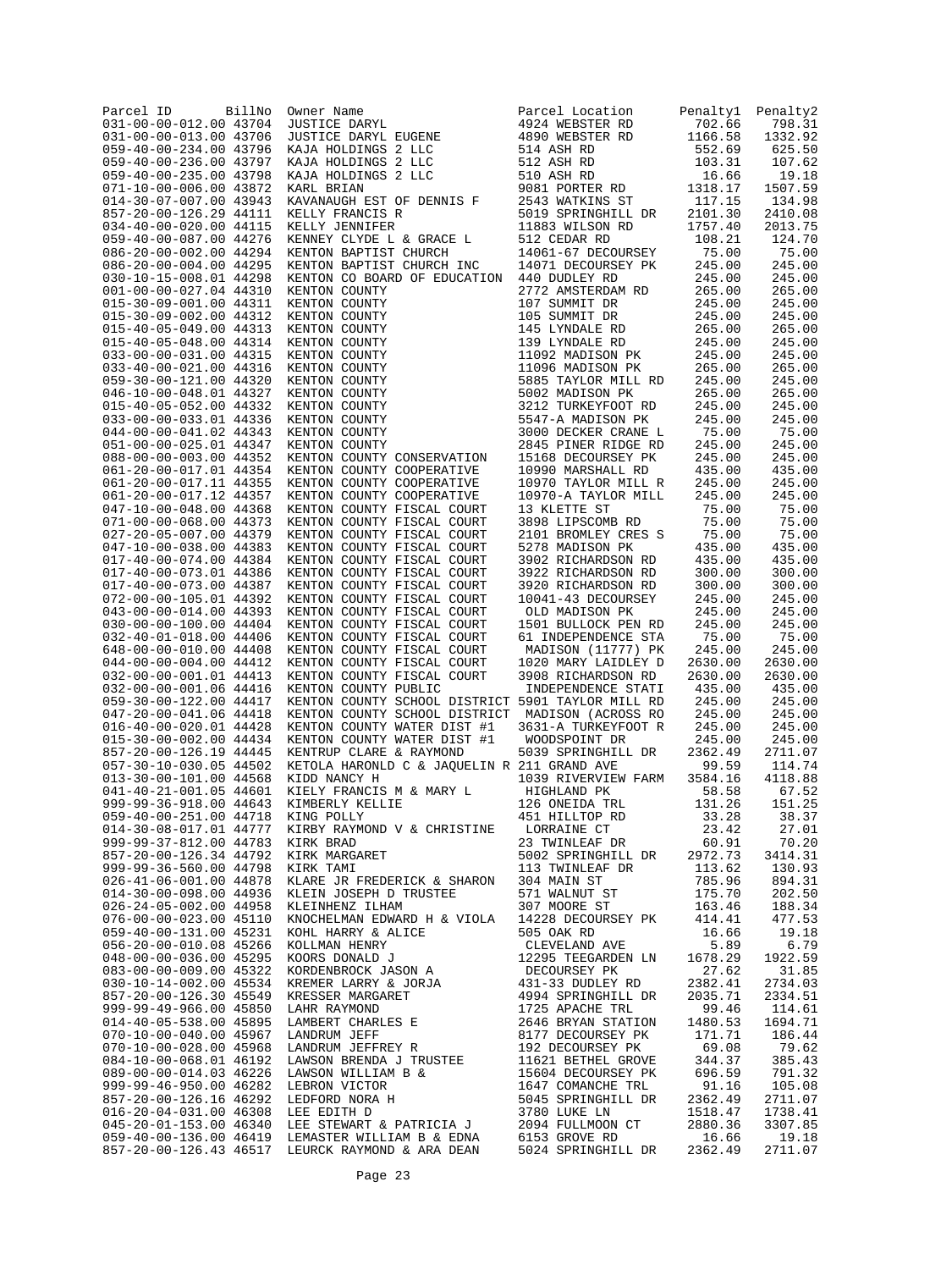| Parcel ID | BillNo | Owner Name | Parcel Location | Penalty1 | Penalty2 |
|---|---|---|---|---|---|
| 031-00-00-012.00 | 43704 | JUSTICE DARYL | 4924 WEBSTER RD | 702.66 | 798.31 |
| 031-00-00-013.00 | 43706 | JUSTICE DARYL EUGENE | 4890 WEBSTER RD | 1166.58 | 1332.92 |
| 059-40-00-234.00 | 43796 | KAJA HOLDINGS 2 LLC | 514 ASH RD | 552.69 | 625.50 |
| 059-40-00-236.00 | 43797 | KAJA HOLDINGS 2 LLC | 512 ASH RD | 103.31 | 107.62 |
| 059-40-00-235.00 | 43798 | KAJA HOLDINGS 2 LLC | 510 ASH RD | 16.66 | 19.18 |
| 071-10-00-006.00 | 43872 | KARL BRIAN | 9081 PORTER RD | 1318.17 | 1507.59 |
| 014-30-07-007.00 | 43943 | KAVANAUGH EST OF DENNIS F | 2543 WATKINS ST | 117.15 | 134.98 |
| 857-20-00-126.29 | 44111 | KELLY FRANCIS R | 5019 SPRINGHILL DR | 2101.30 | 2410.08 |
| 034-40-00-020.00 | 44115 | KELLY JENNIFER | 11883 WILSON RD | 1757.40 | 2013.75 |
| 059-40-00-087.00 | 44276 | KENNEY CLYDE L & GRACE L | 512 CEDAR RD | 108.21 | 124.70 |
| 086-20-00-002.00 | 44294 | KENTON BAPTIST CHURCH | 14061-67 DECOURSEY | 75.00 | 75.00 |
| 086-20-00-004.00 | 44295 | KENTON BAPTIST CHURCH INC | 14071 DECOURSEY PK | 245.00 | 245.00 |
| 030-10-15-008.01 | 44298 | KENTON CO BOARD OF EDUCATION | 440 DUDLEY RD | 245.00 | 245.00 |
| 001-00-00-027.04 | 44310 | KENTON COUNTY | 2772 AMSTERDAM RD | 265.00 | 265.00 |
| 015-30-09-001.00 | 44311 | KENTON COUNTY | 107 SUMMIT DR | 245.00 | 245.00 |
| 015-30-09-002.00 | 44312 | KENTON COUNTY | 105 SUMMIT DR | 245.00 | 245.00 |
| 015-40-05-049.00 | 44313 | KENTON COUNTY | 145 LYNDALE RD | 265.00 | 265.00 |
| 015-40-05-048.00 | 44314 | KENTON COUNTY | 139 LYNDALE RD | 245.00 | 245.00 |
| 033-00-00-031.00 | 44315 | KENTON COUNTY | 11092 MADISON PK | 245.00 | 245.00 |
| 033-40-00-021.00 | 44316 | KENTON COUNTY | 11096 MADISON PK | 265.00 | 265.00 |
| 059-30-00-121.00 | 44320 | KENTON COUNTY | 5885 TAYLOR MILL RD | 245.00 | 245.00 |
| 046-10-00-048.01 | 44327 | KENTON COUNTY | 5002 MADISON PK | 265.00 | 265.00 |
| 015-40-05-052.00 | 44332 | KENTON COUNTY | 3212 TURKEYFOOT RD | 245.00 | 245.00 |
| 033-00-00-033.01 | 44336 | KENTON COUNTY | 5547-A MADISON PK | 245.00 | 245.00 |
| 044-00-00-041.02 | 44343 | KENTON COUNTY | 3000 DECKER CRANE L | 75.00 | 75.00 |
| 051-00-00-025.01 | 44347 | KENTON COUNTY | 2845 PINER RIDGE RD | 245.00 | 245.00 |
| 088-00-00-003.00 | 44352 | KENTON COUNTY CONSERVATION | 15168 DECOURSEY PK | 245.00 | 245.00 |
| 061-20-00-017.01 | 44354 | KENTON COUNTY COOPERATIVE | 10990 MARSHALL RD | 435.00 | 435.00 |
| 061-20-00-017.11 | 44355 | KENTON COUNTY COOPERATIVE | 10970 TAYLOR MILL R | 245.00 | 245.00 |
| 061-20-00-017.12 | 44357 | KENTON COUNTY COOPERATIVE | 10970-A TAYLOR MILL | 245.00 | 245.00 |
| 047-10-00-048.00 | 44368 | KENTON COUNTY FISCAL COURT | 13 KLETTE ST | 75.00 | 75.00 |
| 071-00-00-068.00 | 44373 | KENTON COUNTY FISCAL COURT | 3898 LIPSCOMB RD | 75.00 | 75.00 |
| 027-20-05-007.00 | 44379 | KENTON COUNTY FISCAL COURT | 2101 BROMLEY CRES S | 75.00 | 75.00 |
| 047-10-00-038.00 | 44383 | KENTON COUNTY FISCAL COURT | 5278 MADISON PK | 435.00 | 435.00 |
| 017-40-00-074.00 | 44384 | KENTON COUNTY FISCAL COURT | 3902 RICHARDSON RD | 435.00 | 435.00 |
| 017-40-00-073.01 | 44386 | KENTON COUNTY FISCAL COURT | 3922 RICHARDSON RD | 300.00 | 300.00 |
| 017-40-00-073.00 | 44387 | KENTON COUNTY FISCAL COURT | 3920 RICHARDSON RD | 300.00 | 300.00 |
| 072-00-00-105.01 | 44392 | KENTON COUNTY FISCAL COURT | 10041-43 DECOURSEY | 245.00 | 245.00 |
| 043-00-00-014.00 | 44393 | KENTON COUNTY FISCAL COURT | OLD MADISON PK | 245.00 | 245.00 |
| 030-00-00-100.00 | 44404 | KENTON COUNTY FISCAL COURT | 1501 BULLOCK PEN RD | 245.00 | 245.00 |
| 032-40-01-018.00 | 44406 | KENTON COUNTY FISCAL COURT | 61 INDEPENDENCE STA | 75.00 | 75.00 |
| 648-00-00-010.00 | 44408 | KENTON COUNTY FISCAL COURT | MADISON (11777) PK | 245.00 | 245.00 |
| 044-00-00-004.00 | 44412 | KENTON COUNTY FISCAL COURT | 1020 MARY LAIDLEY D | 2630.00 | 2630.00 |
| 032-00-00-001.01 | 44413 | KENTON COUNTY FISCAL COURT | 3908 RICHARDSON RD | 2630.00 | 2630.00 |
| 032-00-00-001.06 | 44416 | KENTON COUNTY PUBLIC | INDEPENDENCE STATI | 435.00 | 435.00 |
| 059-30-00-122.00 | 44417 | KENTON COUNTY SCHOOL DISTRICT | 5901 TAYLOR MILL RD | 245.00 | 245.00 |
| 047-20-00-041.06 | 44418 | KENTON COUNTY SCHOOL DISTRICT | MADISON (ACROSS RO | 245.00 | 245.00 |
| 016-40-00-020.01 | 44428 | KENTON COUNTY WATER DIST #1 | 3631-A TURKEYFOOT R | 245.00 | 245.00 |
| 015-30-00-002.00 | 44434 | KENTON COUNTY WATER DIST #1 | WOODSPOINT DR | 245.00 | 245.00 |
| 857-20-00-126.19 | 44445 | KENTRUP CLARE & RAYMOND | 5039 SPRINGHILL DR | 2362.49 | 2711.07 |
| 057-30-10-030.05 | 44502 | KETOLA HARONLD C & JAQUELIN R | 211 GRAND AVE | 99.59 | 114.74 |
| 013-30-00-101.00 | 44568 | KIDD NANCY H | 1039 RIVERVIEW FARM | 3584.16 | 4118.88 |
| 041-40-21-001.05 | 44601 | KIELY FRANCIS M & MARY L | HIGHLAND PK | 58.58 | 67.52 |
| 999-99-36-918.00 | 44643 | KIMBERLY KELLIE | 126 ONEIDA TRL | 131.26 | 151.25 |
| 059-40-00-251.00 | 44718 | KING POLLY | 451 HILLTOP RD | 33.28 | 38.37 |
| 014-30-08-017.01 | 44777 | KIRBY RAYMOND V & CHRISTINE | LORRAINE CT | 23.42 | 27.01 |
| 999-99-37-812.00 | 44783 | KIRK BRAD | 23 TWINLEAF DR | 60.91 | 70.20 |
| 857-20-00-126.34 | 44792 | KIRK MARGARET | 5002 SPRINGHILL DR | 2972.73 | 3414.31 |
| 999-99-36-560.00 | 44798 | KIRK TAMI | 113 TWINLEAF DR | 113.62 | 130.93 |
| 026-41-06-001.00 | 44878 | KLARE JR FREDERICK & SHARON | 304 MAIN ST | 785.96 | 894.31 |
| 014-30-00-098.00 | 44936 | KLEIN JOSEPH D TRUSTEE | 571 WALNUT ST | 175.70 | 202.50 |
| 026-24-05-002.00 | 44958 | KLEINHENZ ILHAM | 307 MOORE ST | 163.46 | 188.34 |
| 076-00-00-023.00 | 45110 | KNOCHELMAN EDWARD H & VIOLA | 14228 DECOURSEY PK | 414.41 | 477.53 |
| 059-40-00-131.00 | 45231 | KOHL HARRY & ALICE | 505 OAK RD | 16.66 | 19.18 |
| 056-20-00-010.08 | 45266 | KOLLMAN HENRY | CLEVELAND AVE | 5.89 | 6.79 |
| 048-00-00-036.00 | 45295 | KOORS DONALD J | 12295 TEEGARDEN LN | 1678.29 | 1922.59 |
| 083-00-00-009.00 | 45322 | KORDENBROCK JASON A | DECOURSEY PK | 27.62 | 31.85 |
| 030-10-14-002.00 | 45534 | KREMER LARRY & JORJA | 431-33 DUDLEY RD | 2382.41 | 2734.03 |
| 857-20-00-126.30 | 45549 | KRESSER MARGARET | 4994 SPRINGHILL DR | 2035.71 | 2334.51 |
| 999-99-49-966.00 | 45850 | LAHR RAYMOND | 1725 APACHE TRL | 99.46 | 114.61 |
| 014-40-05-538.00 | 45895 | LAMBERT CHARLES E | 2646 BRYAN STATION | 1480.53 | 1694.71 |
| 070-10-00-040.00 | 45967 | LANDRUM JEFF | 8177 DECOURSEY PK | 171.71 | 186.44 |
| 070-10-00-028.00 | 45968 | LANDRUM JEFFREY R | 192 DECOURSEY PK | 69.08 | 79.62 |
| 084-10-00-068.01 | 46192 | LAWSON BRENDA J TRUSTEE | 11621 BETHEL GROVE | 344.37 | 385.43 |
| 089-00-00-014.03 | 46226 | LAWSON WILLIAM B & | 15604 DECOURSEY PK | 696.59 | 791.32 |
| 999-99-46-950.00 | 46282 | LEBRON VICTOR | 1647 COMANCHE TRL | 91.16 | 105.08 |
| 857-20-00-126.16 | 46292 | LEDFORD NORA H | 5045 SPRINGHILL DR | 2362.49 | 2711.07 |
| 016-20-04-031.00 | 46308 | LEE EDITH D | 3780 LUKE LN | 1518.47 | 1738.41 |
| 045-20-01-153.00 | 46340 | LEE STEWART & PATRICIA J | 2094 FULLMOON CT | 2880.36 | 3307.85 |
| 059-40-00-136.00 | 46419 | LEMASTER WILLIAM B & EDNA | 6153 GROVE RD | 16.66 | 19.18 |
| 857-20-00-126.43 | 46517 | LEURCK RAYMOND & ARA DEAN | 5024 SPRINGHILL DR | 2362.49 | 2711.07 |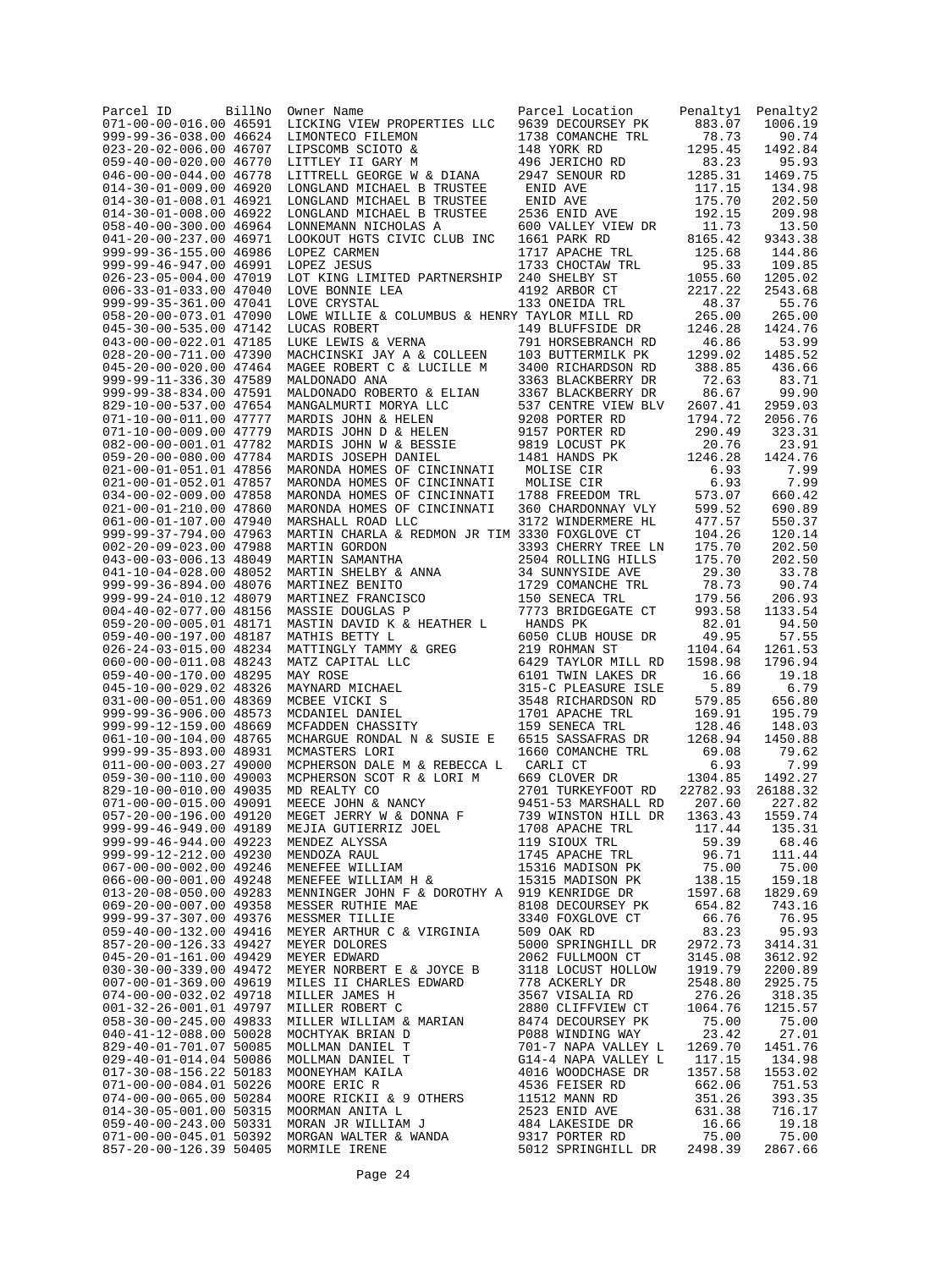| Parcel ID | BillNo | Owner Name | Parcel Location | Penalty1 | Penalty2 |
|---|---|---|---|---|---|
| 071-00-00-016.00 | 46591 | LICKING VIEW PROPERTIES LLC | 9639 DECOURSEY PK | 883.07 | 1006.19 |
| 999-99-36-038.00 | 46624 | LIMONTECO FILEMON | 1738 COMANCHE TRL | 78.73 | 90.74 |
| 023-20-02-006.00 | 46707 | LIPSCOMB SCIOTO & | 148 YORK RD | 1295.45 | 1492.84 |
| 059-40-00-020.00 | 46770 | LITTLEY II GARY M | 496 JERICHO RD | 83.23 | 95.93 |
| 046-00-00-044.00 | 46778 | LITTRELL GEORGE W & DIANA | 2947 SENOUR RD | 1285.31 | 1469.75 |
| 014-30-01-009.00 | 46920 | LONGLAND MICHAEL B TRUSTEE | ENID AVE | 117.15 | 134.98 |
| 014-30-01-008.01 | 46921 | LONGLAND MICHAEL B TRUSTEE | ENID AVE | 175.70 | 202.50 |
| 014-30-01-008.00 | 46922 | LONGLAND MICHAEL B TRUSTEE | 2536 ENID AVE | 192.15 | 209.98 |
| 058-40-00-300.00 | 46964 | LONNEMANN NICHOLAS A | 600 VALLEY VIEW DR | 11.73 | 13.50 |
| 041-20-00-237.00 | 46971 | LOOKOUT HGTS CIVIC CLUB INC | 1661 PARK RD | 8165.42 | 9343.38 |
| 999-99-36-155.00 | 46986 | LOPEZ CARMEN | 1717 APACHE TRL | 125.68 | 144.86 |
| 999-99-46-947.00 | 46991 | LOPEZ JESUS | 1733 CHOCTAW TRL | 95.33 | 109.85 |
| 026-23-05-004.00 | 47019 | LOT KING LIMITED PARTNERSHIP | 240 SHELBY ST | 1055.60 | 1205.02 |
| 006-33-01-033.00 | 47040 | LOVE BONNIE LEA | 4192 ARBOR CT | 2217.22 | 2543.68 |
| 999-99-35-361.00 | 47041 | LOVE CRYSTAL | 133 ONEIDA TRL | 48.37 | 55.76 |
| 058-20-00-073.01 | 47090 | LOWE WILLIE & COLUMBUS & HENRY | TAYLOR MILL RD | 265.00 | 265.00 |
| 045-30-00-535.00 | 47142 | LUCAS ROBERT | 149 BLUFFSIDE DR | 1246.28 | 1424.76 |
| 043-00-00-022.01 | 47185 | LUKE LEWIS & VERNA | 791 HORSEBRANCH RD | 46.86 | 53.99 |
| 028-20-00-711.00 | 47390 | MACHCINSKI JAY A & COLLEEN | 103 BUTTERMILK PK | 1299.02 | 1485.52 |
| 045-20-00-020.00 | 47464 | MAGEE ROBERT C & LUCILLE M | 3400 RICHARDSON RD | 388.85 | 436.66 |
| 999-99-11-336.30 | 47589 | MALDONADO ANA | 3363 BLACKBERRY DR | 72.63 | 83.71 |
| 999-99-38-834.00 | 47591 | MALDONADO ROBERTO & ELIAN | 3367 BLACKBERRY DR | 86.67 | 99.90 |
| 829-10-00-537.00 | 47654 | MANGALMURTI MORYA LLC | 537 CENTRE VIEW BLV | 2607.41 | 2959.03 |
| 071-10-00-011.00 | 47777 | MARDIS JOHN & HELEN | 9208 PORTER RD | 1794.72 | 2056.76 |
| 071-10-00-009.00 | 47779 | MARDIS JOHN D & HELEN | 9157 PORTER RD | 290.49 | 323.31 |
| 082-00-00-001.01 | 47782 | MARDIS JOHN W & BESSIE | 9819 LOCUST PK | 20.76 | 23.91 |
| 059-20-00-080.00 | 47784 | MARDIS JOSEPH DANIEL | 1481 HANDS PK | 1246.28 | 1424.76 |
| 021-00-01-051.01 | 47856 | MARONDA HOMES OF CINCINNATI | MOLISE CIR | 6.93 | 7.99 |
| 021-00-01-052.01 | 47857 | MARONDA HOMES OF CINCINNATI | MOLISE CIR | 6.93 | 7.99 |
| 034-00-02-009.00 | 47858 | MARONDA HOMES OF CINCINNATI | 1788 FREEDOM TRL | 573.07 | 660.42 |
| 021-00-01-210.00 | 47860 | MARONDA HOMES OF CINCINNATI | 360 CHARDONNAY VLY | 599.52 | 690.89 |
| 061-00-01-107.00 | 47940 | MARSHALL ROAD LLC | 3172 WINDERMERE HL | 477.57 | 550.37 |
| 999-99-37-794.00 | 47963 | MARTIN CHARLA & REDMON JR TIM | 3330 FOXGLOVE CT | 104.26 | 120.14 |
| 002-20-09-023.00 | 47988 | MARTIN GORDON | 3393 CHERRY TREE LN | 175.70 | 202.50 |
| 043-00-03-006.13 | 48049 | MARTIN SAMANTHA | 2504 ROLLING HILLS | 175.70 | 202.50 |
| 041-10-04-028.00 | 48052 | MARTIN SHELBY & ANNA | 34 SUNNYSIDE AVE | 29.30 | 33.78 |
| 999-99-36-894.00 | 48076 | MARTINEZ BENITO | 1729 COMANCHE TRL | 78.73 | 90.74 |
| 999-99-24-010.12 | 48079 | MARTINEZ FRANCISCO | 150 SENECA TRL | 179.56 | 206.93 |
| 004-40-02-077.00 | 48156 | MASSIE DOUGLAS P | 7773 BRIDGEGATE CT | 993.58 | 1133.54 |
| 059-20-00-005.01 | 48171 | MASTIN DAVID K & HEATHER L | HANDS PK | 82.01 | 94.50 |
| 059-40-00-197.00 | 48187 | MATHIS BETTY L | 6050 CLUB HOUSE DR | 49.95 | 57.55 |
| 026-24-03-015.00 | 48234 | MATTINGLY TAMMY & GREG | 219 ROHMAN ST | 1104.64 | 1261.53 |
| 060-00-00-011.08 | 48243 | MATZ CAPITAL LLC | 6429 TAYLOR MILL RD | 1598.98 | 1796.94 |
| 059-40-00-170.00 | 48295 | MAY ROSE | 6101 TWIN LAKES DR | 16.66 | 19.18 |
| 045-10-00-029.02 | 48326 | MAYNARD MICHAEL | 315-C PLEASURE ISLE | 5.89 | 6.79 |
| 031-00-00-051.00 | 48369 | MCBEE VICKI S | 3548 RICHARDSON RD | 579.85 | 656.80 |
| 999-99-36-906.00 | 48573 | MCDANIEL DANIEL | 1701 APACHE TRL | 169.91 | 195.79 |
| 999-99-12-159.00 | 48669 | MCFADDEN CHASSITY | 159 SENECA TRL | 128.46 | 148.03 |
| 061-10-00-104.00 | 48765 | MCHARGUE RONDAL N & SUSIE E | 6515 SASSAFRAS DR | 1268.94 | 1450.88 |
| 999-99-35-893.00 | 48931 | MCMASTERS LORI | 1660 COMANCHE TRL | 69.08 | 79.62 |
| 011-00-00-003.27 | 49000 | MCPHERSON DALE M & REBECCA L | CARLI CT | 6.93 | 7.99 |
| 059-30-00-110.00 | 49003 | MCPHERSON SCOT R & LORI M | 669 CLOVER DR | 1304.85 | 1492.27 |
| 829-10-00-010.00 | 49035 | MD REALTY CO | 2701 TURKEYFOOT RD | 22782.93 | 26188.32 |
| 071-00-00-015.00 | 49091 | MEECE JOHN & NANCY | 9451-53 MARSHALL RD | 207.60 | 227.82 |
| 057-20-00-196.00 | 49120 | MEGET JERRY W & DONNA F | 739 WINSTON HILL DR | 1363.43 | 1559.74 |
| 999-99-46-949.00 | 49189 | MEJIA GUTIERRIZ JOEL | 1708 APACHE TRL | 117.44 | 135.31 |
| 999-99-46-944.00 | 49223 | MENDEZ ALYSSA | 119 SIOUX TRL | 59.39 | 68.46 |
| 999-99-12-212.00 | 49230 | MENDOZA RAUL | 1745 APACHE TRL | 96.71 | 111.44 |
| 067-00-00-002.00 | 49246 | MENEFEE WILLIAM | 15316 MADISON PK | 75.00 | 75.00 |
| 066-00-00-001.00 | 49248 | MENEFEE WILLIAM H & | 15315 MADISON PK | 138.15 | 159.18 |
| 013-20-08-050.00 | 49283 | MENNINGER JOHN F & DOROTHY A | 919 KENRIDGE DR | 1597.68 | 1829.69 |
| 069-20-00-007.00 | 49358 | MESSER RUTHIE MAE | 8108 DECOURSEY PK | 654.82 | 743.16 |
| 999-99-37-307.00 | 49376 | MESSMER TILLIE | 3340 FOXGLOVE CT | 66.76 | 76.95 |
| 059-40-00-132.00 | 49416 | MEYER ARTHUR C & VIRGINIA | 509 OAK RD | 83.23 | 95.93 |
| 857-20-00-126.33 | 49427 | MEYER DOLORES | 5000 SPRINGHILL DR | 2972.73 | 3414.31 |
| 045-20-01-161.00 | 49429 | MEYER EDWARD | 2062 FULLMOON CT | 3145.08 | 3612.92 |
| 030-30-00-339.00 | 49472 | MEYER NORBERT E & JOYCE B | 3118 LOCUST HOLLOW | 1919.79 | 2200.89 |
| 007-00-01-369.00 | 49619 | MILES II CHARLES EDWARD | 778 ACKERLY DR | 2548.80 | 2925.75 |
| 074-00-00-032.02 | 49718 | MILLER JAMES H | 3567 VISALIA RD | 276.26 | 318.35 |
| 001-32-26-001.01 | 49797 | MILLER ROBERT C | 2880 CLIFFVIEW CT | 1064.76 | 1215.57 |
| 058-30-00-245.00 | 49833 | MILLER WILLIAM & MARIAN | 8474 DECOURSEY PK | 75.00 | 75.00 |
| 040-41-12-088.00 | 50028 | MOCHTYAK BRIAN D | P088 WINDING WAY | 23.42 | 27.01 |
| 829-40-01-701.07 | 50085 | MOLLMAN DANIEL T | 701-7 NAPA VALLEY L | 1269.70 | 1451.76 |
| 029-40-01-014.04 | 50086 | MOLLMAN DANIEL T | G14-4 NAPA VALLEY L | 117.15 | 134.98 |
| 017-30-08-156.22 | 50183 | MOONEYHAM KAILA | 4016 WOODCHASE DR | 1357.58 | 1553.02 |
| 071-00-00-084.01 | 50226 | MOORE ERIC R | 4536 FEISER RD | 662.06 | 751.53 |
| 074-00-00-065.00 | 50284 | MOORE RICKII & 9 OTHERS | 11512 MANN RD | 351.26 | 393.35 |
| 014-30-05-001.00 | 50315 | MOORMAN ANITA L | 2523 ENID AVE | 631.38 | 716.17 |
| 059-40-00-243.00 | 50331 | MORAN JR WILLIAM J | 484 LAKESIDE DR | 16.66 | 19.18 |
| 071-00-00-045.01 | 50392 | MORGAN WALTER & WANDA | 9317 PORTER RD | 75.00 | 75.00 |
| 857-20-00-126.39 | 50405 | MORMILE IRENE | 5012 SPRINGHILL DR | 2498.39 | 2867.66 |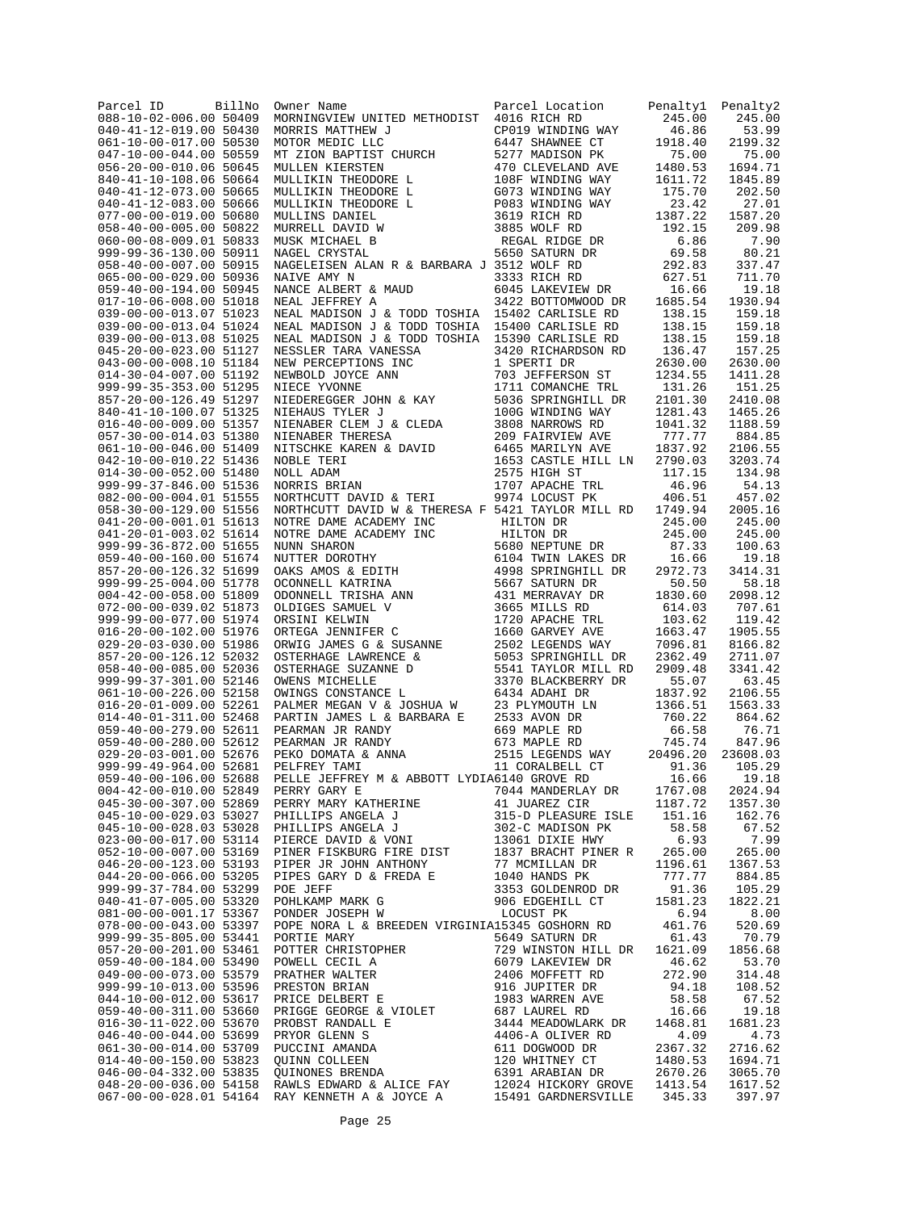| Parcel ID | BillNo | Owner Name | Parcel Location | Penalty1 | Penalty2 |
|---|---|---|---|---|---|
| 088-10-02-006.00 | 50409 | MORNINGVIEW UNITED METHODIST | 4016 RICH RD | 245.00 | 245.00 |
| 040-41-12-019.00 | 50430 | MORRIS MATTHEW J | CP019 WINDING WAY | 46.86 | 53.99 |
| 061-10-00-017.00 | 50530 | MOTOR MEDIC LLC | 6447 SHAWNEE CT | 1918.40 | 2199.32 |
| 047-10-00-044.00 | 50559 | MT ZION BAPTIST CHURCH | 5277 MADISON PK | 75.00 | 75.00 |
| 056-20-00-010.06 | 50645 | MULLEN KIERSTEN | 470 CLEVELAND AVE | 1480.53 | 1694.71 |
| 840-41-10-108.06 | 50664 | MULLIKIN THEODORE L | 108F WINDING WAY | 1611.72 | 1845.89 |
| 040-41-12-073.00 | 50665 | MULLIKIN THEODORE L | G073 WINDING WAY | 175.70 | 202.50 |
| 040-41-12-083.00 | 50666 | MULLIKIN THEODORE L | P083 WINDING WAY | 23.42 | 27.01 |
| 077-00-00-019.00 | 50680 | MULLINS DANIEL | 3619 RICH RD | 1387.22 | 1587.20 |
| 058-40-00-005.00 | 50822 | MURRELL DAVID W | 3885 WOLF RD | 192.15 | 209.98 |
| 060-00-08-009.01 | 50833 | MUSK MICHAEL B | REGAL RIDGE DR | 6.86 | 7.90 |
| 999-99-36-130.00 | 50911 | NAGEL CRYSTAL | 5650 SATURN DR | 69.58 | 80.21 |
| 058-40-00-007.00 | 50915 | NAGELEISEN ALAN R & BARBARA J | 3512 WOLF RD | 292.83 | 337.47 |
| 065-00-00-029.00 | 50936 | NAIVE AMY N | 3333 RICH RD | 627.51 | 711.70 |
| 059-40-00-194.00 | 50945 | NANCE ALBERT & MAUD | 6045 LAKEVIEW DR | 16.66 | 19.18 |
| 017-10-06-008.00 | 51018 | NEAL JEFFREY A | 3422 BOTTOMWOOD DR | 1685.54 | 1930.94 |
| 039-00-00-013.07 | 51023 | NEAL MADISON J & TODD TOSHIA | 15402 CARLISLE RD | 138.15 | 159.18 |
| 039-00-00-013.04 | 51024 | NEAL MADISON J & TODD TOSHIA | 15400 CARLISLE RD | 138.15 | 159.18 |
| 039-00-00-013.08 | 51025 | NEAL MADISON J & TODD TOSHIA | 15390 CARLISLE RD | 138.15 | 159.18 |
| 045-20-00-023.00 | 51127 | NESSLER TARA VANESSA | 3420 RICHARDSON RD | 136.47 | 157.25 |
| 043-00-00-008.10 | 51184 | NEW PERCEPTIONS INC | 1 SPERTI DR | 2630.00 | 2630.00 |
| 014-30-04-007.00 | 51192 | NEWBOLD JOYCE ANN | 703 JEFFERSON ST | 1234.55 | 1411.28 |
| 999-99-35-353.00 | 51295 | NIECE YVONNE | 1711 COMANCHE TRL | 131.26 | 151.25 |
| 857-20-00-126.49 | 51297 | NIEDEREGGER JOHN & KAY | 5036 SPRINGHILL DR | 2101.30 | 2410.08 |
| 840-41-10-100.07 | 51325 | NIEHAUS TYLER J | 100G WINDING WAY | 1281.43 | 1465.26 |
| 016-40-00-009.00 | 51357 | NIENABER CLEM J & CLEDA | 3808 NARROWS RD | 1041.32 | 1188.59 |
| 057-30-00-014.03 | 51380 | NIENABER THERESA | 209 FAIRVIEW AVE | 777.77 | 884.85 |
| 061-10-00-046.00 | 51409 | NITSCHKE KAREN & DAVID | 6465 MARILYN AVE | 1837.92 | 2106.55 |
| 042-10-00-010.22 | 51436 | NOBLE TERI | 1653 CASTLE HILL LN | 2790.03 | 3203.74 |
| 014-30-00-052.00 | 51480 | NOLL ADAM | 2575 HIGH ST | 117.15 | 134.98 |
| 999-99-37-846.00 | 51536 | NORRIS BRIAN | 1707 APACHE TRL | 46.96 | 54.13 |
| 082-00-00-004.01 | 51555 | NORTHCUTT DAVID & TERI | 9974 LOCUST PK | 406.51 | 457.02 |
| 058-30-00-129.00 | 51556 | NORTHCUTT DAVID W & THERESA F | 5421 TAYLOR MILL RD | 1749.94 | 2005.16 |
| 041-20-00-001.01 | 51613 | NOTRE DAME ACADEMY INC | HILTON DR | 245.00 | 245.00 |
| 041-20-01-003.02 | 51614 | NOTRE DAME ACADEMY INC | HILTON DR | 245.00 | 245.00 |
| 999-99-36-872.00 | 51655 | NUNN SHARON | 5680 NEPTUNE DR | 87.33 | 100.63 |
| 059-40-00-160.00 | 51674 | NUTTER DOROTHY | 6104 TWIN LAKES DR | 16.66 | 19.18 |
| 857-20-00-126.32 | 51699 | OAKS AMOS & EDITH | 4998 SPRINGHILL DR | 2972.73 | 3414.31 |
| 999-99-25-004.00 | 51778 | OCONNELL KATRINA | 5667 SATURN DR | 50.50 | 58.18 |
| 004-42-00-058.00 | 51809 | ODONNELL TRISHA ANN | 431 MERRAVAY DR | 1830.60 | 2098.12 |
| 072-00-00-039.02 | 51873 | OLDIGES SAMUEL V | 3665 MILLS RD | 614.03 | 707.61 |
| 999-99-00-077.00 | 51974 | ORSINI KELWIN | 1720 APACHE TRL | 103.62 | 119.42 |
| 016-20-00-102.00 | 51976 | ORTEGA JENNIFER C | 1660 GARVEY AVE | 1663.47 | 1905.55 |
| 029-20-03-030.00 | 51986 | ORWIG JAMES G & SUSANNE | 2502 LEGENDS WAY | 7096.81 | 8166.82 |
| 857-20-00-126.12 | 52032 | OSTERHAGE LAWRENCE & | 5053 SPRINGHILL DR | 2362.49 | 2711.07 |
| 058-40-00-085.00 | 52036 | OSTERHAGE SUZANNE D | 5541 TAYLOR MILL RD | 2909.48 | 3341.42 |
| 999-99-37-301.00 | 52146 | OWENS MICHELLE | 3370 BLACKBERRY DR | 55.07 | 63.45 |
| 061-10-00-226.00 | 52158 | OWINGS CONSTANCE L | 6434 ADAHI DR | 1837.92 | 2106.55 |
| 016-20-01-009.00 | 52261 | PALMER MEGAN V & JOSHUA W | 23 PLYMOUTH LN | 1366.51 | 1563.33 |
| 014-40-01-311.00 | 52468 | PARTIN JAMES L & BARBARA E | 2533 AVON DR | 760.22 | 864.62 |
| 059-40-00-279.00 | 52611 | PEARMAN JR RANDY | 669 MAPLE RD | 66.58 | 76.71 |
| 059-40-00-280.00 | 52612 | PEARMAN JR RANDY | 673 MAPLE RD | 745.74 | 847.96 |
| 029-20-03-001.00 | 52676 | PEKO DOMATA & ANNA | 2515 LEGENDS WAY | 20496.20 | 23608.03 |
| 999-99-49-964.00 | 52681 | PELFREY TAMI | 11 CORALBELL CT | 91.36 | 105.29 |
| 059-40-00-106.00 | 52688 | PELLE JEFFREY M & ABBOTT LYDIA | 6140 GROVE RD | 16.66 | 19.18 |
| 004-42-00-010.00 | 52849 | PERRY GARY E | 7044 MANDERLAY DR | 1767.08 | 2024.94 |
| 045-30-00-307.00 | 52869 | PERRY MARY KATHERINE | 41 JUAREZ CIR | 1187.72 | 1357.30 |
| 045-10-00-029.03 | 53027 | PHILLIPS ANGELA J | 315-D PLEASURE ISLE | 151.16 | 162.76 |
| 045-10-00-028.03 | 53028 | PHILLIPS ANGELA J | 302-C MADISON PK | 58.58 | 67.52 |
| 023-00-00-017.00 | 53114 | PIERCE DAVID & VONI | 13061 DIXIE HWY | 6.93 | 7.99 |
| 052-10-00-007.00 | 53169 | PINER FISKBURG FIRE DIST | 1837 BRACHT PINER R | 265.00 | 265.00 |
| 046-20-00-123.00 | 53193 | PIPER JR JOHN ANTHONY | 77 MCMILLAN DR | 1196.61 | 1367.53 |
| 044-20-00-066.00 | 53205 | PIPES GARY D & FREDA E | 1040 HANDS PK | 777.77 | 884.85 |
| 999-99-37-784.00 | 53299 | POE JEFF | 3353 GOLDENROD DR | 91.36 | 105.29 |
| 040-41-07-005.00 | 53320 | POHLKAMP MARK G | 906 EDGEHILL CT | 1581.23 | 1822.21 |
| 081-00-00-001.17 | 53367 | PONDER JOSEPH W | LOCUST PK | 6.94 | 8.00 |
| 078-00-00-043.00 | 53397 | POPE NORA L & BREEDEN VIRGINIA | 15345 GOSHORN RD | 461.76 | 520.69 |
| 999-99-35-805.00 | 53441 | PORTIE MARY | 5649 SATURN DR | 61.43 | 70.79 |
| 057-20-00-201.00 | 53461 | POTTER CHRISTOPHER | 729 WINSTON HILL DR | 1621.09 | 1856.68 |
| 059-40-00-184.00 | 53490 | POWELL CECIL A | 6079 LAKEVIEW DR | 46.62 | 53.70 |
| 049-00-00-073.00 | 53579 | PRATHER WALTER | 2406 MOFFETT RD | 272.90 | 314.48 |
| 999-99-10-013.00 | 53596 | PRESTON BRIAN | 916 JUPITER DR | 94.18 | 108.52 |
| 044-10-00-012.00 | 53617 | PRICE DELBERT E | 1983 WARREN AVE | 58.58 | 67.52 |
| 059-40-00-311.00 | 53660 | PRIGGE GEORGE & VIOLET | 687 LAUREL RD | 16.66 | 19.18 |
| 016-30-11-022.00 | 53670 | PROBST RANDALL E | 3444 MEADOWLARK DR | 1468.81 | 1681.23 |
| 046-40-00-044.00 | 53699 | PRYOR GLENN S | 4406-A OLIVER RD | 4.09 | 4.73 |
| 061-30-00-014.00 | 53709 | PUCCINI AMANDA | 611 DOGWOOD DR | 2367.32 | 2716.62 |
| 014-40-00-150.00 | 53823 | QUINN COLLEEN | 120 WHITNEY CT | 1480.53 | 1694.71 |
| 046-00-04-332.00 | 53835 | QUINONES BRENDA | 6391 ARABIAN DR | 2670.26 | 3065.70 |
| 048-20-00-036.00 | 54158 | RAWLS EDWARD & ALICE FAY | 12024 HICKORY GROVE | 1413.54 | 1617.52 |
| 067-00-00-028.01 | 54164 | RAY KENNETH A & JOYCE A | 15491 GARDNERSVILLE | 345.33 | 397.97 |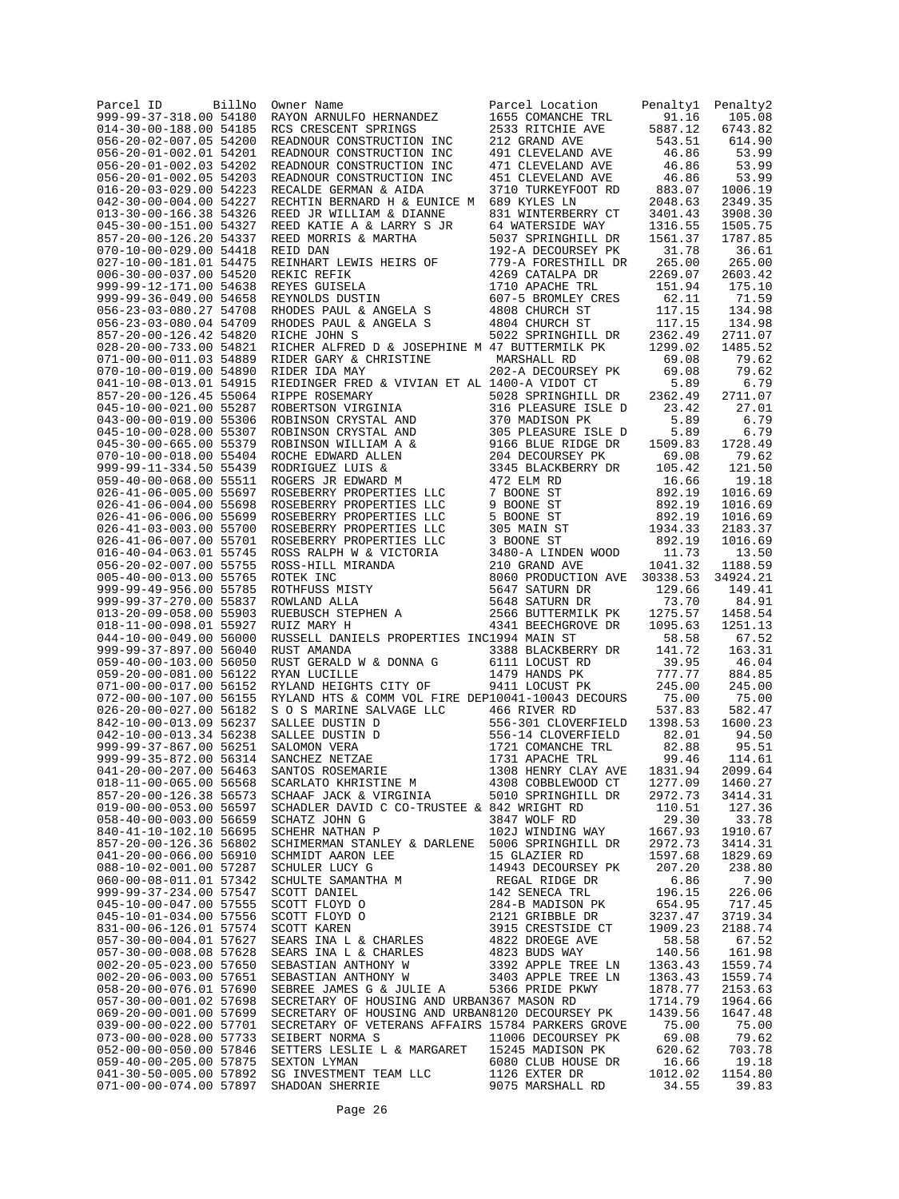| Parcel ID | BillNo | Owner Name | Parcel Location | Penalty1 | Penalty2 |
|---|---|---|---|---|---|
| 999-99-37-318.00 | 54180 | RAYON ARNULFO HERNANDEZ | 1655 COMANCHE TRL | 91.16 | 105.08 |
| 014-30-00-188.00 | 54185 | RCS CRESCENT SPRINGS | 2533 RITCHIE AVE | 5887.12 | 6743.82 |
| 056-20-02-007.05 | 54200 | READNOUR CONSTRUCTION INC | 212 GRAND AVE | 543.51 | 614.90 |
| 056-20-01-002.01 | 54201 | READNOUR CONSTRUCTION INC | 491 CLEVELAND AVE | 46.86 | 53.99 |
| 056-20-01-002.03 | 54202 | READNOUR CONSTRUCTION INC | 471 CLEVELAND AVE | 46.86 | 53.99 |
| 056-20-01-002.05 | 54203 | READNOUR CONSTRUCTION INC | 451 CLEVELAND AVE | 46.86 | 53.99 |
| 016-20-03-029.00 | 54223 | RECALDE GERMAN & AIDA | 3710 TURKEYFOOT RD | 883.07 | 1006.19 |
| 042-30-00-004.00 | 54227 | RECHTIN BERNARD H & EUNICE M | 689 KYLES LN | 2048.63 | 2349.35 |
| 013-30-00-166.38 | 54326 | REED JR WILLIAM & DIANNE | 831 WINTERBERRY CT | 3401.43 | 3908.30 |
| 045-30-00-151.00 | 54327 | REED KATIE A & LARRY S JR | 64 WATERSIDE WAY | 1316.55 | 1505.75 |
| 857-20-00-126.20 | 54337 | REED MORRIS & MARTHA | 5037 SPRINGHILL DR | 1561.37 | 1787.85 |
| 070-10-00-029.00 | 54418 | REID DAN | 192-A DECOURSEY PK | 31.78 | 36.61 |
| 027-10-00-181.01 | 54475 | REINHART LEWIS HEIRS OF | 779-A FORESTHILL DR | 265.00 | 265.00 |
| 006-30-00-037.00 | 54520 | REKIC REFIK | 4269 CATALPA DR | 2269.07 | 2603.42 |
| 999-99-12-171.00 | 54638 | REYES GUISELA | 1710 APACHE TRL | 151.94 | 175.10 |
| 999-99-36-049.00 | 54658 | REYNOLDS DUSTIN | 607-5 BROMLEY CRES | 62.11 | 71.59 |
| 056-23-03-080.27 | 54708 | RHODES PAUL & ANGELA S | 4808 CHURCH ST | 117.15 | 134.98 |
| 056-23-03-080.04 | 54709 | RHODES PAUL & ANGELA S | 4804 CHURCH ST | 117.15 | 134.98 |
| 857-20-00-126.42 | 54820 | RICHE JOHN S | 5022 SPRINGHILL DR | 2362.49 | 2711.07 |
| 028-20-00-733.00 | 54821 | RICHER ALFRED D & JOSEPHINE M | 47 BUTTERMILK PK | 1299.02 | 1485.52 |
| 071-00-00-011.03 | 54889 | RIDER GARY & CHRISTINE | MARSHALL RD | 69.08 | 79.62 |
| 070-10-00-019.00 | 54890 | RIDER IDA MAY | 202-A DECOURSEY PK | 69.08 | 79.62 |
| 041-10-08-013.01 | 54915 | RIEDINGER FRED & VIVIAN ET AL | 1400-A VIDOT CT | 5.89 | 6.79 |
| 857-20-00-126.45 | 55064 | RIPPE ROSEMARY | 5028 SPRINGHILL DR | 2362.49 | 2711.07 |
| 045-10-00-021.00 | 55287 | ROBERTSON VIRGINIA | 316 PLEASURE ISLE D | 23.42 | 27.01 |
| 043-00-00-019.00 | 55306 | ROBINSON CRYSTAL AND | 370 MADISON PK | 5.89 | 6.79 |
| 045-10-00-028.00 | 55307 | ROBINSON CRYSTAL AND | 305 PLEASURE ISLE D | 5.89 | 6.79 |
| 045-30-00-665.00 | 55379 | ROBINSON WILLIAM A & | 9166 BLUE RIDGE DR | 1509.83 | 1728.49 |
| 070-10-00-018.00 | 55404 | ROCHE EDWARD ALLEN | 204 DECOURSEY PK | 69.08 | 79.62 |
| 999-99-11-334.50 | 55439 | RODRIGUEZ LUIS & | 3345 BLACKBERRY DR | 105.42 | 121.50 |
| 059-40-00-068.00 | 55511 | ROGERS JR EDWARD M | 472 ELM RD | 16.66 | 19.18 |
| 026-41-06-005.00 | 55697 | ROSEBERRY PROPERTIES LLC | 7 BOONE ST | 892.19 | 1016.69 |
| 026-41-06-004.00 | 55698 | ROSEBERRY PROPERTIES LLC | 9 BOONE ST | 892.19 | 1016.69 |
| 026-41-06-006.00 | 55699 | ROSEBERRY PROPERTIES LLC | 5 BOONE ST | 892.19 | 1016.69 |
| 026-41-03-003.00 | 55700 | ROSEBERRY PROPERTIES LLC | 305 MAIN ST | 1934.33 | 2183.37 |
| 026-41-06-007.00 | 55701 | ROSEBERRY PROPERTIES LLC | 3 BOONE ST | 892.19 | 1016.69 |
| 016-40-04-063.01 | 55745 | ROSS RALPH W & VICTORIA | 3480-A LINDEN WOOD | 11.73 | 13.50 |
| 056-20-02-007.00 | 55755 | ROSS-HILL MIRANDA | 210 GRAND AVE | 1041.32 | 1188.59 |
| 005-40-00-013.00 | 55765 | ROTEK INC | 8060 PRODUCTION AVE | 30338.53 | 34924.21 |
| 999-99-49-956.00 | 55785 | ROTHFUSS MISTY | 5647 SATURN DR | 129.66 | 149.41 |
| 999-99-37-270.00 | 55837 | ROWLAND ALLA | 5648 SATURN DR | 73.70 | 84.91 |
| 013-20-09-058.00 | 55903 | RUEBUSCH STEPHEN A | 2566 BUTTERMILK PK | 1275.57 | 1458.54 |
| 018-11-00-098.01 | 55927 | RUIZ MARY H | 4341 BEECHGROVE DR | 1095.63 | 1251.13 |
| 044-10-00-049.00 | 56000 | RUSSELL DANIELS PROPERTIES INC | 1994 MAIN ST | 58.58 | 67.52 |
| 999-99-37-897.00 | 56040 | RUST AMANDA | 3388 BLACKBERRY DR | 141.72 | 163.31 |
| 059-40-00-103.00 | 56050 | RUST GERALD W & DONNA G | 6111 LOCUST RD | 39.95 | 46.04 |
| 059-20-00-081.00 | 56122 | RYAN LUCILLE | 1479 HANDS PK | 777.77 | 884.85 |
| 071-00-00-017.00 | 56152 | RYLAND HEIGHTS CITY OF | 9411 LOCUST PK | 245.00 | 245.00 |
| 072-00-00-107.00 | 56155 | RYLAND HTS & COMM VOL FIRE DEP | 10041-10043 DECOURS | 75.00 | 75.00 |
| 026-20-00-027.00 | 56182 | S O S MARINE SALVAGE LLC | 466 RIVER RD | 537.83 | 582.47 |
| 842-10-00-013.09 | 56237 | SALLEE DUSTIN D | 556-301 CLOVERFIELD | 1398.53 | 1600.23 |
| 042-10-00-013.34 | 56238 | SALLEE DUSTIN D | 556-14 CLOVERFIELD | 82.01 | 94.50 |
| 999-99-37-867.00 | 56251 | SALOMON VERA | 1721 COMANCHE TRL | 82.88 | 95.51 |
| 999-99-35-872.00 | 56314 | SANCHEZ NETZAE | 1731 APACHE TRL | 99.46 | 114.61 |
| 041-20-00-207.00 | 56463 | SANTOS ROSEMARIE | 1308 HENRY CLAY AVE | 1831.94 | 2099.64 |
| 018-11-00-065.00 | 56568 | SCARLATO KHRISTINE M | 4308 COBBLEWOOD CT | 1277.09 | 1460.27 |
| 857-20-00-126.38 | 56573 | SCHAAF JACK & VIRGINIA | 5010 SPRINGHILL DR | 2972.73 | 3414.31 |
| 019-00-00-053.00 | 56597 | SCHADLER DAVID C CO-TRUSTEE & | 842 WRIGHT RD | 110.51 | 127.36 |
| 058-40-00-003.00 | 56659 | SCHATZ JOHN G | 3847 WOLF RD | 29.30 | 33.78 |
| 840-41-10-102.10 | 56695 | SCHEHR NATHAN P | 102J WINDING WAY | 1667.93 | 1910.67 |
| 857-20-00-126.36 | 56802 | SCHIMERMAN STANLEY & DARLENE | 5006 SPRINGHILL DR | 2972.73 | 3414.31 |
| 041-20-00-066.00 | 56910 | SCHMIDT AARON LEE | 15 GLAZIER RD | 1597.68 | 1829.69 |
| 088-10-02-001.00 | 57287 | SCHULER LUCY G | 14943 DECOURSEY PK | 207.20 | 238.80 |
| 060-00-08-011.01 | 57342 | SCHULTE SAMANTHA M | REGAL RIDGE DR | 6.86 | 7.90 |
| 999-99-37-234.00 | 57547 | SCOTT DANIEL | 142 SENECA TRL | 196.15 | 226.06 |
| 045-10-00-047.00 | 57555 | SCOTT FLOYD O | 284-B MADISON PK | 654.95 | 717.45 |
| 045-10-01-034.00 | 57556 | SCOTT FLOYD O | 2121 GRIBBLE DR | 3237.47 | 3719.34 |
| 831-00-06-126.01 | 57574 | SCOTT KAREN | 3915 CRESTSIDE CT | 1909.23 | 2188.74 |
| 057-30-00-004.01 | 57627 | SEARS INA L & CHARLES | 4822 DROEGE AVE | 58.58 | 67.52 |
| 057-30-00-008.08 | 57628 | SEARS INA L & CHARLES | 4823 BUDS WAY | 140.56 | 161.98 |
| 002-20-05-023.00 | 57650 | SEBASTIAN ANTHONY W | 3392 APPLE TREE LN | 1363.43 | 1559.74 |
| 002-20-06-003.00 | 57651 | SEBASTIAN ANTHONY W | 3403 APPLE TREE LN | 1363.43 | 1559.74 |
| 058-20-00-076.01 | 57690 | SEBREE JAMES G & JULIE A | 5366 PRIDE PKWY | 1878.77 | 2153.63 |
| 057-30-00-001.02 | 57698 | SECRETARY OF HOUSING AND URBAN | 367 MASON RD | 1714.79 | 1964.66 |
| 069-20-00-001.00 | 57699 | SECRETARY OF HOUSING AND URBAN | 8120 DECOURSEY PK | 1439.56 | 1647.48 |
| 039-00-00-022.00 | 57701 | SECRETARY OF VETERANS AFFAIRS | 15784 PARKERS GROVE | 75.00 | 75.00 |
| 073-00-00-028.00 | 57733 | SEIBERT NORMA S | 11006 DECOURSEY PK | 69.08 | 79.62 |
| 052-00-00-050.00 | 57846 | SETTERS LESLIE L & MARGARET | 15245 MADISON PK | 620.62 | 703.78 |
| 059-40-00-205.00 | 57875 | SEXTON LYMAN | 6080 CLUB HOUSE DR | 16.66 | 19.18 |
| 041-30-50-005.00 | 57892 | SG INVESTMENT TEAM LLC | 1126 EXTER DR | 1012.02 | 1154.80 |
| 071-00-00-074.00 | 57897 | SHADOAN SHERRIE | 9075 MARSHALL RD | 34.55 | 39.83 |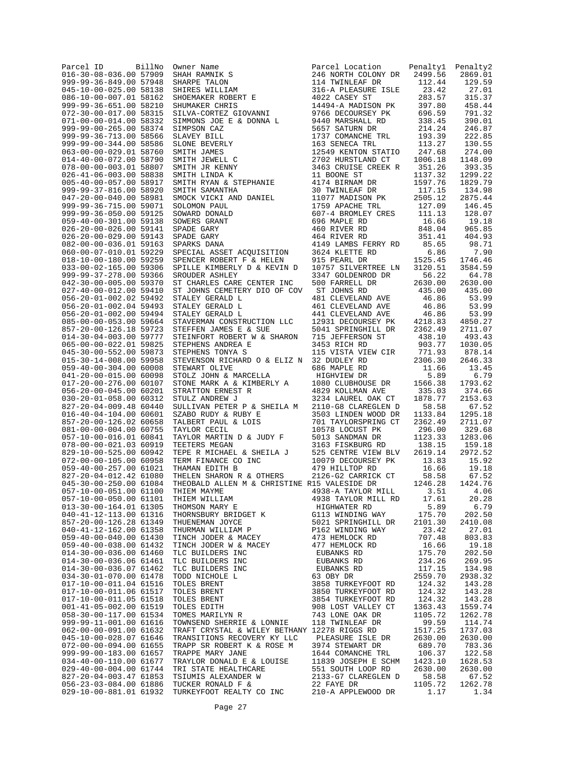| Parcel ID | BillNo | Owner Name | Parcel Location | Penalty1 | Penalty2 |
|---|---|---|---|---|---|
| 016-30-08-036.00 | 57909 | SHAH RAMNIK S | 246 NORTH COLONY DR | 2499.56 | 2869.01 |
| 999-99-36-849.00 | 57948 | SHARPE TALON | 114 TWINLEAF DR | 112.44 | 129.59 |
| 045-10-00-025.00 | 58138 | SHIRES WILLIAM | 316-A PLEASURE ISLE | 23.42 | 27.01 |
| 086-10-00-007.01 | 58162 | SHOEMAKER ROBERT E | 4022 CASEY ST | 283.57 | 315.37 |
| 999-99-36-651.00 | 58210 | SHUMAKER CHRIS | 14494-A MADISON PK | 397.80 | 458.44 |
| 072-30-00-017.00 | 58315 | SILVA-CORTEZ GIOVANNI | 9766 DECOURSEY PK | 696.59 | 791.32 |
| 071-00-00-014.00 | 58332 | SIMMONS JOE E & DONNA L | 9440 MARSHALL RD | 338.45 | 390.01 |
| 999-99-00-265.00 | 58374 | SIMPSON CAZ | 5657 SATURN DR | 214.24 | 246.87 |
| 999-99-36-713.00 | 58566 | SLAVEY BILL | 1737 COMANCHE TRL | 193.39 | 222.85 |
| 999-99-00-344.00 | 58586 | SLONE BEVERLY | 163 SENECA TRL | 113.27 | 130.55 |
| 063-00-00-029.01 | 58760 | SMITH JAMES | 12549 KENTON STATIO | 247.68 | 274.00 |
| 014-40-00-072.00 | 58790 | SMITH JEWELL C | 2702 HURSTLAND CT | 1006.18 | 1148.09 |
| 078-00-00-003.01 | 58807 | SMITH JR KENNY | 3463 CRUISE CREEK R | 351.26 | 393.35 |
| 026-41-06-003.00 | 58838 | SMITH LINDA K | 11 BOONE ST | 1137.32 | 1299.22 |
| 005-40-00-057.00 | 58917 | SMITH RYAN & STEPHANIE | 4174 BIRNAM DR | 1597.76 | 1829.79 |
| 999-99-37-816.00 | 58920 | SMITH SAMANTHA | 30 TWINLEAF DR | 117.15 | 134.98 |
| 047-20-00-040.00 | 58981 | SMOCK VICKI AND DANIEL | 11077 MADISON PK | 2505.12 | 2875.44 |
| 999-99-36-715.00 | 59071 | SOLOMON PAUL | 1759 APACHE TRL | 127.09 | 146.45 |
| 999-99-36-050.00 | 59125 | SOWARD DONALD | 607-4 BROMLEY CRES | 111.13 | 128.07 |
| 059-40-00-301.00 | 59138 | SOWERS GRANT | 696 MAPLE RD | 16.66 | 19.18 |
| 026-20-00-026.00 | 59141 | SPADE GARY | 460 RIVER RD | 848.04 | 965.85 |
| 026-20-00-029.00 | 59143 | SPADE GARY | 464 RIVER RD | 351.41 | 404.93 |
| 082-00-00-036.01 | 59163 | SPARKS DANA | 4149 LAMBS FERRY RD | 85.65 | 98.71 |
| 060-00-07-010.01 | 59229 | SPECIAL ASSET ACQUISITION | 3624 KLETTE RD | 6.86 | 7.90 |
| 018-10-00-180.00 | 59259 | SPENCER ROBERT F & HELEN | 915 PEARL DR | 1525.45 | 1746.46 |
| 033-00-02-165.00 | 59306 | SPILLE KIMBERLY D & KEVIN D | 10757 SILVERTREE LN | 3120.51 | 3584.59 |
| 999-99-37-278.00 | 59366 | SROUDER ASHLEY | 3347 GOLDENROD DR | 56.22 | 64.78 |
| 042-30-00-005.00 | 59370 | ST CHARLES CARE CENTER INC | 500 FARRELL DR | 2630.00 | 2630.00 |
| 027-40-00-012.00 | 59410 | ST JOHNS CEMETERY DIO OF COV | ST JOHNS RD | 435.00 | 435.00 |
| 056-20-01-002.02 | 59492 | STALEY GERALD L | 481 CLEVELAND AVE | 46.86 | 53.99 |
| 056-20-01-002.04 | 59493 | STALEY GERALD L | 461 CLEVELAND AVE | 46.86 | 53.99 |
| 056-20-01-002.00 | 59494 | STALEY GERALD L | 441 CLEVELAND AVE | 46.86 | 53.99 |
| 085-00-00-053.00 | 59664 | STAVERMAN CONSTRUCTION LLC | 12931 DECOURSEY PK | 4218.83 | 4850.27 |
| 857-20-00-126.18 | 59723 | STEFFEN JAMES E & SUE | 5041 SPRINGHILL DR | 2362.49 | 2711.07 |
| 014-30-04-003.00 | 59777 | STEINFORT ROBERT W & SHARON | 715 JEFFERSON ST | 438.10 | 493.43 |
| 065-00-00-022.01 | 59825 | STEPHENS ANDREA E | 3453 RICH RD | 903.77 | 1030.05 |
| 045-30-00-552.00 | 59873 | STEPHENS TONYA S | 115 VISTA VIEW CIR | 771.93 | 878.14 |
| 015-30-14-008.00 | 59958 | STEVENSON RICHARD O & ELIZ N | 32 DUDLEY RD | 2306.30 | 2646.33 |
| 059-40-00-304.00 | 60008 | STEWART OLIVE | 686 MAPLE RD | 11.66 | 13.45 |
| 041-20-00-015.00 | 60098 | STOLZ JOHN & MARCELLA | HIGHVIEW DR | 5.89 | 6.79 |
| 017-20-00-276.00 | 60107 | STONE MARK A & KIMBERLY A | 1080 CLUBHOUSE DR | 1566.38 | 1793.62 |
| 056-20-00-045.00 | 60201 | STRATTON ERNEST R | 4829 KOLLMAN AVE | 335.03 | 374.66 |
| 030-20-01-058.00 | 60312 | STULZ ANDREW J | 3234 LAUREL OAK CT | 1878.77 | 2153.63 |
| 827-20-04-009.48 | 60440 | SULLIVAN PETER P & SHEILA M | 2110-G8 CLAREGLEN D | 58.58 | 67.52 |
| 016-40-04-104.00 | 60601 | SZABO RUDY & RUBY E | 3503 LINDEN WOOD DR | 1133.84 | 1295.18 |
| 857-20-00-126.02 | 60658 | TALBERT PAUL & LOIS | 701 TAYLORSPRING CT | 2362.49 | 2711.07 |
| 081-00-00-004.00 | 60755 | TAYLOR CECIL | 10578 LOCUST PK | 296.00 | 329.68 |
| 057-10-00-016.01 | 60841 | TAYLOR MARTIN D & JUDY F | 5013 SANDMAN DR | 1123.33 | 1283.06 |
| 078-00-00-021.03 | 60919 | TEETERS MEGAN | 3163 FISKBURG RD | 138.15 | 159.18 |
| 829-10-00-525.00 | 60942 | TEPE R MICHAEL & SHEILA J | 525 CENTRE VIEW BLV | 2619.14 | 2972.52 |
| 072-00-00-105.00 | 60958 | TERM FINANCE CO INC | 10079 DECOURSEY PK | 13.83 | 15.92 |
| 059-40-00-257.00 | 61021 | THAMAN EDITH B | 479 HILLTOP RD | 16.66 | 19.18 |
| 827-20-04-012.42 | 61080 | THELEN SHARON R & OTHERS | 2126-G2 CARRICK CT | 58.58 | 67.52 |
| 045-30-00-250.00 | 61084 | THEOBALD ALLEN M & CHRISTINE R | 15 VALESIDE DR | 1246.28 | 1424.76 |
| 057-10-00-051.00 | 61100 | THIEM MAYME | 4938-A TAYLOR MILL | 3.51 | 4.06 |
| 057-10-00-050.00 | 61101 | THIEM WILLIAM | 4938 TAYLOR MILL RD | 17.61 | 20.28 |
| 013-30-00-164.01 | 61305 | THOMSON MARY E | HIGHWATER RD | 5.89 | 6.79 |
| 040-41-12-113.00 | 61316 | THORNSBURY BRIDGET K | G113 WINDING WAY | 175.70 | 202.50 |
| 857-20-00-126.28 | 61349 | THUENEMAN JOYCE | 5021 SPRINGHILL DR | 2101.30 | 2410.08 |
| 040-41-12-162.00 | 61358 | THURMAN WILLIAM P | P162 WINDING WAY | 23.42 | 27.01 |
| 059-40-00-040.00 | 61430 | TINCH JODER & MACEY | 473 HEMLOCK RD | 707.48 | 803.83 |
| 059-40-00-038.00 | 61432 | TINCH JODER W & MACEY | 477 HEMLOCK RD | 16.66 | 19.18 |
| 014-30-00-036.00 | 61460 | TLC BUILDERS INC | EUBANKS RD | 175.70 | 202.50 |
| 014-30-00-036.06 | 61461 | TLC BUILDERS INC | EUBANKS RD | 234.26 | 269.95 |
| 014-30-00-036.07 | 61462 | TLC BUILDERS INC | EUBANKS RD | 117.15 | 134.98 |
| 034-30-01-070.00 | 61478 | TODD NICHOLE L | 63 OBY DR | 2559.70 | 2938.32 |
| 017-10-00-011.04 | 61516 | TOLES BRENT | 3858 TURKEYFOOT RD | 124.32 | 143.28 |
| 017-10-00-011.06 | 61517 | TOLES BRENT | 3850 TURKEYFOOT RD | 124.32 | 143.28 |
| 017-10-00-011.05 | 61518 | TOLES BRENT | 3854 TURKEYFOOT RD | 124.32 | 143.28 |
| 001-41-05-002.00 | 61519 | TOLES EDITH | 908 LOST VALLEY CT | 1363.43 | 1559.74 |
| 058-30-00-117.00 | 61534 | TOMES MARILYN R | 743 LONE OAK DR | 1105.72 | 1262.78 |
| 999-99-11-001.00 | 61616 | TOWNSEND SHERRIE & LONNIE | 118 TWINLEAF DR | 99.59 | 114.74 |
| 062-00-00-091.00 | 61632 | TRAFT CRYSTAL & WILEY BETHANY | 12278 RIGGS RD | 1517.25 | 1737.03 |
| 045-10-00-028.07 | 61646 | TRANSITIONS RECOVERY KY LLC | PLEASURE ISLE DR | 2630.00 | 2630.00 |
| 072-00-00-094.00 | 61655 | TRAPP SR ROBERT K & ROSE M | 3974 STEWART DR | 689.70 | 783.36 |
| 999-99-00-183.00 | 61657 | TRAPPE MARY JANE | 1644 COMANCHE TRL | 106.37 | 122.58 |
| 034-40-00-110.00 | 61677 | TRAYLOR DONALD E & LOUISE | 11839 JOSEPH E SCHM | 1423.10 | 1628.53 |
| 029-40-00-004.00 | 61744 | TRI STATE HEALTHCARE | 551 SOUTH LOOP RD | 2630.00 | 2630.00 |
| 827-20-04-003.47 | 61853 | TSIUMIS ALEXANDER W | 2133-G7 CLAREGLEN D | 58.58 | 67.52 |
| 056-23-03-084.00 | 61886 | TUCKER RONALD F & | 22 FAYE DR | 1105.72 | 1262.78 |
| 029-10-00-881.01 | 61932 | TURKEYFOOT REALTY CO INC | 210-A APPLEWOOD DR | 1.17 | 1.34 |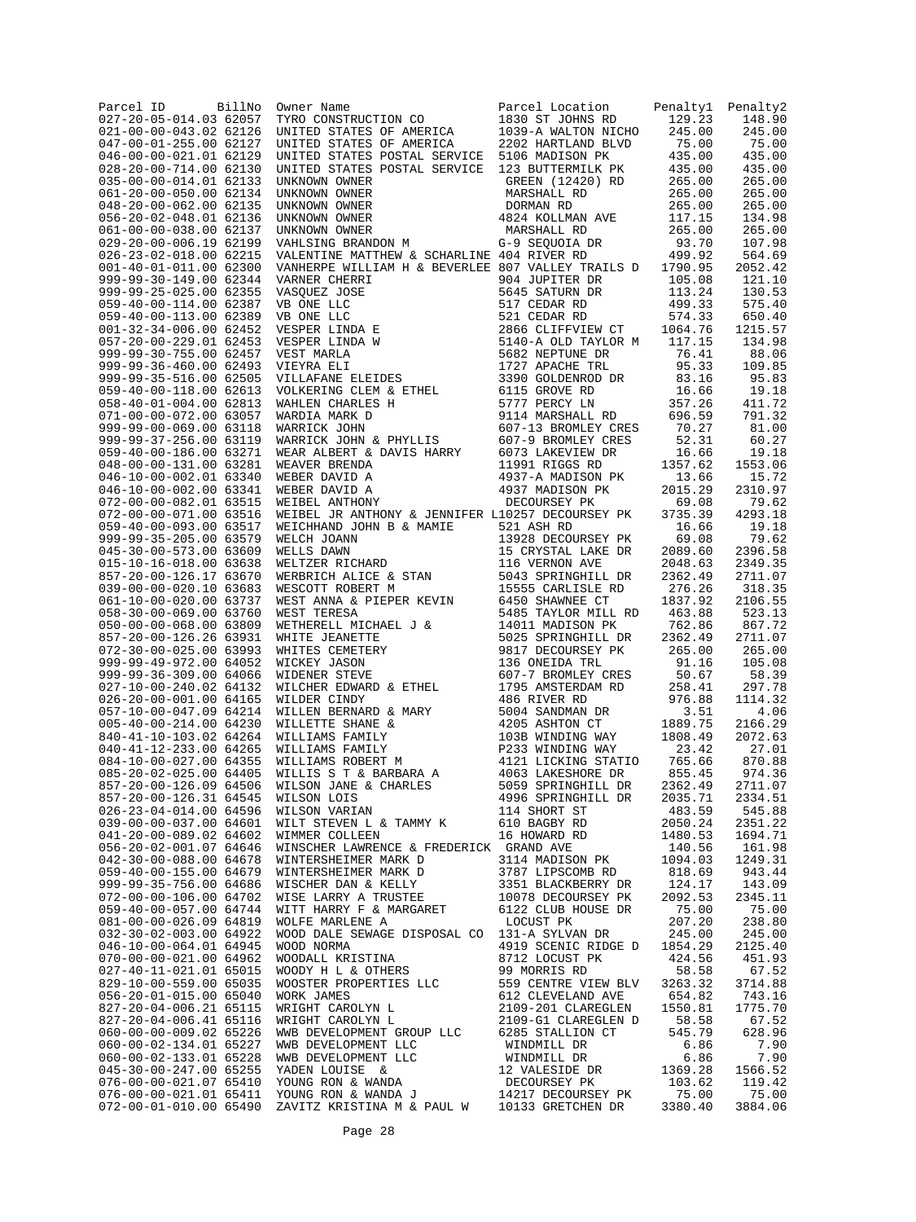| Parcel ID | BillNo | Owner Name | Parcel Location | Penalty1 | Penalty2 |
|---|---|---|---|---|---|
| 027-20-05-014.03 | 62057 | TYRO CONSTRUCTION CO | 1830 ST JOHNS RD | 129.23 | 148.90 |
| 021-00-00-043.02 | 62126 | UNITED STATES OF AMERICA | 1039-A WALTON NICHO | 245.00 | 245.00 |
| 047-00-01-255.00 | 62127 | UNITED STATES OF AMERICA | 2202 HARTLAND BLVD | 75.00 | 75.00 |
| 046-00-00-021.01 | 62129 | UNITED STATES POSTAL SERVICE | 5106 MADISON PK | 435.00 | 435.00 |
| 028-20-00-714.00 | 62130 | UNITED STATES POSTAL SERVICE | 123 BUTTERMILK PK | 435.00 | 435.00 |
| 035-00-00-014.01 | 62133 | UNKNOWN OWNER | GREEN (12420) RD | 265.00 | 265.00 |
| 061-20-00-050.00 | 62134 | UNKNOWN OWNER | MARSHALL RD | 265.00 | 265.00 |
| 048-20-00-062.00 | 62135 | UNKNOWN OWNER | DORMAN RD | 265.00 | 265.00 |
| 056-20-02-048.01 | 62136 | UNKNOWN OWNER | 4824 KOLLMAN AVE | 117.15 | 134.98 |
| 061-00-00-038.00 | 62137 | UNKNOWN OWNER | MARSHALL RD | 265.00 | 265.00 |
| 029-20-00-006.19 | 62199 | VAHLSING BRANDON M | G-9 SEQUOIA DR | 93.70 | 107.98 |
| 026-23-02-018.00 | 62215 | VALENTINE MATTHEW & SCHARLINE | 404 RIVER RD | 499.92 | 564.69 |
| 001-40-01-011.00 | 62300 | VANHERPE WILLIAM H & BEVERLEE | 807 VALLEY TRAILS D | 1790.95 | 2052.42 |
| 999-99-30-149.00 | 62344 | VARNER CHERRI | 904 JUPITER DR | 105.08 | 121.10 |
| 999-99-25-025.00 | 62355 | VASQUEZ JOSE | 5645 SATURN DR | 113.24 | 130.53 |
| 059-40-00-114.00 | 62387 | VB ONE LLC | 517 CEDAR RD | 499.33 | 575.40 |
| 059-40-00-113.00 | 62389 | VB ONE LLC | 521 CEDAR RD | 574.33 | 650.40 |
| 001-32-34-006.00 | 62452 | VESPER LINDA E | 2866 CLIFFVIEW CT | 1064.76 | 1215.57 |
| 057-20-00-229.01 | 62453 | VESPER LINDA W | 5140-A OLD TAYLOR M | 117.15 | 134.98 |
| 999-99-30-755.00 | 62457 | VEST MARLA | 5682 NEPTUNE DR | 76.41 | 88.06 |
| 999-99-36-460.00 | 62493 | VIEYRA ELI | 1727 APACHE TRL | 95.33 | 109.85 |
| 999-99-35-516.00 | 62505 | VILLAFANE ELEIDES | 3390 GOLDENROD DR | 83.16 | 95.83 |
| 059-40-00-118.00 | 62613 | VOLKERING CLEM & ETHEL | 6115 GROVE RD | 16.66 | 19.18 |
| 058-40-01-004.00 | 62813 | WAHLEN CHARLES H | 5777 PERCY LN | 357.26 | 411.72 |
| 071-00-00-072.00 | 63057 | WARDIA MARK D | 9114 MARSHALL RD | 696.59 | 791.32 |
| 999-99-00-069.00 | 63118 | WARRICK JOHN | 607-13 BROMLEY CRES | 70.27 | 81.00 |
| 999-99-37-256.00 | 63119 | WARRICK JOHN & PHYLLIS | 607-9 BROMLEY CRES | 52.31 | 60.27 |
| 059-40-00-186.00 | 63271 | WEAR ALBERT & DAVIS HARRY | 6073 LAKEVIEW DR | 16.66 | 19.18 |
| 048-00-00-131.00 | 63281 | WEAVER BRENDA | 11991 RIGGS RD | 1357.62 | 1553.06 |
| 046-10-00-002.01 | 63340 | WEBER DAVID A | 4937-A MADISON PK | 13.66 | 15.72 |
| 046-10-00-002.00 | 63341 | WEBER DAVID A | 4937 MADISON PK | 2015.29 | 2310.97 |
| 072-00-00-082.01 | 63515 | WEIBEL ANTHONY | DECOURSEY PK | 69.08 | 79.62 |
| 072-00-00-071.00 | 63516 | WEIBEL JR ANTHONY & JENNIFER L | 10257 DECOURSEY PK | 3735.39 | 4293.18 |
| 059-40-00-093.00 | 63517 | WEICHHAND JOHN B & MAMIE | 521 ASH RD | 16.66 | 19.18 |
| 999-99-35-205.00 | 63579 | WELCH JOANN | 13928 DECOURSEY PK | 69.08 | 79.62 |
| 045-30-00-573.00 | 63609 | WELLS DAWN | 15 CRYSTAL LAKE DR | 2089.60 | 2396.58 |
| 015-10-16-018.00 | 63638 | WELTZER RICHARD | 116 VERNON AVE | 2048.63 | 2349.35 |
| 857-20-00-126.17 | 63670 | WERBRICH ALICE & STAN | 5043 SPRINGHILL DR | 2362.49 | 2711.07 |
| 039-00-00-020.10 | 63683 | WESCOTT ROBERT M | 15555 CARLISLE RD | 276.26 | 318.35 |
| 061-10-00-020.00 | 63737 | WEST ANNA & PIEPER KEVIN | 6450 SHAWNEE CT | 1837.92 | 2106.55 |
| 058-30-00-069.00 | 63760 | WEST TERESA | 5485 TAYLOR MILL RD | 463.88 | 523.13 |
| 050-00-00-068.00 | 63809 | WETHERELL MICHAEL J & | 14011 MADISON PK | 762.86 | 867.72 |
| 857-20-00-126.26 | 63931 | WHITE JEANETTE | 5025 SPRINGHILL DR | 2362.49 | 2711.07 |
| 072-30-00-025.00 | 63993 | WHITES CEMETERY | 9817 DECOURSEY PK | 265.00 | 265.00 |
| 999-99-49-972.00 | 64052 | WICKEY JASON | 136 ONEIDA TRL | 91.16 | 105.08 |
| 999-99-36-309.00 | 64066 | WIDENER STEVE | 607-7 BROMLEY CRES | 50.67 | 58.39 |
| 027-10-00-240.02 | 64132 | WILCHER EDWARD & ETHEL | 1795 AMSTERDAM RD | 258.41 | 297.78 |
| 026-20-00-001.00 | 64165 | WILDER CINDY | 486 RIVER RD | 976.88 | 1114.32 |
| 057-10-00-047.09 | 64214 | WILLEN BERNARD & MARY | 5004 SANDMAN DR | 3.51 | 4.06 |
| 005-40-00-214.00 | 64230 | WILLETTE SHANE & | 4205 ASHTON CT | 1889.75 | 2166.29 |
| 840-41-10-103.02 | 64264 | WILLIAMS FAMILY | 103B WINDING WAY | 1808.49 | 2072.63 |
| 040-41-12-233.00 | 64265 | WILLIAMS FAMILY | P233 WINDING WAY | 23.42 | 27.01 |
| 084-10-00-027.00 | 64355 | WILLIAMS ROBERT M | 4121 LICKING STATIO | 765.66 | 870.88 |
| 085-20-02-025.00 | 64405 | WILLIS S T & BARBARA A | 4063 LAKESHORE DR | 855.45 | 974.36 |
| 857-20-00-126.09 | 64506 | WILSON JANE & CHARLES | 5059 SPRINGHILL DR | 2362.49 | 2711.07 |
| 857-20-00-126.31 | 64545 | WILSON LOIS | 4996 SPRINGHILL DR | 2035.71 | 2334.51 |
| 026-23-04-014.00 | 64596 | WILSON VARIAN | 114 SHORT ST | 483.59 | 545.88 |
| 039-00-00-037.00 | 64601 | WILT STEVEN L & TAMMY K | 610 BAGBY RD | 2050.24 | 2351.22 |
| 041-20-00-089.02 | 64602 | WIMMER COLLEEN | 16 HOWARD RD | 1480.53 | 1694.71 |
| 056-20-02-001.07 | 64646 | WINSCHER LAWRENCE & FREDERICK | GRAND AVE | 140.56 | 161.98 |
| 042-30-00-088.00 | 64678 | WINTERSHEIMER MARK D | 3114 MADISON PK | 1094.03 | 1249.31 |
| 059-40-00-155.00 | 64679 | WINTERSHEIMER MARK D | 3787 LIPSCOMB RD | 818.69 | 943.44 |
| 999-99-35-756.00 | 64686 | WISCHER DAN & KELLY | 3351 BLACKBERRY DR | 124.17 | 143.09 |
| 072-00-00-106.00 | 64702 | WISE LARRY A TRUSTEE | 10078 DECOURSEY PK | 2092.53 | 2345.11 |
| 059-40-00-057.00 | 64744 | WITT HARRY F & MARGARET | 6122 CLUB HOUSE DR | 75.00 | 75.00 |
| 081-00-00-026.09 | 64819 | WOLFE MARLENE A | LOCUST PK | 207.20 | 238.80 |
| 032-30-02-003.00 | 64922 | WOOD DALE SEWAGE DISPOSAL CO | 131-A SYLVAN DR | 245.00 | 245.00 |
| 046-10-00-064.01 | 64945 | WOOD NORMA | 4919 SCENIC RIDGE D | 1854.29 | 2125.40 |
| 070-00-00-021.00 | 64962 | WOODALL KRISTINA | 8712 LOCUST PK | 424.56 | 451.93 |
| 027-40-11-021.01 | 65015 | WOODY H L & OTHERS | 99 MORRIS RD | 58.58 | 67.52 |
| 829-10-00-559.00 | 65035 | WOOSTER PROPERTIES LLC | 559 CENTRE VIEW BLV | 3263.32 | 3714.88 |
| 056-20-01-015.00 | 65040 | WORK JAMES | 612 CLEVELAND AVE | 654.82 | 743.16 |
| 827-20-04-006.21 | 65115 | WRIGHT CAROLYN L | 2109-201 CLAREGLEN | 1550.81 | 1775.70 |
| 827-20-04-006.41 | 65116 | WRIGHT CAROLYN L | 2109-G1 CLAREGLEN D | 58.58 | 67.52 |
| 060-00-00-009.02 | 65226 | WWB DEVELOPMENT GROUP LLC | 6285 STALLION CT | 545.79 | 628.96 |
| 060-00-02-134.01 | 65227 | WWB DEVELOPMENT LLC | WINDMILL DR | 6.86 | 7.90 |
| 060-00-02-133.01 | 65228 | WWB DEVELOPMENT LLC | WINDMILL DR | 6.86 | 7.90 |
| 045-30-00-247.00 | 65255 | YADEN LOUISE & | 12 VALESIDE DR | 1369.28 | 1566.52 |
| 076-00-00-021.07 | 65410 | YOUNG RON & WANDA | DECOURSEY PK | 103.62 | 119.42 |
| 076-00-00-021.01 | 65411 | YOUNG RON & WANDA J | 14217 DECOURSEY PK | 75.00 | 75.00 |
| 072-00-01-010.00 | 65490 | ZAVITZ KRISTINA M & PAUL W | 10133 GRETCHEN DR | 3380.40 | 3884.06 |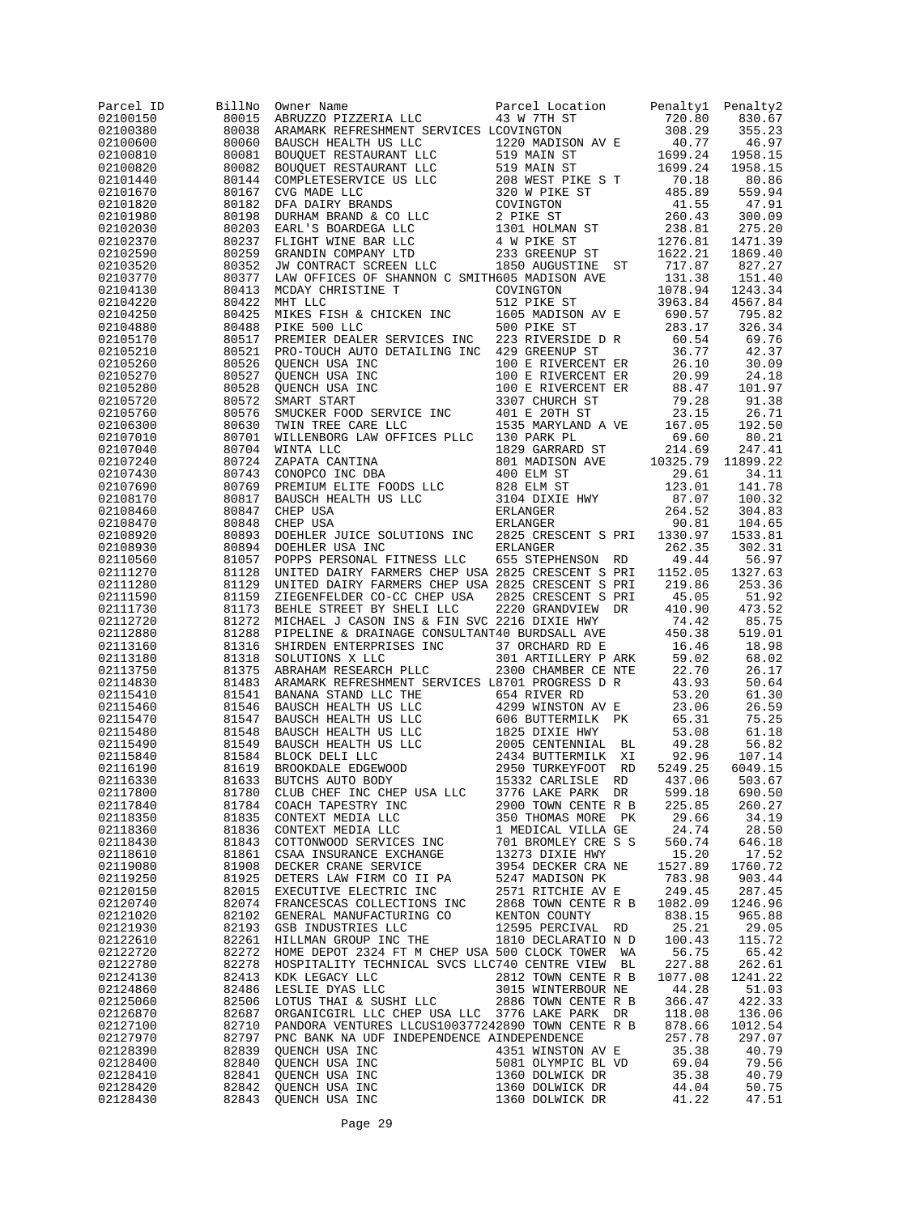| Parcel ID | BillNo | Owner Name | Parcel Location | Penalty1 | Penalty2 |
|---|---|---|---|---|---|
| 02100150 | 80015 | ABRUZZO PIZZERIA LLC | 43 W 7TH ST | 720.80 | 830.67 |
| 02100380 | 80038 | ARAMARK REFRESHMENT SERVICES L | COVINGTON | 308.29 | 355.23 |
| 02100600 | 80060 | BAUSCH HEALTH US LLC | 1220 MADISON AV E | 40.77 | 46.97 |
| 02100810 | 80081 | BOUQUET RESTAURANT LLC | 519 MAIN ST | 1699.24 | 1958.15 |
| 02100820 | 80082 | BOUQUET RESTAURANT LLC | 519 MAIN ST | 1699.24 | 1958.15 |
| 02101440 | 80144 | COMPLETESERVICE US LLC | 208 WEST PIKE S T | 70.18 | 80.86 |
| 02101670 | 80167 | CVG MADE LLC | 320 W PIKE ST | 485.89 | 559.94 |
| 02101820 | 80182 | DFA DAIRY BRANDS | COVINGTON | 41.55 | 47.91 |
| 02101980 | 80198 | DURHAM BRAND & CO LLC | 2 PIKE ST | 260.43 | 300.09 |
| 02102030 | 80203 | EARL'S BOARDEGA LLC | 1301 HOLMAN ST | 238.81 | 275.20 |
| 02102370 | 80237 | FLIGHT WINE BAR LLC | 4 W PIKE ST | 1276.81 | 1471.39 |
| 02102590 | 80259 | GRANDIN COMPANY LTD | 233 GREENUP ST | 1622.21 | 1869.40 |
| 02103520 | 80352 | JW CONTRACT SCREEN LLC | 1850 AUGUSTINE ST | 717.87 | 827.27 |
| 02103770 | 80377 | LAW OFFICES OF SHANNON C SMITH | 605 MADISON AVE | 131.38 | 151.40 |
| 02104130 | 80413 | MCDAY CHRISTINE T | COVINGTON | 1078.94 | 1243.34 |
| 02104220 | 80422 | MHT LLC | 512 PIKE ST | 3963.84 | 4567.84 |
| 02104250 | 80425 | MIKES FISH & CHICKEN INC | 1605 MADISON AV E | 690.57 | 795.82 |
| 02104880 | 80488 | PIKE 500 LLC | 500 PIKE ST | 283.17 | 326.34 |
| 02105170 | 80517 | PREMIER DEALER SERVICES INC | 223 RIVERSIDE D R | 60.54 | 69.76 |
| 02105210 | 80521 | PRO-TOUCH AUTO DETAILING INC | 429 GREENUP ST | 36.77 | 42.37 |
| 02105260 | 80526 | QUENCH USA INC | 100 E RIVERCENT ER | 26.10 | 30.09 |
| 02105270 | 80527 | QUENCH USA INC | 100 E RIVERCENT ER | 20.99 | 24.18 |
| 02105280 | 80528 | QUENCH USA INC | 100 E RIVERCENT ER | 88.47 | 101.97 |
| 02105720 | 80572 | SMART START | 3307 CHURCH ST | 79.28 | 91.38 |
| 02105760 | 80576 | SMUCKER FOOD SERVICE INC | 401 E 20TH ST | 23.15 | 26.71 |
| 02106300 | 80630 | TWIN TREE CARE LLC | 1535 MARYLAND A VE | 167.05 | 192.50 |
| 02107010 | 80701 | WILLENBORG LAW OFFICES PLLC | 130 PARK PL | 69.60 | 80.21 |
| 02107040 | 80704 | WINTA LLC | 1829 GARRARD ST | 214.69 | 247.41 |
| 02107240 | 80724 | ZAPATA CANTINA | 801 MADISON AVE | 10325.79 | 11899.22 |
| 02107430 | 80743 | CONOPCO INC DBA | 400 ELM ST | 29.61 | 34.11 |
| 02107690 | 80769 | PREMIUM ELITE FOODS LLC | 828 ELM ST | 123.01 | 141.78 |
| 02108170 | 80817 | BAUSCH HEALTH US LLC | 3104 DIXIE HWY | 87.07 | 100.32 |
| 02108460 | 80847 | CHEP USA | ERLANGER | 264.52 | 304.83 |
| 02108470 | 80848 | CHEP USA | ERLANGER | 90.81 | 104.65 |
| 02108920 | 80893 | DOEHLER JUICE SOLUTIONS INC | 2825 CRESCENT S PRI | 1330.97 | 1533.81 |
| 02108930 | 80894 | DOEHLER USA INC | ERLANGER | 262.35 | 302.31 |
| 02110560 | 81057 | POPPS PERSONAL FITNESS LLC | 655 STEPHENSON RD | 49.44 | 56.97 |
| 02111270 | 81128 | UNITED DAIRY FARMERS CHEP USA | 2825 CRESCENT S PRI | 1152.05 | 1327.63 |
| 02111280 | 81129 | UNITED DAIRY FARMERS CHEP USA | 2825 CRESCENT S PRI | 219.86 | 253.36 |
| 02111590 | 81159 | ZIEGENFELDER CO-CC CHEP USA | 2825 CRESCENT S PRI | 45.05 | 51.92 |
| 02111730 | 81173 | BEHLE STREET BY SHELI LLC | 2220 GRANDVIEW DR | 410.90 | 473.52 |
| 02112720 | 81272 | MICHAEL J CASON INS & FIN SVC | 2216 DIXIE HWY | 74.42 | 85.75 |
| 02112880 | 81288 | PIPELINE & DRAINAGE CONSULTANT | 40 BURDSALL AVE | 450.38 | 519.01 |
| 02113160 | 81316 | SHIRDEN ENTERPRISES INC | 37 ORCHARD RD E | 16.46 | 18.98 |
| 02113180 | 81318 | SOLUTIONS X LLC | 301 ARTILLERY P ARK | 59.02 | 68.02 |
| 02113750 | 81375 | ABRAHAM RESEARCH PLLC | 2300 CHAMBER CE NTE | 22.70 | 26.17 |
| 02114830 | 81483 | ARAMARK REFRESHMENT SERVICES L | 8701 PROGRESS D R | 43.93 | 50.64 |
| 02115410 | 81541 | BANANA STAND LLC THE | 654 RIVER RD | 53.20 | 61.30 |
| 02115460 | 81546 | BAUSCH HEALTH US LLC | 4299 WINSTON AV E | 23.06 | 26.59 |
| 02115470 | 81547 | BAUSCH HEALTH US LLC | 606 BUTTERMILK PK | 65.31 | 75.25 |
| 02115480 | 81548 | BAUSCH HEALTH US LLC | 1825 DIXIE HWY | 53.08 | 61.18 |
| 02115490 | 81549 | BAUSCH HEALTH US LLC | 2005 CENTENNIAL BL | 49.28 | 56.82 |
| 02115840 | 81584 | BLOCK DELI LLC | 2434 BUTTERMILK XI | 92.96 | 107.14 |
| 02116190 | 81619 | BROOKDALE EDGEWOOD | 2950 TURKEYFOOT RD | 5249.25 | 6049.15 |
| 02116330 | 81633 | BUTCHS AUTO BODY | 15332 CARLISLE RD | 437.06 | 503.67 |
| 02117800 | 81780 | CLUB CHEF INC CHEP USA LLC | 3776 LAKE PARK DR | 599.18 | 690.50 |
| 02117840 | 81784 | COACH TAPESTRY INC | 2900 TOWN CENTE R B | 225.85 | 260.27 |
| 02118350 | 81835 | CONTEXT MEDIA LLC | 350 THOMAS MORE PK | 29.66 | 34.19 |
| 02118360 | 81836 | CONTEXT MEDIA LLC | 1 MEDICAL VILLA GE | 24.74 | 28.50 |
| 02118430 | 81843 | COTTONWOOD SERVICES INC | 701 BROMLEY CRE S S | 560.74 | 646.18 |
| 02118610 | 81861 | CSAA INSURANCE EXCHANGE | 13273 DIXIE HWY | 15.20 | 17.52 |
| 02119080 | 81908 | DECKER CRANE SERVICE | 3954 DECKER CRA NE | 1527.89 | 1760.72 |
| 02119250 | 81925 | DETERS LAW FIRM CO II PA | 5247 MADISON PK | 783.98 | 903.44 |
| 02120150 | 82015 | EXECUTIVE ELECTRIC INC | 2571 RITCHIE AV E | 249.45 | 287.45 |
| 02120740 | 82074 | FRANCESCAS COLLECTIONS INC | 2868 TOWN CENTE R B | 1082.09 | 1246.96 |
| 02121020 | 82102 | GENERAL MANUFACTURING CO | KENTON COUNTY | 838.15 | 965.88 |
| 02121930 | 82193 | GSB INDUSTRIES LLC | 12595 PERCIVAL RD | 25.21 | 29.05 |
| 02122610 | 82261 | HILLMAN GROUP INC THE | 1810 DECLARATIO N D | 100.43 | 115.72 |
| 02122720 | 82272 | HOME DEPOT 2324 FT M CHEP USA | 500 CLOCK TOWER WA | 56.75 | 65.42 |
| 02122780 | 82278 | HOSPITALITY TECHNICAL SVCS LLC | 740 CENTRE VIEW BL | 227.88 | 262.61 |
| 02124130 | 82413 | KDK LEGACY LLC | 2812 TOWN CENTE R B | 1077.08 | 1241.22 |
| 02124860 | 82486 | LESLIE DYAS LLC | 3015 WINTERBOUR NE | 44.28 | 51.03 |
| 02125060 | 82506 | LOTUS THAI & SUSHI LLC | 2886 TOWN CENTE R B | 366.47 | 422.33 |
| 02126870 | 82687 | ORGANICGIRL LLC CHEP USA LLC | 3776 LAKE PARK DR | 118.08 | 136.06 |
| 02127100 | 82710 | PANDORA VENTURES LLCUS10037724 | 2890 TOWN CENTE R B | 878.66 | 1012.54 |
| 02127970 | 82797 | PNC BANK NA UDF INDEPENDENCE A | INDEPENDENCE | 257.78 | 297.07 |
| 02128390 | 82839 | QUENCH USA INC | 4351 WINSTON AV E | 35.38 | 40.79 |
| 02128400 | 82840 | QUENCH USA INC | 5081 OLYMPIC BL VD | 69.04 | 79.56 |
| 02128410 | 82841 | QUENCH USA INC | 1360 DOLWICK DR | 35.38 | 40.79 |
| 02128420 | 82842 | QUENCH USA INC | 1360 DOLWICK DR | 44.04 | 50.75 |
| 02128430 | 82843 | QUENCH USA INC | 1360 DOLWICK DR | 41.22 | 47.51 |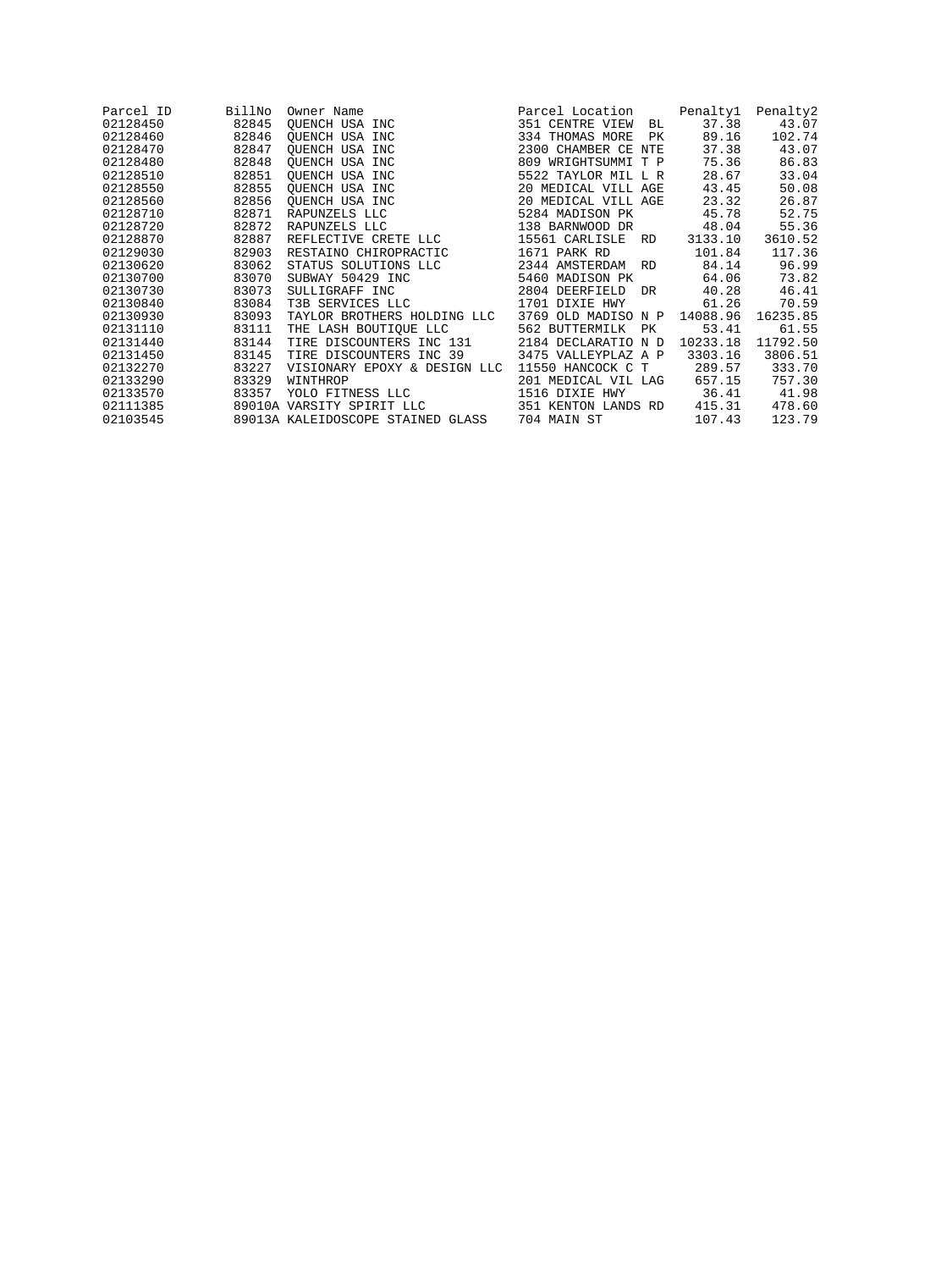| Parcel ID | BillNo | Owner Name | Parcel Location | Penalty1 | Penalty2 |
|---|---|---|---|---|---|
| 02128450 | 82845 | QUENCH USA INC | 351 CENTRE VIEW BL | 37.38 | 43.07 |
| 02128460 | 82846 | QUENCH USA INC | 334 THOMAS MORE PK | 89.16 | 102.74 |
| 02128470 | 82847 | QUENCH USA INC | 2300 CHAMBER CE NTE | 37.38 | 43.07 |
| 02128480 | 82848 | QUENCH USA INC | 809 WRIGHTSUMMI T P | 75.36 | 86.83 |
| 02128510 | 82851 | QUENCH USA INC | 5522 TAYLOR MIL L R | 28.67 | 33.04 |
| 02128550 | 82855 | QUENCH USA INC | 20 MEDICAL VILL AGE | 43.45 | 50.08 |
| 02128560 | 82856 | QUENCH USA INC | 20 MEDICAL VILL AGE | 23.32 | 26.87 |
| 02128710 | 82871 | RAPUNZELS LLC | 5284 MADISON PK | 45.78 | 52.75 |
| 02128720 | 82872 | RAPUNZELS LLC | 138 BARNWOOD DR | 48.04 | 55.36 |
| 02128870 | 82887 | REFLECTIVE CRETE LLC | 15561 CARLISLE RD | 3133.10 | 3610.52 |
| 02129030 | 82903 | RESTAINO CHIROPRACTIC | 1671 PARK RD | 101.84 | 117.36 |
| 02130620 | 83062 | STATUS SOLUTIONS LLC | 2344 AMSTERDAM RD | 84.14 | 96.99 |
| 02130700 | 83070 | SUBWAY 50429 INC | 5460 MADISON PK | 64.06 | 73.82 |
| 02130730 | 83073 | SULLIGRAFF INC | 2804 DEERFIELD DR | 40.28 | 46.41 |
| 02130840 | 83084 | T3B SERVICES LLC | 1701 DIXIE HWY | 61.26 | 70.59 |
| 02130930 | 83093 | TAYLOR BROTHERS HOLDING LLC | 3769 OLD MADISO N P | 14088.96 | 16235.85 |
| 02131110 | 83111 | THE LASH BOUTIQUE LLC | 562 BUTTERMILK PK | 53.41 | 61.55 |
| 02131440 | 83144 | TIRE DISCOUNTERS INC 131 | 2184 DECLARATIO N D | 10233.18 | 11792.50 |
| 02131450 | 83145 | TIRE DISCOUNTERS INC 39 | 3475 VALLEYPLAZ A P | 3303.16 | 3806.51 |
| 02132270 | 83227 | VISIONARY EPOXY & DESIGN LLC | 11550 HANCOCK C T | 289.57 | 333.70 |
| 02133290 | 83329 | WINTHROP | 201 MEDICAL VIL LAG | 657.15 | 757.30 |
| 02133570 | 83357 | YOLO FITNESS LLC | 1516 DIXIE HWY | 36.41 | 41.98 |
| 02111385 | 89010A | VARSITY SPIRIT LLC | 351 KENTON LANDS RD | 415.31 | 478.60 |
| 02103545 | 89013A | KALEIDOSCOPE STAINED GLASS | 704 MAIN ST | 107.43 | 123.79 |